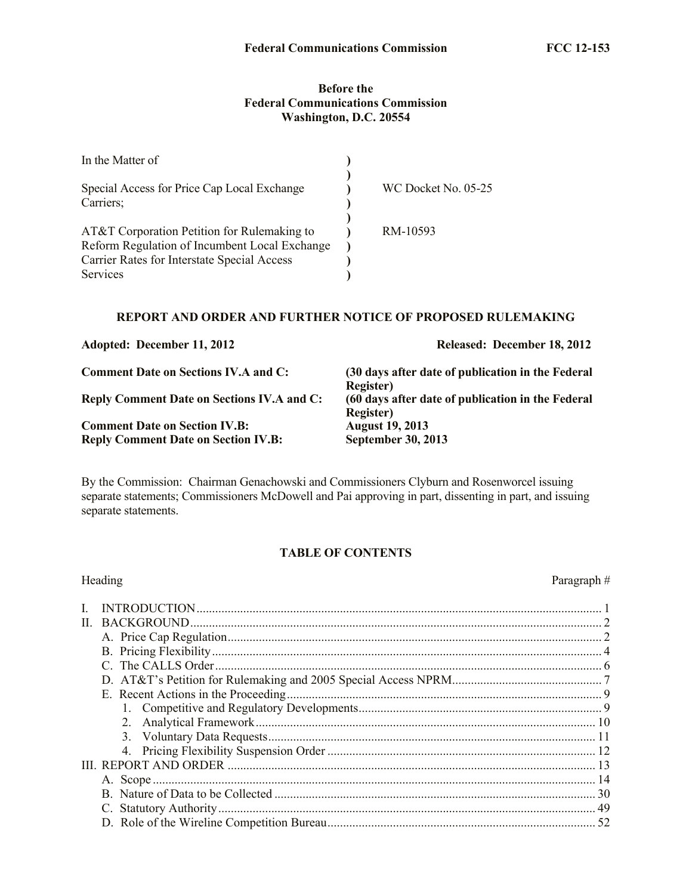**Before the**
**Federal Communications Commission**
**Washington, D.C. 20554**

| | | |
|---|---|---|
| In the Matter of | ) | |
| | ) | |
| Special Access for Price Cap Local Exchange Carriers; | ) | WC Docket No. 05-25 |
| | ) | |
| AT&T Corporation Petition for Rulemaking to Reform Regulation of Incumbent Local Exchange Carrier Rates for Interstate Special Access Services | ) | RM-10593 |

## REPORT AND ORDER AND FURTHER NOTICE OF PROPOSED RULEMAKING

**Adopted: December 11, 2012** **Released: December 18, 2012**

| | |
|---|---|
| **Comment Date on Sections IV.A and C:** | **(30 days after date of publication in the Federal Register)** |
| **Reply Comment Date on Sections IV.A and C:** | **(60 days after date of publication in the Federal Register)** |
| **Comment Date on Section IV.B:** | **August 19, 2013** |
| **Reply Comment Date on Section IV.B:** | **September 30, 2013** |

By the Commission: Chairman Genachowski and Commissioners Clyburn and Rosenworcel issuing separate statements; Commissioners McDowell and Pai approving in part, dissenting in part, and issuing separate statements.

**TABLE OF CONTENTS**

| Heading | Paragraph # |
|---|---|
| I. INTRODUCTION | 1 |
| II. BACKGROUND | 2 |
| A. Price Cap Regulation | 2 |
| B. Pricing Flexibility | 4 |
| C. The CALLS Order | 6 |
| D. AT&T's Petition for Rulemaking and 2005 Special Access NPRM | 7 |
| E. Recent Actions in the Proceeding | 9 |
| 1. Competitive and Regulatory Developments | 9 |
| 2. Analytical Framework | 10 |
| 3. Voluntary Data Requests | 11 |
| 4. Pricing Flexibility Suspension Order | 12 |
| III. REPORT AND ORDER | 13 |
| A. Scope | 14 |
| B. Nature of Data to be Collected | 30 |
| C. Statutory Authority | 49 |
| D. Role of the Wireline Competition Bureau | 52 |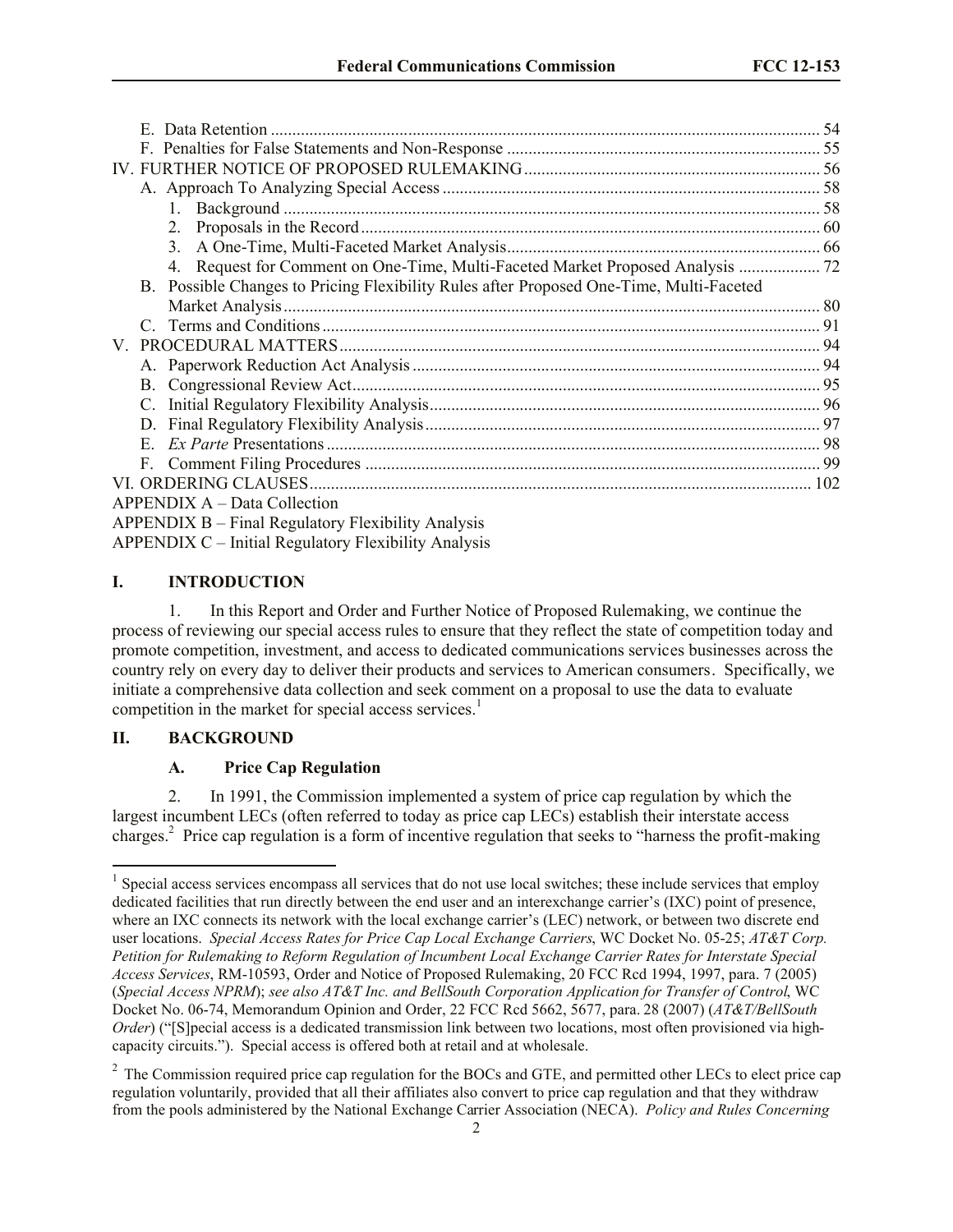E. Data Retention ..... 54
F. Penalties for False Statements and Non-Response ..... 55
IV. FURTHER NOTICE OF PROPOSED RULEMAKING ..... 56
A. Approach To Analyzing Special Access ..... 58
1. Background ..... 58
2. Proposals in the Record ..... 60
3. A One-Time, Multi-Faceted Market Analysis ..... 66
4. Request for Comment on One-Time, Multi-Faceted Market Proposed Analysis ..... 72
B. Possible Changes to Pricing Flexibility Rules after Proposed One-Time, Multi-Faceted Market Analysis ..... 80
C. Terms and Conditions ..... 91
V. PROCEDURAL MATTERS ..... 94
A. Paperwork Reduction Act Analysis ..... 94
B. Congressional Review Act ..... 95
C. Initial Regulatory Flexibility Analysis ..... 96
D. Final Regulatory Flexibility Analysis ..... 97
E. *Ex Parte* Presentations ..... 98
F. Comment Filing Procedures ..... 99
VI. ORDERING CLAUSES ..... 102
APPENDIX A – Data Collection
APPENDIX B – Final Regulatory Flexibility Analysis
APPENDIX C – Initial Regulatory Flexibility Analysis

# I. INTRODUCTION

1. In this Report and Order and Further Notice of Proposed Rulemaking, we continue the process of reviewing our special access rules to ensure that they reflect the state of competition today and promote competition, investment, and access to dedicated communications services businesses across the country rely on every day to deliver their products and services to American consumers. Specifically, we initiate a comprehensive data collection and seek comment on a proposal to use the data to evaluate competition in the market for special access services.[1]

# II. BACKGROUND

## A. Price Cap Regulation

2. In 1991, the Commission implemented a system of price cap regulation by which the largest incumbent LECs (often referred to today as price cap LECs) establish their interstate access charges.[2] Price cap regulation is a form of incentive regulation that seeks to "harness the profit-making

---

[1] Special access services encompass all services that do not use local switches; these include services that employ dedicated facilities that run directly between the end user and an interexchange carrier's (IXC) point of presence, where an IXC connects its network with the local exchange carrier's (LEC) network, or between two discrete end user locations. *Special Access Rates for Price Cap Local Exchange Carriers*, WC Docket No. 05-25; *AT&T Corp. Petition for Rulemaking to Reform Regulation of Incumbent Local Exchange Carrier Rates for Interstate Special Access Services*, RM-10593, Order and Notice of Proposed Rulemaking, 20 FCC Rcd 1994, 1997, para. 7 (2005) (*Special Access NPRM*); *see also AT&T Inc. and BellSouth Corporation Application for Transfer of Control*, WC Docket No. 06-74, Memorandum Opinion and Order, 22 FCC Rcd 5662, 5677, para. 28 (2007) (*AT&T/BellSouth Order*) ("[S]pecial access is a dedicated transmission link between two locations, most often provisioned via high-capacity circuits."). Special access is offered both at retail and at wholesale.

[2] The Commission required price cap regulation for the BOCs and GTE, and permitted other LECs to elect price cap regulation voluntarily, provided that all their affiliates also convert to price cap regulation and that they withdraw from the pools administered by the National Exchange Carrier Association (NECA). *Policy and Rules Concerning*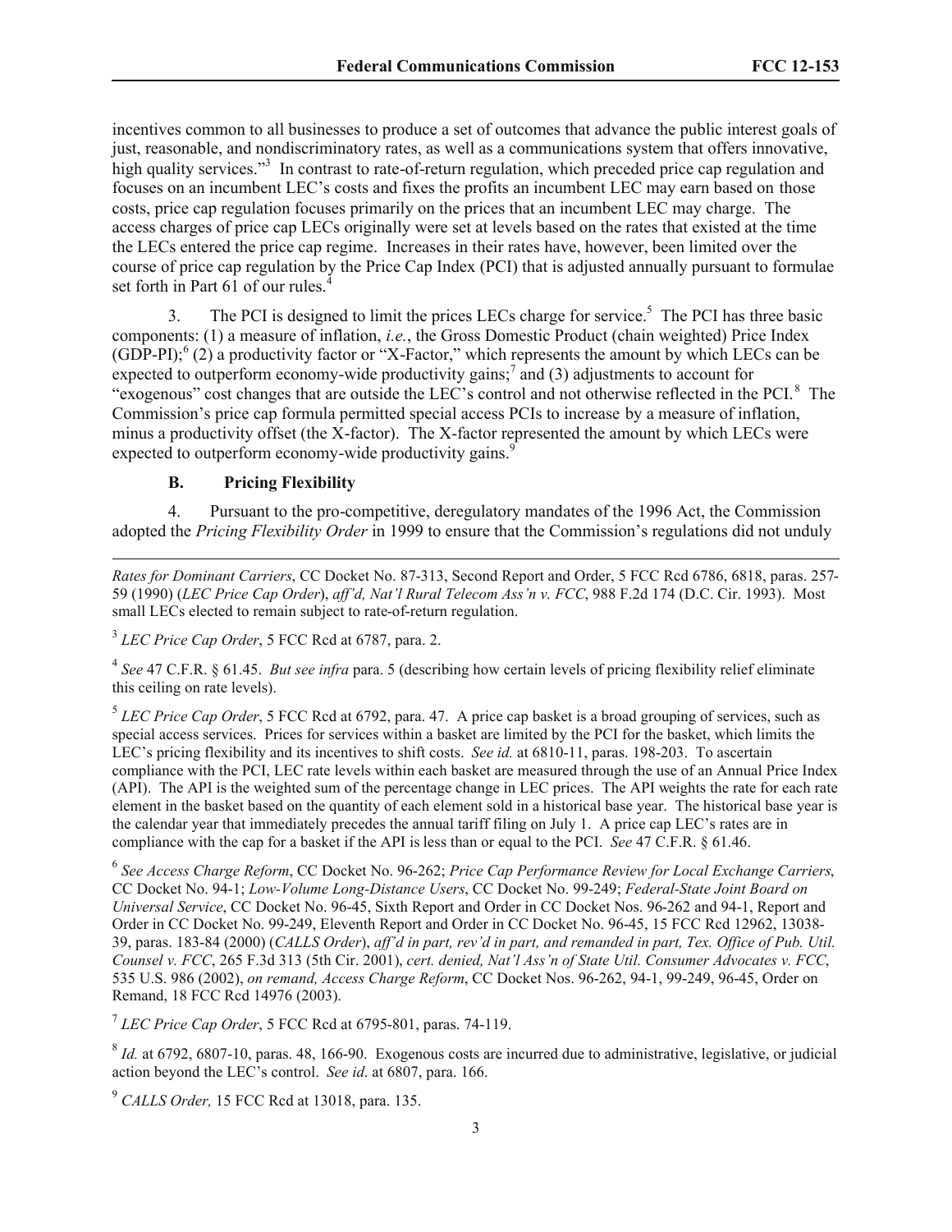incentives common to all businesses to produce a set of outcomes that advance the public interest goals of just, reasonable, and nondiscriminatory rates, as well as a communications system that offers innovative, high quality services."[3] In contrast to rate-of-return regulation, which preceded price cap regulation and focuses on an incumbent LEC's costs and fixes the profits an incumbent LEC may earn based on those costs, price cap regulation focuses primarily on the prices that an incumbent LEC may charge. The access charges of price cap LECs originally were set at levels based on the rates that existed at the time the LECs entered the price cap regime. Increases in their rates have, however, been limited over the course of price cap regulation by the Price Cap Index (PCI) that is adjusted annually pursuant to formulae set forth in Part 61 of our rules.[4]

3. The PCI is designed to limit the prices LECs charge for service.[5] The PCI has three basic components: (1) a measure of inflation, *i.e.*, the Gross Domestic Product (chain weighted) Price Index (GDP-PI);[6] (2) a productivity factor or "X-Factor," which represents the amount by which LECs can be expected to outperform economy-wide productivity gains;[7] and (3) adjustments to account for "exogenous" cost changes that are outside the LEC's control and not otherwise reflected in the PCI.[8] The Commission's price cap formula permitted special access PCIs to increase by a measure of inflation, minus a productivity offset (the X-factor). The X-factor represented the amount by which LECs were expected to outperform economy-wide productivity gains.[9]

### B. Pricing Flexibility

4. Pursuant to the pro-competitive, deregulatory mandates of the 1996 Act, the Commission adopted the *Pricing Flexibility Order* in 1999 to ensure that the Commission's regulations did not unduly

---

*Rates for Dominant Carriers*, CC Docket No. 87-313, Second Report and Order, 5 FCC Rcd 6786, 6818, paras. 257-59 (1990) (*LEC Price Cap Order*), *aff'd, Nat'l Rural Telecom Ass'n v. FCC*, 988 F.2d 174 (D.C. Cir. 1993). Most small LECs elected to remain subject to rate-of-return regulation.

[3] *LEC Price Cap Order*, 5 FCC Rcd at 6787, para. 2.

[4] *See* 47 C.F.R. § 61.45. *But see infra* para. 5 (describing how certain levels of pricing flexibility relief eliminate this ceiling on rate levels).

[5] *LEC Price Cap Order*, 5 FCC Rcd at 6792, para. 47. A price cap basket is a broad grouping of services, such as special access services. Prices for services within a basket are limited by the PCI for the basket, which limits the LEC's pricing flexibility and its incentives to shift costs. *See id.* at 6810-11, paras. 198-203. To ascertain compliance with the PCI, LEC rate levels within each basket are measured through the use of an Annual Price Index (API). The API is the weighted sum of the percentage change in LEC prices. The API weights the rate for each rate element in the basket based on the quantity of each element sold in a historical base year. The historical base year is the calendar year that immediately precedes the annual tariff filing on July 1. A price cap LEC's rates are in compliance with the cap for a basket if the API is less than or equal to the PCI. *See* 47 C.F.R. § 61.46.

[6] *See Access Charge Reform*, CC Docket No. 96-262; *Price Cap Performance Review for Local Exchange Carriers*, CC Docket No. 94-1; *Low-Volume Long-Distance Users*, CC Docket No. 99-249; *Federal-State Joint Board on Universal Service*, CC Docket No. 96-45, Sixth Report and Order in CC Docket Nos. 96-262 and 94-1, Report and Order in CC Docket No. 99-249, Eleventh Report and Order in CC Docket No. 96-45, 15 FCC Rcd 12962, 13038-39, paras. 183-84 (2000) (*CALLS Order*), *aff'd in part, rev'd in part, and remanded in part, Tex. Office of Pub. Util. Counsel v. FCC*, 265 F.3d 313 (5th Cir. 2001), *cert. denied, Nat'l Ass'n of State Util. Consumer Advocates v. FCC*, 535 U.S. 986 (2002), *on remand, Access Charge Reform*, CC Docket Nos. 96-262, 94-1, 99-249, 96-45, Order on Remand, 18 FCC Rcd 14976 (2003).

[7] *LEC Price Cap Order*, 5 FCC Rcd at 6795-801, paras. 74-119.

[8] *Id.* at 6792, 6807-10, paras. 48, 166-90. Exogenous costs are incurred due to administrative, legislative, or judicial action beyond the LEC's control. *See id*. at 6807, para. 166.

[9] *CALLS Order,* 15 FCC Rcd at 13018, para. 135.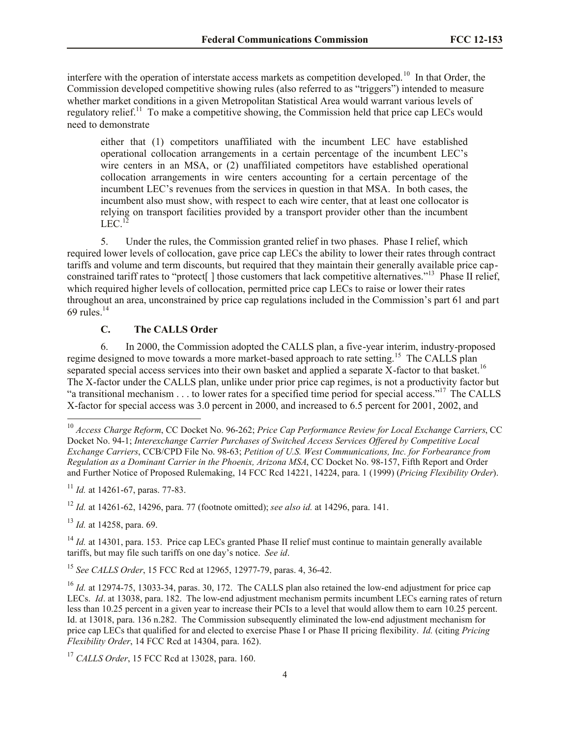interfere with the operation of interstate access markets as competition developed.[10] In that Order, the Commission developed competitive showing rules (also referred to as "triggers") intended to measure whether market conditions in a given Metropolitan Statistical Area would warrant various levels of regulatory relief.[11] To make a competitive showing, the Commission held that price cap LECs would need to demonstrate

> either that (1) competitors unaffiliated with the incumbent LEC have established operational collocation arrangements in a certain percentage of the incumbent LEC's wire centers in an MSA, or (2) unaffiliated competitors have established operational collocation arrangements in wire centers accounting for a certain percentage of the incumbent LEC's revenues from the services in question in that MSA. In both cases, the incumbent also must show, with respect to each wire center, that at least one collocator is relying on transport facilities provided by a transport provider other than the incumbent LEC.[12]

5. Under the rules, the Commission granted relief in two phases. Phase I relief, which required lower levels of collocation, gave price cap LECs the ability to lower their rates through contract tariffs and volume and term discounts, but required that they maintain their generally available price cap-constrained tariff rates to "protect[ ] those customers that lack competitive alternatives."[13] Phase II relief, which required higher levels of collocation, permitted price cap LECs to raise or lower their rates throughout an area, unconstrained by price cap regulations included in the Commission's part 61 and part 69 rules.[14]

### C. The CALLS Order

6. In 2000, the Commission adopted the CALLS plan, a five-year interim, industry-proposed regime designed to move towards a more market-based approach to rate setting.[15] The CALLS plan separated special access services into their own basket and applied a separate X-factor to that basket.[16] The X-factor under the CALLS plan, unlike under prior price cap regimes, is not a productivity factor but "a transitional mechanism . . . to lower rates for a specified time period for special access."[17] The CALLS X-factor for special access was 3.0 percent in 2000, and increased to 6.5 percent for 2001, 2002, and

---

[10] *Access Charge Reform*, CC Docket No. 96-262; *Price Cap Performance Review for Local Exchange Carriers*, CC Docket No. 94-1; *Interexchange Carrier Purchases of Switched Access Services Offered by Competitive Local Exchange Carriers*, CCB/CPD File No. 98-63; *Petition of U.S. West Communications, Inc. for Forbearance from Regulation as a Dominant Carrier in the Phoenix, Arizona MSA*, CC Docket No. 98-157, Fifth Report and Order and Further Notice of Proposed Rulemaking, 14 FCC Rcd 14221, 14224, para. 1 (1999) (*Pricing Flexibility Order*).

[11] *Id.* at 14261-67, paras. 77-83.

[12] *Id.* at 14261-62, 14296, para. 77 (footnote omitted); *see also id.* at 14296, para. 141.

[13] *Id.* at 14258, para. 69.

[14] *Id.* at 14301, para. 153. Price cap LECs granted Phase II relief must continue to maintain generally available tariffs, but may file such tariffs on one day's notice. *See id*.

[15] *See CALLS Order*, 15 FCC Rcd at 12965, 12977-79, paras. 4, 36-42.

[16] *Id.* at 12974-75, 13033-34, paras. 30, 172. The CALLS plan also retained the low-end adjustment for price cap LECs. *Id*. at 13038, para. 182. The low-end adjustment mechanism permits incumbent LECs earning rates of return less than 10.25 percent in a given year to increase their PCIs to a level that would allow them to earn 10.25 percent. Id. at 13018, para. 136 n.282. The Commission subsequently eliminated the low-end adjustment mechanism for price cap LECs that qualified for and elected to exercise Phase I or Phase II pricing flexibility. *Id.* (citing *Pricing Flexibility Order*, 14 FCC Rcd at 14304, para. 162).

[17] *CALLS Order*, 15 FCC Rcd at 13028, para. 160.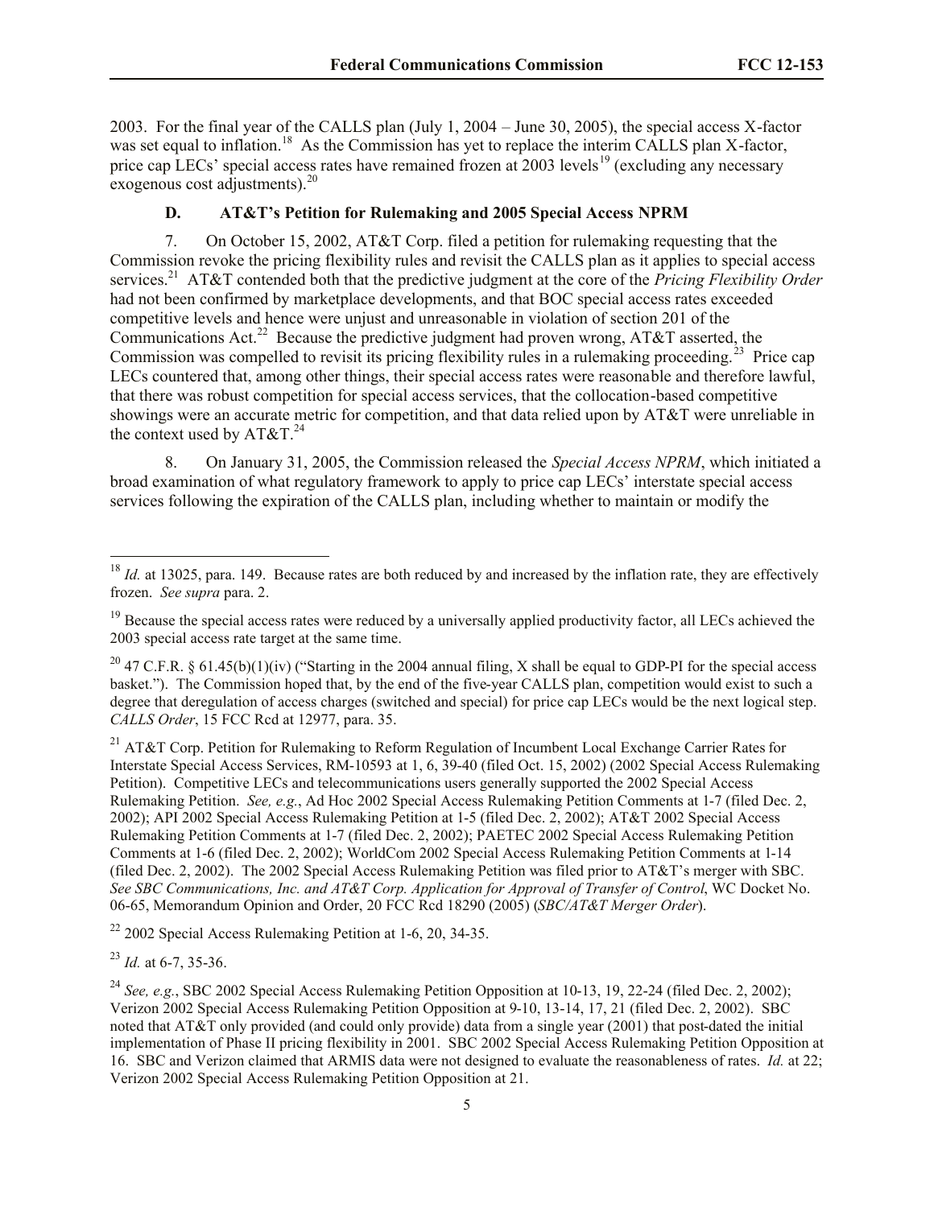2003. For the final year of the CALLS plan (July 1, 2004 – June 30, 2005), the special access X-factor was set equal to inflation.[18] As the Commission has yet to replace the interim CALLS plan X-factor, price cap LECs' special access rates have remained frozen at 2003 levels[19] (excluding any necessary exogenous cost adjustments).[20]

### D. AT&T's Petition for Rulemaking and 2005 Special Access NPRM

7. On October 15, 2002, AT&T Corp. filed a petition for rulemaking requesting that the Commission revoke the pricing flexibility rules and revisit the CALLS plan as it applies to special access services.[21] AT&T contended both that the predictive judgment at the core of the *Pricing Flexibility Order* had not been confirmed by marketplace developments, and that BOC special access rates exceeded competitive levels and hence were unjust and unreasonable in violation of section 201 of the Communications Act.[22] Because the predictive judgment had proven wrong, AT&T asserted, the Commission was compelled to revisit its pricing flexibility rules in a rulemaking proceeding.[23] Price cap LECs countered that, among other things, their special access rates were reasonable and therefore lawful, that there was robust competition for special access services, that the collocation-based competitive showings were an accurate metric for competition, and that data relied upon by AT&T were unreliable in the context used by AT&T.[24]

8. On January 31, 2005, the Commission released the *Special Access NPRM*, which initiated a broad examination of what regulatory framework to apply to price cap LECs' interstate special access services following the expiration of the CALLS plan, including whether to maintain or modify the

---

[18] *Id.* at 13025, para. 149. Because rates are both reduced by and increased by the inflation rate, they are effectively frozen. *See supra* para. 2.

[19] Because the special access rates were reduced by a universally applied productivity factor, all LECs achieved the 2003 special access rate target at the same time.

[20] 47 C.F.R. § 61.45(b)(1)(iv) ("Starting in the 2004 annual filing, X shall be equal to GDP-PI for the special access basket."). The Commission hoped that, by the end of the five-year CALLS plan, competition would exist to such a degree that deregulation of access charges (switched and special) for price cap LECs would be the next logical step. *CALLS Order*, 15 FCC Rcd at 12977, para. 35.

[21] AT&T Corp. Petition for Rulemaking to Reform Regulation of Incumbent Local Exchange Carrier Rates for Interstate Special Access Services, RM-10593 at 1, 6, 39-40 (filed Oct. 15, 2002) (2002 Special Access Rulemaking Petition). Competitive LECs and telecommunications users generally supported the 2002 Special Access Rulemaking Petition. *See, e.g.*, Ad Hoc 2002 Special Access Rulemaking Petition Comments at 1-7 (filed Dec. 2, 2002); API 2002 Special Access Rulemaking Petition at 1-5 (filed Dec. 2, 2002); AT&T 2002 Special Access Rulemaking Petition Comments at 1-7 (filed Dec. 2, 2002); PAETEC 2002 Special Access Rulemaking Petition Comments at 1-6 (filed Dec. 2, 2002); WorldCom 2002 Special Access Rulemaking Petition Comments at 1-14 (filed Dec. 2, 2002). The 2002 Special Access Rulemaking Petition was filed prior to AT&T's merger with SBC. *See SBC Communications, Inc. and AT&T Corp. Application for Approval of Transfer of Control*, WC Docket No. 06-65, Memorandum Opinion and Order, 20 FCC Rcd 18290 (2005) (*SBC/AT&T Merger Order*).

[22] 2002 Special Access Rulemaking Petition at 1-6, 20, 34-35.

[23] *Id.* at 6-7, 35-36.

[24] *See, e.g.*, SBC 2002 Special Access Rulemaking Petition Opposition at 10-13, 19, 22-24 (filed Dec. 2, 2002); Verizon 2002 Special Access Rulemaking Petition Opposition at 9-10, 13-14, 17, 21 (filed Dec. 2, 2002). SBC noted that AT&T only provided (and could only provide) data from a single year (2001) that post-dated the initial implementation of Phase II pricing flexibility in 2001. SBC 2002 Special Access Rulemaking Petition Opposition at 16. SBC and Verizon claimed that ARMIS data were not designed to evaluate the reasonableness of rates. *Id.* at 22; Verizon 2002 Special Access Rulemaking Petition Opposition at 21.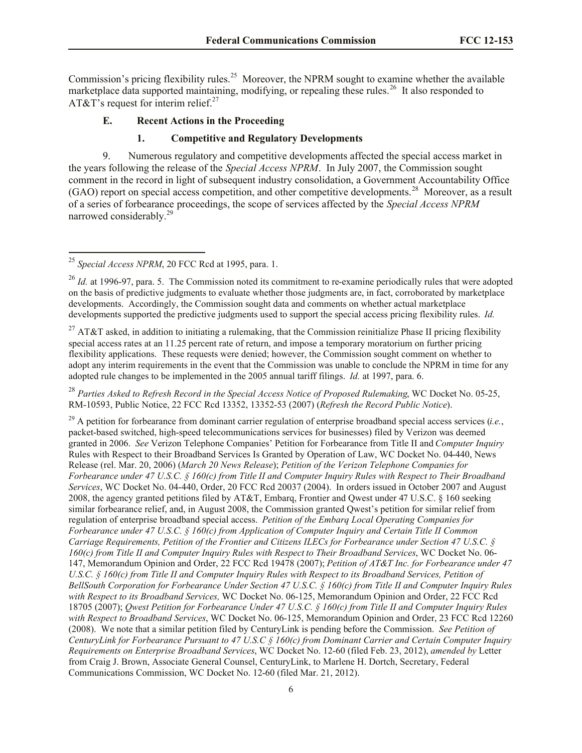Commission's pricing flexibility rules.[25] Moreover, the NPRM sought to examine whether the available marketplace data supported maintaining, modifying, or repealing these rules.[26] It also responded to AT&T's request for interim relief.[27]

### E. Recent Actions in the Proceeding

#### 1. Competitive and Regulatory Developments

9. Numerous regulatory and competitive developments affected the special access market in the years following the release of the *Special Access NPRM*. In July 2007, the Commission sought comment in the record in light of subsequent industry consolidation, a Government Accountability Office (GAO) report on special access competition, and other competitive developments.[28] Moreover, as a result of a series of forbearance proceedings, the scope of services affected by the *Special Access NPRM* narrowed considerably.[29]

---

[25] *Special Access NPRM*, 20 FCC Rcd at 1995, para. 1.

[26] *Id.* at 1996-97, para. 5. The Commission noted its commitment to re-examine periodically rules that were adopted on the basis of predictive judgments to evaluate whether those judgments are, in fact, corroborated by marketplace developments. Accordingly, the Commission sought data and comments on whether actual marketplace developments supported the predictive judgments used to support the special access pricing flexibility rules. *Id.*

[27] AT&T asked, in addition to initiating a rulemaking, that the Commission reinitialize Phase II pricing flexibility special access rates at an 11.25 percent rate of return, and impose a temporary moratorium on further pricing flexibility applications. These requests were denied; however, the Commission sought comment on whether to adopt any interim requirements in the event that the Commission was unable to conclude the NPRM in time for any adopted rule changes to be implemented in the 2005 annual tariff filings. *Id.* at 1997, para. 6.

[28] *Parties Asked to Refresh Record in the Special Access Notice of Proposed Rulemaking*, WC Docket No. 05-25, RM-10593, Public Notice, 22 FCC Rcd 13352, 13352-53 (2007) (*Refresh the Record Public Notice*).

[29] A petition for forbearance from dominant carrier regulation of enterprise broadband special access services (*i.e.*, packet-based switched, high-speed telecommunications services for businesses) filed by Verizon was deemed granted in 2006. *See* Verizon Telephone Companies' Petition for Forbearance from Title II and *Computer Inquiry* Rules with Respect to their Broadband Services Is Granted by Operation of Law, WC Docket No. 04-440, News Release (rel. Mar. 20, 2006) (*March 20 News Release*); *Petition of the Verizon Telephone Companies for Forbearance under 47 U.S.C. § 160(c) from Title II and Computer Inquiry Rules with Respect to Their Broadband Services*, WC Docket No. 04-440, Order, 20 FCC Rcd 20037 (2004). In orders issued in October 2007 and August 2008, the agency granted petitions filed by AT&T, Embarq, Frontier and Qwest under 47 U.S.C. § 160 seeking similar forbearance relief, and, in August 2008, the Commission granted Qwest's petition for similar relief from regulation of enterprise broadband special access. *Petition of the Embarq Local Operating Companies for Forbearance under 47 U.S.C. § 160(c) from Application of Computer Inquiry and Certain Title II Common Carriage Requirements, Petition of the Frontier and Citizens ILECs for Forbearance under Section 47 U.S.C. § 160(c) from Title II and Computer Inquiry Rules with Respect to Their Broadband Services*, WC Docket No. 06-147, Memorandum Opinion and Order, 22 FCC Rcd 19478 (2007); *Petition of AT&T Inc. for Forbearance under 47 U.S.C. § 160(c) from Title II and Computer Inquiry Rules with Respect to its Broadband Services, Petition of BellSouth Corporation for Forbearance Under Section 47 U.S.C. § 160(c) from Title II and Computer Inquiry Rules with Respect to its Broadband Services,* WC Docket No. 06-125, Memorandum Opinion and Order, 22 FCC Rcd 18705 (2007); *Qwest Petition for Forbearance Under 47 U.S.C. § 160(c) from Title II and Computer Inquiry Rules with Respect to Broadband Services*, WC Docket No. 06-125, Memorandum Opinion and Order, 23 FCC Rcd 12260 (2008). We note that a similar petition filed by CenturyLink is pending before the Commission. *See Petition of CenturyLink for Forbearance Pursuant to 47 U.S.C § 160(c) from Dominant Carrier and Certain Computer Inquiry Requirements on Enterprise Broadband Services*, WC Docket No. 12-60 (filed Feb. 23, 2012), *amended by* Letter from Craig J. Brown, Associate General Counsel, CenturyLink, to Marlene H. Dortch, Secretary, Federal Communications Commission, WC Docket No. 12-60 (filed Mar. 21, 2012).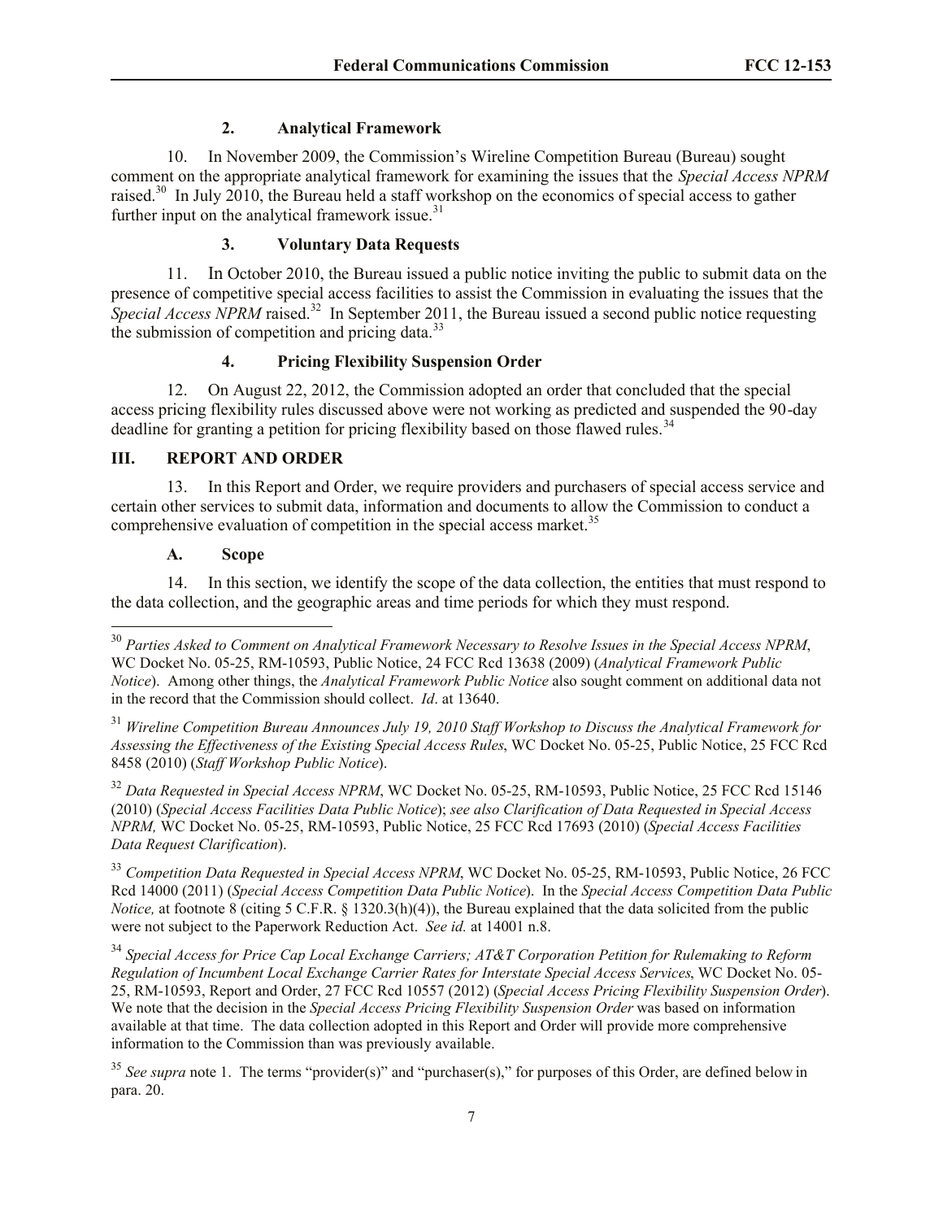### 2. Analytical Framework

10. In November 2009, the Commission's Wireline Competition Bureau (Bureau) sought comment on the appropriate analytical framework for examining the issues that the *Special Access NPRM* raised.[30] In July 2010, the Bureau held a staff workshop on the economics of special access to gather further input on the analytical framework issue.[31]

### 3. Voluntary Data Requests

11. In October 2010, the Bureau issued a public notice inviting the public to submit data on the presence of competitive special access facilities to assist the Commission in evaluating the issues that the *Special Access NPRM* raised.[32] In September 2011, the Bureau issued a second public notice requesting the submission of competition and pricing data.[33]

### 4. Pricing Flexibility Suspension Order

12. On August 22, 2012, the Commission adopted an order that concluded that the special access pricing flexibility rules discussed above were not working as predicted and suspended the 90-day deadline for granting a petition for pricing flexibility based on those flawed rules.[34]

## III. REPORT AND ORDER

13. In this Report and Order, we require providers and purchasers of special access service and certain other services to submit data, information and documents to allow the Commission to conduct a comprehensive evaluation of competition in the special access market.[35]

### A. Scope

14. In this section, we identify the scope of the data collection, the entities that must respond to the data collection, and the geographic areas and time periods for which they must respond.

---

[30] *Parties Asked to Comment on Analytical Framework Necessary to Resolve Issues in the Special Access NPRM*, WC Docket No. 05-25, RM-10593, Public Notice, 24 FCC Rcd 13638 (2009) (*Analytical Framework Public Notice*). Among other things, the *Analytical Framework Public Notice* also sought comment on additional data not in the record that the Commission should collect. *Id*. at 13640.

[31] *Wireline Competition Bureau Announces July 19, 2010 Staff Workshop to Discuss the Analytical Framework for Assessing the Effectiveness of the Existing Special Access Rules*, WC Docket No. 05-25, Public Notice, 25 FCC Rcd 8458 (2010) (*Staff Workshop Public Notice*).

[32] *Data Requested in Special Access NPRM*, WC Docket No. 05-25, RM-10593, Public Notice, 25 FCC Rcd 15146 (2010) (*Special Access Facilities Data Public Notice*); *see also Clarification of Data Requested in Special Access NPRM,* WC Docket No. 05-25, RM-10593, Public Notice, 25 FCC Rcd 17693 (2010) (*Special Access Facilities Data Request Clarification*).

[33] *Competition Data Requested in Special Access NPRM*, WC Docket No. 05-25, RM-10593, Public Notice, 26 FCC Rcd 14000 (2011) (*Special Access Competition Data Public Notice*). In the *Special Access Competition Data Public Notice,* at footnote 8 (citing 5 C.F.R. § 1320.3(h)(4)), the Bureau explained that the data solicited from the public were not subject to the Paperwork Reduction Act. *See id.* at 14001 n.8.

[34] *Special Access for Price Cap Local Exchange Carriers; AT&T Corporation Petition for Rulemaking to Reform Regulation of Incumbent Local Exchange Carrier Rates for Interstate Special Access Services*, WC Docket No. 05-25, RM-10593, Report and Order, 27 FCC Rcd 10557 (2012) (*Special Access Pricing Flexibility Suspension Order*). We note that the decision in the *Special Access Pricing Flexibility Suspension Order* was based on information available at that time. The data collection adopted in this Report and Order will provide more comprehensive information to the Commission than was previously available.

[35] *See supra* note 1. The terms "provider(s)" and "purchaser(s)," for purposes of this Order, are defined below in para. 20.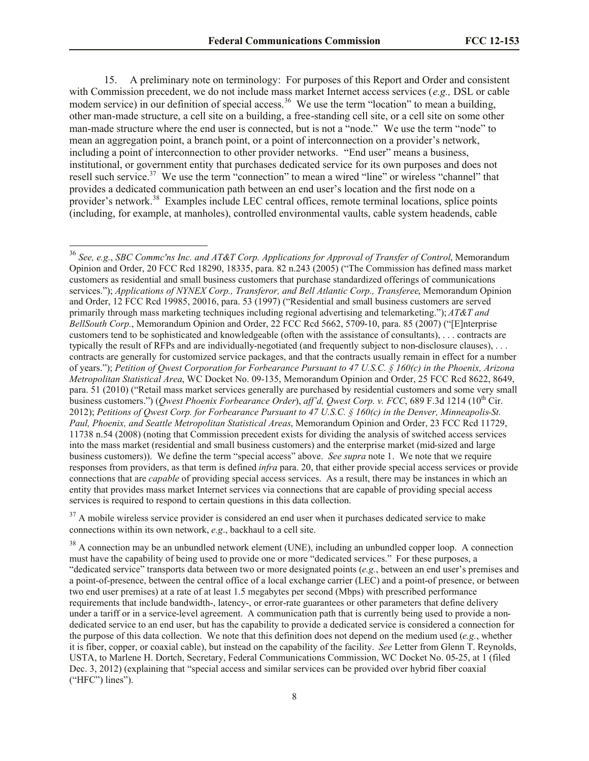15. A preliminary note on terminology: For purposes of this Report and Order and consistent with Commission precedent, we do not include mass market Internet access services (*e.g.,* DSL or cable modem service) in our definition of special access.[36] We use the term "location" to mean a building, other man-made structure, a cell site on a building, a free-standing cell site, or a cell site on some other man-made structure where the end user is connected, but is not a "node." We use the term "node" to mean an aggregation point, a branch point, or a point of interconnection on a provider's network, including a point of interconnection to other provider networks. "End user" means a business, institutional, or government entity that purchases dedicated service for its own purposes and does not resell such service.[37] We use the term "connection" to mean a wired "line" or wireless "channel" that provides a dedicated communication path between an end user's location and the first node on a provider's network.[38] Examples include LEC central offices, remote terminal locations, splice points (including, for example, at manholes), controlled environmental vaults, cable system headends, cable

---

[36] *See, e.g.*, *SBC Commc'ns Inc. and AT&T Corp. Applications for Approval of Transfer of Control*, Memorandum Opinion and Order, 20 FCC Rcd 18290, 18335, para. 82 n.243 (2005) ("The Commission has defined mass market customers as residential and small business customers that purchase standardized offerings of communications services."); *Applications of NYNEX Corp., Transferor, and Bell Atlantic Corp., Transferee*, Memorandum Opinion and Order, 12 FCC Rcd 19985, 20016, para. 53 (1997) ("Residential and small business customers are served primarily through mass marketing techniques including regional advertising and telemarketing."); *AT&T and BellSouth Corp.*, Memorandum Opinion and Order, 22 FCC Rcd 5662, 5709-10, para. 85 (2007) ("[E]nterprise customers tend to be sophisticated and knowledgeable (often with the assistance of consultants), . . . contracts are typically the result of RFPs and are individually-negotiated (and frequently subject to non-disclosure clauses), . . . contracts are generally for customized service packages, and that the contracts usually remain in effect for a number of years."); *Petition of Qwest Corporation for Forbearance Pursuant to 47 U.S.C. § 160(c) in the Phoenix, Arizona Metropolitan Statistical Area*, WC Docket No. 09-135, Memorandum Opinion and Order, 25 FCC Rcd 8622, 8649, para. 51 (2010) ("Retail mass market services generally are purchased by residential customers and some very small business customers.") (*Qwest Phoenix Forbearance Order*), *aff'd, Qwest Corp. v. FCC*, 689 F.3d 1214 (10th Cir. 2012); *Petitions of Qwest Corp. for Forbearance Pursuant to 47 U.S.C. § 160(c) in the Denver, Minneapolis-St. Paul, Phoenix, and Seattle Metropolitan Statistical Areas*, Memorandum Opinion and Order, 23 FCC Rcd 11729, 11738 n.54 (2008) (noting that Commission precedent exists for dividing the analysis of switched access services into the mass market (residential and small business customers) and the enterprise market (mid-sized and large business customers)). We define the term "special access" above. *See supra* note 1. We note that we require responses from providers, as that term is defined *infra* para. 20, that either provide special access services or provide connections that are *capable* of providing special access services. As a result, there may be instances in which an entity that provides mass market Internet services via connections that are capable of providing special access services is required to respond to certain questions in this data collection.

[37] A mobile wireless service provider is considered an end user when it purchases dedicated service to make connections within its own network, *e.g*., backhaul to a cell site.

[38] A connection may be an unbundled network element (UNE), including an unbundled copper loop. A connection must have the capability of being used to provide one or more "dedicated services." For these purposes, a "dedicated service" transports data between two or more designated points (*e.g.*, between an end user's premises and a point-of-presence, between the central office of a local exchange carrier (LEC) and a point-of presence, or between two end user premises) at a rate of at least 1.5 megabytes per second (Mbps) with prescribed performance requirements that include bandwidth-, latency-, or error-rate guarantees or other parameters that define delivery under a tariff or in a service-level agreement. A communication path that is currently being used to provide a non-dedicated service to an end user, but has the capability to provide a dedicated service is considered a connection for the purpose of this data collection. We note that this definition does not depend on the medium used (*e.g.*, whether it is fiber, copper, or coaxial cable), but instead on the capability of the facility. *See* Letter from Glenn T. Reynolds, USTA, to Marlene H. Dortch, Secretary, Federal Communications Commission, WC Docket No. 05-25, at 1 (filed Dec. 3, 2012) (explaining that "special access and similar services can be provided over hybrid fiber coaxial ("HFC") lines").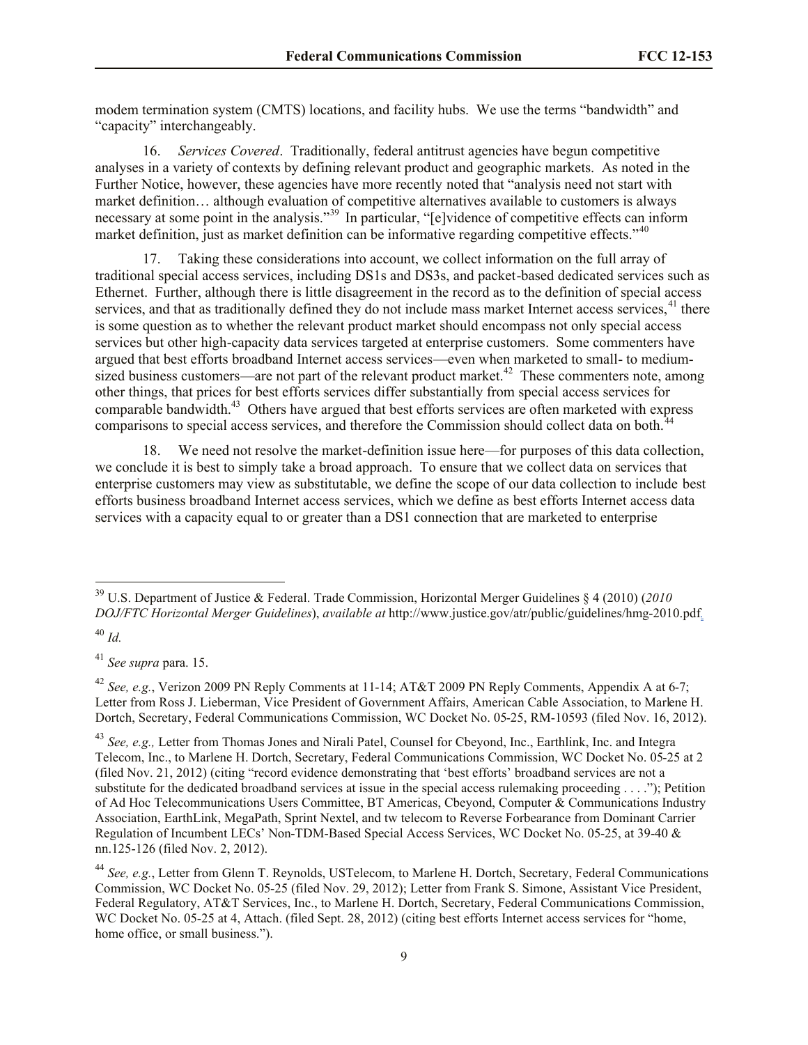modem termination system (CMTS) locations, and facility hubs. We use the terms "bandwidth" and "capacity" interchangeably.

16. *Services Covered*. Traditionally, federal antitrust agencies have begun competitive analyses in a variety of contexts by defining relevant product and geographic markets. As noted in the Further Notice, however, these agencies have more recently noted that "analysis need not start with market definition… although evaluation of competitive alternatives available to customers is always necessary at some point in the analysis."[39] In particular, "[e]vidence of competitive effects can inform market definition, just as market definition can be informative regarding competitive effects."[40]

17. Taking these considerations into account, we collect information on the full array of traditional special access services, including DS1s and DS3s, and packet-based dedicated services such as Ethernet. Further, although there is little disagreement in the record as to the definition of special access services, and that as traditionally defined they do not include mass market Internet access services,[41] there is some question as to whether the relevant product market should encompass not only special access services but other high-capacity data services targeted at enterprise customers. Some commenters have argued that best efforts broadband Internet access services—even when marketed to small- to medium-sized business customers—are not part of the relevant product market.[42] These commenters note, among other things, that prices for best efforts services differ substantially from special access services for comparable bandwidth.[43] Others have argued that best efforts services are often marketed with express comparisons to special access services, and therefore the Commission should collect data on both.[44]

18. We need not resolve the market-definition issue here—for purposes of this data collection, we conclude it is best to simply take a broad approach. To ensure that we collect data on services that enterprise customers may view as substitutable, we define the scope of our data collection to include best efforts business broadband Internet access services, which we define as best efforts Internet access data services with a capacity equal to or greater than a DS1 connection that are marketed to enterprise

---

[39] U.S. Department of Justice & Federal. Trade Commission, Horizontal Merger Guidelines § 4 (2010) (*2010 DOJ/FTC Horizontal Merger Guidelines*), *available at* http://www.justice.gov/atr/public/guidelines/hmg-2010.pdf.

[40] *Id.*

[41] *See supra* para. 15.

[42] *See, e.g.*, Verizon 2009 PN Reply Comments at 11-14; AT&T 2009 PN Reply Comments, Appendix A at 6-7; Letter from Ross J. Lieberman, Vice President of Government Affairs, American Cable Association, to Marlene H. Dortch, Secretary, Federal Communications Commission, WC Docket No. 05-25, RM-10593 (filed Nov. 16, 2012).

[43] *See, e.g.,* Letter from Thomas Jones and Nirali Patel, Counsel for Cbeyond, Inc., Earthlink, Inc. and Integra Telecom, Inc., to Marlene H. Dortch, Secretary, Federal Communications Commission, WC Docket No. 05-25 at 2 (filed Nov. 21, 2012) (citing "record evidence demonstrating that 'best efforts' broadband services are not a substitute for the dedicated broadband services at issue in the special access rulemaking proceeding . . . ."); Petition of Ad Hoc Telecommunications Users Committee, BT Americas, Cbeyond, Computer & Communications Industry Association, EarthLink, MegaPath, Sprint Nextel, and tw telecom to Reverse Forbearance from Dominant Carrier Regulation of Incumbent LECs' Non-TDM-Based Special Access Services, WC Docket No. 05-25, at 39-40 & nn.125-126 (filed Nov. 2, 2012).

[44] *See, e.g.*, Letter from Glenn T. Reynolds, USTelecom, to Marlene H. Dortch, Secretary, Federal Communications Commission, WC Docket No. 05-25 (filed Nov. 29, 2012); Letter from Frank S. Simone, Assistant Vice President, Federal Regulatory, AT&T Services, Inc., to Marlene H. Dortch, Secretary, Federal Communications Commission, WC Docket No. 05-25 at 4, Attach. (filed Sept. 28, 2012) (citing best efforts Internet access services for "home, home office, or small business.").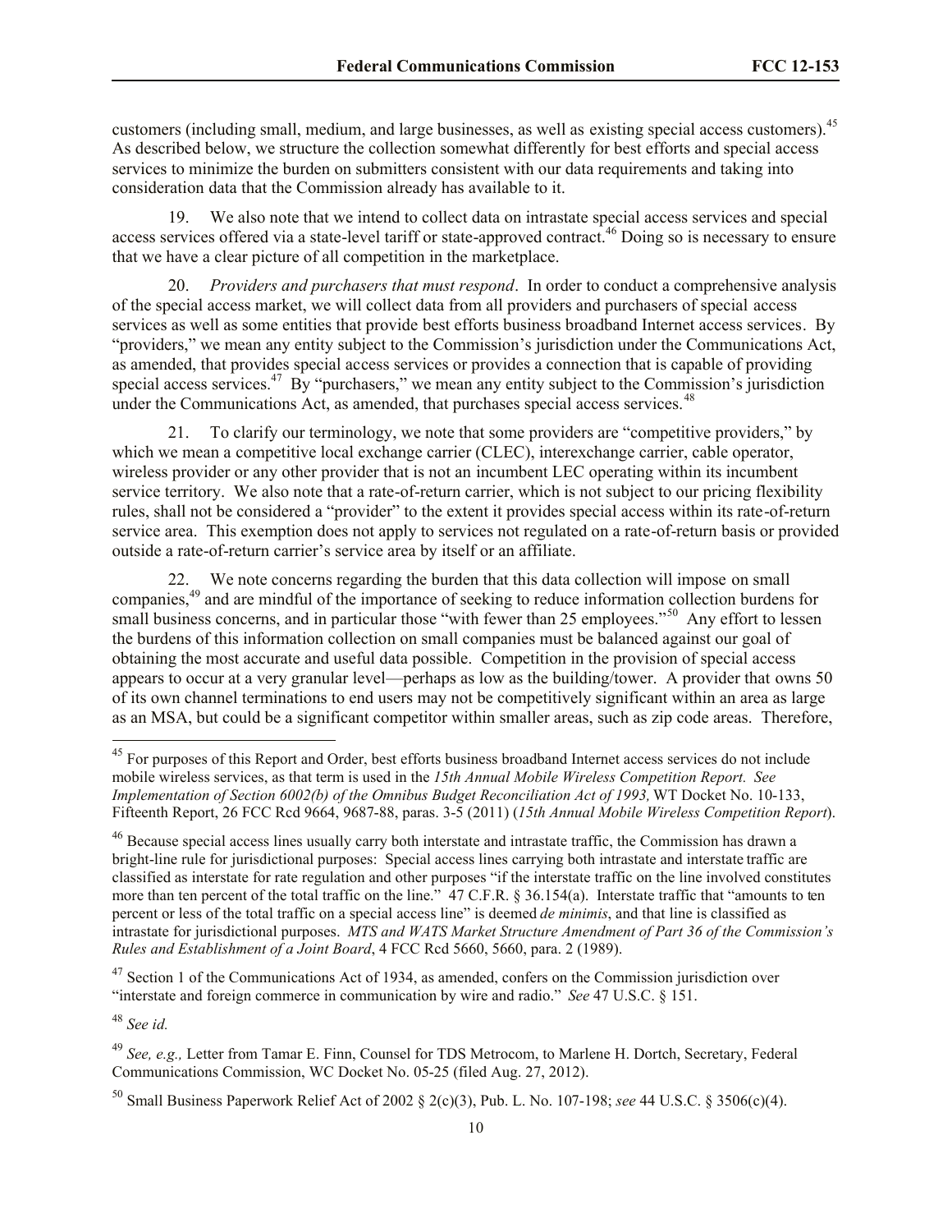customers (including small, medium, and large businesses, as well as existing special access customers).[45] As described below, we structure the collection somewhat differently for best efforts and special access services to minimize the burden on submitters consistent with our data requirements and taking into consideration data that the Commission already has available to it.

19. We also note that we intend to collect data on intrastate special access services and special access services offered via a state-level tariff or state-approved contract.[46] Doing so is necessary to ensure that we have a clear picture of all competition in the marketplace.

20. *Providers and purchasers that must respond*. In order to conduct a comprehensive analysis of the special access market, we will collect data from all providers and purchasers of special access services as well as some entities that provide best efforts business broadband Internet access services. By "providers," we mean any entity subject to the Commission's jurisdiction under the Communications Act, as amended, that provides special access services or provides a connection that is capable of providing special access services.[47] By "purchasers," we mean any entity subject to the Commission's jurisdiction under the Communications Act, as amended, that purchases special access services.[48]

21. To clarify our terminology, we note that some providers are "competitive providers," by which we mean a competitive local exchange carrier (CLEC), interexchange carrier, cable operator, wireless provider or any other provider that is not an incumbent LEC operating within its incumbent service territory. We also note that a rate-of-return carrier, which is not subject to our pricing flexibility rules, shall not be considered a "provider" to the extent it provides special access within its rate-of-return service area. This exemption does not apply to services not regulated on a rate-of-return basis or provided outside a rate-of-return carrier's service area by itself or an affiliate.

22. We note concerns regarding the burden that this data collection will impose on small companies,[49] and are mindful of the importance of seeking to reduce information collection burdens for small business concerns, and in particular those "with fewer than 25 employees."[50] Any effort to lessen the burdens of this information collection on small companies must be balanced against our goal of obtaining the most accurate and useful data possible. Competition in the provision of special access appears to occur at a very granular level—perhaps as low as the building/tower. A provider that owns 50 of its own channel terminations to end users may not be competitively significant within an area as large as an MSA, but could be a significant competitor within smaller areas, such as zip code areas. Therefore,

---

[45] For purposes of this Report and Order, best efforts business broadband Internet access services do not include mobile wireless services, as that term is used in the *15th Annual Mobile Wireless Competition Report. See Implementation of Section 6002(b) of the Omnibus Budget Reconciliation Act of 1993,* WT Docket No. 10-133, Fifteenth Report, 26 FCC Rcd 9664, 9687-88, paras. 3-5 (2011) (*15th Annual Mobile Wireless Competition Report*).

[46] Because special access lines usually carry both interstate and intrastate traffic, the Commission has drawn a bright-line rule for jurisdictional purposes: Special access lines carrying both intrastate and interstate traffic are classified as interstate for rate regulation and other purposes "if the interstate traffic on the line involved constitutes more than ten percent of the total traffic on the line." 47 C.F.R. § 36.154(a). Interstate traffic that "amounts to ten percent or less of the total traffic on a special access line" is deemed *de minimis*, and that line is classified as intrastate for jurisdictional purposes. *MTS and WATS Market Structure Amendment of Part 36 of the Commission's Rules and Establishment of a Joint Board*, 4 FCC Rcd 5660, 5660, para. 2 (1989).

[47] Section 1 of the Communications Act of 1934, as amended, confers on the Commission jurisdiction over "interstate and foreign commerce in communication by wire and radio." *See* 47 U.S.C. § 151.

[48] *See id.*

[49] *See, e.g.,* Letter from Tamar E. Finn, Counsel for TDS Metrocom, to Marlene H. Dortch, Secretary, Federal Communications Commission, WC Docket No. 05-25 (filed Aug. 27, 2012).

[50] Small Business Paperwork Relief Act of 2002 § 2(c)(3), Pub. L. No. 107-198; *see* 44 U.S.C. § 3506(c)(4).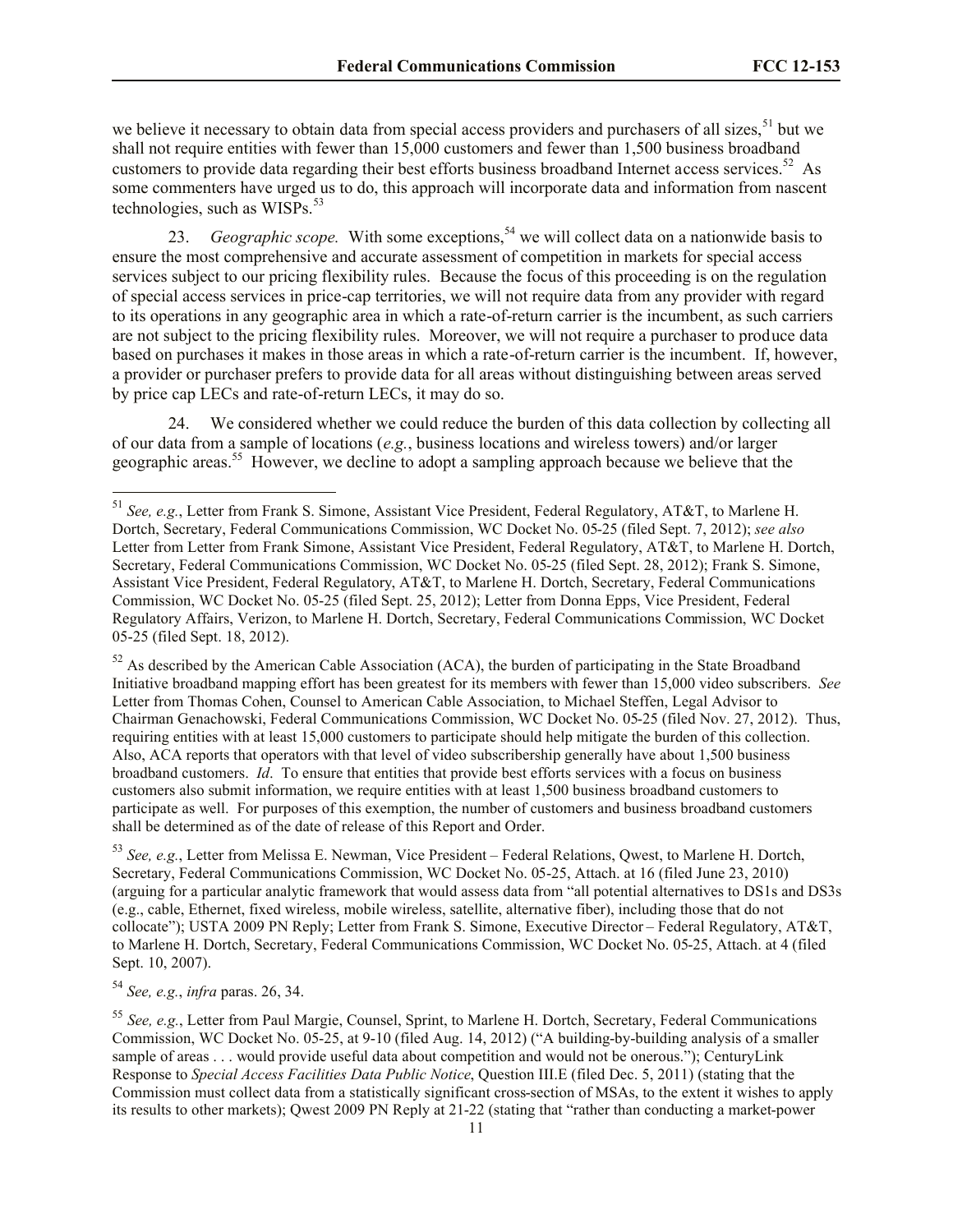we believe it necessary to obtain data from special access providers and purchasers of all sizes,[51] but we shall not require entities with fewer than 15,000 customers and fewer than 1,500 business broadband customers to provide data regarding their best efforts business broadband Internet access services.[52] As some commenters have urged us to do, this approach will incorporate data and information from nascent technologies, such as WISPs.[53]

23. *Geographic scope.* With some exceptions,[54] we will collect data on a nationwide basis to ensure the most comprehensive and accurate assessment of competition in markets for special access services subject to our pricing flexibility rules. Because the focus of this proceeding is on the regulation of special access services in price-cap territories, we will not require data from any provider with regard to its operations in any geographic area in which a rate-of-return carrier is the incumbent, as such carriers are not subject to the pricing flexibility rules. Moreover, we will not require a purchaser to produce data based on purchases it makes in those areas in which a rate-of-return carrier is the incumbent. If, however, a provider or purchaser prefers to provide data for all areas without distinguishing between areas served by price cap LECs and rate-of-return LECs, it may do so.

24. We considered whether we could reduce the burden of this data collection by collecting all of our data from a sample of locations (*e.g.*, business locations and wireless towers) and/or larger geographic areas.[55] However, we decline to adopt a sampling approach because we believe that the

---

[51] *See, e.g.*, Letter from Frank S. Simone, Assistant Vice President, Federal Regulatory, AT&T, to Marlene H. Dortch, Secretary, Federal Communications Commission, WC Docket No. 05-25 (filed Sept. 7, 2012); *see also* Letter from Letter from Frank Simone, Assistant Vice President, Federal Regulatory, AT&T, to Marlene H. Dortch, Secretary, Federal Communications Commission, WC Docket No. 05-25 (filed Sept. 28, 2012); Frank S. Simone, Assistant Vice President, Federal Regulatory, AT&T, to Marlene H. Dortch, Secretary, Federal Communications Commission, WC Docket No. 05-25 (filed Sept. 25, 2012); Letter from Donna Epps, Vice President, Federal Regulatory Affairs, Verizon, to Marlene H. Dortch, Secretary, Federal Communications Commission, WC Docket 05-25 (filed Sept. 18, 2012).

[52] As described by the American Cable Association (ACA), the burden of participating in the State Broadband Initiative broadband mapping effort has been greatest for its members with fewer than 15,000 video subscribers. *See* Letter from Thomas Cohen, Counsel to American Cable Association, to Michael Steffen, Legal Advisor to Chairman Genachowski, Federal Communications Commission, WC Docket No. 05-25 (filed Nov. 27, 2012). Thus, requiring entities with at least 15,000 customers to participate should help mitigate the burden of this collection. Also, ACA reports that operators with that level of video subscribership generally have about 1,500 business broadband customers. *Id*. To ensure that entities that provide best efforts services with a focus on business customers also submit information, we require entities with at least 1,500 business broadband customers to participate as well. For purposes of this exemption, the number of customers and business broadband customers shall be determined as of the date of release of this Report and Order.

[53] *See, e.g.*, Letter from Melissa E. Newman, Vice President – Federal Relations, Qwest, to Marlene H. Dortch, Secretary, Federal Communications Commission, WC Docket No. 05-25, Attach. at 16 (filed June 23, 2010) (arguing for a particular analytic framework that would assess data from "all potential alternatives to DS1s and DS3s (e.g., cable, Ethernet, fixed wireless, mobile wireless, satellite, alternative fiber), including those that do not collocate"); USTA 2009 PN Reply; Letter from Frank S. Simone, Executive Director – Federal Regulatory, AT&T, to Marlene H. Dortch, Secretary, Federal Communications Commission, WC Docket No. 05-25, Attach. at 4 (filed Sept. 10, 2007).

[54] *See, e.g.*, *infra* paras. 26, 34.

[55] *See, e.g.*, Letter from Paul Margie, Counsel, Sprint, to Marlene H. Dortch, Secretary, Federal Communications Commission, WC Docket No. 05-25, at 9-10 (filed Aug. 14, 2012) ("A building-by-building analysis of a smaller sample of areas . . . would provide useful data about competition and would not be onerous."); CenturyLink Response to *Special Access Facilities Data Public Notice*, Question III.E (filed Dec. 5, 2011) (stating that the Commission must collect data from a statistically significant cross-section of MSAs, to the extent it wishes to apply its results to other markets); Qwest 2009 PN Reply at 21-22 (stating that "rather than conducting a market-power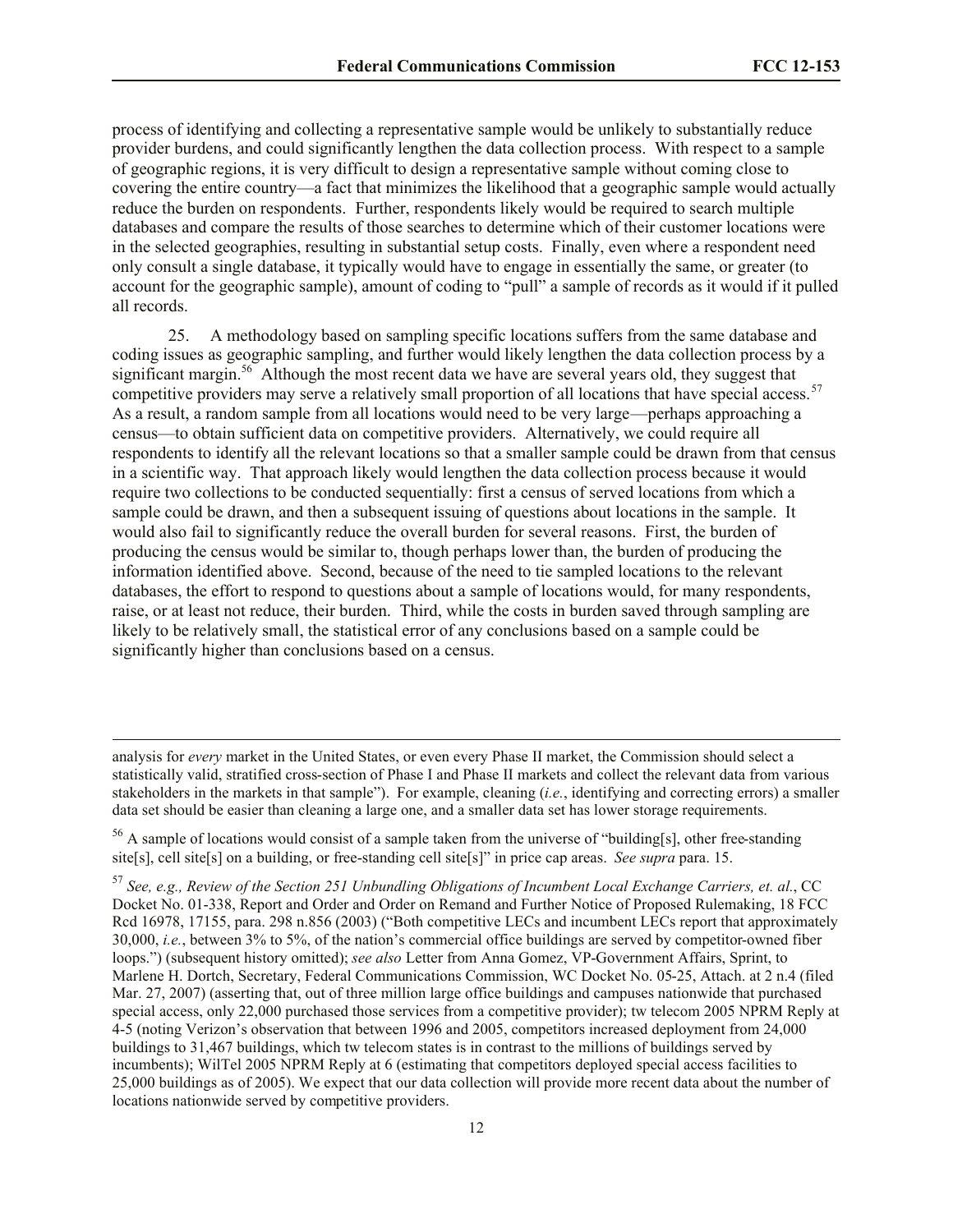process of identifying and collecting a representative sample would be unlikely to substantially reduce provider burdens, and could significantly lengthen the data collection process. With respect to a sample of geographic regions, it is very difficult to design a representative sample without coming close to covering the entire country—a fact that minimizes the likelihood that a geographic sample would actually reduce the burden on respondents. Further, respondents likely would be required to search multiple databases and compare the results of those searches to determine which of their customer locations were in the selected geographies, resulting in substantial setup costs. Finally, even where a respondent need only consult a single database, it typically would have to engage in essentially the same, or greater (to account for the geographic sample), amount of coding to "pull" a sample of records as it would if it pulled all records.

25. A methodology based on sampling specific locations suffers from the same database and coding issues as geographic sampling, and further would likely lengthen the data collection process by a significant margin.[56] Although the most recent data we have are several years old, they suggest that competitive providers may serve a relatively small proportion of all locations that have special access.[57] As a result, a random sample from all locations would need to be very large—perhaps approaching a census—to obtain sufficient data on competitive providers. Alternatively, we could require all respondents to identify all the relevant locations so that a smaller sample could be drawn from that census in a scientific way. That approach likely would lengthen the data collection process because it would require two collections to be conducted sequentially: first a census of served locations from which a sample could be drawn, and then a subsequent issuing of questions about locations in the sample. It would also fail to significantly reduce the overall burden for several reasons. First, the burden of producing the census would be similar to, though perhaps lower than, the burden of producing the information identified above. Second, because of the need to tie sampled locations to the relevant databases, the effort to respond to questions about a sample of locations would, for many respondents, raise, or at least not reduce, their burden. Third, while the costs in burden saved through sampling are likely to be relatively small, the statistical error of any conclusions based on a sample could be significantly higher than conclusions based on a census.

---

analysis for *every* market in the United States, or even every Phase II market, the Commission should select a statistically valid, stratified cross-section of Phase I and Phase II markets and collect the relevant data from various stakeholders in the markets in that sample"). For example, cleaning (*i.e.*, identifying and correcting errors) a smaller data set should be easier than cleaning a large one, and a smaller data set has lower storage requirements.

[56] A sample of locations would consist of a sample taken from the universe of "building[s], other free-standing site[s], cell site[s] on a building, or free-standing cell site[s]" in price cap areas. *See supra* para. 15.

[57] *See, e.g., Review of the Section 251 Unbundling Obligations of Incumbent Local Exchange Carriers, et. al.*, CC Docket No. 01-338, Report and Order and Order on Remand and Further Notice of Proposed Rulemaking, 18 FCC Rcd 16978, 17155, para. 298 n.856 (2003) ("Both competitive LECs and incumbent LECs report that approximately 30,000, *i.e.*, between 3% to 5%, of the nation's commercial office buildings are served by competitor-owned fiber loops.") (subsequent history omitted); *see also* Letter from Anna Gomez, VP-Government Affairs, Sprint, to Marlene H. Dortch, Secretary, Federal Communications Commission, WC Docket No. 05-25, Attach. at 2 n.4 (filed Mar. 27, 2007) (asserting that, out of three million large office buildings and campuses nationwide that purchased special access, only 22,000 purchased those services from a competitive provider); tw telecom 2005 NPRM Reply at 4-5 (noting Verizon's observation that between 1996 and 2005, competitors increased deployment from 24,000 buildings to 31,467 buildings, which tw telecom states is in contrast to the millions of buildings served by incumbents); WilTel 2005 NPRM Reply at 6 (estimating that competitors deployed special access facilities to 25,000 buildings as of 2005). We expect that our data collection will provide more recent data about the number of locations nationwide served by competitive providers.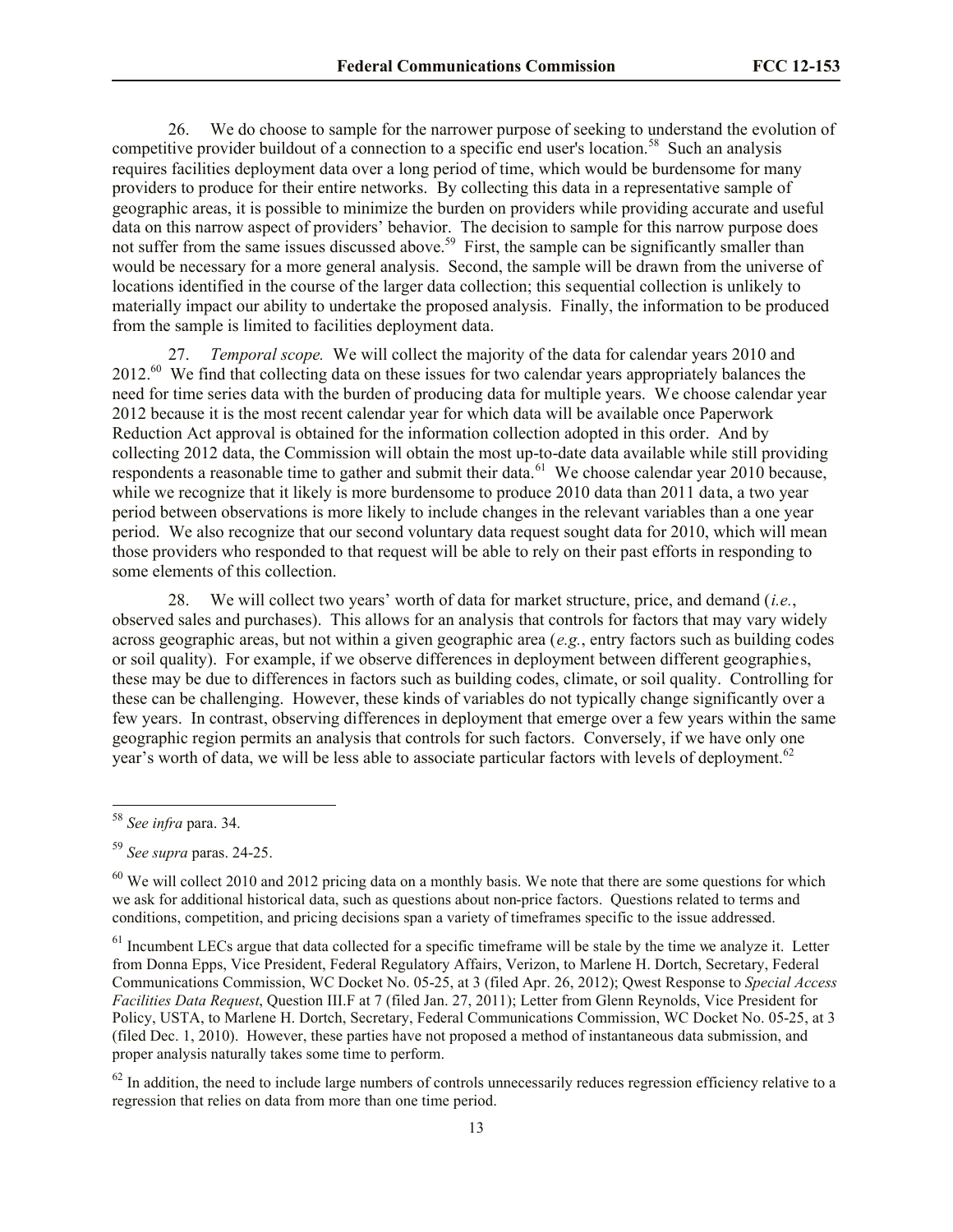26. We do choose to sample for the narrower purpose of seeking to understand the evolution of competitive provider buildout of a connection to a specific end user's location.[58] Such an analysis requires facilities deployment data over a long period of time, which would be burdensome for many providers to produce for their entire networks. By collecting this data in a representative sample of geographic areas, it is possible to minimize the burden on providers while providing accurate and useful data on this narrow aspect of providers' behavior. The decision to sample for this narrow purpose does not suffer from the same issues discussed above.[59] First, the sample can be significantly smaller than would be necessary for a more general analysis. Second, the sample will be drawn from the universe of locations identified in the course of the larger data collection; this sequential collection is unlikely to materially impact our ability to undertake the proposed analysis. Finally, the information to be produced from the sample is limited to facilities deployment data.

27. *Temporal scope.* We will collect the majority of the data for calendar years 2010 and 2012.[60] We find that collecting data on these issues for two calendar years appropriately balances the need for time series data with the burden of producing data for multiple years. We choose calendar year 2012 because it is the most recent calendar year for which data will be available once Paperwork Reduction Act approval is obtained for the information collection adopted in this order. And by collecting 2012 data, the Commission will obtain the most up-to-date data available while still providing respondents a reasonable time to gather and submit their data.[61] We choose calendar year 2010 because, while we recognize that it likely is more burdensome to produce 2010 data than 2011 data, a two year period between observations is more likely to include changes in the relevant variables than a one year period. We also recognize that our second voluntary data request sought data for 2010, which will mean those providers who responded to that request will be able to rely on their past efforts in responding to some elements of this collection.

28. We will collect two years' worth of data for market structure, price, and demand (*i.e.*, observed sales and purchases). This allows for an analysis that controls for factors that may vary widely across geographic areas, but not within a given geographic area (*e.g.*, entry factors such as building codes or soil quality). For example, if we observe differences in deployment between different geographies, these may be due to differences in factors such as building codes, climate, or soil quality. Controlling for these can be challenging. However, these kinds of variables do not typically change significantly over a few years. In contrast, observing differences in deployment that emerge over a few years within the same geographic region permits an analysis that controls for such factors. Conversely, if we have only one year's worth of data, we will be less able to associate particular factors with levels of deployment.[62]

---

[58] *See infra* para. 34.

[59] *See supra* paras. 24-25.

[60] We will collect 2010 and 2012 pricing data on a monthly basis. We note that there are some questions for which we ask for additional historical data, such as questions about non-price factors. Questions related to terms and conditions, competition, and pricing decisions span a variety of timeframes specific to the issue addressed.

[61] Incumbent LECs argue that data collected for a specific timeframe will be stale by the time we analyze it. Letter from Donna Epps, Vice President, Federal Regulatory Affairs, Verizon, to Marlene H. Dortch, Secretary, Federal Communications Commission, WC Docket No. 05-25, at 3 (filed Apr. 26, 2012); Qwest Response to *Special Access Facilities Data Request*, Question III.F at 7 (filed Jan. 27, 2011); Letter from Glenn Reynolds, Vice President for Policy, USTA, to Marlene H. Dortch, Secretary, Federal Communications Commission, WC Docket No. 05-25, at 3 (filed Dec. 1, 2010). However, these parties have not proposed a method of instantaneous data submission, and proper analysis naturally takes some time to perform.

[62] In addition, the need to include large numbers of controls unnecessarily reduces regression efficiency relative to a regression that relies on data from more than one time period.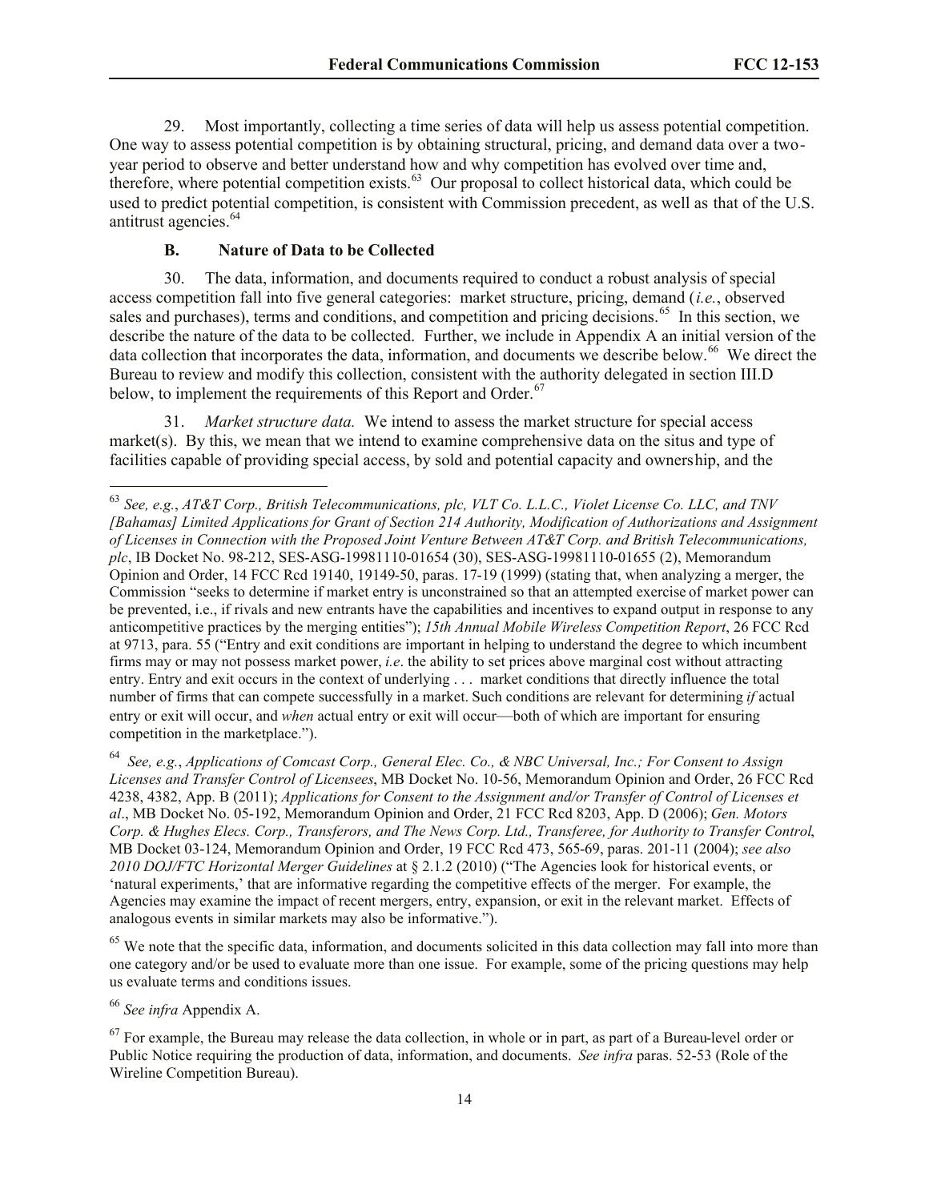29. Most importantly, collecting a time series of data will help us assess potential competition. One way to assess potential competition is by obtaining structural, pricing, and demand data over a two-year period to observe and better understand how and why competition has evolved over time and, therefore, where potential competition exists.[63] Our proposal to collect historical data, which could be used to predict potential competition, is consistent with Commission precedent, as well as that of the U.S. antitrust agencies.[64]

### B. Nature of Data to be Collected

30. The data, information, and documents required to conduct a robust analysis of special access competition fall into five general categories: market structure, pricing, demand (*i.e.*, observed sales and purchases), terms and conditions, and competition and pricing decisions.[65] In this section, we describe the nature of the data to be collected. Further, we include in Appendix A an initial version of the data collection that incorporates the data, information, and documents we describe below.[66] We direct the Bureau to review and modify this collection, consistent with the authority delegated in section III.D below, to implement the requirements of this Report and Order.[67]

31. *Market structure data.* We intend to assess the market structure for special access market(s). By this, we mean that we intend to examine comprehensive data on the situs and type of facilities capable of providing special access, by sold and potential capacity and ownership, and the

---

[63] *See, e.g.*, *AT&T Corp., British Telecommunications, plc, VLT Co. L.L.C., Violet License Co. LLC, and TNV [Bahamas] Limited Applications for Grant of Section 214 Authority, Modification of Authorizations and Assignment of Licenses in Connection with the Proposed Joint Venture Between AT&T Corp. and British Telecommunications, plc*, IB Docket No. 98-212, SES-ASG-19981110-01654 (30), SES-ASG-19981110-01655 (2), Memorandum Opinion and Order, 14 FCC Rcd 19140, 19149-50, paras. 17-19 (1999) (stating that, when analyzing a merger, the Commission "seeks to determine if market entry is unconstrained so that an attempted exercise of market power can be prevented, i.e., if rivals and new entrants have the capabilities and incentives to expand output in response to any anticompetitive practices by the merging entities"); *15th Annual Mobile Wireless Competition Report*, 26 FCC Rcd at 9713, para. 55 ("Entry and exit conditions are important in helping to understand the degree to which incumbent firms may or may not possess market power, *i.e*. the ability to set prices above marginal cost without attracting entry. Entry and exit occurs in the context of underlying . . . market conditions that directly influence the total number of firms that can compete successfully in a market. Such conditions are relevant for determining *if* actual entry or exit will occur, and *when* actual entry or exit will occur—both of which are important for ensuring competition in the marketplace.").

[64] *See, e.g.*, *Applications of Comcast Corp., General Elec. Co., & NBC Universal, Inc.; For Consent to Assign Licenses and Transfer Control of Licensees*, MB Docket No. 10-56, Memorandum Opinion and Order, 26 FCC Rcd 4238, 4382, App. B (2011); *Applications for Consent to the Assignment and/or Transfer of Control of Licenses et al*., MB Docket No. 05-192, Memorandum Opinion and Order, 21 FCC Rcd 8203, App. D (2006); *Gen. Motors Corp. & Hughes Elecs. Corp., Transferors, and The News Corp. Ltd., Transferee, for Authority to Transfer Control*, MB Docket 03-124, Memorandum Opinion and Order, 19 FCC Rcd 473, 565-69, paras. 201-11 (2004); *see also 2010 DOJ/FTC Horizontal Merger Guidelines* at § 2.1.2 (2010) ("The Agencies look for historical events, or 'natural experiments,' that are informative regarding the competitive effects of the merger. For example, the Agencies may examine the impact of recent mergers, entry, expansion, or exit in the relevant market. Effects of analogous events in similar markets may also be informative.").

[65] We note that the specific data, information, and documents solicited in this data collection may fall into more than one category and/or be used to evaluate more than one issue. For example, some of the pricing questions may help us evaluate terms and conditions issues.

[66] *See infra* Appendix A.

[67] For example, the Bureau may release the data collection, in whole or in part, as part of a Bureau-level order or Public Notice requiring the production of data, information, and documents. *See infra* paras. 52-53 (Role of the Wireline Competition Bureau).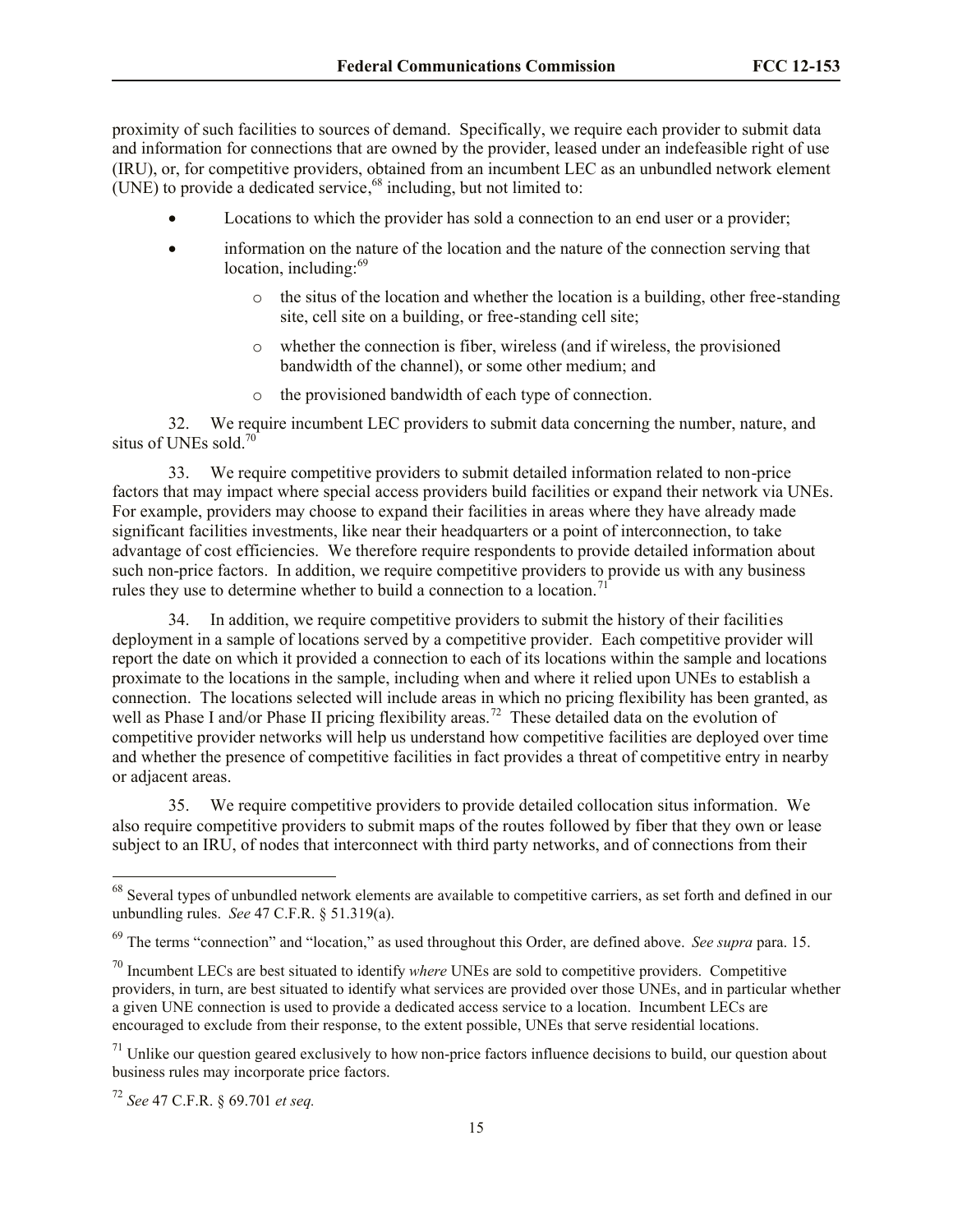proximity of such facilities to sources of demand. Specifically, we require each provider to submit data and information for connections that are owned by the provider, leased under an indefeasible right of use (IRU), or, for competitive providers, obtained from an incumbent LEC as an unbundled network element (UNE) to provide a dedicated service,[68] including, but not limited to:

- Locations to which the provider has sold a connection to an end user or a provider;
- information on the nature of the location and the nature of the connection serving that location, including:[69]
  - the situs of the location and whether the location is a building, other free-standing site, cell site on a building, or free-standing cell site;
  - whether the connection is fiber, wireless (and if wireless, the provisioned bandwidth of the channel), or some other medium; and
  - the provisioned bandwidth of each type of connection.

32. We require incumbent LEC providers to submit data concerning the number, nature, and situs of UNEs sold.[70]

33. We require competitive providers to submit detailed information related to non-price factors that may impact where special access providers build facilities or expand their network via UNEs. For example, providers may choose to expand their facilities in areas where they have already made significant facilities investments, like near their headquarters or a point of interconnection, to take advantage of cost efficiencies. We therefore require respondents to provide detailed information about such non-price factors. In addition, we require competitive providers to provide us with any business rules they use to determine whether to build a connection to a location.[71]

34. In addition, we require competitive providers to submit the history of their facilities deployment in a sample of locations served by a competitive provider. Each competitive provider will report the date on which it provided a connection to each of its locations within the sample and locations proximate to the locations in the sample, including when and where it relied upon UNEs to establish a connection. The locations selected will include areas in which no pricing flexibility has been granted, as well as Phase I and/or Phase II pricing flexibility areas.[72] These detailed data on the evolution of competitive provider networks will help us understand how competitive facilities are deployed over time and whether the presence of competitive facilities in fact provides a threat of competitive entry in nearby or adjacent areas.

35. We require competitive providers to provide detailed collocation situs information. We also require competitive providers to submit maps of the routes followed by fiber that they own or lease subject to an IRU, of nodes that interconnect with third party networks, and of connections from their

---

[68] Several types of unbundled network elements are available to competitive carriers, as set forth and defined in our unbundling rules. *See* 47 C.F.R. § 51.319(a).

[69] The terms "connection" and "location," as used throughout this Order, are defined above. *See supra* para. 15.

[70] Incumbent LECs are best situated to identify *where* UNEs are sold to competitive providers. Competitive providers, in turn, are best situated to identify what services are provided over those UNEs, and in particular whether a given UNE connection is used to provide a dedicated access service to a location. Incumbent LECs are encouraged to exclude from their response, to the extent possible, UNEs that serve residential locations.

[71] Unlike our question geared exclusively to how non-price factors influence decisions to build, our question about business rules may incorporate price factors.

[72] *See* 47 C.F.R. § 69.701 *et seq.*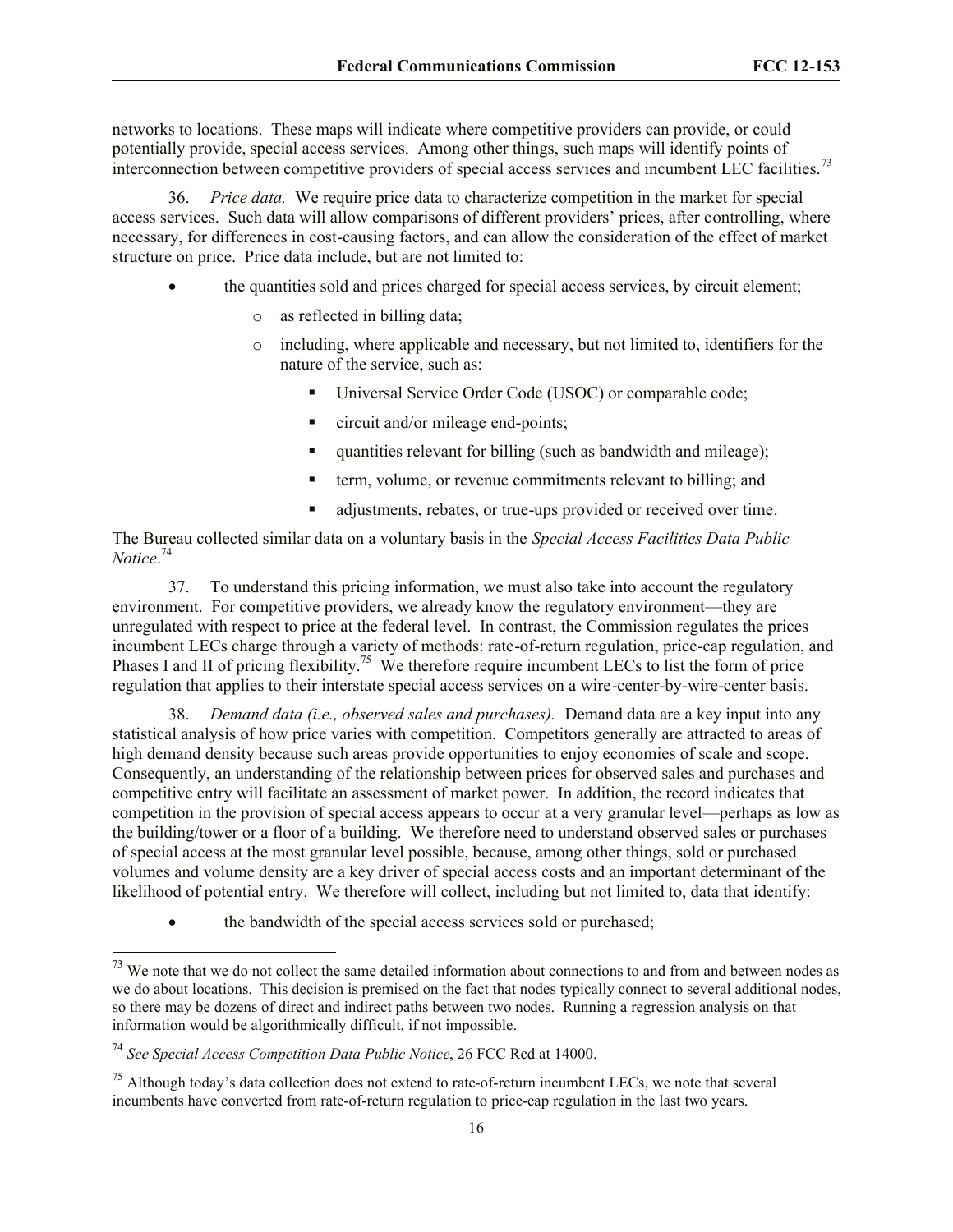networks to locations. These maps will indicate where competitive providers can provide, or could potentially provide, special access services. Among other things, such maps will identify points of interconnection between competitive providers of special access services and incumbent LEC facilities.[73]

36. *Price data.* We require price data to characterize competition in the market for special access services. Such data will allow comparisons of different providers' prices, after controlling, where necessary, for differences in cost-causing factors, and can allow the consideration of the effect of market structure on price. Price data include, but are not limited to:

- the quantities sold and prices charged for special access services, by circuit element;
  - as reflected in billing data;
  - including, where applicable and necessary, but not limited to, identifiers for the nature of the service, such as:
    - Universal Service Order Code (USOC) or comparable code;
    - circuit and/or mileage end-points;
    - quantities relevant for billing (such as bandwidth and mileage);
    - term, volume, or revenue commitments relevant to billing; and
    - adjustments, rebates, or true-ups provided or received over time.

The Bureau collected similar data on a voluntary basis in the *Special Access Facilities Data Public Notice*.[74]

37. To understand this pricing information, we must also take into account the regulatory environment. For competitive providers, we already know the regulatory environment—they are unregulated with respect to price at the federal level. In contrast, the Commission regulates the prices incumbent LECs charge through a variety of methods: rate-of-return regulation, price-cap regulation, and Phases I and II of pricing flexibility.[75] We therefore require incumbent LECs to list the form of price regulation that applies to their interstate special access services on a wire-center-by-wire-center basis.

38. *Demand data (i.e., observed sales and purchases).* Demand data are a key input into any statistical analysis of how price varies with competition. Competitors generally are attracted to areas of high demand density because such areas provide opportunities to enjoy economies of scale and scope. Consequently, an understanding of the relationship between prices for observed sales and purchases and competitive entry will facilitate an assessment of market power. In addition, the record indicates that competition in the provision of special access appears to occur at a very granular level—perhaps as low as the building/tower or a floor of a building. We therefore need to understand observed sales or purchases of special access at the most granular level possible, because, among other things, sold or purchased volumes and volume density are a key driver of special access costs and an important determinant of the likelihood of potential entry. We therefore will collect, including but not limited to, data that identify:

- the bandwidth of the special access services sold or purchased;

---

[73] We note that we do not collect the same detailed information about connections to and from and between nodes as we do about locations. This decision is premised on the fact that nodes typically connect to several additional nodes, so there may be dozens of direct and indirect paths between two nodes. Running a regression analysis on that information would be algorithmically difficult, if not impossible.

[74] *See Special Access Competition Data Public Notice*, 26 FCC Rcd at 14000.

[75] Although today's data collection does not extend to rate-of-return incumbent LECs, we note that several incumbents have converted from rate-of-return regulation to price-cap regulation in the last two years.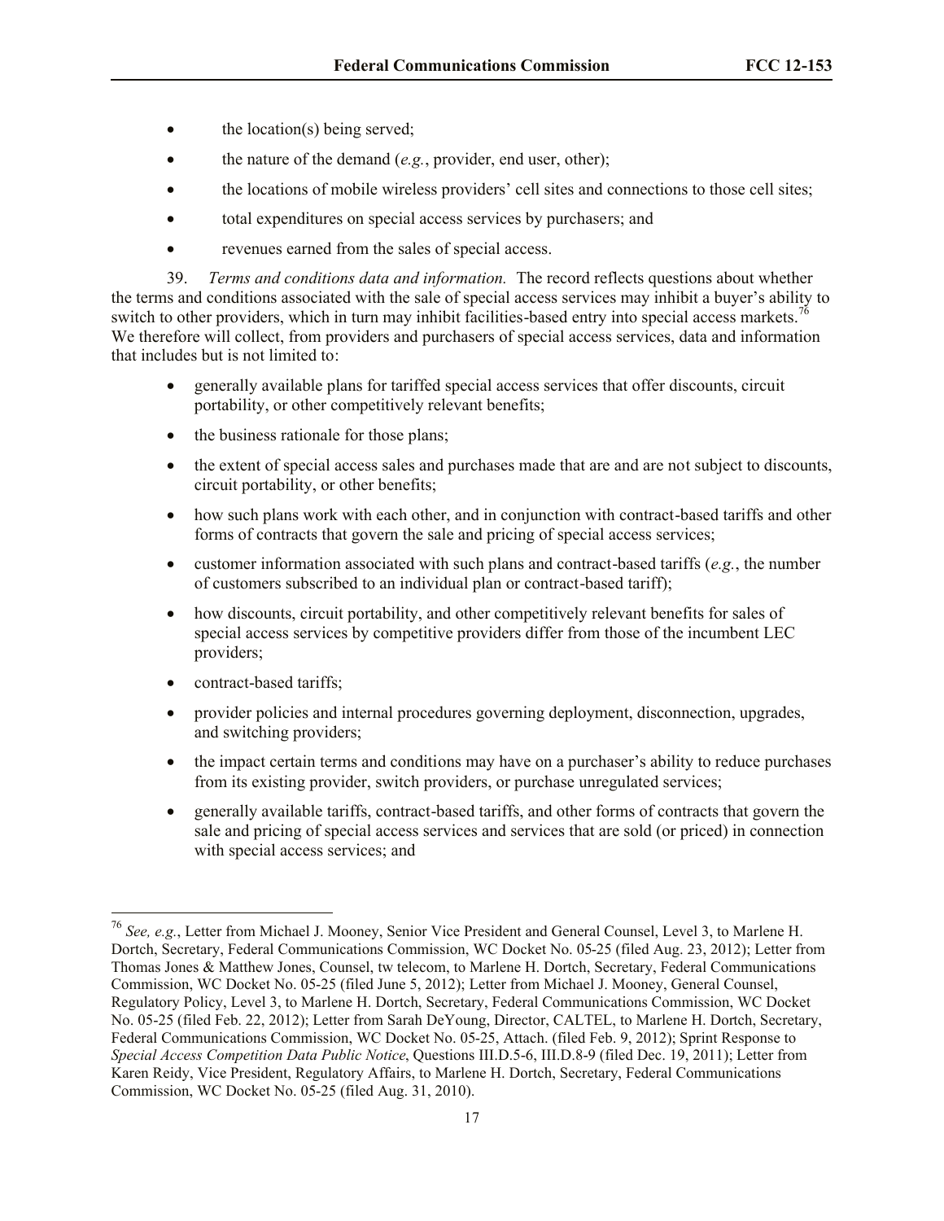- the location(s) being served;
- the nature of the demand (*e.g.*, provider, end user, other);
- the locations of mobile wireless providers' cell sites and connections to those cell sites;
- total expenditures on special access services by purchasers; and
- revenues earned from the sales of special access.

39. *Terms and conditions data and information.* The record reflects questions about whether the terms and conditions associated with the sale of special access services may inhibit a buyer's ability to switch to other providers, which in turn may inhibit facilities-based entry into special access markets.[76] We therefore will collect, from providers and purchasers of special access services, data and information that includes but is not limited to:

- generally available plans for tariffed special access services that offer discounts, circuit portability, or other competitively relevant benefits;
- the business rationale for those plans;
- the extent of special access sales and purchases made that are and are not subject to discounts, circuit portability, or other benefits;
- how such plans work with each other, and in conjunction with contract-based tariffs and other forms of contracts that govern the sale and pricing of special access services;
- customer information associated with such plans and contract-based tariffs (*e.g.*, the number of customers subscribed to an individual plan or contract-based tariff);
- how discounts, circuit portability, and other competitively relevant benefits for sales of special access services by competitive providers differ from those of the incumbent LEC providers;
- contract-based tariffs;
- provider policies and internal procedures governing deployment, disconnection, upgrades, and switching providers;
- the impact certain terms and conditions may have on a purchaser's ability to reduce purchases from its existing provider, switch providers, or purchase unregulated services;
- generally available tariffs, contract-based tariffs, and other forms of contracts that govern the sale and pricing of special access services and services that are sold (or priced) in connection with special access services; and

---

[76] *See, e.g.*, Letter from Michael J. Mooney, Senior Vice President and General Counsel, Level 3, to Marlene H. Dortch, Secretary, Federal Communications Commission, WC Docket No. 05-25 (filed Aug. 23, 2012); Letter from Thomas Jones & Matthew Jones, Counsel, tw telecom, to Marlene H. Dortch, Secretary, Federal Communications Commission, WC Docket No. 05-25 (filed June 5, 2012); Letter from Michael J. Mooney, General Counsel, Regulatory Policy, Level 3, to Marlene H. Dortch, Secretary, Federal Communications Commission, WC Docket No. 05-25 (filed Feb. 22, 2012); Letter from Sarah DeYoung, Director, CALTEL, to Marlene H. Dortch, Secretary, Federal Communications Commission, WC Docket No. 05-25, Attach. (filed Feb. 9, 2012); Sprint Response to *Special Access Competition Data Public Notice*, Questions III.D.5-6, III.D.8-9 (filed Dec. 19, 2011); Letter from Karen Reidy, Vice President, Regulatory Affairs, to Marlene H. Dortch, Secretary, Federal Communications Commission, WC Docket No. 05-25 (filed Aug. 31, 2010).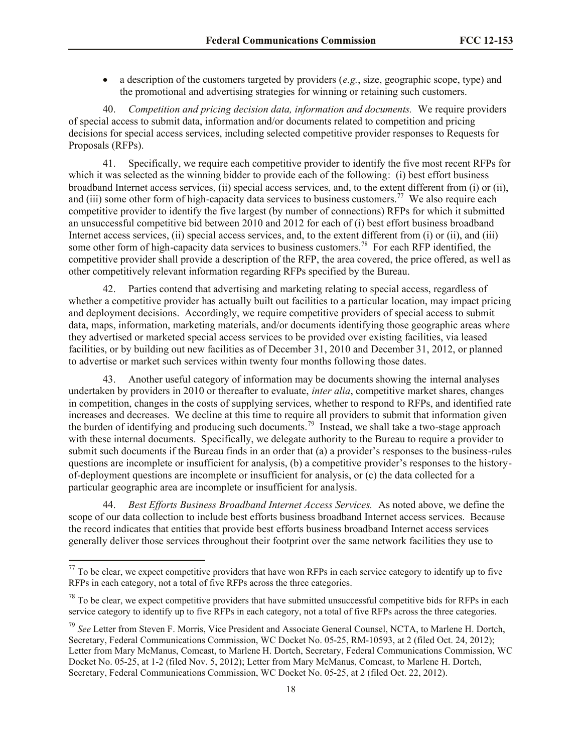- a description of the customers targeted by providers (*e.g.*, size, geographic scope, type) and the promotional and advertising strategies for winning or retaining such customers.

40. *Competition and pricing decision data, information and documents.* We require providers of special access to submit data, information and/or documents related to competition and pricing decisions for special access services, including selected competitive provider responses to Requests for Proposals (RFPs).

41. Specifically, we require each competitive provider to identify the five most recent RFPs for which it was selected as the winning bidder to provide each of the following: (i) best effort business broadband Internet access services, (ii) special access services, and, to the extent different from (i) or (ii), and (iii) some other form of high-capacity data services to business customers.[77] We also require each competitive provider to identify the five largest (by number of connections) RFPs for which it submitted an unsuccessful competitive bid between 2010 and 2012 for each of (i) best effort business broadband Internet access services, (ii) special access services, and, to the extent different from (i) or (ii), and (iii) some other form of high-capacity data services to business customers.[78] For each RFP identified, the competitive provider shall provide a description of the RFP, the area covered, the price offered, as well as other competitively relevant information regarding RFPs specified by the Bureau.

42. Parties contend that advertising and marketing relating to special access, regardless of whether a competitive provider has actually built out facilities to a particular location, may impact pricing and deployment decisions. Accordingly, we require competitive providers of special access to submit data, maps, information, marketing materials, and/or documents identifying those geographic areas where they advertised or marketed special access services to be provided over existing facilities, via leased facilities, or by building out new facilities as of December 31, 2010 and December 31, 2012, or planned to advertise or market such services within twenty four months following those dates.

43. Another useful category of information may be documents showing the internal analyses undertaken by providers in 2010 or thereafter to evaluate, *inter alia*, competitive market shares, changes in competition, changes in the costs of supplying services, whether to respond to RFPs, and identified rate increases and decreases. We decline at this time to require all providers to submit that information given the burden of identifying and producing such documents.[79] Instead, we shall take a two-stage approach with these internal documents. Specifically, we delegate authority to the Bureau to require a provider to submit such documents if the Bureau finds in an order that (a) a provider's responses to the business-rules questions are incomplete or insufficient for analysis, (b) a competitive provider's responses to the history-of-deployment questions are incomplete or insufficient for analysis, or (c) the data collected for a particular geographic area are incomplete or insufficient for analysis.

44. *Best Efforts Business Broadband Internet Access Services.* As noted above, we define the scope of our data collection to include best efforts business broadband Internet access services. Because the record indicates that entities that provide best efforts business broadband Internet access services generally deliver those services throughout their footprint over the same network facilities they use to

---

[77] To be clear, we expect competitive providers that have won RFPs in each service category to identify up to five RFPs in each category, not a total of five RFPs across the three categories.

[78] To be clear, we expect competitive providers that have submitted unsuccessful competitive bids for RFPs in each service category to identify up to five RFPs in each category, not a total of five RFPs across the three categories.

[79] *See* Letter from Steven F. Morris, Vice President and Associate General Counsel, NCTA, to Marlene H. Dortch, Secretary, Federal Communications Commission, WC Docket No. 05-25, RM-10593, at 2 (filed Oct. 24, 2012); Letter from Mary McManus, Comcast, to Marlene H. Dortch, Secretary, Federal Communications Commission, WC Docket No. 05-25, at 1-2 (filed Nov. 5, 2012); Letter from Mary McManus, Comcast, to Marlene H. Dortch, Secretary, Federal Communications Commission, WC Docket No. 05-25, at 2 (filed Oct. 22, 2012).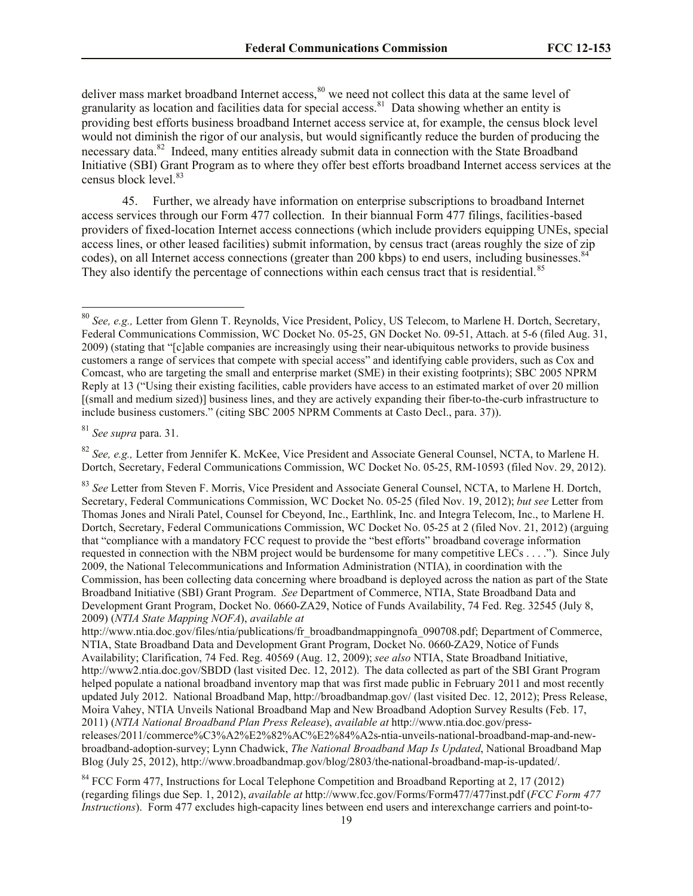deliver mass market broadband Internet access,[80] we need not collect this data at the same level of granularity as location and facilities data for special access.[81] Data showing whether an entity is providing best efforts business broadband Internet access service at, for example, the census block level would not diminish the rigor of our analysis, but would significantly reduce the burden of producing the necessary data.[82] Indeed, many entities already submit data in connection with the State Broadband Initiative (SBI) Grant Program as to where they offer best efforts broadband Internet access services at the census block level.[83]

45. Further, we already have information on enterprise subscriptions to broadband Internet access services through our Form 477 collection. In their biannual Form 477 filings, facilities-based providers of fixed-location Internet access connections (which include providers equipping UNEs, special access lines, or other leased facilities) submit information, by census tract (areas roughly the size of zip codes), on all Internet access connections (greater than 200 kbps) to end users, including businesses.[84] They also identify the percentage of connections within each census tract that is residential.[85]

---

[80] *See, e.g.,* Letter from Glenn T. Reynolds, Vice President, Policy, US Telecom, to Marlene H. Dortch, Secretary, Federal Communications Commission, WC Docket No. 05-25, GN Docket No. 09-51, Attach. at 5-6 (filed Aug. 31, 2009) (stating that "[c]able companies are increasingly using their near-ubiquitous networks to provide business customers a range of services that compete with special access" and identifying cable providers, such as Cox and Comcast, who are targeting the small and enterprise market (SME) in their existing footprints); SBC 2005 NPRM Reply at 13 ("Using their existing facilities, cable providers have access to an estimated market of over 20 million [(small and medium sized)] business lines, and they are actively expanding their fiber-to-the-curb infrastructure to include business customers." (citing SBC 2005 NPRM Comments at Casto Decl., para. 37)).

[81] *See supra* para. 31.

[82] *See, e.g.,* Letter from Jennifer K. McKee, Vice President and Associate General Counsel, NCTA, to Marlene H. Dortch, Secretary, Federal Communications Commission, WC Docket No. 05-25, RM-10593 (filed Nov. 29, 2012).

[83] *See* Letter from Steven F. Morris, Vice President and Associate General Counsel, NCTA, to Marlene H. Dortch, Secretary, Federal Communications Commission, WC Docket No. 05-25 (filed Nov. 19, 2012); *but see* Letter from Thomas Jones and Nirali Patel, Counsel for Cbeyond, Inc., Earthlink, Inc. and Integra Telecom, Inc., to Marlene H. Dortch, Secretary, Federal Communications Commission, WC Docket No. 05-25 at 2 (filed Nov. 21, 2012) (arguing that "compliance with a mandatory FCC request to provide the "best efforts" broadband coverage information requested in connection with the NBM project would be burdensome for many competitive LECs . . . ."). Since July 2009, the National Telecommunications and Information Administration (NTIA), in coordination with the Commission, has been collecting data concerning where broadband is deployed across the nation as part of the State Broadband Initiative (SBI) Grant Program. *See* Department of Commerce, NTIA, State Broadband Data and Development Grant Program, Docket No. 0660-ZA29, Notice of Funds Availability, 74 Fed. Reg. 32545 (July 8, 2009) (*NTIA State Mapping NOFA*), *available at* http://www.ntia.doc.gov/files/ntia/publications/fr_broadbandmappingnofa_090708.pdf; Department of Commerce, NTIA, State Broadband Data and Development Grant Program, Docket No. 0660-ZA29, Notice of Funds Availability; Clarification, 74 Fed. Reg. 40569 (Aug. 12, 2009); *see also* NTIA, State Broadband Initiative, http://www2.ntia.doc.gov/SBDD (last visited Dec. 12, 2012). The data collected as part of the SBI Grant Program helped populate a national broadband inventory map that was first made public in February 2011 and most recently updated July 2012. National Broadband Map, http://broadbandmap.gov/ (last visited Dec. 12, 2012); Press Release, Moira Vahey, NTIA Unveils National Broadband Map and New Broadband Adoption Survey Results (Feb. 17, 2011) (*NTIA National Broadband Plan Press Release*), *available at* http://www.ntia.doc.gov/press-releases/2011/commerce%C3%A2%E2%82%AC%E2%84%A2s-ntia-unveils-national-broadband-map-and-new-broadband-adoption-survey; Lynn Chadwick, *The National Broadband Map Is Updated*, National Broadband Map Blog (July 25, 2012), http://www.broadbandmap.gov/blog/2803/the-national-broadband-map-is-updated/.

[84] FCC Form 477, Instructions for Local Telephone Competition and Broadband Reporting at 2, 17 (2012) (regarding filings due Sep. 1, 2012), *available at* http://www.fcc.gov/Forms/Form477/477inst.pdf (*FCC Form 477 Instructions*). Form 477 excludes high-capacity lines between end users and interexchange carriers and point-to-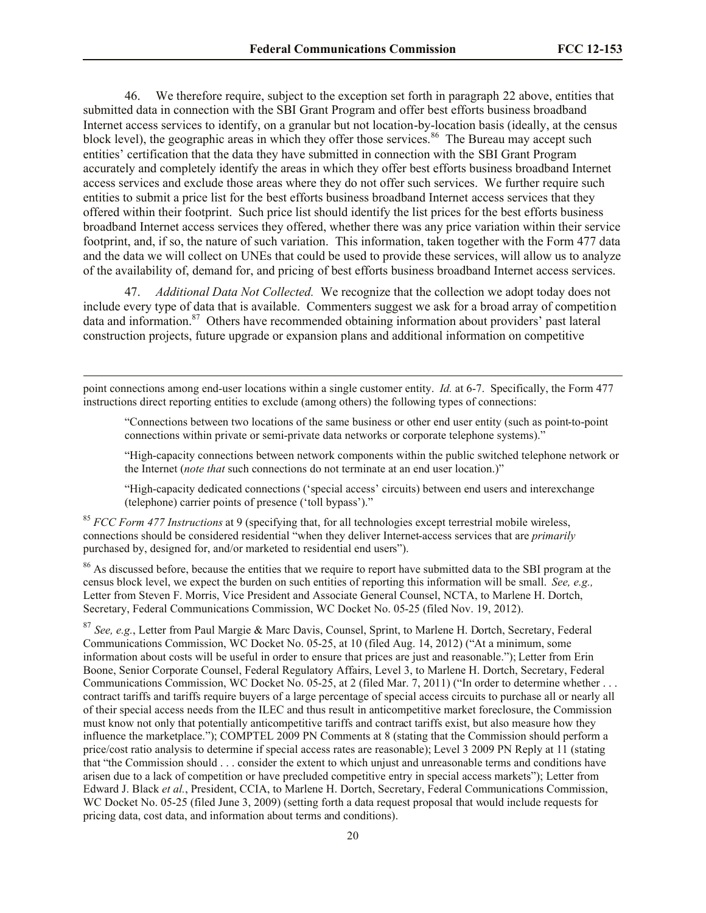46. We therefore require, subject to the exception set forth in paragraph 22 above, entities that submitted data in connection with the SBI Grant Program and offer best efforts business broadband Internet access services to identify, on a granular but not location-by-location basis (ideally, at the census block level), the geographic areas in which they offer those services.[86] The Bureau may accept such entities' certification that the data they have submitted in connection with the SBI Grant Program accurately and completely identify the areas in which they offer best efforts business broadband Internet access services and exclude those areas where they do not offer such services. We further require such entities to submit a price list for the best efforts business broadband Internet access services that they offered within their footprint. Such price list should identify the list prices for the best efforts business broadband Internet access services they offered, whether there was any price variation within their service footprint, and, if so, the nature of such variation. This information, taken together with the Form 477 data and the data we will collect on UNEs that could be used to provide these services, will allow us to analyze of the availability of, demand for, and pricing of best efforts business broadband Internet access services.

47. *Additional Data Not Collected.* We recognize that the collection we adopt today does not include every type of data that is available. Commenters suggest we ask for a broad array of competition data and information.[87] Others have recommended obtaining information about providers' past lateral construction projects, future upgrade or expansion plans and additional information on competitive

---

point connections among end-user locations within a single customer entity. *Id.* at 6-7. Specifically, the Form 477 instructions direct reporting entities to exclude (among others) the following types of connections:

> "Connections between two locations of the same business or other end user entity (such as point-to-point connections within private or semi-private data networks or corporate telephone systems)."
>
> "High-capacity connections between network components within the public switched telephone network or the Internet (*note that* such connections do not terminate at an end user location.)"
>
> "High-capacity dedicated connections ('special access' circuits) between end users and interexchange (telephone) carrier points of presence ('toll bypass')."

[85] *FCC Form 477 Instructions* at 9 (specifying that, for all technologies except terrestrial mobile wireless, connections should be considered residential "when they deliver Internet-access services that are *primarily* purchased by, designed for, and/or marketed to residential end users").

[86] As discussed before, because the entities that we require to report have submitted data to the SBI program at the census block level, we expect the burden on such entities of reporting this information will be small. *See, e.g.,* Letter from Steven F. Morris, Vice President and Associate General Counsel, NCTA, to Marlene H. Dortch, Secretary, Federal Communications Commission, WC Docket No. 05-25 (filed Nov. 19, 2012).

[87] *See, e.g.*, Letter from Paul Margie & Marc Davis, Counsel, Sprint, to Marlene H. Dortch, Secretary, Federal Communications Commission, WC Docket No. 05-25, at 10 (filed Aug. 14, 2012) ("At a minimum, some information about costs will be useful in order to ensure that prices are just and reasonable."); Letter from Erin Boone, Senior Corporate Counsel, Federal Regulatory Affairs, Level 3, to Marlene H. Dortch, Secretary, Federal Communications Commission, WC Docket No. 05-25, at 2 (filed Mar. 7, 2011) ("In order to determine whether . . . contract tariffs and tariffs require buyers of a large percentage of special access circuits to purchase all or nearly all of their special access needs from the ILEC and thus result in anticompetitive market foreclosure, the Commission must know not only that potentially anticompetitive tariffs and contract tariffs exist, but also measure how they influence the marketplace."); COMPTEL 2009 PN Comments at 8 (stating that the Commission should perform a price/cost ratio analysis to determine if special access rates are reasonable); Level 3 2009 PN Reply at 11 (stating that "the Commission should . . . consider the extent to which unjust and unreasonable terms and conditions have arisen due to a lack of competition or have precluded competitive entry in special access markets"); Letter from Edward J. Black *et al.*, President, CCIA, to Marlene H. Dortch, Secretary, Federal Communications Commission, WC Docket No. 05-25 (filed June 3, 2009) (setting forth a data request proposal that would include requests for pricing data, cost data, and information about terms and conditions).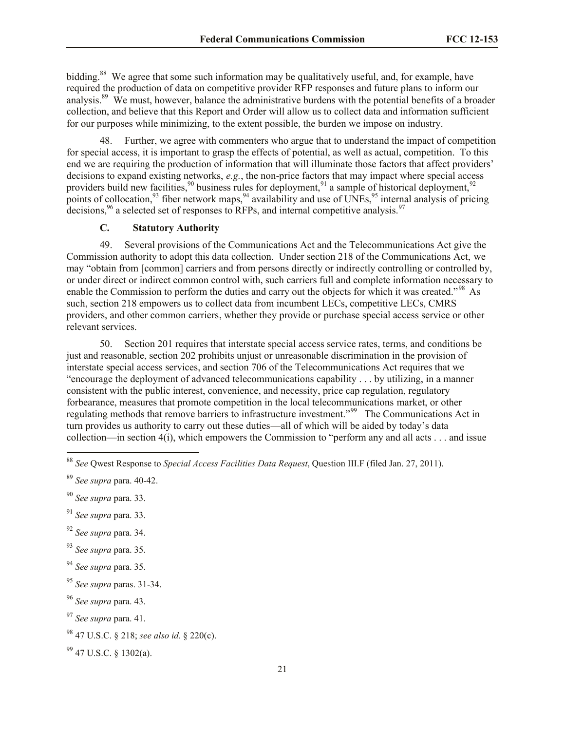bidding.[88] We agree that some such information may be qualitatively useful, and, for example, have required the production of data on competitive provider RFP responses and future plans to inform our analysis.[89] We must, however, balance the administrative burdens with the potential benefits of a broader collection, and believe that this Report and Order will allow us to collect data and information sufficient for our purposes while minimizing, to the extent possible, the burden we impose on industry.

48. Further, we agree with commenters who argue that to understand the impact of competition for special access, it is important to grasp the effects of potential, as well as actual, competition. To this end we are requiring the production of information that will illuminate those factors that affect providers' decisions to expand existing networks, *e.g.*, the non-price factors that may impact where special access providers build new facilities,[90] business rules for deployment,[91] a sample of historical deployment,[92] points of collocation,[93] fiber network maps,[94] availability and use of UNEs,[95] internal analysis of pricing decisions,[96] a selected set of responses to RFPs, and internal competitive analysis.[97]

### C. Statutory Authority

49. Several provisions of the Communications Act and the Telecommunications Act give the Commission authority to adopt this data collection. Under section 218 of the Communications Act, we may "obtain from [common] carriers and from persons directly or indirectly controlling or controlled by, or under direct or indirect common control with, such carriers full and complete information necessary to enable the Commission to perform the duties and carry out the objects for which it was created."[98] As such, section 218 empowers us to collect data from incumbent LECs, competitive LECs, CMRS providers, and other common carriers, whether they provide or purchase special access service or other relevant services.

50. Section 201 requires that interstate special access service rates, terms, and conditions be just and reasonable, section 202 prohibits unjust or unreasonable discrimination in the provision of interstate special access services, and section 706 of the Telecommunications Act requires that we "encourage the deployment of advanced telecommunications capability . . . by utilizing, in a manner consistent with the public interest, convenience, and necessity, price cap regulation, regulatory forbearance, measures that promote competition in the local telecommunications market, or other regulating methods that remove barriers to infrastructure investment."[99] The Communications Act in turn provides us authority to carry out these duties—all of which will be aided by today's data collection—in section 4(i), which empowers the Commission to "perform any and all acts . . . and issue

---

[88] *See* Qwest Response to *Special Access Facilities Data Request*, Question III.F (filed Jan. 27, 2011).

[89] *See supra* para. 40-42.

[90] *See supra* para. 33.

[91] *See supra* para. 33.

[92] *See supra* para. 34.

[93] *See supra* para. 35.

[94] *See supra* para. 35.

[95] *See supra* paras. 31-34.

[96] *See supra* para. 43.

[97] *See supra* para. 41.

[98] 47 U.S.C. § 218; *see also id.* § 220(c).

[99] 47 U.S.C. § 1302(a).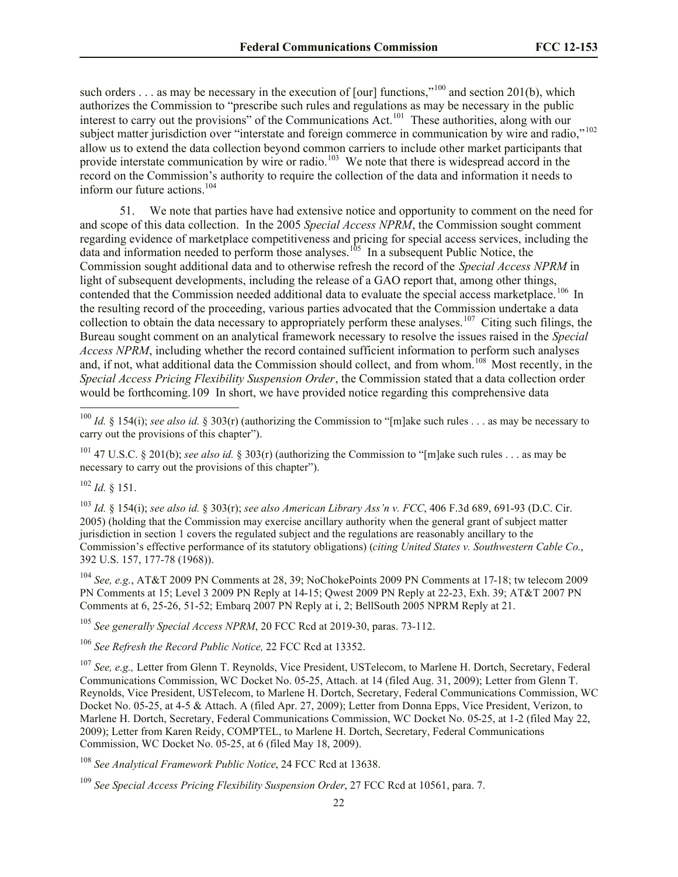such orders . . . as may be necessary in the execution of [our] functions,"[100] and section 201(b), which authorizes the Commission to "prescribe such rules and regulations as may be necessary in the public interest to carry out the provisions" of the Communications Act.[101] These authorities, along with our subject matter jurisdiction over "interstate and foreign commerce in communication by wire and radio,"[102] allow us to extend the data collection beyond common carriers to include other market participants that provide interstate communication by wire or radio.[103] We note that there is widespread accord in the record on the Commission's authority to require the collection of the data and information it needs to inform our future actions.[104]

51. We note that parties have had extensive notice and opportunity to comment on the need for and scope of this data collection. In the 2005 *Special Access NPRM*, the Commission sought comment regarding evidence of marketplace competitiveness and pricing for special access services, including the data and information needed to perform those analyses.[105] In a subsequent Public Notice, the Commission sought additional data and to otherwise refresh the record of the *Special Access NPRM* in light of subsequent developments, including the release of a GAO report that, among other things, contended that the Commission needed additional data to evaluate the special access marketplace.[106] In the resulting record of the proceeding, various parties advocated that the Commission undertake a data collection to obtain the data necessary to appropriately perform these analyses.[107] Citing such filings, the Bureau sought comment on an analytical framework necessary to resolve the issues raised in the *Special Access NPRM*, including whether the record contained sufficient information to perform such analyses and, if not, what additional data the Commission should collect, and from whom.[108] Most recently, in the *Special Access Pricing Flexibility Suspension Order*, the Commission stated that a data collection order would be forthcoming.109 In short, we have provided notice regarding this comprehensive data

---

[100] *Id.* § 154(i); *see also id.* § 303(r) (authorizing the Commission to "[m]ake such rules . . . as may be necessary to carry out the provisions of this chapter").

[101] 47 U.S.C. § 201(b); *see also id.* § 303(r) (authorizing the Commission to "[m]ake such rules . . . as may be necessary to carry out the provisions of this chapter").

[102] *Id.* § 151.

[103] *Id.* § 154(i); *see also id.* § 303(r); *see also American Library Ass'n v. FCC*, 406 F.3d 689, 691-93 (D.C. Cir. 2005) (holding that the Commission may exercise ancillary authority when the general grant of subject matter jurisdiction in section 1 covers the regulated subject and the regulations are reasonably ancillary to the Commission's effective performance of its statutory obligations) (*citing United States v. Southwestern Cable Co.*, 392 U.S. 157, 177-78 (1968)).

[104] *See, e.g.*, AT&T 2009 PN Comments at 28, 39; NoChokePoints 2009 PN Comments at 17-18; tw telecom 2009 PN Comments at 15; Level 3 2009 PN Reply at 14-15; Qwest 2009 PN Reply at 22-23, Exh. 39; AT&T 2007 PN Comments at 6, 25-26, 51-52; Embarq 2007 PN Reply at i, 2; BellSouth 2005 NPRM Reply at 21.

[105] *See generally Special Access NPRM*, 20 FCC Rcd at 2019-30, paras. 73-112.

[106] *See Refresh the Record Public Notice,* 22 FCC Rcd at 13352.

[107] *See, e.g.,* Letter from Glenn T. Reynolds, Vice President, USTelecom, to Marlene H. Dortch, Secretary, Federal Communications Commission, WC Docket No. 05-25, Attach. at 14 (filed Aug. 31, 2009); Letter from Glenn T. Reynolds, Vice President, USTelecom, to Marlene H. Dortch, Secretary, Federal Communications Commission, WC Docket No. 05-25, at 4-5 & Attach. A (filed Apr. 27, 2009); Letter from Donna Epps, Vice President, Verizon, to Marlene H. Dortch, Secretary, Federal Communications Commission, WC Docket No. 05-25, at 1-2 (filed May 22, 2009); Letter from Karen Reidy, COMPTEL, to Marlene H. Dortch, Secretary, Federal Communications Commission, WC Docket No. 05-25, at 6 (filed May 18, 2009).

[108] *See Analytical Framework Public Notice*, 24 FCC Rcd at 13638.

[109] *See Special Access Pricing Flexibility Suspension Order*, 27 FCC Rcd at 10561, para. 7.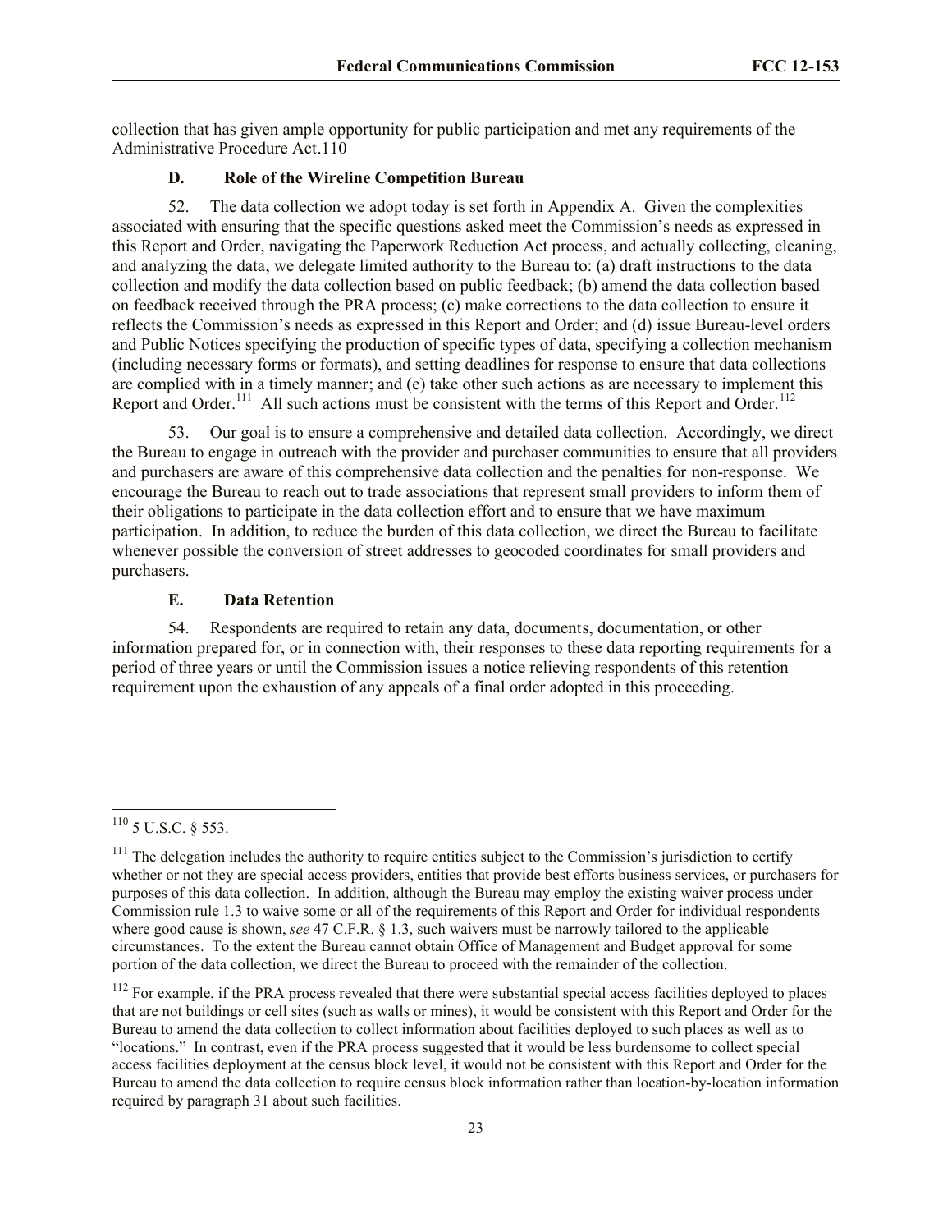collection that has given ample opportunity for public participation and met any requirements of the Administrative Procedure Act.110

### D. Role of the Wireline Competition Bureau

52. The data collection we adopt today is set forth in Appendix A. Given the complexities associated with ensuring that the specific questions asked meet the Commission's needs as expressed in this Report and Order, navigating the Paperwork Reduction Act process, and actually collecting, cleaning, and analyzing the data, we delegate limited authority to the Bureau to: (a) draft instructions to the data collection and modify the data collection based on public feedback; (b) amend the data collection based on feedback received through the PRA process; (c) make corrections to the data collection to ensure it reflects the Commission's needs as expressed in this Report and Order; and (d) issue Bureau-level orders and Public Notices specifying the production of specific types of data, specifying a collection mechanism (including necessary forms or formats), and setting deadlines for response to ensure that data collections are complied with in a timely manner; and (e) take other such actions as are necessary to implement this Report and Order.[111] All such actions must be consistent with the terms of this Report and Order.[112]

53. Our goal is to ensure a comprehensive and detailed data collection. Accordingly, we direct the Bureau to engage in outreach with the provider and purchaser communities to ensure that all providers and purchasers are aware of this comprehensive data collection and the penalties for non-response. We encourage the Bureau to reach out to trade associations that represent small providers to inform them of their obligations to participate in the data collection effort and to ensure that we have maximum participation. In addition, to reduce the burden of this data collection, we direct the Bureau to facilitate whenever possible the conversion of street addresses to geocoded coordinates for small providers and purchasers.

### E. Data Retention

54. Respondents are required to retain any data, documents, documentation, or other information prepared for, or in connection with, their responses to these data reporting requirements for a period of three years or until the Commission issues a notice relieving respondents of this retention requirement upon the exhaustion of any appeals of a final order adopted in this proceeding.

---

[110] 5 U.S.C. § 553.

[111] The delegation includes the authority to require entities subject to the Commission's jurisdiction to certify whether or not they are special access providers, entities that provide best efforts business services, or purchasers for purposes of this data collection. In addition, although the Bureau may employ the existing waiver process under Commission rule 1.3 to waive some or all of the requirements of this Report and Order for individual respondents where good cause is shown, *see* 47 C.F.R. § 1.3, such waivers must be narrowly tailored to the applicable circumstances. To the extent the Bureau cannot obtain Office of Management and Budget approval for some portion of the data collection, we direct the Bureau to proceed with the remainder of the collection.

[112] For example, if the PRA process revealed that there were substantial special access facilities deployed to places that are not buildings or cell sites (such as walls or mines), it would be consistent with this Report and Order for the Bureau to amend the data collection to collect information about facilities deployed to such places as well as to "locations." In contrast, even if the PRA process suggested that it would be less burdensome to collect special access facilities deployment at the census block level, it would not be consistent with this Report and Order for the Bureau to amend the data collection to require census block information rather than location-by-location information required by paragraph 31 about such facilities.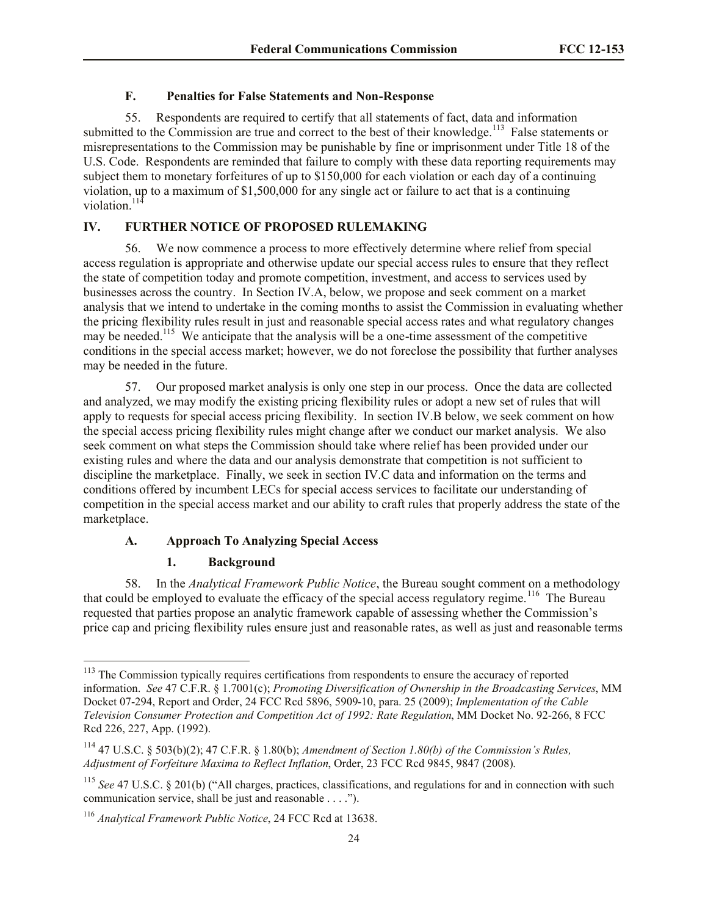### F. Penalties for False Statements and Non-Response

55. Respondents are required to certify that all statements of fact, data and information submitted to the Commission are true and correct to the best of their knowledge.[113] False statements or misrepresentations to the Commission may be punishable by fine or imprisonment under Title 18 of the U.S. Code. Respondents are reminded that failure to comply with these data reporting requirements may subject them to monetary forfeitures of up to $150,000 for each violation or each day of a continuing violation, up to a maximum of $1,500,000 for any single act or failure to act that is a continuing violation.[114]

## IV. FURTHER NOTICE OF PROPOSED RULEMAKING

56. We now commence a process to more effectively determine where relief from special access regulation is appropriate and otherwise update our special access rules to ensure that they reflect the state of competition today and promote competition, investment, and access to services used by businesses across the country. In Section IV.A, below, we propose and seek comment on a market analysis that we intend to undertake in the coming months to assist the Commission in evaluating whether the pricing flexibility rules result in just and reasonable special access rates and what regulatory changes may be needed.[115] We anticipate that the analysis will be a one-time assessment of the competitive conditions in the special access market; however, we do not foreclose the possibility that further analyses may be needed in the future.

57. Our proposed market analysis is only one step in our process. Once the data are collected and analyzed, we may modify the existing pricing flexibility rules or adopt a new set of rules that will apply to requests for special access pricing flexibility. In section IV.B below, we seek comment on how the special access pricing flexibility rules might change after we conduct our market analysis. We also seek comment on what steps the Commission should take where relief has been provided under our existing rules and where the data and our analysis demonstrate that competition is not sufficient to discipline the marketplace. Finally, we seek in section IV.C data and information on the terms and conditions offered by incumbent LECs for special access services to facilitate our understanding of competition in the special access market and our ability to craft rules that properly address the state of the marketplace.

### A. Approach To Analyzing Special Access

#### 1. Background

58. In the *Analytical Framework Public Notice*, the Bureau sought comment on a methodology that could be employed to evaluate the efficacy of the special access regulatory regime.[116] The Bureau requested that parties propose an analytic framework capable of assessing whether the Commission's price cap and pricing flexibility rules ensure just and reasonable rates, as well as just and reasonable terms

---

[113] The Commission typically requires certifications from respondents to ensure the accuracy of reported information. *See* 47 C.F.R. § 1.7001(c); *Promoting Diversification of Ownership in the Broadcasting Services*, MM Docket 07-294, Report and Order, 24 FCC Rcd 5896, 5909-10, para. 25 (2009); *Implementation of the Cable Television Consumer Protection and Competition Act of 1992: Rate Regulation*, MM Docket No. 92-266, 8 FCC Rcd 226, 227, App. (1992).

[114] 47 U.S.C. § 503(b)(2); 47 C.F.R. § 1.80(b); *Amendment of Section 1.80(b) of the Commission's Rules, Adjustment of Forfeiture Maxima to Reflect Inflation*, Order, 23 FCC Rcd 9845, 9847 (2008).

[115] *See* 47 U.S.C. § 201(b) ("All charges, practices, classifications, and regulations for and in connection with such communication service, shall be just and reasonable . . . .").

[116] *Analytical Framework Public Notice*, 24 FCC Rcd at 13638.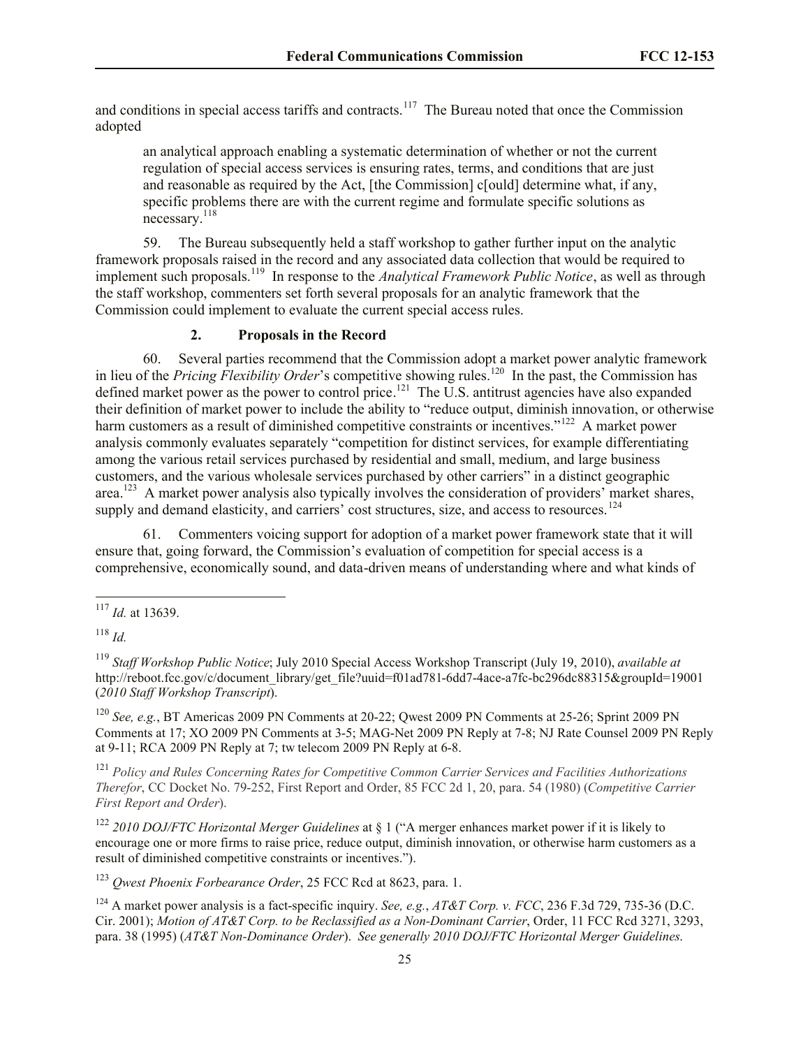and conditions in special access tariffs and contracts.[117] The Bureau noted that once the Commission adopted

> an analytical approach enabling a systematic determination of whether or not the current regulation of special access services is ensuring rates, terms, and conditions that are just and reasonable as required by the Act, [the Commission] c[ould] determine what, if any, specific problems there are with the current regime and formulate specific solutions as necessary.[118]

59. The Bureau subsequently held a staff workshop to gather further input on the analytic framework proposals raised in the record and any associated data collection that would be required to implement such proposals.[119] In response to the *Analytical Framework Public Notice*, as well as through the staff workshop, commenters set forth several proposals for an analytic framework that the Commission could implement to evaluate the current special access rules.

### 2. Proposals in the Record

60. Several parties recommend that the Commission adopt a market power analytic framework in lieu of the *Pricing Flexibility Order*'s competitive showing rules.[120] In the past, the Commission has defined market power as the power to control price.[121] The U.S. antitrust agencies have also expanded their definition of market power to include the ability to "reduce output, diminish innovation, or otherwise harm customers as a result of diminished competitive constraints or incentives."[122] A market power analysis commonly evaluates separately "competition for distinct services, for example differentiating among the various retail services purchased by residential and small, medium, and large business customers, and the various wholesale services purchased by other carriers" in a distinct geographic area.[123] A market power analysis also typically involves the consideration of providers' market shares, supply and demand elasticity, and carriers' cost structures, size, and access to resources.[124]

61. Commenters voicing support for adoption of a market power framework state that it will ensure that, going forward, the Commission's evaluation of competition for special access is a comprehensive, economically sound, and data-driven means of understanding where and what kinds of

---

[117] *Id.* at 13639.

[118] *Id.*

[119] *Staff Workshop Public Notice*; July 2010 Special Access Workshop Transcript (July 19, 2010), *available at* http://reboot.fcc.gov/c/document_library/get_file?uuid=f01ad781-6dd7-4ace-a7fc-bc296dc88315&groupId=19001 (*2010 Staff Workshop Transcript*).

[120] *See, e.g.*, BT Americas 2009 PN Comments at 20-22; Qwest 2009 PN Comments at 25-26; Sprint 2009 PN Comments at 17; XO 2009 PN Comments at 3-5; MAG-Net 2009 PN Reply at 7-8; NJ Rate Counsel 2009 PN Reply at 9-11; RCA 2009 PN Reply at 7; tw telecom 2009 PN Reply at 6-8.

[121] *Policy and Rules Concerning Rates for Competitive Common Carrier Services and Facilities Authorizations Therefor*, CC Docket No. 79-252, First Report and Order, 85 FCC 2d 1, 20, para. 54 (1980) (*Competitive Carrier First Report and Order*).

[122] *2010 DOJ/FTC Horizontal Merger Guidelines* at § 1 ("A merger enhances market power if it is likely to encourage one or more firms to raise price, reduce output, diminish innovation, or otherwise harm customers as a result of diminished competitive constraints or incentives.").

[123] *Qwest Phoenix Forbearance Order*, 25 FCC Rcd at 8623, para. 1.

[124] A market power analysis is a fact-specific inquiry. *See, e.g.*, *AT&T Corp. v. FCC*, 236 F.3d 729, 735-36 (D.C. Cir. 2001); *Motion of AT&T Corp. to be Reclassified as a Non-Dominant Carrier*, Order, 11 FCC Rcd 3271, 3293, para. 38 (1995) (*AT&T Non-Dominance Order*). *See generally 2010 DOJ/FTC Horizontal Merger Guidelines*.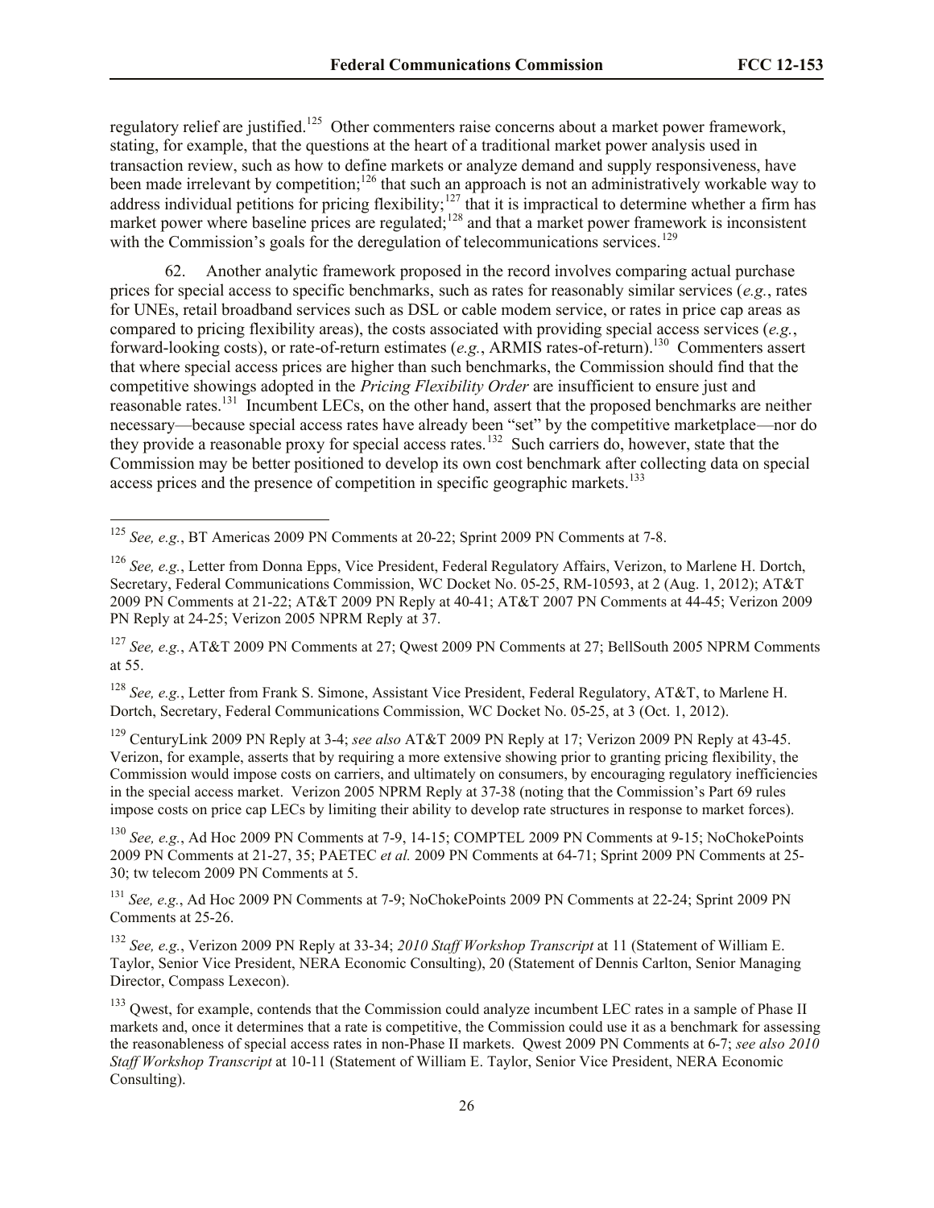regulatory relief are justified.[125] Other commenters raise concerns about a market power framework, stating, for example, that the questions at the heart of a traditional market power analysis used in transaction review, such as how to define markets or analyze demand and supply responsiveness, have been made irrelevant by competition;[126] that such an approach is not an administratively workable way to address individual petitions for pricing flexibility;[127] that it is impractical to determine whether a firm has market power where baseline prices are regulated;[128] and that a market power framework is inconsistent with the Commission's goals for the deregulation of telecommunications services.[129]

62. Another analytic framework proposed in the record involves comparing actual purchase prices for special access to specific benchmarks, such as rates for reasonably similar services (*e.g.*, rates for UNEs, retail broadband services such as DSL or cable modem service, or rates in price cap areas as compared to pricing flexibility areas), the costs associated with providing special access services (*e.g.*, forward-looking costs), or rate-of-return estimates (*e.g.*, ARMIS rates-of-return).[130] Commenters assert that where special access prices are higher than such benchmarks, the Commission should find that the competitive showings adopted in the *Pricing Flexibility Order* are insufficient to ensure just and reasonable rates.[131] Incumbent LECs, on the other hand, assert that the proposed benchmarks are neither necessary—because special access rates have already been "set" by the competitive marketplace—nor do they provide a reasonable proxy for special access rates.[132] Such carriers do, however, state that the Commission may be better positioned to develop its own cost benchmark after collecting data on special access prices and the presence of competition in specific geographic markets.[133]

---

[125] *See, e.g.*, BT Americas 2009 PN Comments at 20-22; Sprint 2009 PN Comments at 7-8.

[126] *See, e.g.*, Letter from Donna Epps, Vice President, Federal Regulatory Affairs, Verizon, to Marlene H. Dortch, Secretary, Federal Communications Commission, WC Docket No. 05-25, RM-10593, at 2 (Aug. 1, 2012); AT&T 2009 PN Comments at 21-22; AT&T 2009 PN Reply at 40-41; AT&T 2007 PN Comments at 44-45; Verizon 2009 PN Reply at 24-25; Verizon 2005 NPRM Reply at 37.

[127] *See, e.g.*, AT&T 2009 PN Comments at 27; Qwest 2009 PN Comments at 27; BellSouth 2005 NPRM Comments at 55.

[128] *See, e.g.*, Letter from Frank S. Simone, Assistant Vice President, Federal Regulatory, AT&T, to Marlene H. Dortch, Secretary, Federal Communications Commission, WC Docket No. 05-25, at 3 (Oct. 1, 2012).

[129] CenturyLink 2009 PN Reply at 3-4; *see also* AT&T 2009 PN Reply at 17; Verizon 2009 PN Reply at 43-45. Verizon, for example, asserts that by requiring a more extensive showing prior to granting pricing flexibility, the Commission would impose costs on carriers, and ultimately on consumers, by encouraging regulatory inefficiencies in the special access market. Verizon 2005 NPRM Reply at 37-38 (noting that the Commission's Part 69 rules impose costs on price cap LECs by limiting their ability to develop rate structures in response to market forces).

[130] *See, e.g.*, Ad Hoc 2009 PN Comments at 7-9, 14-15; COMPTEL 2009 PN Comments at 9-15; NoChokePoints 2009 PN Comments at 21-27, 35; PAETEC *et al.* 2009 PN Comments at 64-71; Sprint 2009 PN Comments at 25-30; tw telecom 2009 PN Comments at 5.

[131] *See, e.g.*, Ad Hoc 2009 PN Comments at 7-9; NoChokePoints 2009 PN Comments at 22-24; Sprint 2009 PN Comments at 25-26.

[132] *See, e.g.*, Verizon 2009 PN Reply at 33-34; *2010 Staff Workshop Transcript* at 11 (Statement of William E. Taylor, Senior Vice President, NERA Economic Consulting), 20 (Statement of Dennis Carlton, Senior Managing Director, Compass Lexecon).

[133] Qwest, for example, contends that the Commission could analyze incumbent LEC rates in a sample of Phase II markets and, once it determines that a rate is competitive, the Commission could use it as a benchmark for assessing the reasonableness of special access rates in non-Phase II markets. Qwest 2009 PN Comments at 6-7; *see also 2010 Staff Workshop Transcript* at 10-11 (Statement of William E. Taylor, Senior Vice President, NERA Economic Consulting).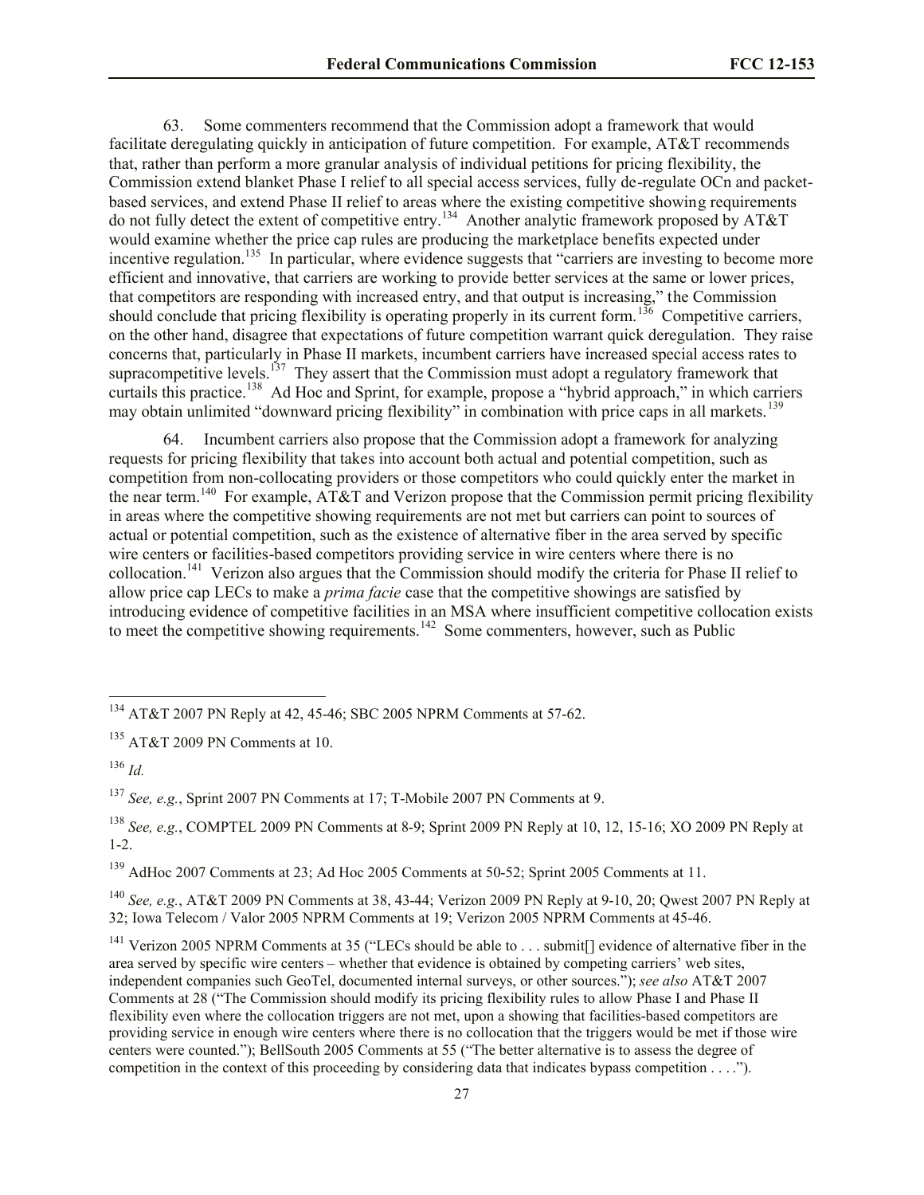63. Some commenters recommend that the Commission adopt a framework that would facilitate deregulating quickly in anticipation of future competition. For example, AT&T recommends that, rather than perform a more granular analysis of individual petitions for pricing flexibility, the Commission extend blanket Phase I relief to all special access services, fully de-regulate OCn and packet-based services, and extend Phase II relief to areas where the existing competitive showing requirements do not fully detect the extent of competitive entry.[134] Another analytic framework proposed by AT&T would examine whether the price cap rules are producing the marketplace benefits expected under incentive regulation.[135] In particular, where evidence suggests that "carriers are investing to become more efficient and innovative, that carriers are working to provide better services at the same or lower prices, that competitors are responding with increased entry, and that output is increasing," the Commission should conclude that pricing flexibility is operating properly in its current form.[136] Competitive carriers, on the other hand, disagree that expectations of future competition warrant quick deregulation. They raise concerns that, particularly in Phase II markets, incumbent carriers have increased special access rates to supracompetitive levels.[137] They assert that the Commission must adopt a regulatory framework that curtails this practice.[138] Ad Hoc and Sprint, for example, propose a "hybrid approach," in which carriers may obtain unlimited "downward pricing flexibility" in combination with price caps in all markets.[139]

64. Incumbent carriers also propose that the Commission adopt a framework for analyzing requests for pricing flexibility that takes into account both actual and potential competition, such as competition from non-collocating providers or those competitors who could quickly enter the market in the near term.[140] For example, AT&T and Verizon propose that the Commission permit pricing flexibility in areas where the competitive showing requirements are not met but carriers can point to sources of actual or potential competition, such as the existence of alternative fiber in the area served by specific wire centers or facilities-based competitors providing service in wire centers where there is no collocation.[141] Verizon also argues that the Commission should modify the criteria for Phase II relief to allow price cap LECs to make a *prima facie* case that the competitive showings are satisfied by introducing evidence of competitive facilities in an MSA where insufficient competitive collocation exists to meet the competitive showing requirements.[142] Some commenters, however, such as Public

---

[134] AT&T 2007 PN Reply at 42, 45-46; SBC 2005 NPRM Comments at 57-62.

[135] AT&T 2009 PN Comments at 10.

[136] *Id.*

[137] *See, e.g.*, Sprint 2007 PN Comments at 17; T-Mobile 2007 PN Comments at 9.

[138] *See, e.g.*, COMPTEL 2009 PN Comments at 8-9; Sprint 2009 PN Reply at 10, 12, 15-16; XO 2009 PN Reply at 1-2.

[139] AdHoc 2007 Comments at 23; Ad Hoc 2005 Comments at 50-52; Sprint 2005 Comments at 11.

[140] *See, e.g.*, AT&T 2009 PN Comments at 38, 43-44; Verizon 2009 PN Reply at 9-10, 20; Qwest 2007 PN Reply at 32; Iowa Telecom / Valor 2005 NPRM Comments at 19; Verizon 2005 NPRM Comments at 45-46.

[141] Verizon 2005 NPRM Comments at 35 ("LECs should be able to . . . submit[] evidence of alternative fiber in the area served by specific wire centers – whether that evidence is obtained by competing carriers' web sites, independent companies such GeoTel, documented internal surveys, or other sources."); *see also* AT&T 2007 Comments at 28 ("The Commission should modify its pricing flexibility rules to allow Phase I and Phase II flexibility even where the collocation triggers are not met, upon a showing that facilities-based competitors are providing service in enough wire centers where there is no collocation that the triggers would be met if those wire centers were counted."); BellSouth 2005 Comments at 55 ("The better alternative is to assess the degree of competition in the context of this proceeding by considering data that indicates bypass competition . . . .").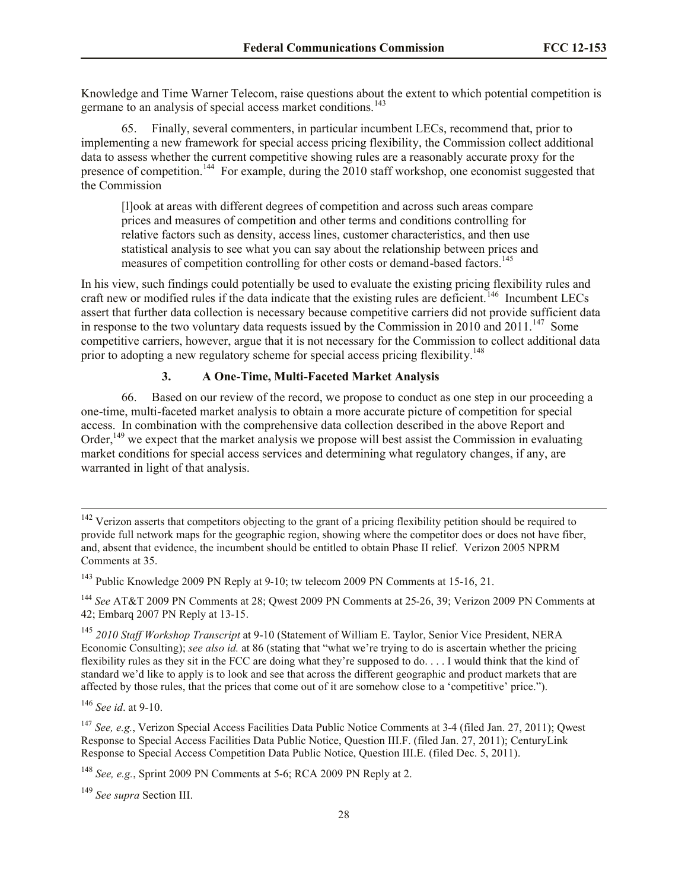Knowledge and Time Warner Telecom, raise questions about the extent to which potential competition is germane to an analysis of special access market conditions.[143]

65. Finally, several commenters, in particular incumbent LECs, recommend that, prior to implementing a new framework for special access pricing flexibility, the Commission collect additional data to assess whether the current competitive showing rules are a reasonably accurate proxy for the presence of competition.[144] For example, during the 2010 staff workshop, one economist suggested that the Commission

> [l]ook at areas with different degrees of competition and across such areas compare prices and measures of competition and other terms and conditions controlling for relative factors such as density, access lines, customer characteristics, and then use statistical analysis to see what you can say about the relationship between prices and measures of competition controlling for other costs or demand-based factors.[145]

In his view, such findings could potentially be used to evaluate the existing pricing flexibility rules and craft new or modified rules if the data indicate that the existing rules are deficient.[146] Incumbent LECs assert that further data collection is necessary because competitive carriers did not provide sufficient data in response to the two voluntary data requests issued by the Commission in 2010 and 2011.[147] Some competitive carriers, however, argue that it is not necessary for the Commission to collect additional data prior to adopting a new regulatory scheme for special access pricing flexibility.[148]

### 3. A One-Time, Multi-Faceted Market Analysis

66. Based on our review of the record, we propose to conduct as one step in our proceeding a one-time, multi-faceted market analysis to obtain a more accurate picture of competition for special access. In combination with the comprehensive data collection described in the above Report and Order,[149] we expect that the market analysis we propose will best assist the Commission in evaluating market conditions for special access services and determining what regulatory changes, if any, are warranted in light of that analysis.

---

[142] Verizon asserts that competitors objecting to the grant of a pricing flexibility petition should be required to provide full network maps for the geographic region, showing where the competitor does or does not have fiber, and, absent that evidence, the incumbent should be entitled to obtain Phase II relief. Verizon 2005 NPRM Comments at 35.

[143] Public Knowledge 2009 PN Reply at 9-10; tw telecom 2009 PN Comments at 15-16, 21.

[144] *See* AT&T 2009 PN Comments at 28; Qwest 2009 PN Comments at 25-26, 39; Verizon 2009 PN Comments at 42; Embarq 2007 PN Reply at 13-15.

[145] *2010 Staff Workshop Transcript* at 9-10 (Statement of William E. Taylor, Senior Vice President, NERA Economic Consulting); *see also id.* at 86 (stating that "what we're trying to do is ascertain whether the pricing flexibility rules as they sit in the FCC are doing what they're supposed to do. . . . I would think that the kind of standard we'd like to apply is to look and see that across the different geographic and product markets that are affected by those rules, that the prices that come out of it are somehow close to a 'competitive' price.").

[146] *See id*. at 9-10.

[147] *See, e.g.*, Verizon Special Access Facilities Data Public Notice Comments at 3-4 (filed Jan. 27, 2011); Qwest Response to Special Access Facilities Data Public Notice, Question III.F. (filed Jan. 27, 2011); CenturyLink Response to Special Access Competition Data Public Notice, Question III.E. (filed Dec. 5, 2011).

[148] *See, e.g.*, Sprint 2009 PN Comments at 5-6; RCA 2009 PN Reply at 2.

[149] *See supra* Section III.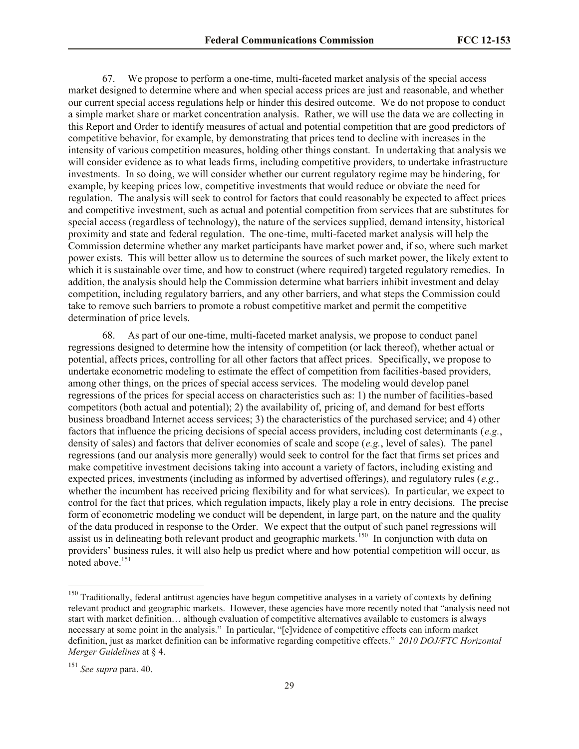67. We propose to perform a one-time, multi-faceted market analysis of the special access market designed to determine where and when special access prices are just and reasonable, and whether our current special access regulations help or hinder this desired outcome. We do not propose to conduct a simple market share or market concentration analysis. Rather, we will use the data we are collecting in this Report and Order to identify measures of actual and potential competition that are good predictors of competitive behavior, for example, by demonstrating that prices tend to decline with increases in the intensity of various competition measures, holding other things constant. In undertaking that analysis we will consider evidence as to what leads firms, including competitive providers, to undertake infrastructure investments. In so doing, we will consider whether our current regulatory regime may be hindering, for example, by keeping prices low, competitive investments that would reduce or obviate the need for regulation. The analysis will seek to control for factors that could reasonably be expected to affect prices and competitive investment, such as actual and potential competition from services that are substitutes for special access (regardless of technology), the nature of the services supplied, demand intensity, historical proximity and state and federal regulation. The one-time, multi-faceted market analysis will help the Commission determine whether any market participants have market power and, if so, where such market power exists. This will better allow us to determine the sources of such market power, the likely extent to which it is sustainable over time, and how to construct (where required) targeted regulatory remedies. In addition, the analysis should help the Commission determine what barriers inhibit investment and delay competition, including regulatory barriers, and any other barriers, and what steps the Commission could take to remove such barriers to promote a robust competitive market and permit the competitive determination of price levels.

68. As part of our one-time, multi-faceted market analysis, we propose to conduct panel regressions designed to determine how the intensity of competition (or lack thereof), whether actual or potential, affects prices, controlling for all other factors that affect prices. Specifically, we propose to undertake econometric modeling to estimate the effect of competition from facilities-based providers, among other things, on the prices of special access services. The modeling would develop panel regressions of the prices for special access on characteristics such as: 1) the number of facilities-based competitors (both actual and potential); 2) the availability of, pricing of, and demand for best efforts business broadband Internet access services; 3) the characteristics of the purchased service; and 4) other factors that influence the pricing decisions of special access providers, including cost determinants (*e.g.*, density of sales) and factors that deliver economies of scale and scope (*e.g.*, level of sales). The panel regressions (and our analysis more generally) would seek to control for the fact that firms set prices and make competitive investment decisions taking into account a variety of factors, including existing and expected prices, investments (including as informed by advertised offerings), and regulatory rules (*e.g.*, whether the incumbent has received pricing flexibility and for what services). In particular, we expect to control for the fact that prices, which regulation impacts, likely play a role in entry decisions. The precise form of econometric modeling we conduct will be dependent, in large part, on the nature and the quality of the data produced in response to the Order. We expect that the output of such panel regressions will assist us in delineating both relevant product and geographic markets.[150] In conjunction with data on providers' business rules, it will also help us predict where and how potential competition will occur, as noted above.[151]

---

[150] Traditionally, federal antitrust agencies have begun competitive analyses in a variety of contexts by defining relevant product and geographic markets. However, these agencies have more recently noted that "analysis need not start with market definition… although evaluation of competitive alternatives available to customers is always necessary at some point in the analysis." In particular, "[e]vidence of competitive effects can inform market definition, just as market definition can be informative regarding competitive effects." *2010 DOJ/FTC Horizontal Merger Guidelines* at § 4.

[151] *See supra* para. 40.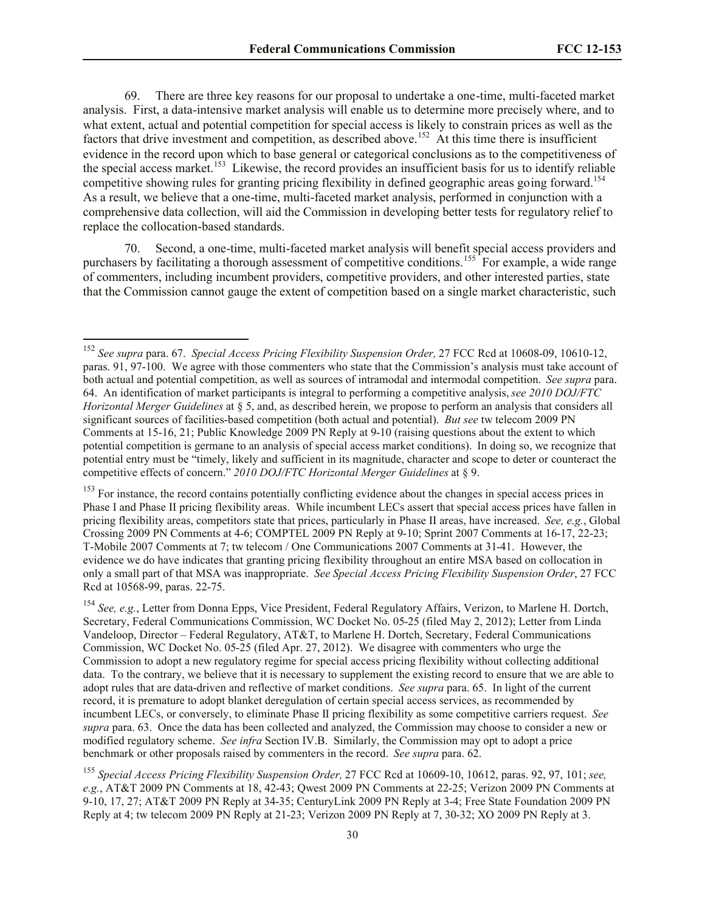69. There are three key reasons for our proposal to undertake a one-time, multi-faceted market analysis. First, a data-intensive market analysis will enable us to determine more precisely where, and to what extent, actual and potential competition for special access is likely to constrain prices as well as the factors that drive investment and competition, as described above.[152] At this time there is insufficient evidence in the record upon which to base general or categorical conclusions as to the competitiveness of the special access market.[153] Likewise, the record provides an insufficient basis for us to identify reliable competitive showing rules for granting pricing flexibility in defined geographic areas going forward.[154] As a result, we believe that a one-time, multi-faceted market analysis, performed in conjunction with a comprehensive data collection, will aid the Commission in developing better tests for regulatory relief to replace the collocation-based standards.

70. Second, a one-time, multi-faceted market analysis will benefit special access providers and purchasers by facilitating a thorough assessment of competitive conditions.[155] For example, a wide range of commenters, including incumbent providers, competitive providers, and other interested parties, state that the Commission cannot gauge the extent of competition based on a single market characteristic, such

---

[152] *See supra* para. 67. *Special Access Pricing Flexibility Suspension Order,* 27 FCC Rcd at 10608-09, 10610-12, paras. 91, 97-100. We agree with those commenters who state that the Commission's analysis must take account of both actual and potential competition, as well as sources of intramodal and intermodal competition. *See supra* para. 64. An identification of market participants is integral to performing a competitive analysis, *see 2010 DOJ/FTC Horizontal Merger Guidelines* at § 5, and, as described herein, we propose to perform an analysis that considers all significant sources of facilities-based competition (both actual and potential). *But see* tw telecom 2009 PN Comments at 15-16, 21; Public Knowledge 2009 PN Reply at 9-10 (raising questions about the extent to which potential competition is germane to an analysis of special access market conditions). In doing so, we recognize that potential entry must be "timely, likely and sufficient in its magnitude, character and scope to deter or counteract the competitive effects of concern." *2010 DOJ/FTC Horizontal Merger Guidelines* at § 9.

[153] For instance, the record contains potentially conflicting evidence about the changes in special access prices in Phase I and Phase II pricing flexibility areas. While incumbent LECs assert that special access prices have fallen in pricing flexibility areas, competitors state that prices, particularly in Phase II areas, have increased. *See, e.g.*, Global Crossing 2009 PN Comments at 4-6; COMPTEL 2009 PN Reply at 9-10; Sprint 2007 Comments at 16-17, 22-23; T-Mobile 2007 Comments at 7; tw telecom / One Communications 2007 Comments at 31-41. However, the evidence we do have indicates that granting pricing flexibility throughout an entire MSA based on collocation in only a small part of that MSA was inappropriate. *See Special Access Pricing Flexibility Suspension Order*, 27 FCC Rcd at 10568-99, paras. 22-75.

[154] *See, e.g.*, Letter from Donna Epps, Vice President, Federal Regulatory Affairs, Verizon, to Marlene H. Dortch, Secretary, Federal Communications Commission, WC Docket No. 05-25 (filed May 2, 2012); Letter from Linda Vandeloop, Director – Federal Regulatory, AT&T, to Marlene H. Dortch, Secretary, Federal Communications Commission, WC Docket No. 05-25 (filed Apr. 27, 2012). We disagree with commenters who urge the Commission to adopt a new regulatory regime for special access pricing flexibility without collecting additional data. To the contrary, we believe that it is necessary to supplement the existing record to ensure that we are able to adopt rules that are data-driven and reflective of market conditions. *See supra* para. 65. In light of the current record, it is premature to adopt blanket deregulation of certain special access services, as recommended by incumbent LECs, or conversely, to eliminate Phase II pricing flexibility as some competitive carriers request. *See supra* para. 63. Once the data has been collected and analyzed, the Commission may choose to consider a new or modified regulatory scheme. *See infra* Section IV.B. Similarly, the Commission may opt to adopt a price benchmark or other proposals raised by commenters in the record. *See supra* para. 62.

[155] *Special Access Pricing Flexibility Suspension Order,* 27 FCC Rcd at 10609-10, 10612, paras. 92, 97, 101; *see, e.g.*, AT&T 2009 PN Comments at 18, 42-43; Qwest 2009 PN Comments at 22-25; Verizon 2009 PN Comments at 9-10, 17, 27; AT&T 2009 PN Reply at 34-35; CenturyLink 2009 PN Reply at 3-4; Free State Foundation 2009 PN Reply at 4; tw telecom 2009 PN Reply at 21-23; Verizon 2009 PN Reply at 7, 30-32; XO 2009 PN Reply at 3.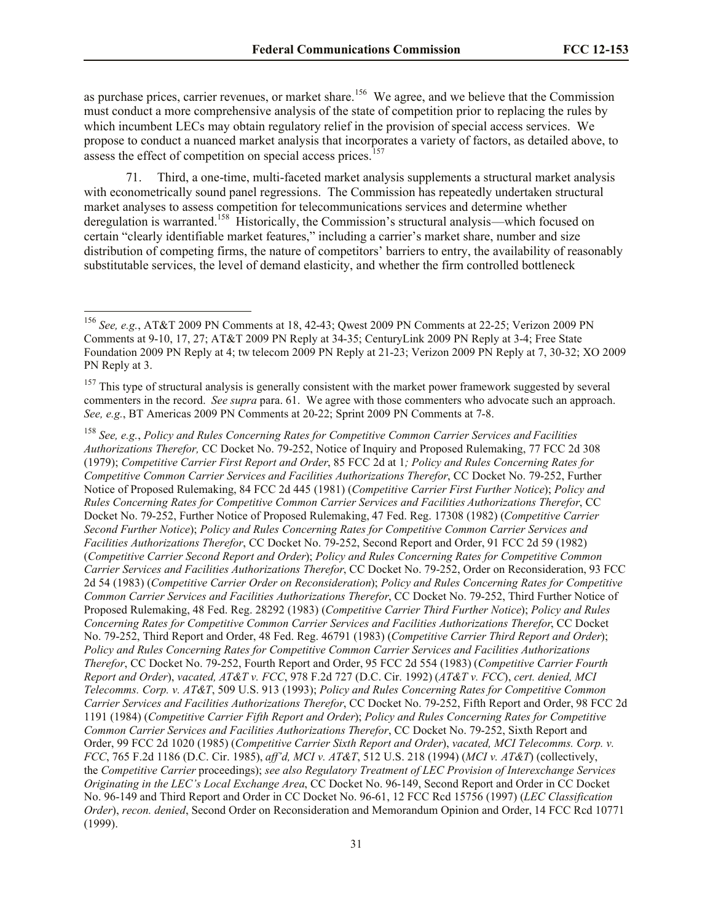as purchase prices, carrier revenues, or market share.[156] We agree, and we believe that the Commission must conduct a more comprehensive analysis of the state of competition prior to replacing the rules by which incumbent LECs may obtain regulatory relief in the provision of special access services. We propose to conduct a nuanced market analysis that incorporates a variety of factors, as detailed above, to assess the effect of competition on special access prices.[157]

71. Third, a one-time, multi-faceted market analysis supplements a structural market analysis with econometrically sound panel regressions. The Commission has repeatedly undertaken structural market analyses to assess competition for telecommunications services and determine whether deregulation is warranted.[158] Historically, the Commission's structural analysis—which focused on certain "clearly identifiable market features," including a carrier's market share, number and size distribution of competing firms, the nature of competitors' barriers to entry, the availability of reasonably substitutable services, the level of demand elasticity, and whether the firm controlled bottleneck

---

[156] *See, e.g.*, AT&T 2009 PN Comments at 18, 42-43; Qwest 2009 PN Comments at 22-25; Verizon 2009 PN Comments at 9-10, 17, 27; AT&T 2009 PN Reply at 34-35; CenturyLink 2009 PN Reply at 3-4; Free State Foundation 2009 PN Reply at 4; tw telecom 2009 PN Reply at 21-23; Verizon 2009 PN Reply at 7, 30-32; XO 2009 PN Reply at 3.

[157] This type of structural analysis is generally consistent with the market power framework suggested by several commenters in the record. *See supra* para. 61. We agree with those commenters who advocate such an approach. *See, e.g.*, BT Americas 2009 PN Comments at 20-22; Sprint 2009 PN Comments at 7-8.

[158] *See, e.g.*, *Policy and Rules Concerning Rates for Competitive Common Carrier Services and Facilities Authorizations Therefor,* CC Docket No. 79-252, Notice of Inquiry and Proposed Rulemaking, 77 FCC 2d 308 (1979); *Competitive Carrier First Report and Order*, 85 FCC 2d at 1*; Policy and Rules Concerning Rates for Competitive Common Carrier Services and Facilities Authorizations Therefor*, CC Docket No. 79-252, Further Notice of Proposed Rulemaking, 84 FCC 2d 445 (1981) (*Competitive Carrier First Further Notice*); *Policy and Rules Concerning Rates for Competitive Common Carrier Services and Facilities Authorizations Therefor*, CC Docket No. 79-252, Further Notice of Proposed Rulemaking, 47 Fed. Reg. 17308 (1982) (*Competitive Carrier Second Further Notice*); *Policy and Rules Concerning Rates for Competitive Common Carrier Services and Facilities Authorizations Therefor*, CC Docket No. 79-252, Second Report and Order, 91 FCC 2d 59 (1982) (*Competitive Carrier Second Report and Order*); *Policy and Rules Concerning Rates for Competitive Common Carrier Services and Facilities Authorizations Therefor*, CC Docket No. 79-252, Order on Reconsideration, 93 FCC 2d 54 (1983) (*Competitive Carrier Order on Reconsideration*); *Policy and Rules Concerning Rates for Competitive Common Carrier Services and Facilities Authorizations Therefor*, CC Docket No. 79-252, Third Further Notice of Proposed Rulemaking, 48 Fed. Reg. 28292 (1983) (*Competitive Carrier Third Further Notice*); *Policy and Rules Concerning Rates for Competitive Common Carrier Services and Facilities Authorizations Therefor*, CC Docket No. 79-252, Third Report and Order, 48 Fed. Reg. 46791 (1983) (*Competitive Carrier Third Report and Order*); *Policy and Rules Concerning Rates for Competitive Common Carrier Services and Facilities Authorizations Therefor*, CC Docket No. 79-252, Fourth Report and Order, 95 FCC 2d 554 (1983) (*Competitive Carrier Fourth Report and Order*), *vacated, AT&T v. FCC*, 978 F.2d 727 (D.C. Cir. 1992) (*AT&T v. FCC*), *cert. denied, MCI Telecomms. Corp. v. AT&T*, 509 U.S. 913 (1993); *Policy and Rules Concerning Rates for Competitive Common Carrier Services and Facilities Authorizations Therefor*, CC Docket No. 79-252, Fifth Report and Order, 98 FCC 2d 1191 (1984) (*Competitive Carrier Fifth Report and Order*); *Policy and Rules Concerning Rates for Competitive Common Carrier Services and Facilities Authorizations Therefor*, CC Docket No. 79-252, Sixth Report and Order, 99 FCC 2d 1020 (1985) (*Competitive Carrier Sixth Report and Order*), *vacated, MCI Telecomms. Corp. v. FCC*, 765 F.2d 1186 (D.C. Cir. 1985), *aff'd, MCI v. AT&T*, 512 U.S. 218 (1994) (*MCI v. AT&T*) (collectively, the *Competitive Carrier* proceedings); *see also Regulatory Treatment of LEC Provision of Interexchange Services Originating in the LEC's Local Exchange Area*, CC Docket No. 96-149, Second Report and Order in CC Docket No. 96-149 and Third Report and Order in CC Docket No. 96-61, 12 FCC Rcd 15756 (1997) (*LEC Classification Order*), *recon. denied*, Second Order on Reconsideration and Memorandum Opinion and Order, 14 FCC Rcd 10771 (1999).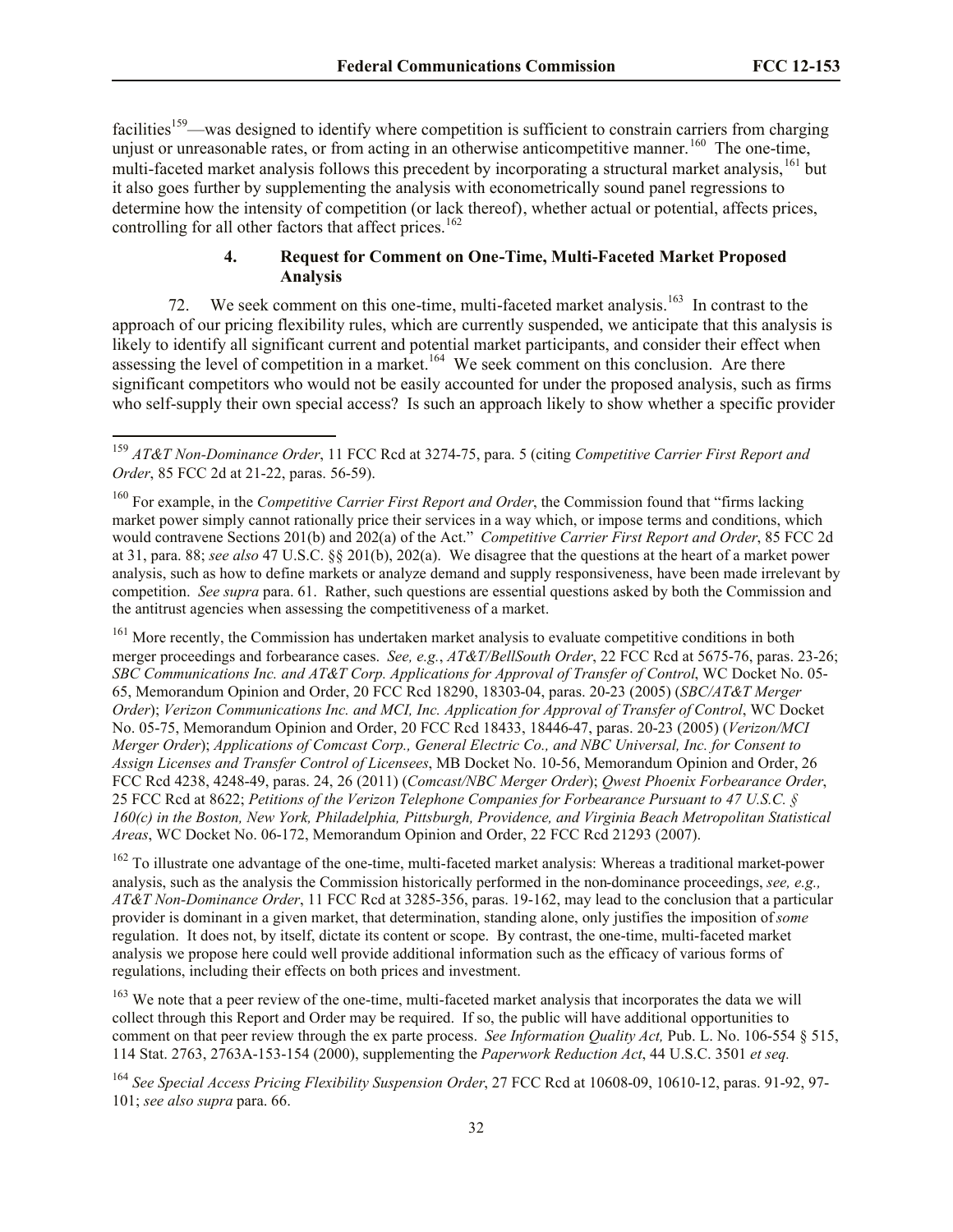facilities[159]—was designed to identify where competition is sufficient to constrain carriers from charging unjust or unreasonable rates, or from acting in an otherwise anticompetitive manner.[160] The one-time, multi-faceted market analysis follows this precedent by incorporating a structural market analysis,[161] but it also goes further by supplementing the analysis with econometrically sound panel regressions to determine how the intensity of competition (or lack thereof), whether actual or potential, affects prices, controlling for all other factors that affect prices.[162]

### 4. Request for Comment on One-Time, Multi-Faceted Market Proposed Analysis

72. We seek comment on this one-time, multi-faceted market analysis.[163] In contrast to the approach of our pricing flexibility rules, which are currently suspended, we anticipate that this analysis is likely to identify all significant current and potential market participants, and consider their effect when assessing the level of competition in a market.[164] We seek comment on this conclusion. Are there significant competitors who would not be easily accounted for under the proposed analysis, such as firms who self-supply their own special access? Is such an approach likely to show whether a specific provider

---

[159] *AT&T Non-Dominance Order*, 11 FCC Rcd at 3274-75, para. 5 (citing *Competitive Carrier First Report and Order*, 85 FCC 2d at 21-22, paras. 56-59).

[160] For example, in the *Competitive Carrier First Report and Order*, the Commission found that "firms lacking market power simply cannot rationally price their services in a way which, or impose terms and conditions, which would contravene Sections 201(b) and 202(a) of the Act." *Competitive Carrier First Report and Order*, 85 FCC 2d at 31, para. 88; *see also* 47 U.S.C. §§ 201(b), 202(a). We disagree that the questions at the heart of a market power analysis, such as how to define markets or analyze demand and supply responsiveness, have been made irrelevant by competition. *See supra* para. 61. Rather, such questions are essential questions asked by both the Commission and the antitrust agencies when assessing the competitiveness of a market.

[161] More recently, the Commission has undertaken market analysis to evaluate competitive conditions in both merger proceedings and forbearance cases. *See, e.g.*, *AT&T/BellSouth Order*, 22 FCC Rcd at 5675-76, paras. 23-26; *SBC Communications Inc. and AT&T Corp. Applications for Approval of Transfer of Control*, WC Docket No. 05-65, Memorandum Opinion and Order, 20 FCC Rcd 18290, 18303-04, paras. 20-23 (2005) (*SBC/AT&T Merger Order*); *Verizon Communications Inc. and MCI, Inc. Application for Approval of Transfer of Control*, WC Docket No. 05-75, Memorandum Opinion and Order, 20 FCC Rcd 18433, 18446-47, paras. 20-23 (2005) (*Verizon/MCI Merger Order*); *Applications of Comcast Corp., General Electric Co., and NBC Universal, Inc. for Consent to Assign Licenses and Transfer Control of Licensees*, MB Docket No. 10-56, Memorandum Opinion and Order, 26 FCC Rcd 4238, 4248-49, paras. 24, 26 (2011) (*Comcast/NBC Merger Order*); *Qwest Phoenix Forbearance Order*, 25 FCC Rcd at 8622; *Petitions of the Verizon Telephone Companies for Forbearance Pursuant to 47 U.S.C. § 160(c) in the Boston, New York, Philadelphia, Pittsburgh, Providence, and Virginia Beach Metropolitan Statistical Areas*, WC Docket No. 06-172, Memorandum Opinion and Order, 22 FCC Rcd 21293 (2007).

[162] To illustrate one advantage of the one-time, multi-faceted market analysis: Whereas a traditional market-power analysis, such as the analysis the Commission historically performed in the non-dominance proceedings, *see, e.g., AT&T Non-Dominance Order*, 11 FCC Rcd at 3285-356, paras. 19-162, may lead to the conclusion that a particular provider is dominant in a given market, that determination, standing alone, only justifies the imposition of *some* regulation. It does not, by itself, dictate its content or scope. By contrast, the one-time, multi-faceted market analysis we propose here could well provide additional information such as the efficacy of various forms of regulations, including their effects on both prices and investment.

[163] We note that a peer review of the one-time, multi-faceted market analysis that incorporates the data we will collect through this Report and Order may be required. If so, the public will have additional opportunities to comment on that peer review through the ex parte process. *See Information Quality Act,* Pub. L. No. 106-554 § 515, 114 Stat. 2763, 2763A-153-154 (2000), supplementing the *Paperwork Reduction Act*, 44 U.S.C. 3501 *et seq.*

[164] *See Special Access Pricing Flexibility Suspension Order*, 27 FCC Rcd at 10608-09, 10610-12, paras. 91-92, 97-101; *see also supra* para. 66.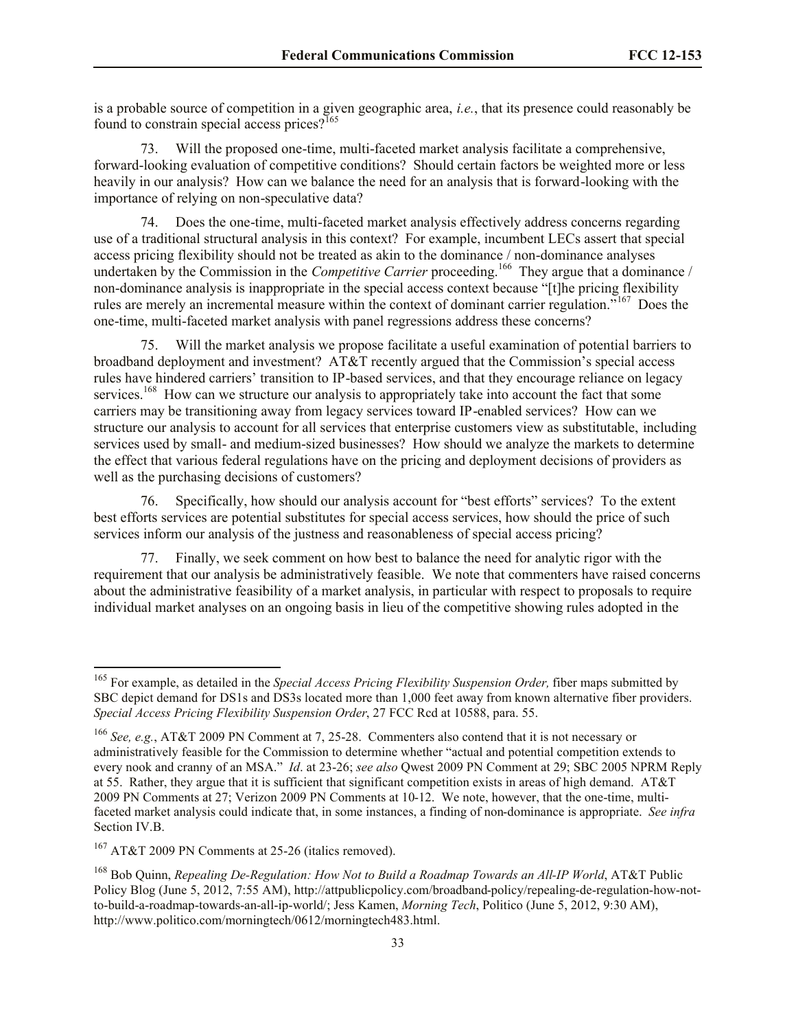is a probable source of competition in a given geographic area, *i.e.*, that its presence could reasonably be found to constrain special access prices?[165]

73. Will the proposed one-time, multi-faceted market analysis facilitate a comprehensive, forward-looking evaluation of competitive conditions? Should certain factors be weighted more or less heavily in our analysis? How can we balance the need for an analysis that is forward-looking with the importance of relying on non-speculative data?

74. Does the one-time, multi-faceted market analysis effectively address concerns regarding use of a traditional structural analysis in this context? For example, incumbent LECs assert that special access pricing flexibility should not be treated as akin to the dominance / non-dominance analyses undertaken by the Commission in the *Competitive Carrier* proceeding.[166] They argue that a dominance / non-dominance analysis is inappropriate in the special access context because "[t]he pricing flexibility rules are merely an incremental measure within the context of dominant carrier regulation."[167] Does the one-time, multi-faceted market analysis with panel regressions address these concerns?

75. Will the market analysis we propose facilitate a useful examination of potential barriers to broadband deployment and investment? AT&T recently argued that the Commission's special access rules have hindered carriers' transition to IP-based services, and that they encourage reliance on legacy services.[168] How can we structure our analysis to appropriately take into account the fact that some carriers may be transitioning away from legacy services toward IP-enabled services? How can we structure our analysis to account for all services that enterprise customers view as substitutable, including services used by small- and medium-sized businesses? How should we analyze the markets to determine the effect that various federal regulations have on the pricing and deployment decisions of providers as well as the purchasing decisions of customers?

76. Specifically, how should our analysis account for "best efforts" services? To the extent best efforts services are potential substitutes for special access services, how should the price of such services inform our analysis of the justness and reasonableness of special access pricing?

77. Finally, we seek comment on how best to balance the need for analytic rigor with the requirement that our analysis be administratively feasible. We note that commenters have raised concerns about the administrative feasibility of a market analysis, in particular with respect to proposals to require individual market analyses on an ongoing basis in lieu of the competitive showing rules adopted in the

---

[165] For example, as detailed in the *Special Access Pricing Flexibility Suspension Order,* fiber maps submitted by SBC depict demand for DS1s and DS3s located more than 1,000 feet away from known alternative fiber providers. *Special Access Pricing Flexibility Suspension Order*, 27 FCC Rcd at 10588, para. 55.

[166] *See, e.g.*, AT&T 2009 PN Comment at 7, 25-28. Commenters also contend that it is not necessary or administratively feasible for the Commission to determine whether "actual and potential competition extends to every nook and cranny of an MSA." *Id*. at 23-26; *see also* Qwest 2009 PN Comment at 29; SBC 2005 NPRM Reply at 55. Rather, they argue that it is sufficient that significant competition exists in areas of high demand. AT&T 2009 PN Comments at 27; Verizon 2009 PN Comments at 10-12. We note, however, that the one-time, multi-faceted market analysis could indicate that, in some instances, a finding of non-dominance is appropriate. *See infra* Section IV.B.

[167] AT&T 2009 PN Comments at 25-26 (italics removed).

[168] Bob Quinn, *Repealing De-Regulation: How Not to Build a Roadmap Towards an All-IP World*, AT&T Public Policy Blog (June 5, 2012, 7:55 AM), http://attpublicpolicy.com/broadband-policy/repealing-de-regulation-how-not-to-build-a-roadmap-towards-an-all-ip-world/; Jess Kamen, *Morning Tech*, Politico (June 5, 2012, 9:30 AM), http://www.politico.com/morningtech/0612/morningtech483.html.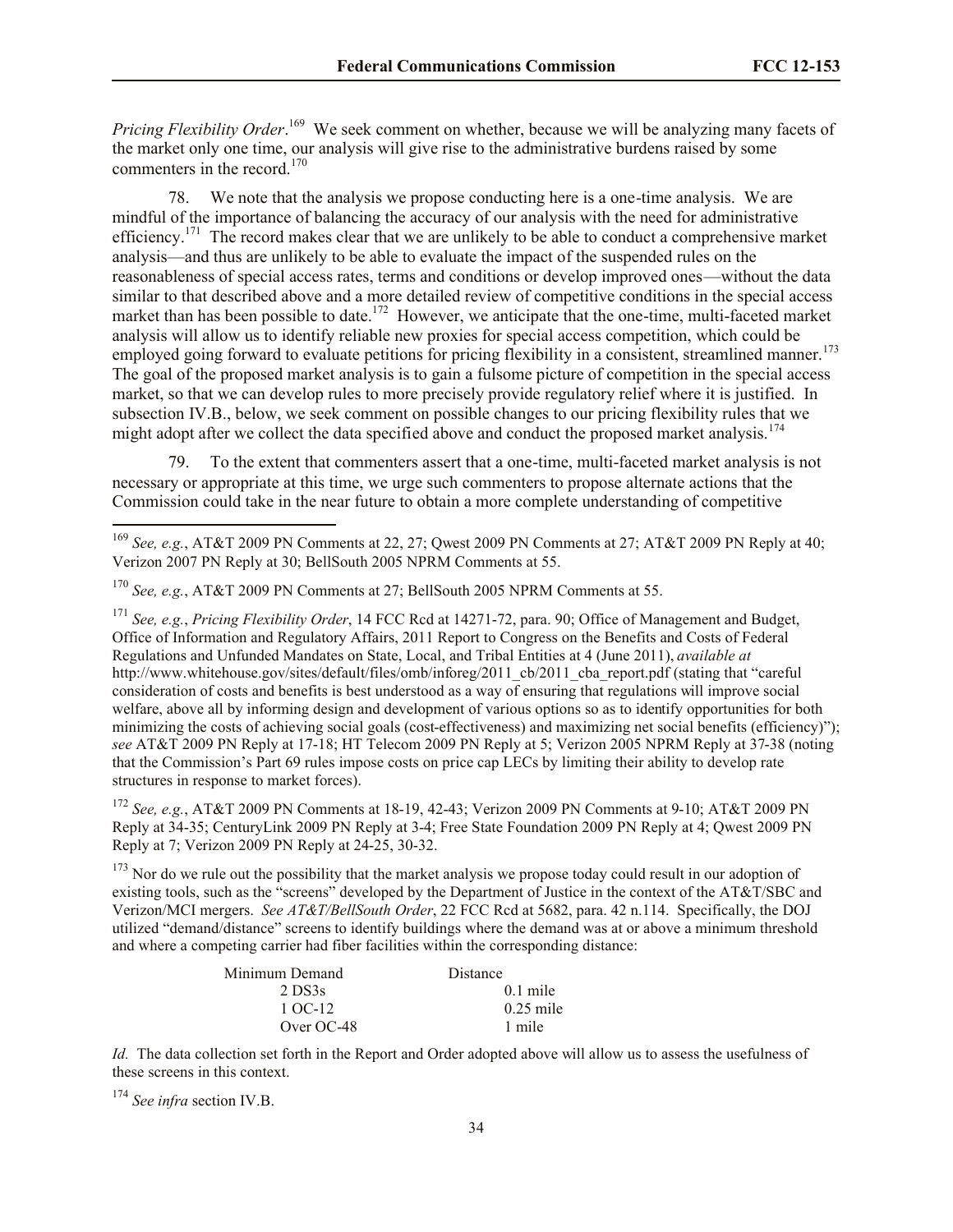*Pricing Flexibility Order*.[169] We seek comment on whether, because we will be analyzing many facets of the market only one time, our analysis will give rise to the administrative burdens raised by some commenters in the record.[170]

78. We note that the analysis we propose conducting here is a one-time analysis. We are mindful of the importance of balancing the accuracy of our analysis with the need for administrative efficiency.[171] The record makes clear that we are unlikely to be able to conduct a comprehensive market analysis—and thus are unlikely to be able to evaluate the impact of the suspended rules on the reasonableness of special access rates, terms and conditions or develop improved ones—without the data similar to that described above and a more detailed review of competitive conditions in the special access market than has been possible to date.[172] However, we anticipate that the one-time, multi-faceted market analysis will allow us to identify reliable new proxies for special access competition, which could be employed going forward to evaluate petitions for pricing flexibility in a consistent, streamlined manner.[173] The goal of the proposed market analysis is to gain a fulsome picture of competition in the special access market, so that we can develop rules to more precisely provide regulatory relief where it is justified. In subsection IV.B., below, we seek comment on possible changes to our pricing flexibility rules that we might adopt after we collect the data specified above and conduct the proposed market analysis.[174]

79. To the extent that commenters assert that a one-time, multi-faceted market analysis is not necessary or appropriate at this time, we urge such commenters to propose alternate actions that the Commission could take in the near future to obtain a more complete understanding of competitive

---

[169] *See, e.g.*, AT&T 2009 PN Comments at 22, 27; Qwest 2009 PN Comments at 27; AT&T 2009 PN Reply at 40; Verizon 2007 PN Reply at 30; BellSouth 2005 NPRM Comments at 55.

[170] *See, e.g.*, AT&T 2009 PN Comments at 27; BellSouth 2005 NPRM Comments at 55.

[171] *See, e.g.*, *Pricing Flexibility Order*, 14 FCC Rcd at 14271-72, para. 90; Office of Management and Budget, Office of Information and Regulatory Affairs, 2011 Report to Congress on the Benefits and Costs of Federal Regulations and Unfunded Mandates on State, Local, and Tribal Entities at 4 (June 2011), *available at* http://www.whitehouse.gov/sites/default/files/omb/inforeg/2011_cb/2011_cba_report.pdf (stating that "careful consideration of costs and benefits is best understood as a way of ensuring that regulations will improve social welfare, above all by informing design and development of various options so as to identify opportunities for both minimizing the costs of achieving social goals (cost-effectiveness) and maximizing net social benefits (efficiency)"); *see* AT&T 2009 PN Reply at 17-18; HT Telecom 2009 PN Reply at 5; Verizon 2005 NPRM Reply at 37-38 (noting that the Commission's Part 69 rules impose costs on price cap LECs by limiting their ability to develop rate structures in response to market forces).

[172] *See, e.g.*, AT&T 2009 PN Comments at 18-19, 42-43; Verizon 2009 PN Comments at 9-10; AT&T 2009 PN Reply at 34-35; CenturyLink 2009 PN Reply at 3-4; Free State Foundation 2009 PN Reply at 4; Qwest 2009 PN Reply at 7; Verizon 2009 PN Reply at 24-25, 30-32.

[173] Nor do we rule out the possibility that the market analysis we propose today could result in our adoption of existing tools, such as the "screens" developed by the Department of Justice in the context of the AT&T/SBC and Verizon/MCI mergers. *See AT&T/BellSouth Order*, 22 FCC Rcd at 5682, para. 42 n.114. Specifically, the DOJ utilized "demand/distance" screens to identify buildings where the demand was at or above a minimum threshold and where a competing carrier had fiber facilities within the corresponding distance:

| Minimum Demand | Distance |
|---|---|
| 2 DS3s | 0.1 mile |
| 1 OC-12 | 0.25 mile |
| Over OC-48 | 1 mile |

*Id.* The data collection set forth in the Report and Order adopted above will allow us to assess the usefulness of these screens in this context.

[174] *See infra* section IV.B.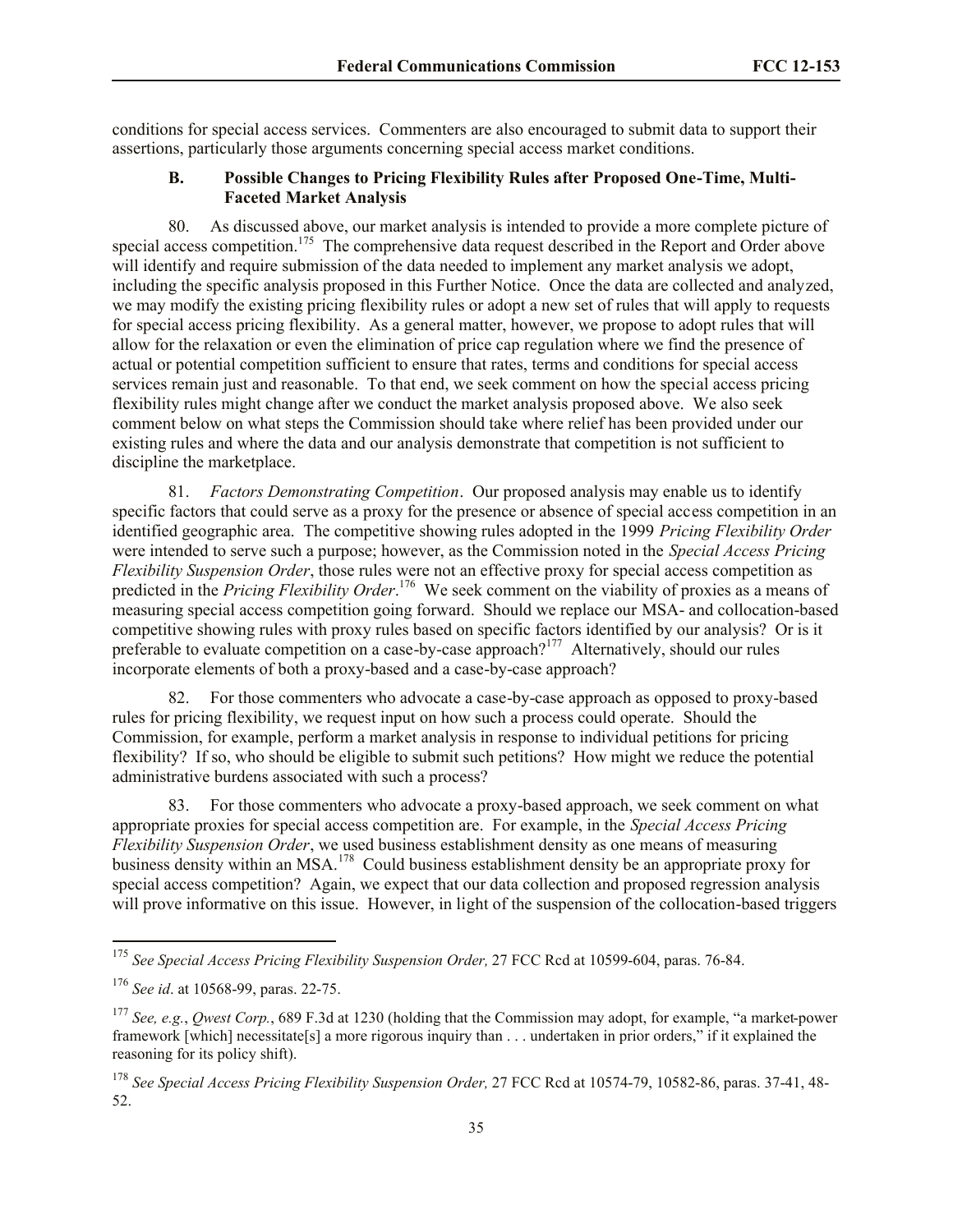conditions for special access services. Commenters are also encouraged to submit data to support their assertions, particularly those arguments concerning special access market conditions.

### B. Possible Changes to Pricing Flexibility Rules after Proposed One-Time, Multi-Faceted Market Analysis

80. As discussed above, our market analysis is intended to provide a more complete picture of special access competition.[175] The comprehensive data request described in the Report and Order above will identify and require submission of the data needed to implement any market analysis we adopt, including the specific analysis proposed in this Further Notice. Once the data are collected and analyzed, we may modify the existing pricing flexibility rules or adopt a new set of rules that will apply to requests for special access pricing flexibility. As a general matter, however, we propose to adopt rules that will allow for the relaxation or even the elimination of price cap regulation where we find the presence of actual or potential competition sufficient to ensure that rates, terms and conditions for special access services remain just and reasonable. To that end, we seek comment on how the special access pricing flexibility rules might change after we conduct the market analysis proposed above. We also seek comment below on what steps the Commission should take where relief has been provided under our existing rules and where the data and our analysis demonstrate that competition is not sufficient to discipline the marketplace.

81. *Factors Demonstrating Competition*. Our proposed analysis may enable us to identify specific factors that could serve as a proxy for the presence or absence of special access competition in an identified geographic area. The competitive showing rules adopted in the 1999 *Pricing Flexibility Order* were intended to serve such a purpose; however, as the Commission noted in the *Special Access Pricing Flexibility Suspension Order*, those rules were not an effective proxy for special access competition as predicted in the *Pricing Flexibility Order*.[176] We seek comment on the viability of proxies as a means of measuring special access competition going forward. Should we replace our MSA- and collocation-based competitive showing rules with proxy rules based on specific factors identified by our analysis? Or is it preferable to evaluate competition on a case-by-case approach?[177] Alternatively, should our rules incorporate elements of both a proxy-based and a case-by-case approach?

82. For those commenters who advocate a case-by-case approach as opposed to proxy-based rules for pricing flexibility, we request input on how such a process could operate. Should the Commission, for example, perform a market analysis in response to individual petitions for pricing flexibility? If so, who should be eligible to submit such petitions? How might we reduce the potential administrative burdens associated with such a process?

83. For those commenters who advocate a proxy-based approach, we seek comment on what appropriate proxies for special access competition are. For example, in the *Special Access Pricing Flexibility Suspension Order*, we used business establishment density as one means of measuring business density within an MSA.[178] Could business establishment density be an appropriate proxy for special access competition? Again, we expect that our data collection and proposed regression analysis will prove informative on this issue. However, in light of the suspension of the collocation-based triggers

---

[175] *See Special Access Pricing Flexibility Suspension Order,* 27 FCC Rcd at 10599-604, paras. 76-84.

[176] *See id*. at 10568-99, paras. 22-75.

[177] *See, e.g.*, *Qwest Corp.*, 689 F.3d at 1230 (holding that the Commission may adopt, for example, "a market-power framework [which] necessitate[s] a more rigorous inquiry than . . . undertaken in prior orders," if it explained the reasoning for its policy shift).

[178] *See Special Access Pricing Flexibility Suspension Order,* 27 FCC Rcd at 10574-79, 10582-86, paras. 37-41, 48-52.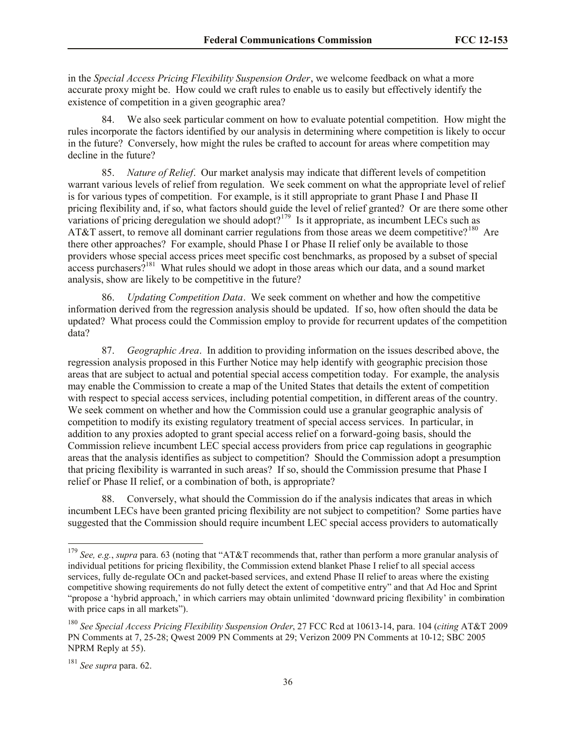in the *Special Access Pricing Flexibility Suspension Order*, we welcome feedback on what a more accurate proxy might be. How could we craft rules to enable us to easily but effectively identify the existence of competition in a given geographic area?

84. We also seek particular comment on how to evaluate potential competition. How might the rules incorporate the factors identified by our analysis in determining where competition is likely to occur in the future? Conversely, how might the rules be crafted to account for areas where competition may decline in the future?

85. *Nature of Relief*. Our market analysis may indicate that different levels of competition warrant various levels of relief from regulation. We seek comment on what the appropriate level of relief is for various types of competition. For example, is it still appropriate to grant Phase I and Phase II pricing flexibility and, if so, what factors should guide the level of relief granted? Or are there some other variations of pricing deregulation we should adopt?[179] Is it appropriate, as incumbent LECs such as AT&T assert, to remove all dominant carrier regulations from those areas we deem competitive?[180] Are there other approaches? For example, should Phase I or Phase II relief only be available to those providers whose special access prices meet specific cost benchmarks, as proposed by a subset of special access purchasers?[181] What rules should we adopt in those areas which our data, and a sound market analysis, show are likely to be competitive in the future?

86. *Updating Competition Data*. We seek comment on whether and how the competitive information derived from the regression analysis should be updated. If so, how often should the data be updated? What process could the Commission employ to provide for recurrent updates of the competition data?

87. *Geographic Area*. In addition to providing information on the issues described above, the regression analysis proposed in this Further Notice may help identify with geographic precision those areas that are subject to actual and potential special access competition today. For example, the analysis may enable the Commission to create a map of the United States that details the extent of competition with respect to special access services, including potential competition, in different areas of the country. We seek comment on whether and how the Commission could use a granular geographic analysis of competition to modify its existing regulatory treatment of special access services. In particular, in addition to any proxies adopted to grant special access relief on a forward-going basis, should the Commission relieve incumbent LEC special access providers from price cap regulations in geographic areas that the analysis identifies as subject to competition? Should the Commission adopt a presumption that pricing flexibility is warranted in such areas? If so, should the Commission presume that Phase I relief or Phase II relief, or a combination of both, is appropriate?

88. Conversely, what should the Commission do if the analysis indicates that areas in which incumbent LECs have been granted pricing flexibility are not subject to competition? Some parties have suggested that the Commission should require incumbent LEC special access providers to automatically

---

[179] *See, e.g.*, *supra* para. 63 (noting that "AT&T recommends that, rather than perform a more granular analysis of individual petitions for pricing flexibility, the Commission extend blanket Phase I relief to all special access services, fully de-regulate OCn and packet-based services, and extend Phase II relief to areas where the existing competitive showing requirements do not fully detect the extent of competitive entry" and that Ad Hoc and Sprint "propose a 'hybrid approach,' in which carriers may obtain unlimited 'downward pricing flexibility' in combination with price caps in all markets").

[180] *See Special Access Pricing Flexibility Suspension Order*, 27 FCC Rcd at 10613-14, para. 104 (*citing* AT&T 2009 PN Comments at 7, 25-28; Qwest 2009 PN Comments at 29; Verizon 2009 PN Comments at 10-12; SBC 2005 NPRM Reply at 55).

[181] *See supra* para. 62.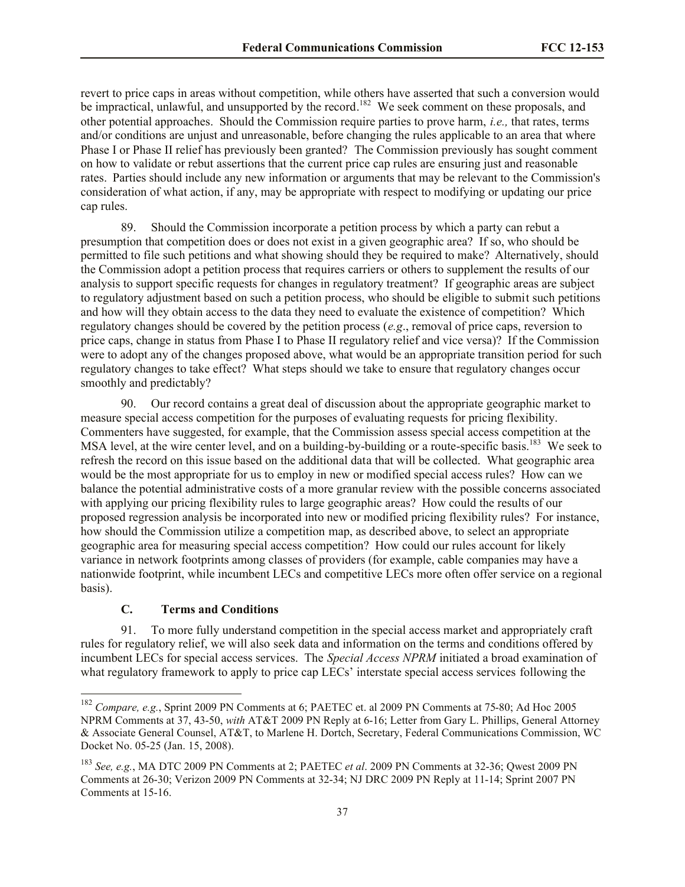revert to price caps in areas without competition, while others have asserted that such a conversion would be impractical, unlawful, and unsupported by the record.[182] We seek comment on these proposals, and other potential approaches. Should the Commission require parties to prove harm, *i.e.,* that rates, terms and/or conditions are unjust and unreasonable, before changing the rules applicable to an area that where Phase I or Phase II relief has previously been granted? The Commission previously has sought comment on how to validate or rebut assertions that the current price cap rules are ensuring just and reasonable rates. Parties should include any new information or arguments that may be relevant to the Commission's consideration of what action, if any, may be appropriate with respect to modifying or updating our price cap rules.

89. Should the Commission incorporate a petition process by which a party can rebut a presumption that competition does or does not exist in a given geographic area? If so, who should be permitted to file such petitions and what showing should they be required to make? Alternatively, should the Commission adopt a petition process that requires carriers or others to supplement the results of our analysis to support specific requests for changes in regulatory treatment? If geographic areas are subject to regulatory adjustment based on such a petition process, who should be eligible to submit such petitions and how will they obtain access to the data they need to evaluate the existence of competition? Which regulatory changes should be covered by the petition process (*e.g*., removal of price caps, reversion to price caps, change in status from Phase I to Phase II regulatory relief and vice versa)? If the Commission were to adopt any of the changes proposed above, what would be an appropriate transition period for such regulatory changes to take effect? What steps should we take to ensure that regulatory changes occur smoothly and predictably?

90. Our record contains a great deal of discussion about the appropriate geographic market to measure special access competition for the purposes of evaluating requests for pricing flexibility. Commenters have suggested, for example, that the Commission assess special access competition at the MSA level, at the wire center level, and on a building-by-building or a route-specific basis.[183] We seek to refresh the record on this issue based on the additional data that will be collected. What geographic area would be the most appropriate for us to employ in new or modified special access rules? How can we balance the potential administrative costs of a more granular review with the possible concerns associated with applying our pricing flexibility rules to large geographic areas? How could the results of our proposed regression analysis be incorporated into new or modified pricing flexibility rules? For instance, how should the Commission utilize a competition map, as described above, to select an appropriate geographic area for measuring special access competition? How could our rules account for likely variance in network footprints among classes of providers (for example, cable companies may have a nationwide footprint, while incumbent LECs and competitive LECs more often offer service on a regional basis).

### C. Terms and Conditions

91. To more fully understand competition in the special access market and appropriately craft rules for regulatory relief, we will also seek data and information on the terms and conditions offered by incumbent LECs for special access services. The *Special Access NPRM* initiated a broad examination of what regulatory framework to apply to price cap LECs' interstate special access services following the

---

[182] *Compare, e.g.*, Sprint 2009 PN Comments at 6; PAETEC et. al 2009 PN Comments at 75-80; Ad Hoc 2005 NPRM Comments at 37, 43-50, *with* AT&T 2009 PN Reply at 6-16; Letter from Gary L. Phillips, General Attorney & Associate General Counsel, AT&T, to Marlene H. Dortch, Secretary, Federal Communications Commission, WC Docket No. 05-25 (Jan. 15, 2008).

[183] *See, e.g.*, MA DTC 2009 PN Comments at 2; PAETEC *et al*. 2009 PN Comments at 32-36; Qwest 2009 PN Comments at 26-30; Verizon 2009 PN Comments at 32-34; NJ DRC 2009 PN Reply at 11-14; Sprint 2007 PN Comments at 15-16.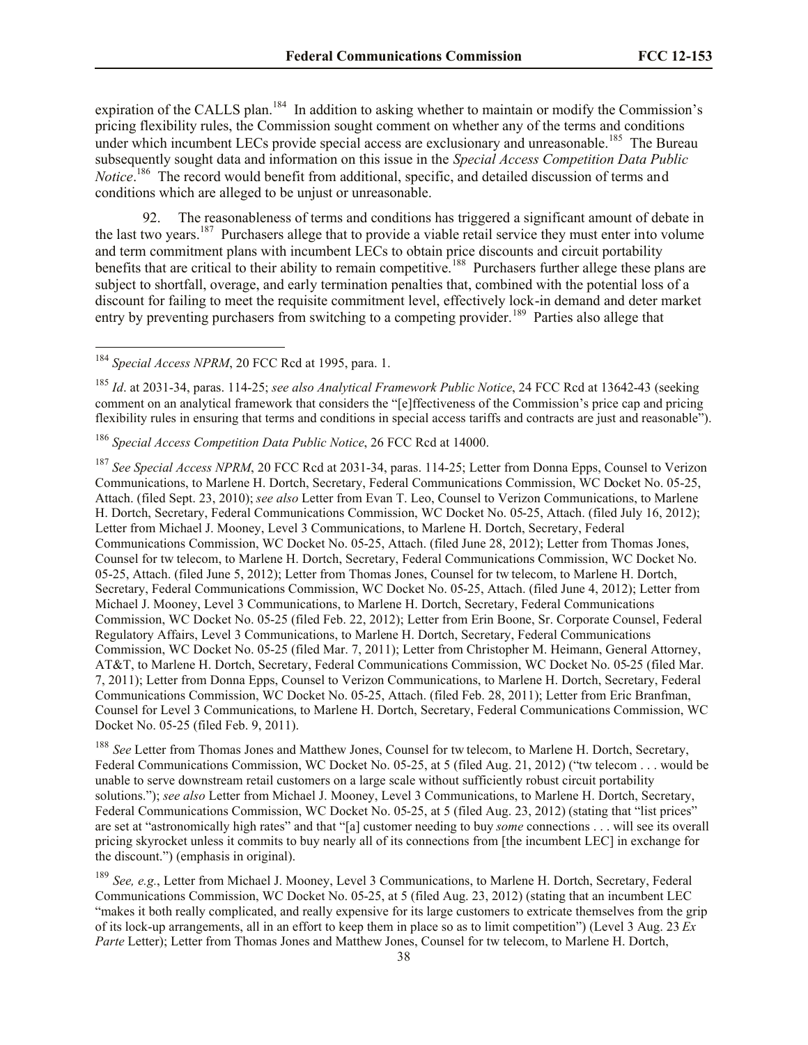expiration of the CALLS plan.[184] In addition to asking whether to maintain or modify the Commission's pricing flexibility rules, the Commission sought comment on whether any of the terms and conditions under which incumbent LECs provide special access are exclusionary and unreasonable.[185] The Bureau subsequently sought data and information on this issue in the *Special Access Competition Data Public Notice*.[186] The record would benefit from additional, specific, and detailed discussion of terms and conditions which are alleged to be unjust or unreasonable.

92. The reasonableness of terms and conditions has triggered a significant amount of debate in the last two years.[187] Purchasers allege that to provide a viable retail service they must enter into volume and term commitment plans with incumbent LECs to obtain price discounts and circuit portability benefits that are critical to their ability to remain competitive.[188] Purchasers further allege these plans are subject to shortfall, overage, and early termination penalties that, combined with the potential loss of a discount for failing to meet the requisite commitment level, effectively lock-in demand and deter market entry by preventing purchasers from switching to a competing provider.[189] Parties also allege that

---

[184] *Special Access NPRM*, 20 FCC Rcd at 1995, para. 1.

[185] *Id*. at 2031-34, paras. 114-25; *see also Analytical Framework Public Notice*, 24 FCC Rcd at 13642-43 (seeking comment on an analytical framework that considers the "[e]ffectiveness of the Commission's price cap and pricing flexibility rules in ensuring that terms and conditions in special access tariffs and contracts are just and reasonable").

[186] *Special Access Competition Data Public Notice*, 26 FCC Rcd at 14000.

[187] *See Special Access NPRM*, 20 FCC Rcd at 2031-34, paras. 114-25; Letter from Donna Epps, Counsel to Verizon Communications, to Marlene H. Dortch, Secretary, Federal Communications Commission, WC Docket No. 05-25, Attach. (filed Sept. 23, 2010); *see also* Letter from Evan T. Leo, Counsel to Verizon Communications, to Marlene H. Dortch, Secretary, Federal Communications Commission, WC Docket No. 05-25, Attach. (filed July 16, 2012); Letter from Michael J. Mooney, Level 3 Communications, to Marlene H. Dortch, Secretary, Federal Communications Commission, WC Docket No. 05-25, Attach. (filed June 28, 2012); Letter from Thomas Jones, Counsel for tw telecom, to Marlene H. Dortch, Secretary, Federal Communications Commission, WC Docket No. 05-25, Attach. (filed June 5, 2012); Letter from Thomas Jones, Counsel for tw telecom, to Marlene H. Dortch, Secretary, Federal Communications Commission, WC Docket No. 05-25, Attach. (filed June 4, 2012); Letter from Michael J. Mooney, Level 3 Communications, to Marlene H. Dortch, Secretary, Federal Communications Commission, WC Docket No. 05-25 (filed Feb. 22, 2012); Letter from Erin Boone, Sr. Corporate Counsel, Federal Regulatory Affairs, Level 3 Communications, to Marlene H. Dortch, Secretary, Federal Communications Commission, WC Docket No. 05-25 (filed Mar. 7, 2011); Letter from Christopher M. Heimann, General Attorney, AT&T, to Marlene H. Dortch, Secretary, Federal Communications Commission, WC Docket No. 05-25 (filed Mar. 7, 2011); Letter from Donna Epps, Counsel to Verizon Communications, to Marlene H. Dortch, Secretary, Federal Communications Commission, WC Docket No. 05-25, Attach. (filed Feb. 28, 2011); Letter from Eric Branfman, Counsel for Level 3 Communications, to Marlene H. Dortch, Secretary, Federal Communications Commission, WC Docket No. 05-25 (filed Feb. 9, 2011).

[188] *See* Letter from Thomas Jones and Matthew Jones, Counsel for tw telecom, to Marlene H. Dortch, Secretary, Federal Communications Commission, WC Docket No. 05-25, at 5 (filed Aug. 21, 2012) ("tw telecom . . . would be unable to serve downstream retail customers on a large scale without sufficiently robust circuit portability solutions."); *see also* Letter from Michael J. Mooney, Level 3 Communications, to Marlene H. Dortch, Secretary, Federal Communications Commission, WC Docket No. 05-25, at 5 (filed Aug. 23, 2012) (stating that "list prices" are set at "astronomically high rates" and that "[a] customer needing to buy *some* connections . . . will see its overall pricing skyrocket unless it commits to buy nearly all of its connections from [the incumbent LEC] in exchange for the discount.") (emphasis in original).

[189] *See, e.g.*, Letter from Michael J. Mooney, Level 3 Communications, to Marlene H. Dortch, Secretary, Federal Communications Commission, WC Docket No. 05-25, at 5 (filed Aug. 23, 2012) (stating that an incumbent LEC "makes it both really complicated, and really expensive for its large customers to extricate themselves from the grip of its lock-up arrangements, all in an effort to keep them in place so as to limit competition") (Level 3 Aug. 23 *Ex Parte* Letter); Letter from Thomas Jones and Matthew Jones, Counsel for tw telecom, to Marlene H. Dortch,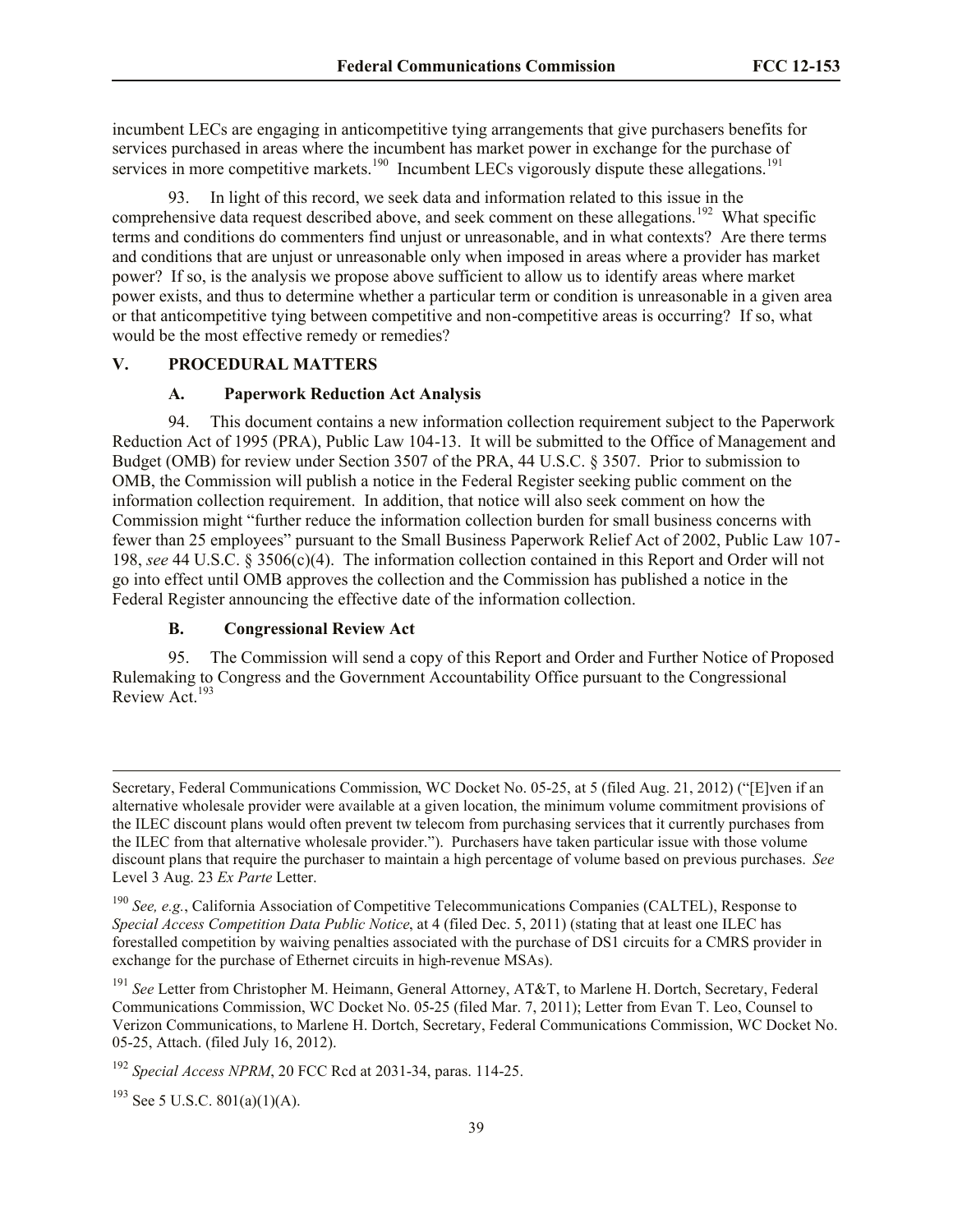incumbent LECs are engaging in anticompetitive tying arrangements that give purchasers benefits for services purchased in areas where the incumbent has market power in exchange for the purchase of services in more competitive markets.[190] Incumbent LECs vigorously dispute these allegations.[191]

93. In light of this record, we seek data and information related to this issue in the comprehensive data request described above, and seek comment on these allegations.[192] What specific terms and conditions do commenters find unjust or unreasonable, and in what contexts? Are there terms and conditions that are unjust or unreasonable only when imposed in areas where a provider has market power? If so, is the analysis we propose above sufficient to allow us to identify areas where market power exists, and thus to determine whether a particular term or condition is unreasonable in a given area or that anticompetitive tying between competitive and non-competitive areas is occurring? If so, what would be the most effective remedy or remedies?

## V. PROCEDURAL MATTERS

### A. Paperwork Reduction Act Analysis

94. This document contains a new information collection requirement subject to the Paperwork Reduction Act of 1995 (PRA), Public Law 104-13. It will be submitted to the Office of Management and Budget (OMB) for review under Section 3507 of the PRA, 44 U.S.C. § 3507. Prior to submission to OMB, the Commission will publish a notice in the Federal Register seeking public comment on the information collection requirement. In addition, that notice will also seek comment on how the Commission might "further reduce the information collection burden for small business concerns with fewer than 25 employees" pursuant to the Small Business Paperwork Relief Act of 2002, Public Law 107-198, *see* 44 U.S.C. § 3506(c)(4). The information collection contained in this Report and Order will not go into effect until OMB approves the collection and the Commission has published a notice in the Federal Register announcing the effective date of the information collection.

### B. Congressional Review Act

95. The Commission will send a copy of this Report and Order and Further Notice of Proposed Rulemaking to Congress and the Government Accountability Office pursuant to the Congressional Review Act.[193]

---

Secretary, Federal Communications Commission, WC Docket No. 05-25, at 5 (filed Aug. 21, 2012) ("[E]ven if an alternative wholesale provider were available at a given location, the minimum volume commitment provisions of the ILEC discount plans would often prevent tw telecom from purchasing services that it currently purchases from the ILEC from that alternative wholesale provider."). Purchasers have taken particular issue with those volume discount plans that require the purchaser to maintain a high percentage of volume based on previous purchases. *See* Level 3 Aug. 23 *Ex Parte* Letter.

[190] *See, e.g.*, California Association of Competitive Telecommunications Companies (CALTEL), Response to *Special Access Competition Data Public Notice*, at 4 (filed Dec. 5, 2011) (stating that at least one ILEC has forestalled competition by waiving penalties associated with the purchase of DS1 circuits for a CMRS provider in exchange for the purchase of Ethernet circuits in high-revenue MSAs).

[191] *See* Letter from Christopher M. Heimann, General Attorney, AT&T, to Marlene H. Dortch, Secretary, Federal Communications Commission, WC Docket No. 05-25 (filed Mar. 7, 2011); Letter from Evan T. Leo, Counsel to Verizon Communications, to Marlene H. Dortch, Secretary, Federal Communications Commission, WC Docket No. 05-25, Attach. (filed July 16, 2012).

[192] *Special Access NPRM*, 20 FCC Rcd at 2031-34, paras. 114-25.

[193] See 5 U.S.C. 801(a)(1)(A).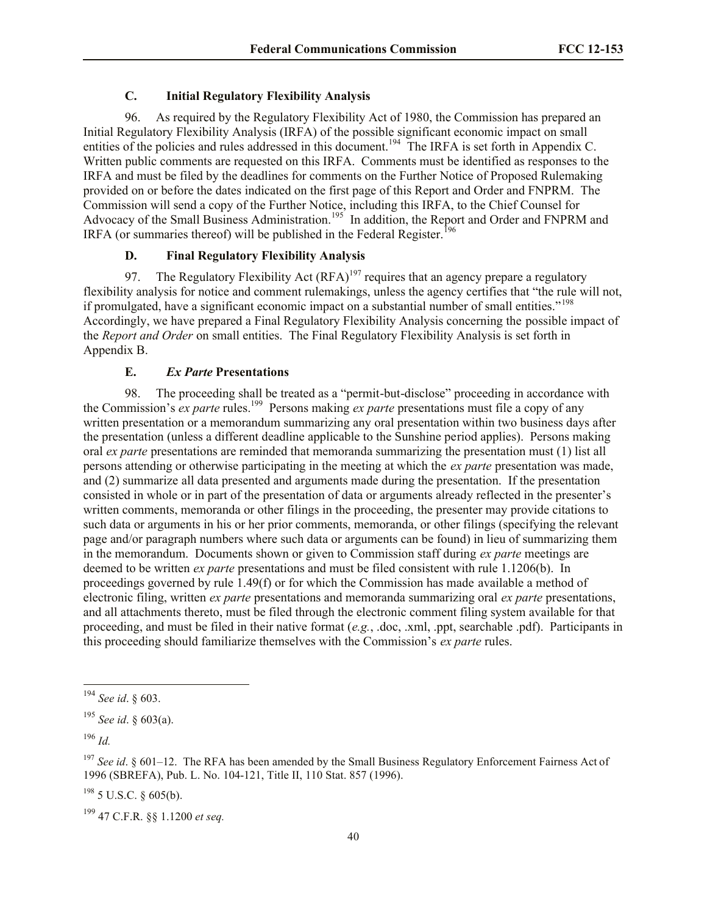### C. Initial Regulatory Flexibility Analysis

96. As required by the Regulatory Flexibility Act of 1980, the Commission has prepared an Initial Regulatory Flexibility Analysis (IRFA) of the possible significant economic impact on small entities of the policies and rules addressed in this document.[194] The IRFA is set forth in Appendix C. Written public comments are requested on this IRFA. Comments must be identified as responses to the IRFA and must be filed by the deadlines for comments on the Further Notice of Proposed Rulemaking provided on or before the dates indicated on the first page of this Report and Order and FNPRM. The Commission will send a copy of the Further Notice, including this IRFA, to the Chief Counsel for Advocacy of the Small Business Administration.[195] In addition, the Report and Order and FNPRM and IRFA (or summaries thereof) will be published in the Federal Register.[196]

### D. Final Regulatory Flexibility Analysis

97. The Regulatory Flexibility Act (RFA)[197] requires that an agency prepare a regulatory flexibility analysis for notice and comment rulemakings, unless the agency certifies that "the rule will not, if promulgated, have a significant economic impact on a substantial number of small entities."[198] Accordingly, we have prepared a Final Regulatory Flexibility Analysis concerning the possible impact of the *Report and Order* on small entities. The Final Regulatory Flexibility Analysis is set forth in Appendix B.

### E. *Ex Parte* Presentations

98. The proceeding shall be treated as a "permit-but-disclose" proceeding in accordance with the Commission's *ex parte* rules.[199] Persons making *ex parte* presentations must file a copy of any written presentation or a memorandum summarizing any oral presentation within two business days after the presentation (unless a different deadline applicable to the Sunshine period applies). Persons making oral *ex parte* presentations are reminded that memoranda summarizing the presentation must (1) list all persons attending or otherwise participating in the meeting at which the *ex parte* presentation was made, and (2) summarize all data presented and arguments made during the presentation. If the presentation consisted in whole or in part of the presentation of data or arguments already reflected in the presenter's written comments, memoranda or other filings in the proceeding, the presenter may provide citations to such data or arguments in his or her prior comments, memoranda, or other filings (specifying the relevant page and/or paragraph numbers where such data or arguments can be found) in lieu of summarizing them in the memorandum. Documents shown or given to Commission staff during *ex parte* meetings are deemed to be written *ex parte* presentations and must be filed consistent with rule 1.1206(b). In proceedings governed by rule 1.49(f) or for which the Commission has made available a method of electronic filing, written *ex parte* presentations and memoranda summarizing oral *ex parte* presentations, and all attachments thereto, must be filed through the electronic comment filing system available for that proceeding, and must be filed in their native format (*e.g.*, .doc, .xml, .ppt, searchable .pdf). Participants in this proceeding should familiarize themselves with the Commission's *ex parte* rules.

---

[194] *See id*. § 603.

[195] *See id*. § 603(a).

[196] *Id.*

[197] *See id*. § 601–12. The RFA has been amended by the Small Business Regulatory Enforcement Fairness Act of 1996 (SBREFA), Pub. L. No. 104-121, Title II, 110 Stat. 857 (1996).

[198] 5 U.S.C. § 605(b).

[199] 47 C.F.R. §§ 1.1200 *et seq.*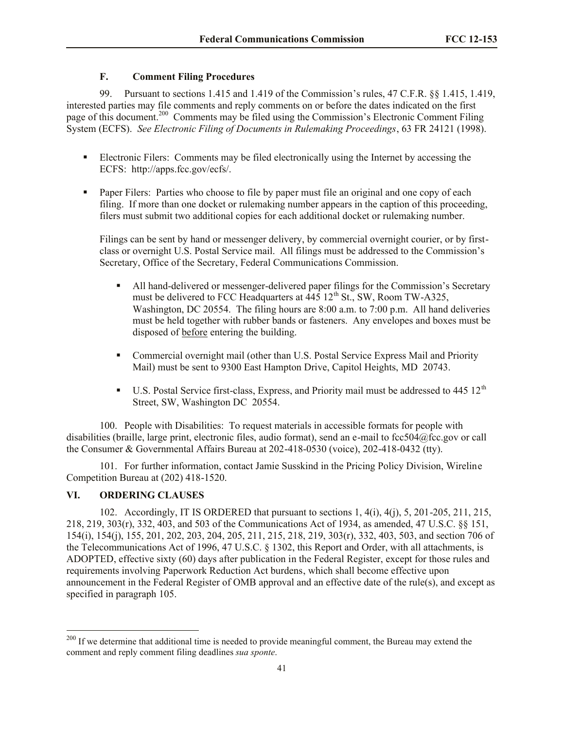### F. Comment Filing Procedures

99. Pursuant to sections 1.415 and 1.419 of the Commission's rules, 47 C.F.R. §§ 1.415, 1.419, interested parties may file comments and reply comments on or before the dates indicated on the first page of this document.[200] Comments may be filed using the Commission's Electronic Comment Filing System (ECFS). *See Electronic Filing of Documents in Rulemaking Proceedings*, 63 FR 24121 (1998).

- Electronic Filers: Comments may be filed electronically using the Internet by accessing the ECFS: http://apps.fcc.gov/ecfs/.

- Paper Filers: Parties who choose to file by paper must file an original and one copy of each filing. If more than one docket or rulemaking number appears in the caption of this proceeding, filers must submit two additional copies for each additional docket or rulemaking number.

  Filings can be sent by hand or messenger delivery, by commercial overnight courier, or by first-class or overnight U.S. Postal Service mail. All filings must be addressed to the Commission's Secretary, Office of the Secretary, Federal Communications Commission.

  - All hand-delivered or messenger-delivered paper filings for the Commission's Secretary must be delivered to FCC Headquarters at 445 12th St., SW, Room TW-A325, Washington, DC 20554. The filing hours are 8:00 a.m. to 7:00 p.m. All hand deliveries must be held together with rubber bands or fasteners. Any envelopes and boxes must be disposed of before entering the building.

  - Commercial overnight mail (other than U.S. Postal Service Express Mail and Priority Mail) must be sent to 9300 East Hampton Drive, Capitol Heights, MD 20743.

  - U.S. Postal Service first-class, Express, and Priority mail must be addressed to 445 12th Street, SW, Washington DC 20554.

100. People with Disabilities: To request materials in accessible formats for people with disabilities (braille, large print, electronic files, audio format), send an e-mail to fcc504@fcc.gov or call the Consumer & Governmental Affairs Bureau at 202-418-0530 (voice), 202-418-0432 (tty).

101. For further information, contact Jamie Susskind in the Pricing Policy Division, Wireline Competition Bureau at (202) 418-1520.

## VI. ORDERING CLAUSES

102. Accordingly, IT IS ORDERED that pursuant to sections 1, 4(i), 4(j), 5, 201-205, 211, 215, 218, 219, 303(r), 332, 403, and 503 of the Communications Act of 1934, as amended, 47 U.S.C. §§ 151, 154(i), 154(j), 155, 201, 202, 203, 204, 205, 211, 215, 218, 219, 303(r), 332, 403, 503, and section 706 of the Telecommunications Act of 1996, 47 U.S.C. § 1302, this Report and Order, with all attachments, is ADOPTED, effective sixty (60) days after publication in the Federal Register, except for those rules and requirements involving Paperwork Reduction Act burdens, which shall become effective upon announcement in the Federal Register of OMB approval and an effective date of the rule(s), and except as specified in paragraph 105.

---

[200] If we determine that additional time is needed to provide meaningful comment, the Bureau may extend the comment and reply comment filing deadlines *sua sponte*.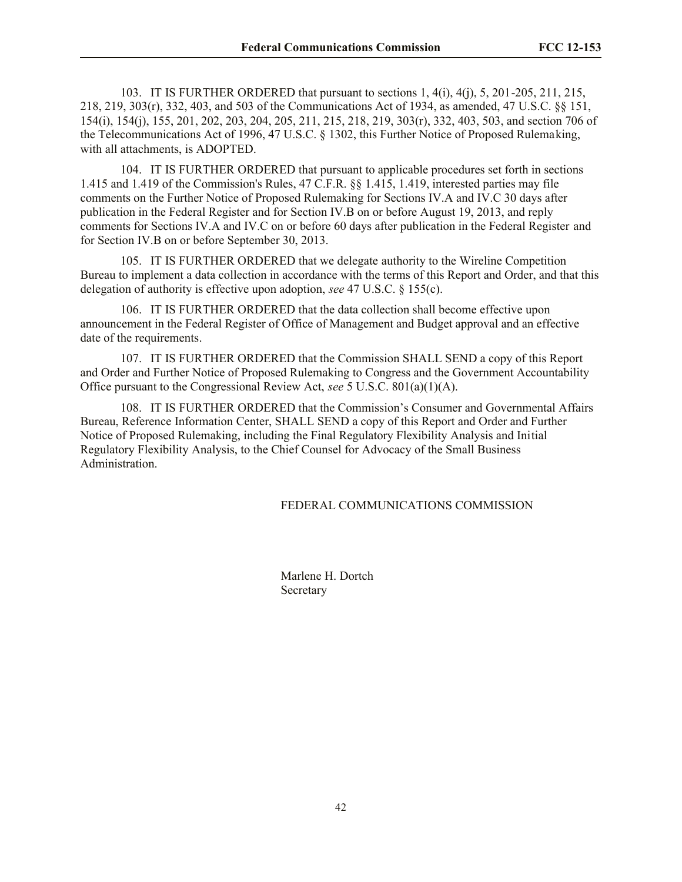103. IT IS FURTHER ORDERED that pursuant to sections 1, 4(i), 4(j), 5, 201-205, 211, 215, 218, 219, 303(r), 332, 403, and 503 of the Communications Act of 1934, as amended, 47 U.S.C. §§ 151, 154(i), 154(j), 155, 201, 202, 203, 204, 205, 211, 215, 218, 219, 303(r), 332, 403, 503, and section 706 of the Telecommunications Act of 1996, 47 U.S.C. § 1302, this Further Notice of Proposed Rulemaking, with all attachments, is ADOPTED.

104. IT IS FURTHER ORDERED that pursuant to applicable procedures set forth in sections 1.415 and 1.419 of the Commission's Rules, 47 C.F.R. §§ 1.415, 1.419, interested parties may file comments on the Further Notice of Proposed Rulemaking for Sections IV.A and IV.C 30 days after publication in the Federal Register and for Section IV.B on or before August 19, 2013, and reply comments for Sections IV.A and IV.C on or before 60 days after publication in the Federal Register and for Section IV.B on or before September 30, 2013.

105. IT IS FURTHER ORDERED that we delegate authority to the Wireline Competition Bureau to implement a data collection in accordance with the terms of this Report and Order, and that this delegation of authority is effective upon adoption, *see* 47 U.S.C. § 155(c).

106. IT IS FURTHER ORDERED that the data collection shall become effective upon announcement in the Federal Register of Office of Management and Budget approval and an effective date of the requirements.

107. IT IS FURTHER ORDERED that the Commission SHALL SEND a copy of this Report and Order and Further Notice of Proposed Rulemaking to Congress and the Government Accountability Office pursuant to the Congressional Review Act, *see* 5 U.S.C. 801(a)(1)(A).

108. IT IS FURTHER ORDERED that the Commission's Consumer and Governmental Affairs Bureau, Reference Information Center, SHALL SEND a copy of this Report and Order and Further Notice of Proposed Rulemaking, including the Final Regulatory Flexibility Analysis and Initial Regulatory Flexibility Analysis, to the Chief Counsel for Advocacy of the Small Business Administration.

FEDERAL COMMUNICATIONS COMMISSION

Marlene H. Dortch
Secretary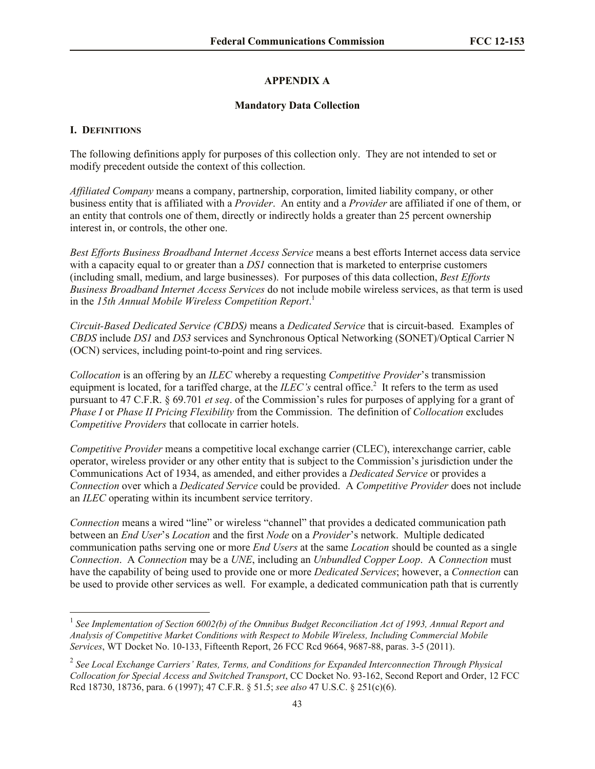## APPENDIX A

### Mandatory Data Collection

### I. DEFINITIONS

The following definitions apply for purposes of this collection only. They are not intended to set or modify precedent outside the context of this collection.

*Affiliated Company* means a company, partnership, corporation, limited liability company, or other business entity that is affiliated with a *Provider*. An entity and a *Provider* are affiliated if one of them, or an entity that controls one of them, directly or indirectly holds a greater than 25 percent ownership interest in, or controls, the other one.

*Best Efforts Business Broadband Internet Access Service* means a best efforts Internet access data service with a capacity equal to or greater than a *DS1* connection that is marketed to enterprise customers (including small, medium, and large businesses). For purposes of this data collection, *Best Efforts Business Broadband Internet Access Services* do not include mobile wireless services, as that term is used in the *15th Annual Mobile Wireless Competition Report*.[1]

*Circuit-Based Dedicated Service (CBDS)* means a *Dedicated Service* that is circuit-based. Examples of *CBDS* include *DS1* and *DS3* services and Synchronous Optical Networking (SONET)/Optical Carrier N (OCN) services, including point-to-point and ring services.

*Collocation* is an offering by an *ILEC* whereby a requesting *Competitive Provider*'s transmission equipment is located, for a tariffed charge, at the *ILEC's* central office.[2] It refers to the term as used pursuant to 47 C.F.R. § 69.701 *et seq*. of the Commission's rules for purposes of applying for a grant of *Phase I* or *Phase II Pricing Flexibility* from the Commission. The definition of *Collocation* excludes *Competitive Providers* that collocate in carrier hotels.

*Competitive Provider* means a competitive local exchange carrier (CLEC), interexchange carrier, cable operator, wireless provider or any other entity that is subject to the Commission's jurisdiction under the Communications Act of 1934, as amended, and either provides a *Dedicated Service* or provides a *Connection* over which a *Dedicated Service* could be provided. A *Competitive Provider* does not include an *ILEC* operating within its incumbent service territory.

*Connection* means a wired "line" or wireless "channel" that provides a dedicated communication path between an *End User*'s *Location* and the first *Node* on a *Provider*'s network. Multiple dedicated communication paths serving one or more *End Users* at the same *Location* should be counted as a single *Connection*. A *Connection* may be a *UNE*, including an *Unbundled Copper Loop*. A *Connection* must have the capability of being used to provide one or more *Dedicated Services*; however, a *Connection* can be used to provide other services as well. For example, a dedicated communication path that is currently

---

[1] *See Implementation of Section 6002(b) of the Omnibus Budget Reconciliation Act of 1993, Annual Report and Analysis of Competitive Market Conditions with Respect to Mobile Wireless, Including Commercial Mobile Services*, WT Docket No. 10-133, Fifteenth Report, 26 FCC Rcd 9664, 9687-88, paras. 3-5 (2011).

[2] *See Local Exchange Carriers' Rates, Terms, and Conditions for Expanded Interconnection Through Physical Collocation for Special Access and Switched Transport*, CC Docket No. 93-162, Second Report and Order, 12 FCC Rcd 18730, 18736, para. 6 (1997); 47 C.F.R. § 51.5; *see also* 47 U.S.C. § 251(c)(6).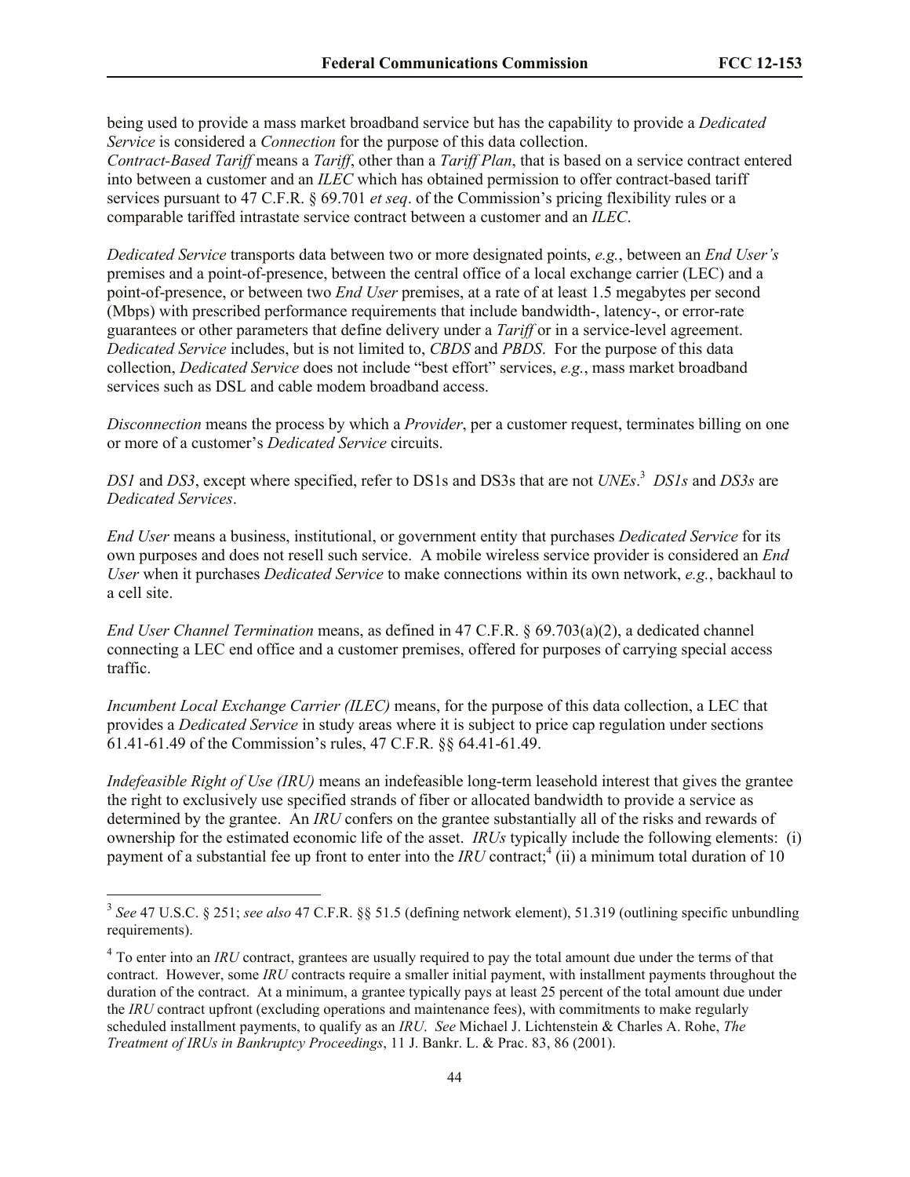being used to provide a mass market broadband service but has the capability to provide a *Dedicated Service* is considered a *Connection* for the purpose of this data collection.
*Contract-Based Tariff* means a *Tariff*, other than a *Tariff Plan*, that is based on a service contract entered into between a customer and an *ILEC* which has obtained permission to offer contract-based tariff services pursuant to 47 C.F.R. § 69.701 *et seq*. of the Commission's pricing flexibility rules or a comparable tariffed intrastate service contract between a customer and an *ILEC*.

*Dedicated Service* transports data between two or more designated points, *e.g.*, between an *End User's* premises and a point-of-presence, between the central office of a local exchange carrier (LEC) and a point-of-presence, or between two *End User* premises, at a rate of at least 1.5 megabytes per second (Mbps) with prescribed performance requirements that include bandwidth-, latency-, or error-rate guarantees or other parameters that define delivery under a *Tariff* or in a service-level agreement. *Dedicated Service* includes, but is not limited to, *CBDS* and *PBDS*. For the purpose of this data collection, *Dedicated Service* does not include "best effort" services, *e.g.*, mass market broadband services such as DSL and cable modem broadband access.

*Disconnection* means the process by which a *Provider*, per a customer request, terminates billing on one or more of a customer's *Dedicated Service* circuits.

*DS1* and *DS3*, except where specified, refer to DS1s and DS3s that are not *UNEs*.[3] *DS1s* and *DS3s* are *Dedicated Services*.

*End User* means a business, institutional, or government entity that purchases *Dedicated Service* for its own purposes and does not resell such service. A mobile wireless service provider is considered an *End User* when it purchases *Dedicated Service* to make connections within its own network, *e.g.*, backhaul to a cell site.

*End User Channel Termination* means, as defined in 47 C.F.R. § 69.703(a)(2), a dedicated channel connecting a LEC end office and a customer premises, offered for purposes of carrying special access traffic.

*Incumbent Local Exchange Carrier (ILEC)* means, for the purpose of this data collection, a LEC that provides a *Dedicated Service* in study areas where it is subject to price cap regulation under sections 61.41-61.49 of the Commission's rules, 47 C.F.R. §§ 64.41-61.49.

*Indefeasible Right of Use (IRU)* means an indefeasible long-term leasehold interest that gives the grantee the right to exclusively use specified strands of fiber or allocated bandwidth to provide a service as determined by the grantee. An *IRU* confers on the grantee substantially all of the risks and rewards of ownership for the estimated economic life of the asset. *IRUs* typically include the following elements: (i) payment of a substantial fee up front to enter into the *IRU* contract;[4] (ii) a minimum total duration of 10

---

[3] *See* 47 U.S.C. § 251; *see also* 47 C.F.R. §§ 51.5 (defining network element), 51.319 (outlining specific unbundling requirements).

[4] To enter into an *IRU* contract, grantees are usually required to pay the total amount due under the terms of that contract. However, some *IRU* contracts require a smaller initial payment, with installment payments throughout the duration of the contract. At a minimum, a grantee typically pays at least 25 percent of the total amount due under the *IRU* contract upfront (excluding operations and maintenance fees), with commitments to make regularly scheduled installment payments, to qualify as an *IRU*. *See* Michael J. Lichtenstein & Charles A. Rohe, *The Treatment of IRUs in Bankruptcy Proceedings*, 11 J. Bankr. L. & Prac. 83, 86 (2001).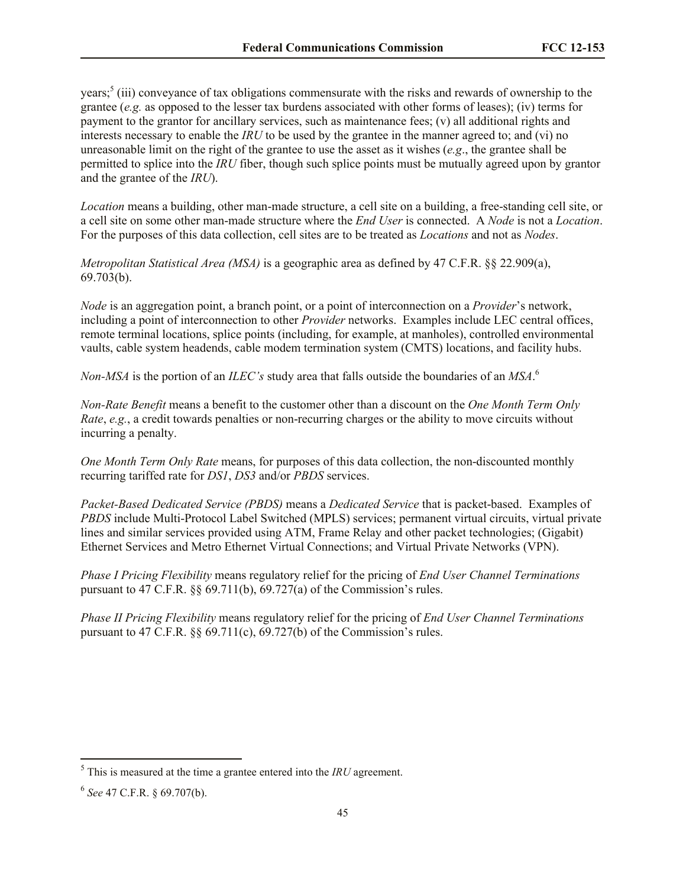years;[5] (iii) conveyance of tax obligations commensurate with the risks and rewards of ownership to the grantee (*e.g.* as opposed to the lesser tax burdens associated with other forms of leases); (iv) terms for payment to the grantor for ancillary services, such as maintenance fees; (v) all additional rights and interests necessary to enable the *IRU* to be used by the grantee in the manner agreed to; and (vi) no unreasonable limit on the right of the grantee to use the asset as it wishes (*e.g*., the grantee shall be permitted to splice into the *IRU* fiber, though such splice points must be mutually agreed upon by grantor and the grantee of the *IRU*).

*Location* means a building, other man-made structure, a cell site on a building, a free-standing cell site, or a cell site on some other man-made structure where the *End User* is connected. A *Node* is not a *Location*. For the purposes of this data collection, cell sites are to be treated as *Locations* and not as *Nodes*.

*Metropolitan Statistical Area (MSA)* is a geographic area as defined by 47 C.F.R. §§ 22.909(a), 69.703(b).

*Node* is an aggregation point, a branch point, or a point of interconnection on a *Provider*'s network, including a point of interconnection to other *Provider* networks. Examples include LEC central offices, remote terminal locations, splice points (including, for example, at manholes), controlled environmental vaults, cable system headends, cable modem termination system (CMTS) locations, and facility hubs.

*Non-MSA* is the portion of an *ILEC's* study area that falls outside the boundaries of an *MSA*.[6]

*Non-Rate Benefit* means a benefit to the customer other than a discount on the *One Month Term Only Rate*, *e.g.*, a credit towards penalties or non-recurring charges or the ability to move circuits without incurring a penalty.

*One Month Term Only Rate* means, for purposes of this data collection, the non-discounted monthly recurring tariffed rate for *DS1*, *DS3* and/or *PBDS* services.

*Packet-Based Dedicated Service (PBDS)* means a *Dedicated Service* that is packet-based. Examples of *PBDS* include Multi-Protocol Label Switched (MPLS) services; permanent virtual circuits, virtual private lines and similar services provided using ATM, Frame Relay and other packet technologies; (Gigabit) Ethernet Services and Metro Ethernet Virtual Connections; and Virtual Private Networks (VPN).

*Phase I Pricing Flexibility* means regulatory relief for the pricing of *End User Channel Terminations* pursuant to 47 C.F.R. §§ 69.711(b), 69.727(a) of the Commission's rules.

*Phase II Pricing Flexibility* means regulatory relief for the pricing of *End User Channel Terminations* pursuant to 47 C.F.R. §§ 69.711(c), 69.727(b) of the Commission's rules.

---

[5] This is measured at the time a grantee entered into the *IRU* agreement.

[6] *See* 47 C.F.R. § 69.707(b).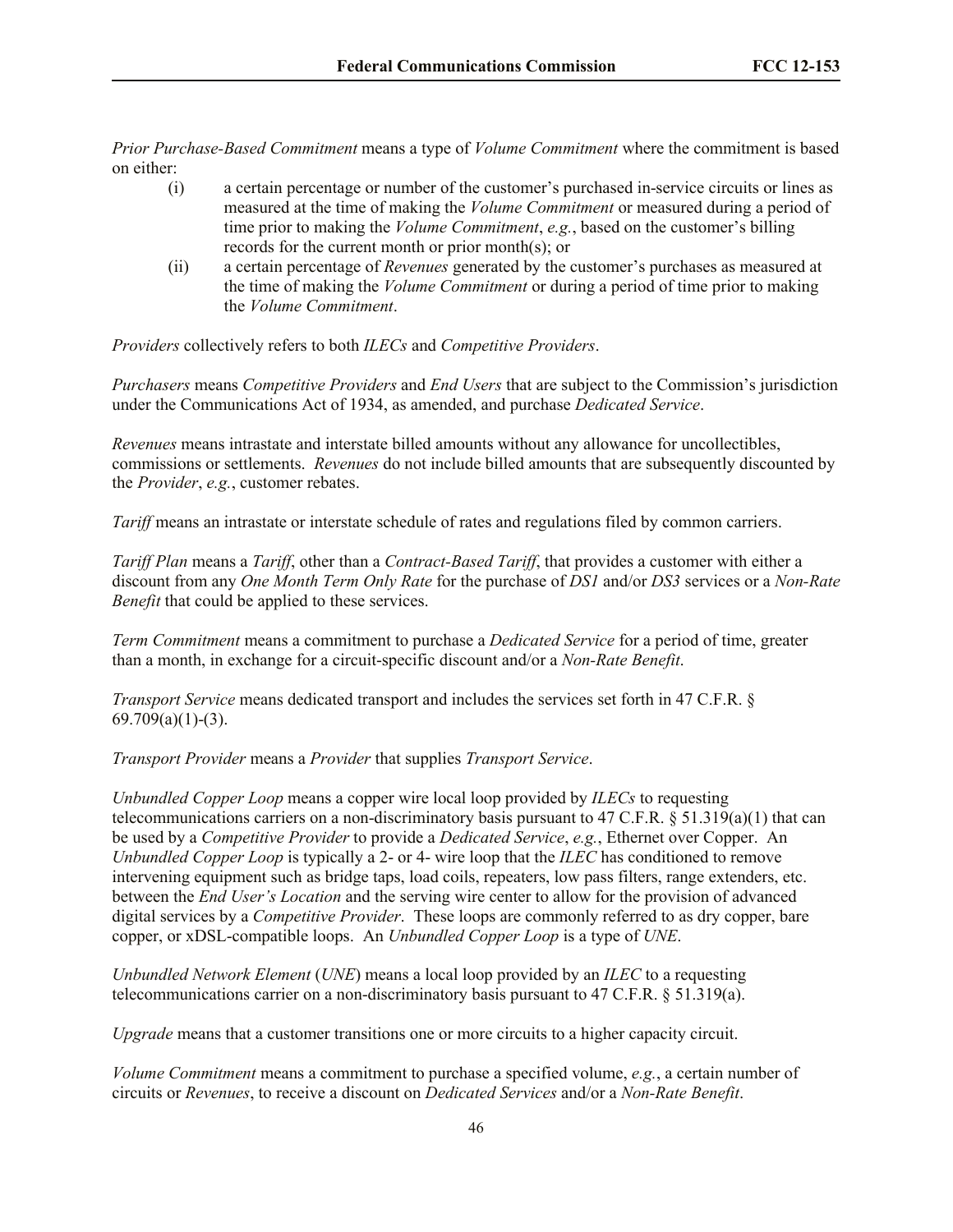*Prior Purchase-Based Commitment* means a type of *Volume Commitment* where the commitment is based on either:

(i) a certain percentage or number of the customer's purchased in-service circuits or lines as measured at the time of making the *Volume Commitment* or measured during a period of time prior to making the *Volume Commitment*, *e.g.*, based on the customer's billing records for the current month or prior month(s); or

(ii) a certain percentage of *Revenues* generated by the customer's purchases as measured at the time of making the *Volume Commitment* or during a period of time prior to making the *Volume Commitment*.

*Providers* collectively refers to both *ILECs* and *Competitive Providers*.

*Purchasers* means *Competitive Providers* and *End Users* that are subject to the Commission's jurisdiction under the Communications Act of 1934, as amended, and purchase *Dedicated Service*.

*Revenues* means intrastate and interstate billed amounts without any allowance for uncollectibles, commissions or settlements. *Revenues* do not include billed amounts that are subsequently discounted by the *Provider*, *e.g.*, customer rebates.

*Tariff* means an intrastate or interstate schedule of rates and regulations filed by common carriers.

*Tariff Plan* means a *Tariff*, other than a *Contract-Based Tariff*, that provides a customer with either a discount from any *One Month Term Only Rate* for the purchase of *DS1* and/or *DS3* services or a *Non-Rate Benefit* that could be applied to these services.

*Term Commitment* means a commitment to purchase a *Dedicated Service* for a period of time, greater than a month, in exchange for a circuit-specific discount and/or a *Non-Rate Benefit*.

*Transport Service* means dedicated transport and includes the services set forth in 47 C.F.R. § 69.709(a)(1)-(3).

*Transport Provider* means a *Provider* that supplies *Transport Service*.

*Unbundled Copper Loop* means a copper wire local loop provided by *ILECs* to requesting telecommunications carriers on a non-discriminatory basis pursuant to 47 C.F.R. § 51.319(a)(1) that can be used by a *Competitive Provider* to provide a *Dedicated Service*, *e.g.*, Ethernet over Copper. An *Unbundled Copper Loop* is typically a 2- or 4- wire loop that the *ILEC* has conditioned to remove intervening equipment such as bridge taps, load coils, repeaters, low pass filters, range extenders, etc. between the *End User's Location* and the serving wire center to allow for the provision of advanced digital services by a *Competitive Provider*. These loops are commonly referred to as dry copper, bare copper, or xDSL-compatible loops. An *Unbundled Copper Loop* is a type of *UNE*.

*Unbundled Network Element* (*UNE*) means a local loop provided by an *ILEC* to a requesting telecommunications carrier on a non-discriminatory basis pursuant to 47 C.F.R. § 51.319(a).

*Upgrade* means that a customer transitions one or more circuits to a higher capacity circuit.

*Volume Commitment* means a commitment to purchase a specified volume, *e.g.*, a certain number of circuits or *Revenues*, to receive a discount on *Dedicated Services* and/or a *Non-Rate Benefit*.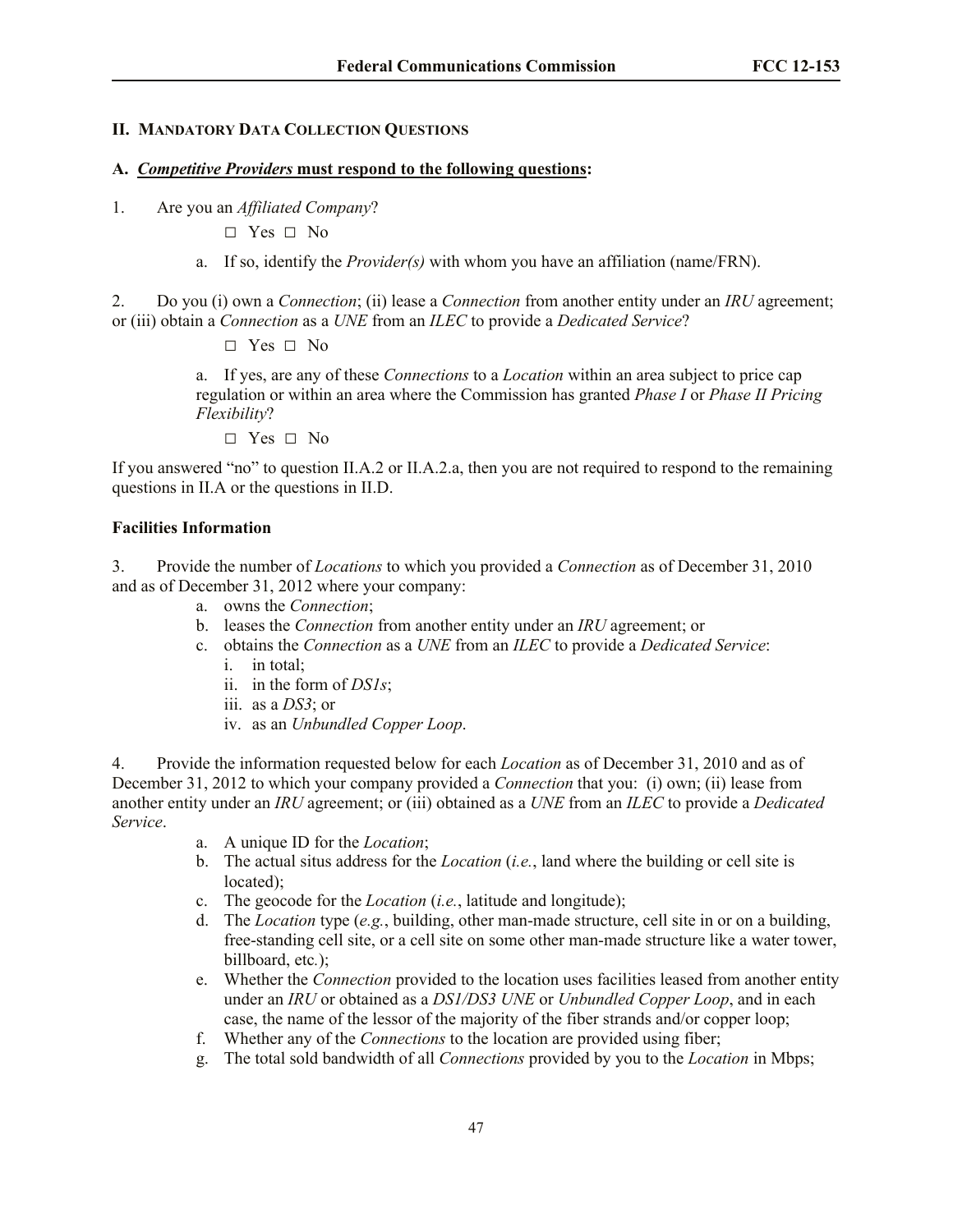## II. MANDATORY DATA COLLECTION QUESTIONS

### A. *Competitive Providers* must respond to the following questions:

1. Are you an *Affiliated Company*?

   □ Yes □ No

   a. If so, identify the *Provider(s)* with whom you have an affiliation (name/FRN).

2. Do you (i) own a *Connection*; (ii) lease a *Connection* from another entity under an *IRU* agreement; or (iii) obtain a *Connection* as a *UNE* from an *ILEC* to provide a *Dedicated Service*?

   □ Yes □ No

   a. If yes, are any of these *Connections* to a *Location* within an area subject to price cap regulation or within an area where the Commission has granted *Phase I* or *Phase II Pricing Flexibility*?

   □ Yes □ No

If you answered "no" to question II.A.2 or II.A.2.a, then you are not required to respond to the remaining questions in II.A or the questions in II.D.

**Facilities Information**

3. Provide the number of *Locations* to which you provided a *Connection* as of December 31, 2010 and as of December 31, 2012 where your company:
   a. owns the *Connection*;
   b. leases the *Connection* from another entity under an *IRU* agreement; or
   c. obtains the *Connection* as a *UNE* from an *ILEC* to provide a *Dedicated Service*:
      i. in total;
      ii. in the form of *DS1s*;
      iii. as a *DS3*; or
      iv. as an *Unbundled Copper Loop*.

4. Provide the information requested below for each *Location* as of December 31, 2010 and as of December 31, 2012 to which your company provided a *Connection* that you: (i) own; (ii) lease from another entity under an *IRU* agreement; or (iii) obtained as a *UNE* from an *ILEC* to provide a *Dedicated Service*.
   a. A unique ID for the *Location*;
   b. The actual situs address for the *Location* (*i.e.*, land where the building or cell site is located);
   c. The geocode for the *Location* (*i.e.*, latitude and longitude);
   d. The *Location* type (*e.g.*, building, other man-made structure, cell site in or on a building, free-standing cell site, or a cell site on some other man-made structure like a water tower, billboard, etc.);
   e. Whether the *Connection* provided to the location uses facilities leased from another entity under an *IRU* or obtained as a *DS1/DS3 UNE* or *Unbundled Copper Loop*, and in each case, the name of the lessor of the majority of the fiber strands and/or copper loop;
   f. Whether any of the *Connections* to the location are provided using fiber;
   g. The total sold bandwidth of all *Connections* provided by you to the *Location* in Mbps;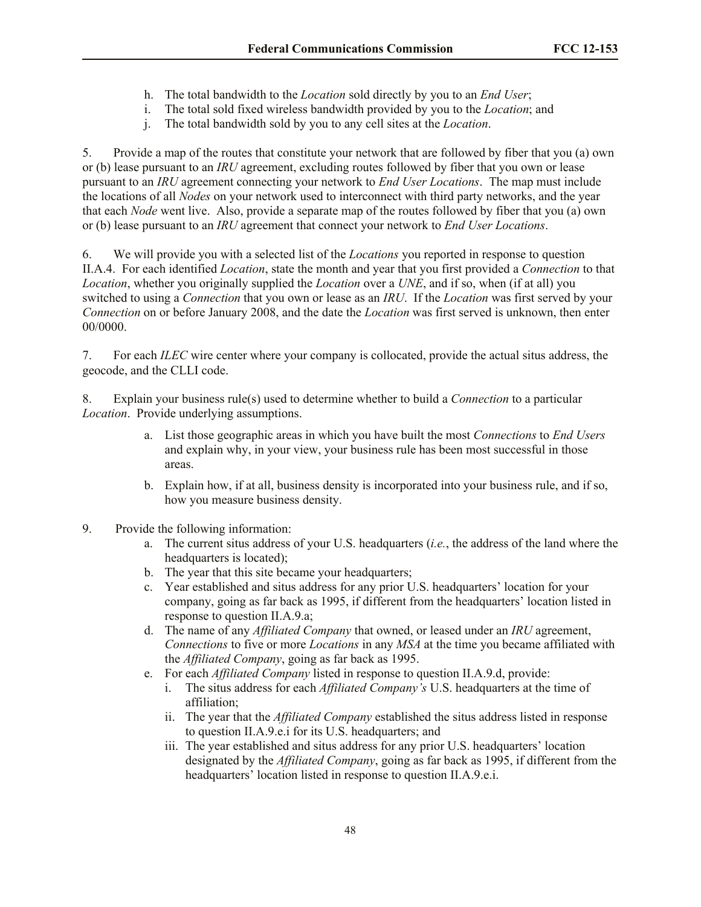h. The total bandwidth to the *Location* sold directly by you to an *End User*;
i. The total sold fixed wireless bandwidth provided by you to the *Location*; and
j. The total bandwidth sold by you to any cell sites at the *Location*.

5. Provide a map of the routes that constitute your network that are followed by fiber that you (a) own or (b) lease pursuant to an *IRU* agreement, excluding routes followed by fiber that you own or lease pursuant to an *IRU* agreement connecting your network to *End User Locations*. The map must include the locations of all *Nodes* on your network used to interconnect with third party networks, and the year that each *Node* went live. Also, provide a separate map of the routes followed by fiber that you (a) own or (b) lease pursuant to an *IRU* agreement that connect your network to *End User Locations*.

6. We will provide you with a selected list of the *Locations* you reported in response to question II.A.4. For each identified *Location*, state the month and year that you first provided a *Connection* to that *Location*, whether you originally supplied the *Location* over a *UNE*, and if so, when (if at all) you switched to using a *Connection* that you own or lease as an *IRU*. If the *Location* was first served by your *Connection* on or before January 2008, and the date the *Location* was first served is unknown, then enter 00/0000.

7. For each *ILEC* wire center where your company is collocated, provide the actual situs address, the geocode, and the CLLI code.

8. Explain your business rule(s) used to determine whether to build a *Connection* to a particular *Location*. Provide underlying assumptions.

   a. List those geographic areas in which you have built the most *Connections* to *End Users* and explain why, in your view, your business rule has been most successful in those areas.

   b. Explain how, if at all, business density is incorporated into your business rule, and if so, how you measure business density.

9. Provide the following information:
   a. The current situs address of your U.S. headquarters (*i.e.*, the address of the land where the headquarters is located);
   b. The year that this site became your headquarters;
   c. Year established and situs address for any prior U.S. headquarters' location for your company, going as far back as 1995, if different from the headquarters' location listed in response to question II.A.9.a;
   d. The name of any *Affiliated Company* that owned, or leased under an *IRU* agreement, *Connections* to five or more *Locations* in any *MSA* at the time you became affiliated with the *Affiliated Company*, going as far back as 1995.
   e. For each *Affiliated Company* listed in response to question II.A.9.d, provide:
      i. The situs address for each *Affiliated Company's* U.S. headquarters at the time of affiliation;
      ii. The year that the *Affiliated Company* established the situs address listed in response to question II.A.9.e.i for its U.S. headquarters; and
      iii. The year established and situs address for any prior U.S. headquarters' location designated by the *Affiliated Company*, going as far back as 1995, if different from the headquarters' location listed in response to question II.A.9.e.i.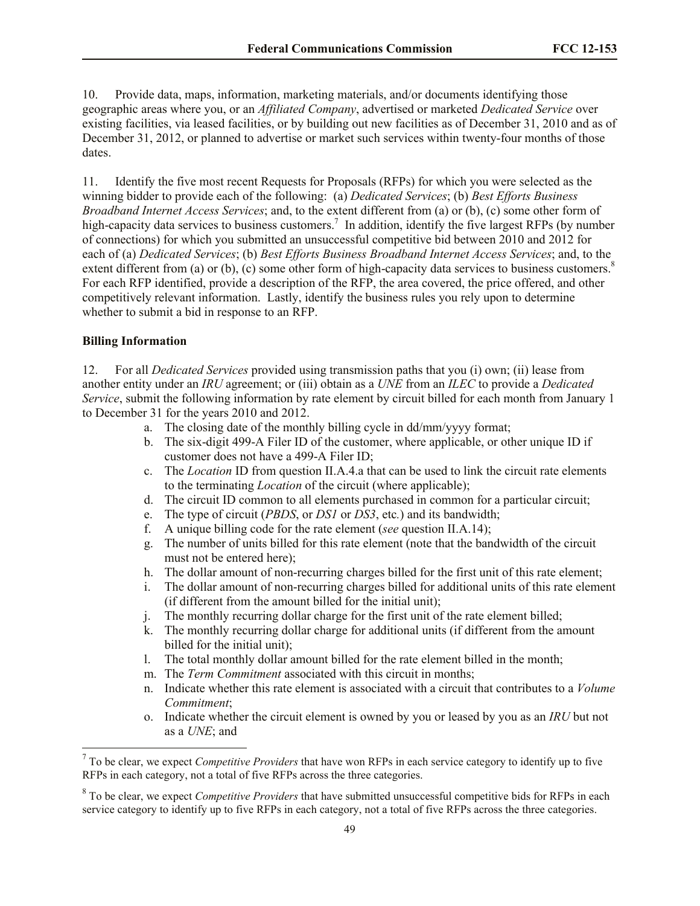10. Provide data, maps, information, marketing materials, and/or documents identifying those geographic areas where you, or an *Affiliated Company*, advertised or marketed *Dedicated Service* over existing facilities, via leased facilities, or by building out new facilities as of December 31, 2010 and as of December 31, 2012, or planned to advertise or market such services within twenty-four months of those dates.

11. Identify the five most recent Requests for Proposals (RFPs) for which you were selected as the winning bidder to provide each of the following: (a) *Dedicated Services*; (b) *Best Efforts Business Broadband Internet Access Services*; and, to the extent different from (a) or (b), (c) some other form of high-capacity data services to business customers.[7] In addition, identify the five largest RFPs (by number of connections) for which you submitted an unsuccessful competitive bid between 2010 and 2012 for each of (a) *Dedicated Services*; (b) *Best Efforts Business Broadband Internet Access Services*; and, to the extent different from (a) or (b), (c) some other form of high-capacity data services to business customers.[8] For each RFP identified, provide a description of the RFP, the area covered, the price offered, and other competitively relevant information. Lastly, identify the business rules you rely upon to determine whether to submit a bid in response to an RFP.

**Billing Information**

12. For all *Dedicated Services* provided using transmission paths that you (i) own; (ii) lease from another entity under an *IRU* agreement; or (iii) obtain as a *UNE* from an *ILEC* to provide a *Dedicated Service*, submit the following information by rate element by circuit billed for each month from January 1 to December 31 for the years 2010 and 2012.

a. The closing date of the monthly billing cycle in dd/mm/yyyy format;
b. The six-digit 499-A Filer ID of the customer, where applicable, or other unique ID if customer does not have a 499-A Filer ID;
c. The *Location* ID from question II.A.4.a that can be used to link the circuit rate elements to the terminating *Location* of the circuit (where applicable);
d. The circuit ID common to all elements purchased in common for a particular circuit;
e. The type of circuit (*PBDS*, or *DS1* or *DS3*, etc.) and its bandwidth;
f. A unique billing code for the rate element (*see* question II.A.14);
g. The number of units billed for this rate element (note that the bandwidth of the circuit must not be entered here);
h. The dollar amount of non-recurring charges billed for the first unit of this rate element;
i. The dollar amount of non-recurring charges billed for additional units of this rate element (if different from the amount billed for the initial unit);
j. The monthly recurring dollar charge for the first unit of the rate element billed;
k. The monthly recurring dollar charge for additional units (if different from the amount billed for the initial unit);
l. The total monthly dollar amount billed for the rate element billed in the month;
m. The *Term Commitment* associated with this circuit in months;
n. Indicate whether this rate element is associated with a circuit that contributes to a *Volume Commitment*;
o. Indicate whether the circuit element is owned by you or leased by you as an *IRU* but not as a *UNE*; and

[7] To be clear, we expect *Competitive Providers* that have won RFPs in each service category to identify up to five RFPs in each category, not a total of five RFPs across the three categories.

[8] To be clear, we expect *Competitive Providers* that have submitted unsuccessful competitive bids for RFPs in each service category to identify up to five RFPs in each category, not a total of five RFPs across the three categories.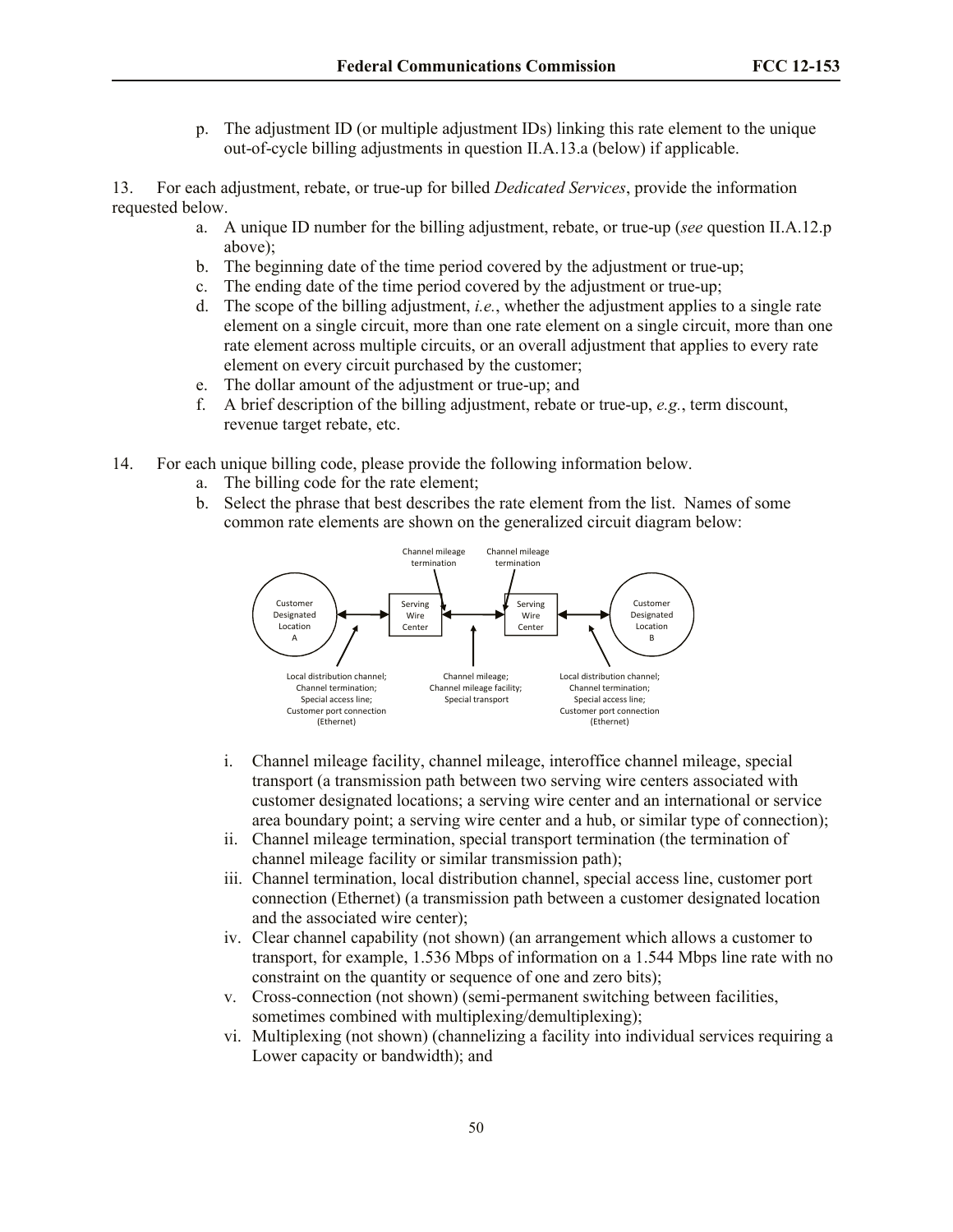p. The adjustment ID (or multiple adjustment IDs) linking this rate element to the unique out-of-cycle billing adjustments in question II.A.13.a (below) if applicable.

13. For each adjustment, rebate, or true-up for billed *Dedicated Services*, provide the information requested below.

a. A unique ID number for the billing adjustment, rebate, or true-up (*see* question II.A.12.p above);
b. The beginning date of the time period covered by the adjustment or true-up;
c. The ending date of the time period covered by the adjustment or true-up;
d. The scope of the billing adjustment, *i.e.*, whether the adjustment applies to a single rate element on a single circuit, more than one rate element on a single circuit, more than one rate element across multiple circuits, or an overall adjustment that applies to every rate element on every circuit purchased by the customer;
e. The dollar amount of the adjustment or true-up; and
f. A brief description of the billing adjustment, rebate or true-up, *e.g.*, term discount, revenue target rebate, etc.

14. For each unique billing code, please provide the following information below.

a. The billing code for the rate element;
b. Select the phrase that best describes the rate element from the list. Names of some common rate elements are shown on the generalized circuit diagram below:

i. Channel mileage facility, channel mileage, interoffice channel mileage, special transport (a transmission path between two serving wire centers associated with customer designated locations; a serving wire center and an international or service area boundary point; a serving wire center and a hub, or similar type of connection);
ii. Channel mileage termination, special transport termination (the termination of channel mileage facility or similar transmission path);
iii. Channel termination, local distribution channel, special access line, customer port connection (Ethernet) (a transmission path between a customer designated location and the associated wire center);
iv. Clear channel capability (not shown) (an arrangement which allows a customer to transport, for example, 1.536 Mbps of information on a 1.544 Mbps line rate with no constraint on the quantity or sequence of one and zero bits);
v. Cross-connection (not shown) (semi-permanent switching between facilities, sometimes combined with multiplexing/demultiplexing);
vi. Multiplexing (not shown) (channelizing a facility into individual services requiring a Lower capacity or bandwidth); and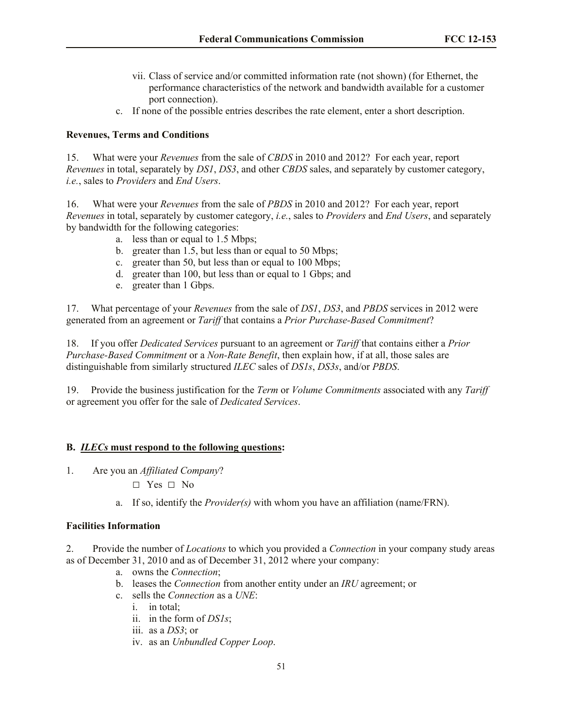vii. Class of service and/or committed information rate (not shown) (for Ethernet, the performance characteristics of the network and bandwidth available for a customer port connection).

   c. If none of the possible entries describes the rate element, enter a short description.

**Revenues, Terms and Conditions**

15. What were your *Revenues* from the sale of *CBDS* in 2010 and 2012? For each year, report *Revenues* in total, separately by *DS1*, *DS3*, and other *CBDS* sales, and separately by customer category, *i.e.*, sales to *Providers* and *End Users*.

16. What were your *Revenues* from the sale of *PBDS* in 2010 and 2012? For each year, report *Revenues* in total, separately by customer category, *i.e.*, sales to *Providers* and *End Users*, and separately by bandwidth for the following categories:

   a. less than or equal to 1.5 Mbps;
   b. greater than 1.5, but less than or equal to 50 Mbps;
   c. greater than 50, but less than or equal to 100 Mbps;
   d. greater than 100, but less than or equal to 1 Gbps; and
   e. greater than 1 Gbps.

17. What percentage of your *Revenues* from the sale of *DS1*, *DS3*, and *PBDS* services in 2012 were generated from an agreement or *Tariff* that contains a *Prior Purchase-Based Commitment*?

18. If you offer *Dedicated Services* pursuant to an agreement or *Tariff* that contains either a *Prior Purchase-Based Commitment* or a *Non-Rate Benefit*, then explain how, if at all, those sales are distinguishable from similarly structured *ILEC* sales of *DS1s*, *DS3s*, and/or *PBDS*.

19. Provide the business justification for the *Term* or *Volume Commitments* associated with any *Tariff* or agreement you offer for the sale of *Dedicated Services*.

**B. <u>*ILECs* must respond to the following questions</u>:**

1. Are you an *Affiliated Company*?

   ☐ Yes ☐ No

   a. If so, identify the *Provider(s)* with whom you have an affiliation (name/FRN).

**Facilities Information**

2. Provide the number of *Locations* to which you provided a *Connection* in your company study areas as of December 31, 2010 and as of December 31, 2012 where your company:

   a. owns the *Connection*;
   b. leases the *Connection* from another entity under an *IRU* agreement; or
   c. sells the *Connection* as a *UNE*:
      i. in total;
      ii. in the form of *DS1s*;
      iii. as a *DS3*; or
      iv. as an *Unbundled Copper Loop*.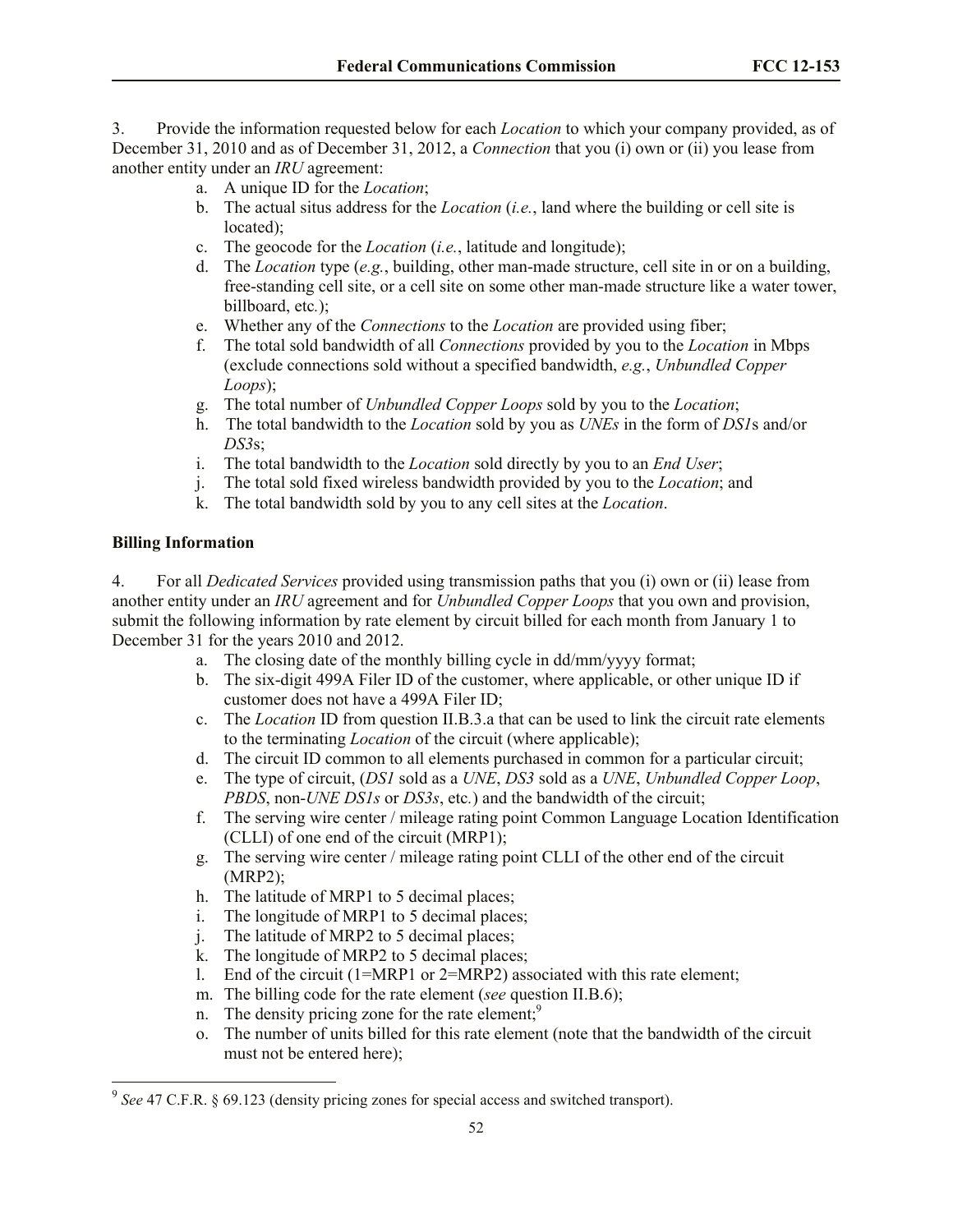3. Provide the information requested below for each *Location* to which your company provided, as of December 31, 2010 and as of December 31, 2012, a *Connection* that you (i) own or (ii) you lease from another entity under an *IRU* agreement:

a. A unique ID for the *Location*;
b. The actual situs address for the *Location* (*i.e.*, land where the building or cell site is located);
c. The geocode for the *Location* (*i.e.*, latitude and longitude);
d. The *Location* type (*e.g.*, building, other man-made structure, cell site in or on a building, free-standing cell site, or a cell site on some other man-made structure like a water tower, billboard, etc.);
e. Whether any of the *Connections* to the *Location* are provided using fiber;
f. The total sold bandwidth of all *Connections* provided by you to the *Location* in Mbps (exclude connections sold without a specified bandwidth, *e.g.*, *Unbundled Copper Loops*);
g. The total number of *Unbundled Copper Loops* sold by you to the *Location*;
h. The total bandwidth to the *Location* sold by you as *UNEs* in the form of *DS1*s and/or *DS3*s;
i. The total bandwidth to the *Location* sold directly by you to an *End User*;
j. The total sold fixed wireless bandwidth provided by you to the *Location*; and
k. The total bandwidth sold by you to any cell sites at the *Location*.

**Billing Information**

4. For all *Dedicated Services* provided using transmission paths that you (i) own or (ii) lease from another entity under an *IRU* agreement and for *Unbundled Copper Loops* that you own and provision, submit the following information by rate element by circuit billed for each month from January 1 to December 31 for the years 2010 and 2012.

a. The closing date of the monthly billing cycle in dd/mm/yyyy format;
b. The six-digit 499A Filer ID of the customer, where applicable, or other unique ID if customer does not have a 499A Filer ID;
c. The *Location* ID from question II.B.3.a that can be used to link the circuit rate elements to the terminating *Location* of the circuit (where applicable);
d. The circuit ID common to all elements purchased in common for a particular circuit;
e. The type of circuit, (*DS1* sold as a *UNE*, *DS3* sold as a *UNE*, *Unbundled Copper Loop*, *PBDS*, non-*UNE DS1s* or *DS3s*, etc.) and the bandwidth of the circuit;
f. The serving wire center / mileage rating point Common Language Location Identification (CLLI) of one end of the circuit (MRP1);
g. The serving wire center / mileage rating point CLLI of the other end of the circuit (MRP2);
h. The latitude of MRP1 to 5 decimal places;
i. The longitude of MRP1 to 5 decimal places;
j. The latitude of MRP2 to 5 decimal places;
k. The longitude of MRP2 to 5 decimal places;
l. End of the circuit (1=MRP1 or 2=MRP2) associated with this rate element;
m. The billing code for the rate element (*see* question II.B.6);
n. The density pricing zone for the rate element;[9]
o. The number of units billed for this rate element (note that the bandwidth of the circuit must not be entered here);

[9] *See* 47 C.F.R. § 69.123 (density pricing zones for special access and switched transport).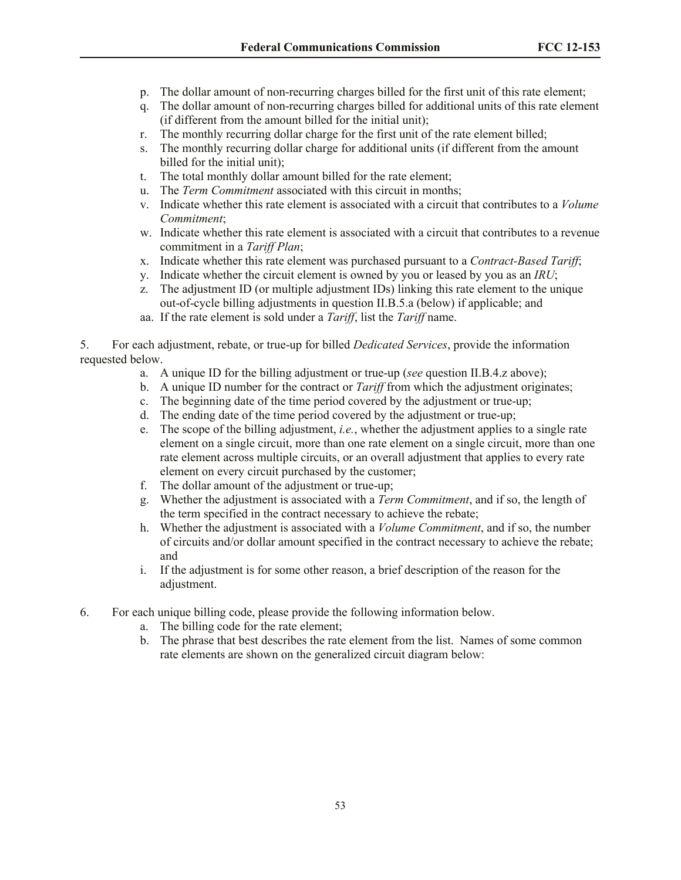p. The dollar amount of non-recurring charges billed for the first unit of this rate element;
q. The dollar amount of non-recurring charges billed for additional units of this rate element (if different from the amount billed for the initial unit);
r. The monthly recurring dollar charge for the first unit of the rate element billed;
s. The monthly recurring dollar charge for additional units (if different from the amount billed for the initial unit);
t. The total monthly dollar amount billed for the rate element;
u. The *Term Commitment* associated with this circuit in months;
v. Indicate whether this rate element is associated with a circuit that contributes to a *Volume Commitment*;
w. Indicate whether this rate element is associated with a circuit that contributes to a revenue commitment in a *Tariff Plan*;
x. Indicate whether this rate element was purchased pursuant to a *Contract-Based Tariff*;
y. Indicate whether the circuit element is owned by you or leased by you as an *IRU*;
z. The adjustment ID (or multiple adjustment IDs) linking this rate element to the unique out-of-cycle billing adjustments in question II.B.5.a (below) if applicable; and
aa. If the rate element is sold under a *Tariff*, list the *Tariff* name.

5. For each adjustment, rebate, or true-up for billed *Dedicated Services*, provide the information requested below.

a. A unique ID for the billing adjustment or true-up (*see* question II.B.4.z above);
b. A unique ID number for the contract or *Tariff* from which the adjustment originates;
c. The beginning date of the time period covered by the adjustment or true-up;
d. The ending date of the time period covered by the adjustment or true-up;
e. The scope of the billing adjustment, *i.e.*, whether the adjustment applies to a single rate element on a single circuit, more than one rate element on a single circuit, more than one rate element across multiple circuits, or an overall adjustment that applies to every rate element on every circuit purchased by the customer;
f. The dollar amount of the adjustment or true-up;
g. Whether the adjustment is associated with a *Term Commitment*, and if so, the length of the term specified in the contract necessary to achieve the rebate;
h. Whether the adjustment is associated with a *Volume Commitment*, and if so, the number of circuits and/or dollar amount specified in the contract necessary to achieve the rebate; and
i. If the adjustment is for some other reason, a brief description of the reason for the adjustment.

6. For each unique billing code, please provide the following information below.

a. The billing code for the rate element;
b. The phrase that best describes the rate element from the list. Names of some common rate elements are shown on the generalized circuit diagram below: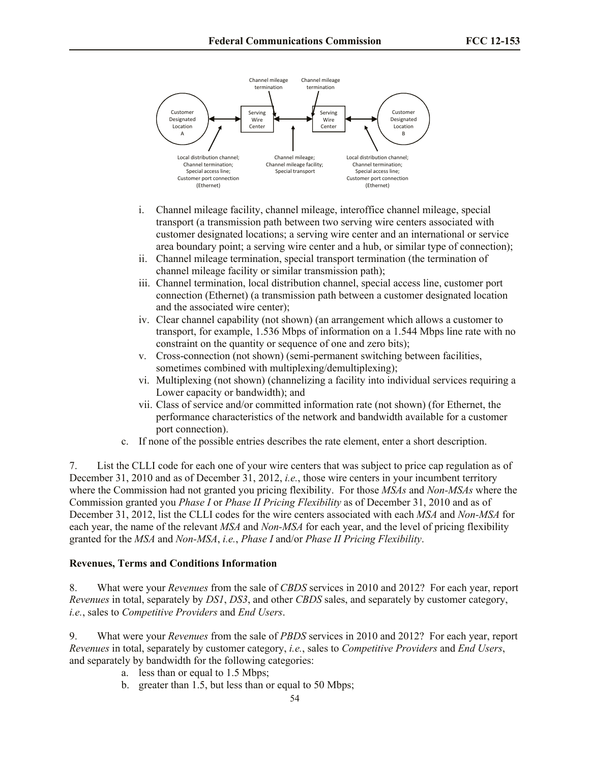i. Channel mileage facility, channel mileage, interoffice channel mileage, special transport (a transmission path between two serving wire centers associated with customer designated locations; a serving wire center and an international or service area boundary point; a serving wire center and a hub, or similar type of connection);
ii. Channel mileage termination, special transport termination (the termination of channel mileage facility or similar transmission path);
iii. Channel termination, local distribution channel, special access line, customer port connection (Ethernet) (a transmission path between a customer designated location and the associated wire center);
iv. Clear channel capability (not shown) (an arrangement which allows a customer to transport, for example, 1.536 Mbps of information on a 1.544 Mbps line rate with no constraint on the quantity or sequence of one and zero bits);
v. Cross-connection (not shown) (semi-permanent switching between facilities, sometimes combined with multiplexing/demultiplexing);
vi. Multiplexing (not shown) (channelizing a facility into individual services requiring a Lower capacity or bandwidth); and
vii. Class of service and/or committed information rate (not shown) (for Ethernet, the performance characteristics of the network and bandwidth available for a customer port connection).

c. If none of the possible entries describes the rate element, enter a short description.

7. List the CLLI code for each one of your wire centers that was subject to price cap regulation as of December 31, 2010 and as of December 31, 2012, *i.e.*, those wire centers in your incumbent territory where the Commission had not granted you pricing flexibility. For those *MSAs* and *Non-MSAs* where the Commission granted you *Phase I* or *Phase II Pricing Flexibility* as of December 31, 2010 and as of December 31, 2012, list the CLLI codes for the wire centers associated with each *MSA* and *Non-MSA* for each year, the name of the relevant *MSA* and *Non-MSA* for each year, and the level of pricing flexibility granted for the *MSA* and *Non-MSA*, *i.e.*, *Phase I* and/or *Phase II Pricing Flexibility*.

**Revenues, Terms and Conditions Information**

8. What were your *Revenues* from the sale of *CBDS* services in 2010 and 2012? For each year, report *Revenues* in total, separately by *DS1*, *DS3*, and other *CBDS* sales, and separately by customer category, *i.e.*, sales to *Competitive Providers* and *End Users*.

9. What were your *Revenues* from the sale of *PBDS* services in 2010 and 2012? For each year, report *Revenues* in total, separately by customer category, *i.e.*, sales to *Competitive Providers* and *End Users*, and separately by bandwidth for the following categories:

a. less than or equal to 1.5 Mbps;
b. greater than 1.5, but less than or equal to 50 Mbps;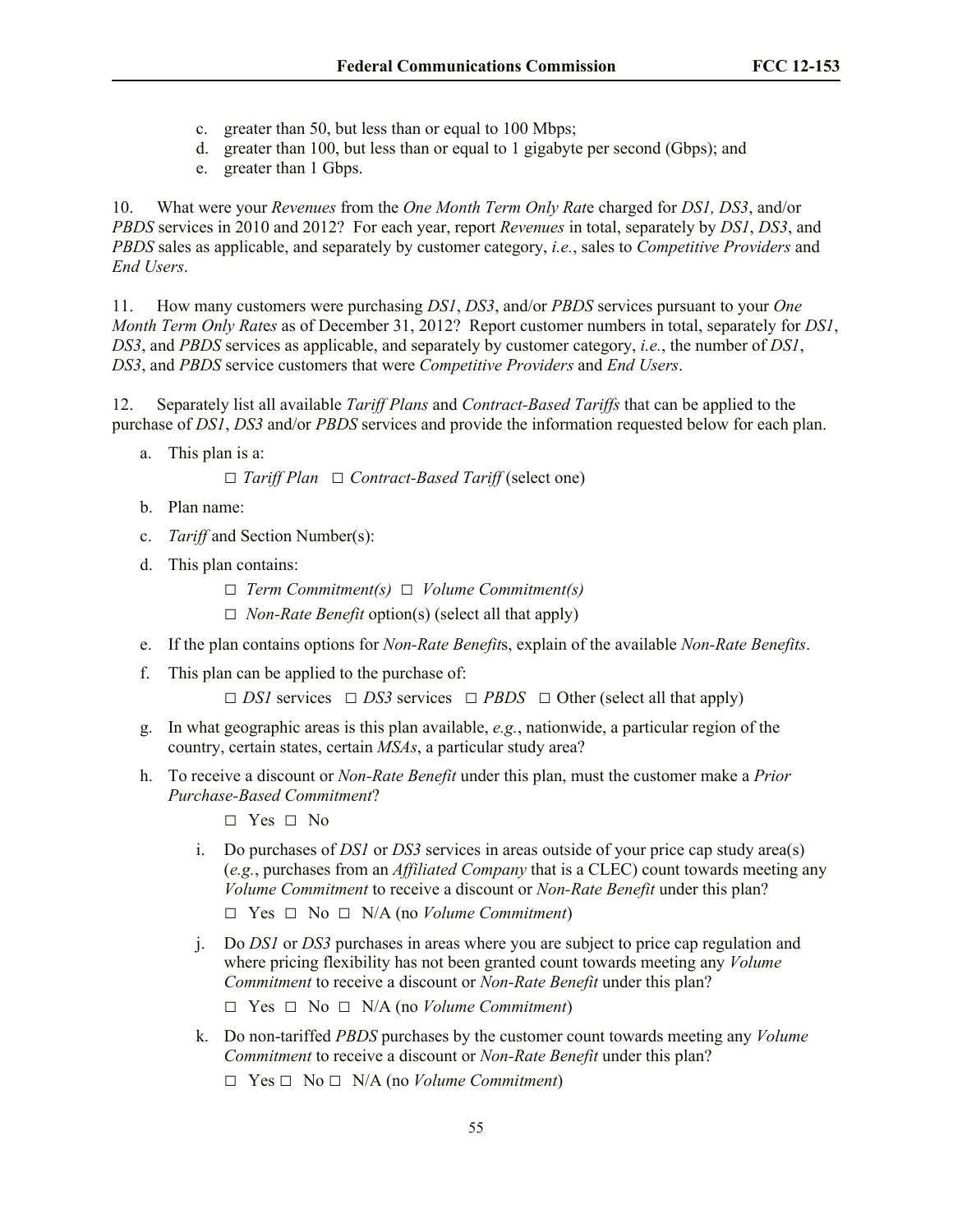c. greater than 50, but less than or equal to 100 Mbps;
d. greater than 100, but less than or equal to 1 gigabyte per second (Gbps); and
e. greater than 1 Gbps.

10. What were your *Revenues* from the *One Month Term Only Rat*e charged for *DS1, DS3*, and/or *PBDS* services in 2010 and 2012? For each year, report *Revenues* in total, separately by *DS1*, *DS3*, and *PBDS* sales as applicable, and separately by customer category, *i.e.*, sales to *Competitive Providers* and *End Users*.

11. How many customers were purchasing *DS1*, *DS3*, and/or *PBDS* services pursuant to your *One Month Term Only Rates* as of December 31, 2012? Report customer numbers in total, separately for *DS1*, *DS3*, and *PBDS* services as applicable, and separately by customer category, *i.e.*, the number of *DS1*, *DS3*, and *PBDS* service customers that were *Competitive Providers* and *End Users*.

12. Separately list all available *Tariff Plans* and *Contract-Based Tariffs* that can be applied to the purchase of *DS1*, *DS3* and/or *PBDS* services and provide the information requested below for each plan.

a. This plan is a:

□ *Tariff Plan* □ *Contract-Based Tariff* (select one)

b. Plan name:

c. *Tariff* and Section Number(s):

d. This plan contains:

□ *Term Commitment(s)* □ *Volume Commitment(s)*

□ *Non-Rate Benefit* option(s) (select all that apply)

e. If the plan contains options for *Non-Rate Benefit*s, explain of the available *Non-Rate Benefits*.

f. This plan can be applied to the purchase of:

□ *DS1* services □ *DS3* services □ *PBDS* □ Other (select all that apply)

g. In what geographic areas is this plan available, *e.g.*, nationwide, a particular region of the country, certain states, certain *MSAs*, a particular study area?

h. To receive a discount or *Non-Rate Benefit* under this plan, must the customer make a *Prior Purchase-Based Commitment*?

□ Yes □ No

i. Do purchases of *DS1* or *DS3* services in areas outside of your price cap study area(s) (*e.g.*, purchases from an *Affiliated Company* that is a CLEC) count towards meeting any *Volume Commitment* to receive a discount or *Non-Rate Benefit* under this plan?

□ Yes □ No □ N/A (no *Volume Commitment*)

j. Do *DS1* or *DS3* purchases in areas where you are subject to price cap regulation and where pricing flexibility has not been granted count towards meeting any *Volume Commitment* to receive a discount or *Non-Rate Benefit* under this plan?

□ Yes □ No □ N/A (no *Volume Commitment*)

k. Do non-tariffed *PBDS* purchases by the customer count towards meeting any *Volume Commitment* to receive a discount or *Non-Rate Benefit* under this plan?

□ Yes □ No □ N/A (no *Volume Commitment*)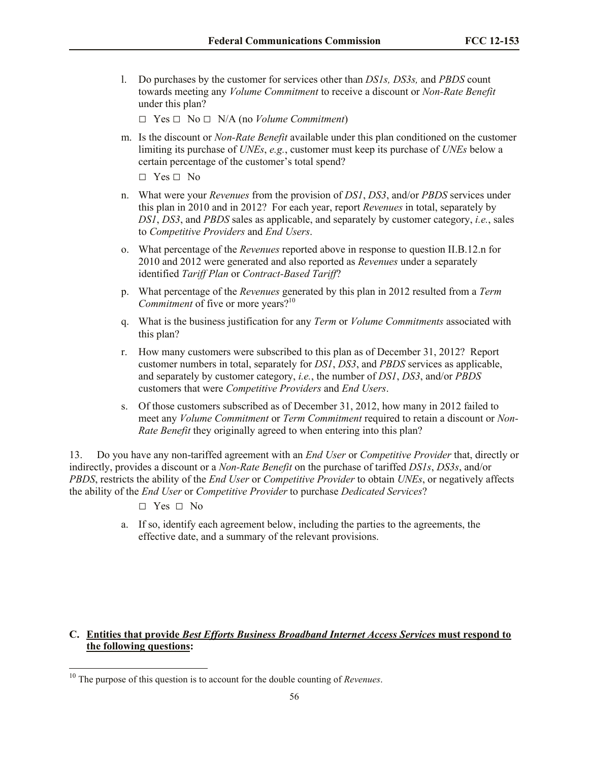l. Do purchases by the customer for services other than *DS1s, DS3s,* and *PBDS* count towards meeting any *Volume Commitment* to receive a discount or *Non-Rate Benefit* under this plan?

   □ Yes □ No □ N/A (no *Volume Commitment*)

m. Is the discount or *Non-Rate Benefit* available under this plan conditioned on the customer limiting its purchase of *UNEs*, *e.g.*, customer must keep its purchase of *UNEs* below a certain percentage of the customer's total spend?

   □ Yes □ No

n. What were your *Revenues* from the provision of *DS1*, *DS3*, and/or *PBDS* services under this plan in 2010 and in 2012? For each year, report *Revenues* in total, separately by *DS1*, *DS3*, and *PBDS* sales as applicable, and separately by customer category, *i.e.*, sales to *Competitive Providers* and *End Users*.

o. What percentage of the *Revenues* reported above in response to question II.B.12.n for 2010 and 2012 were generated and also reported as *Revenues* under a separately identified *Tariff Plan* or *Contract-Based Tariff*?

p. What percentage of the *Revenues* generated by this plan in 2012 resulted from a *Term Commitment* of five or more years?[10]

q. What is the business justification for any *Term* or *Volume Commitments* associated with this plan?

r. How many customers were subscribed to this plan as of December 31, 2012? Report customer numbers in total, separately for *DS1*, *DS3*, and *PBDS* services as applicable, and separately by customer category, *i.e.*, the number of *DS1*, *DS3*, and/or *PBDS* customers that were *Competitive Providers* and *End Users*.

s. Of those customers subscribed as of December 31, 2012, how many in 2012 failed to meet any *Volume Commitment* or *Term Commitment* required to retain a discount or *Non-Rate Benefit* they originally agreed to when entering into this plan?

13. Do you have any non-tariffed agreement with an *End User* or *Competitive Provider* that, directly or indirectly, provides a discount or a *Non-Rate Benefit* on the purchase of tariffed *DS1s*, *DS3s*, and/or *PBDS*, restricts the ability of the *End User* or *Competitive Provider* to obtain *UNEs*, or negatively affects the ability of the *End User* or *Competitive Provider* to purchase *Dedicated Services*?

   □ Yes □ No

   a. If so, identify each agreement below, including the parties to the agreements, the effective date, and a summary of the relevant provisions.

### C. Entities that provide *Best Efforts Business Broadband Internet Access Services* must respond to the following questions:

[10] The purpose of this question is to account for the double counting of *Revenues*.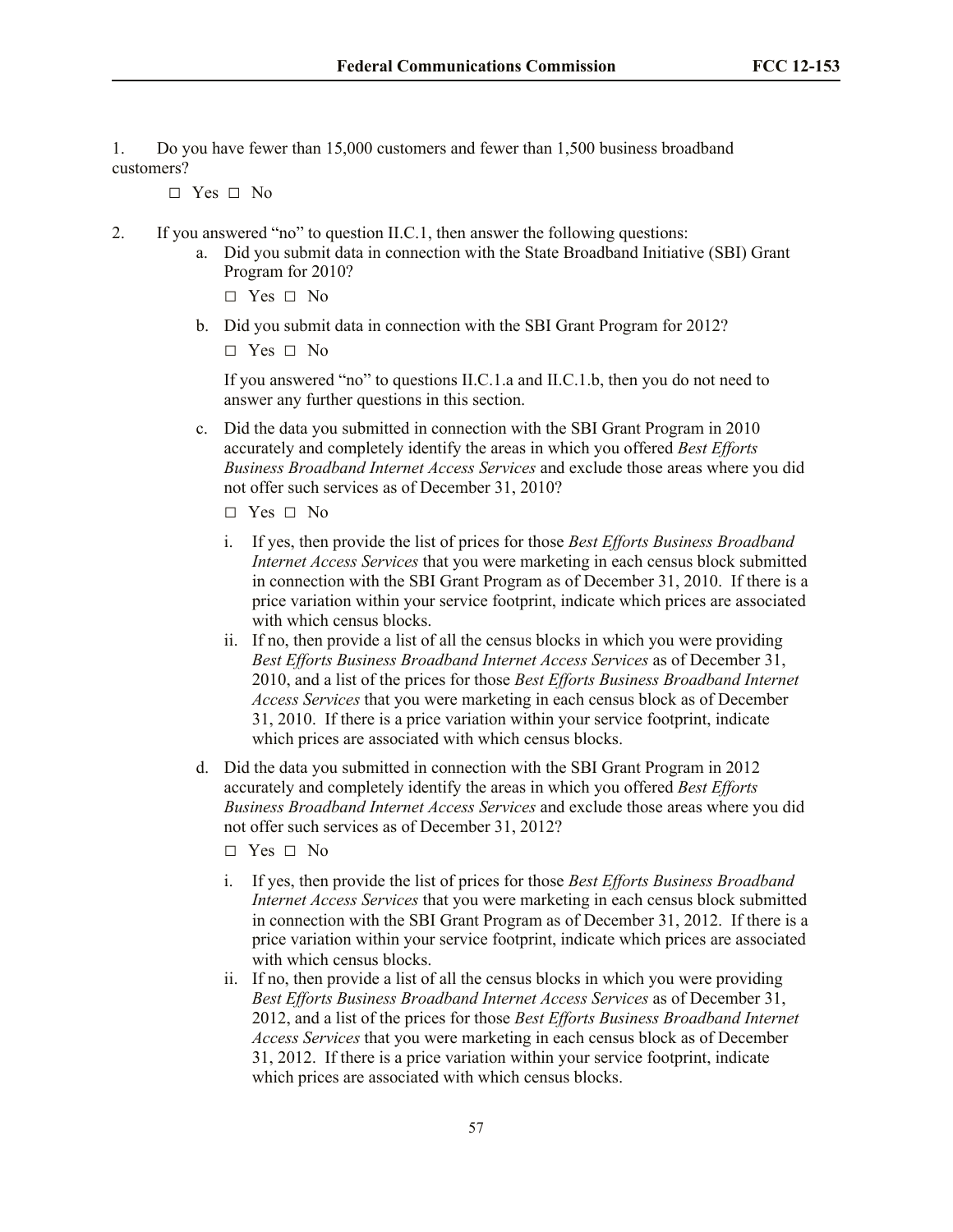1. Do you have fewer than 15,000 customers and fewer than 1,500 business broadband customers?

   □ Yes □ No

2. If you answered "no" to question II.C.1, then answer the following questions:

   a. Did you submit data in connection with the State Broadband Initiative (SBI) Grant Program for 2010?

      □ Yes □ No

   b. Did you submit data in connection with the SBI Grant Program for 2012?

      □ Yes □ No

      If you answered "no" to questions II.C.1.a and II.C.1.b, then you do not need to answer any further questions in this section.

   c. Did the data you submitted in connection with the SBI Grant Program in 2010 accurately and completely identify the areas in which you offered *Best Efforts Business Broadband Internet Access Services* and exclude those areas where you did not offer such services as of December 31, 2010?

      □ Yes □ No

      i. If yes, then provide the list of prices for those *Best Efforts Business Broadband Internet Access Services* that you were marketing in each census block submitted in connection with the SBI Grant Program as of December 31, 2010. If there is a price variation within your service footprint, indicate which prices are associated with which census blocks.

      ii. If no, then provide a list of all the census blocks in which you were providing *Best Efforts Business Broadband Internet Access Services* as of December 31, 2010, and a list of the prices for those *Best Efforts Business Broadband Internet Access Services* that you were marketing in each census block as of December 31, 2010. If there is a price variation within your service footprint, indicate which prices are associated with which census blocks.

   d. Did the data you submitted in connection with the SBI Grant Program in 2012 accurately and completely identify the areas in which you offered *Best Efforts Business Broadband Internet Access Services* and exclude those areas where you did not offer such services as of December 31, 2012?

      □ Yes □ No

      i. If yes, then provide the list of prices for those *Best Efforts Business Broadband Internet Access Services* that you were marketing in each census block submitted in connection with the SBI Grant Program as of December 31, 2012. If there is a price variation within your service footprint, indicate which prices are associated with which census blocks.

      ii. If no, then provide a list of all the census blocks in which you were providing *Best Efforts Business Broadband Internet Access Services* as of December 31, 2012, and a list of the prices for those *Best Efforts Business Broadband Internet Access Services* that you were marketing in each census block as of December 31, 2012. If there is a price variation within your service footprint, indicate which prices are associated with which census blocks.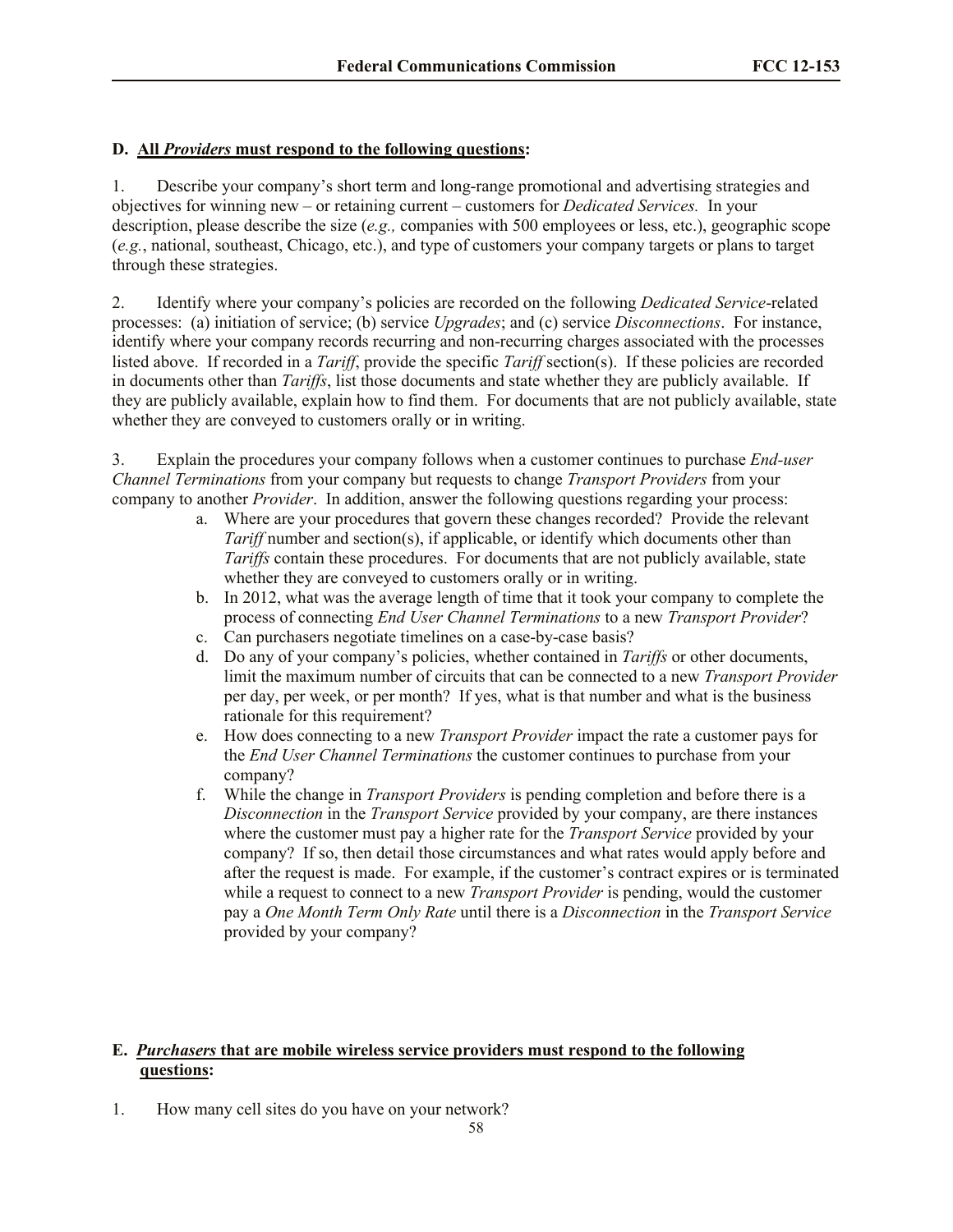**D. All *Providers* must respond to the following questions:**

1. Describe your company's short term and long-range promotional and advertising strategies and objectives for winning new – or retaining current – customers for *Dedicated Services.* In your description, please describe the size (*e.g.,* companies with 500 employees or less, etc.), geographic scope (*e.g.*, national, southeast, Chicago, etc.), and type of customers your company targets or plans to target through these strategies.

2. Identify where your company's policies are recorded on the following *Dedicated Service*-related processes: (a) initiation of service; (b) service *Upgrades*; and (c) service *Disconnections*. For instance, identify where your company records recurring and non-recurring charges associated with the processes listed above. If recorded in a *Tariff*, provide the specific *Tariff* section(s). If these policies are recorded in documents other than *Tariffs*, list those documents and state whether they are publicly available. If they are publicly available, explain how to find them. For documents that are not publicly available, state whether they are conveyed to customers orally or in writing.

3. Explain the procedures your company follows when a customer continues to purchase *End-user Channel Terminations* from your company but requests to change *Transport Providers* from your company to another *Provider*. In addition, answer the following questions regarding your process:
   a. Where are your procedures that govern these changes recorded? Provide the relevant *Tariff* number and section(s), if applicable, or identify which documents other than *Tariffs* contain these procedures. For documents that are not publicly available, state whether they are conveyed to customers orally or in writing.
   b. In 2012, what was the average length of time that it took your company to complete the process of connecting *End User Channel Terminations* to a new *Transport Provider*?
   c. Can purchasers negotiate timelines on a case-by-case basis?
   d. Do any of your company's policies, whether contained in *Tariffs* or other documents, limit the maximum number of circuits that can be connected to a new *Transport Provider* per day, per week, or per month? If yes, what is that number and what is the business rationale for this requirement?
   e. How does connecting to a new *Transport Provider* impact the rate a customer pays for the *End User Channel Terminations* the customer continues to purchase from your company?
   f. While the change in *Transport Providers* is pending completion and before there is a *Disconnection* in the *Transport Service* provided by your company, are there instances where the customer must pay a higher rate for the *Transport Service* provided by your company? If so, then detail those circumstances and what rates would apply before and after the request is made. For example, if the customer's contract expires or is terminated while a request to connect to a new *Transport Provider* is pending, would the customer pay a *One Month Term Only Rate* until there is a *Disconnection* in the *Transport Service* provided by your company?

**E. *Purchasers* that are mobile wireless service providers must respond to the following questions:**

1. How many cell sites do you have on your network?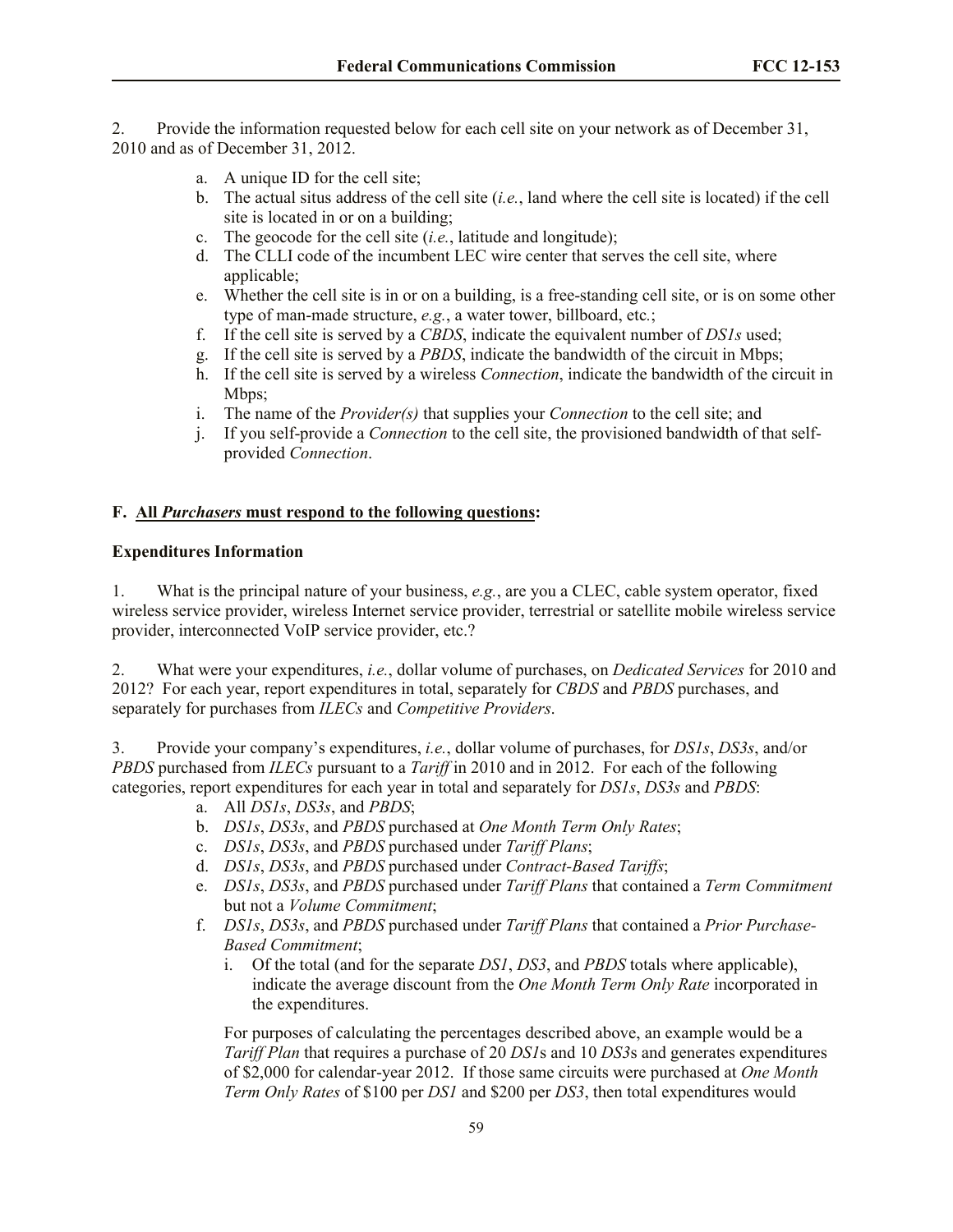2. Provide the information requested below for each cell site on your network as of December 31, 2010 and as of December 31, 2012.

a. A unique ID for the cell site;
b. The actual situs address of the cell site (*i.e.*, land where the cell site is located) if the cell site is located in or on a building;
c. The geocode for the cell site (*i.e.*, latitude and longitude);
d. The CLLI code of the incumbent LEC wire center that serves the cell site, where applicable;
e. Whether the cell site is in or on a building, is a free-standing cell site, or is on some other type of man-made structure, *e.g.*, a water tower, billboard, etc.;
f. If the cell site is served by a *CBDS*, indicate the equivalent number of *DS1s* used;
g. If the cell site is served by a *PBDS*, indicate the bandwidth of the circuit in Mbps;
h. If the cell site is served by a wireless *Connection*, indicate the bandwidth of the circuit in Mbps;
i. The name of the *Provider(s)* that supplies your *Connection* to the cell site; and
j. If you self-provide a *Connection* to the cell site, the provisioned bandwidth of that self-provided *Connection*.

**F. All _Purchasers_ must respond to the following questions:**

**Expenditures Information**

1. What is the principal nature of your business, *e.g.*, are you a CLEC, cable system operator, fixed wireless service provider, wireless Internet service provider, terrestrial or satellite mobile wireless service provider, interconnected VoIP service provider, etc.?

2. What were your expenditures, *i.e.*, dollar volume of purchases, on *Dedicated Services* for 2010 and 2012? For each year, report expenditures in total, separately for *CBDS* and *PBDS* purchases, and separately for purchases from *ILECs* and *Competitive Providers*.

3. Provide your company's expenditures, *i.e.*, dollar volume of purchases, for *DS1s*, *DS3s*, and/or *PBDS* purchased from *ILECs* pursuant to a *Tariff* in 2010 and in 2012. For each of the following categories, report expenditures for each year in total and separately for *DS1s*, *DS3s* and *PBDS*:

a. All *DS1s*, *DS3s*, and *PBDS*;
b. *DS1s*, *DS3s*, and *PBDS* purchased at *One Month Term Only Rates*;
c. *DS1s*, *DS3s*, and *PBDS* purchased under *Tariff Plans*;
d. *DS1s*, *DS3s*, and *PBDS* purchased under *Contract-Based Tariffs*;
e. *DS1s*, *DS3s*, and *PBDS* purchased under *Tariff Plans* that contained a *Term Commitment* but not a *Volume Commitment*;
f. *DS1s*, *DS3s*, and *PBDS* purchased under *Tariff Plans* that contained a *Prior Purchase-Based Commitment*;
   i. Of the total (and for the separate *DS1*, *DS3*, and *PBDS* totals where applicable), indicate the average discount from the *One Month Term Only Rate* incorporated in the expenditures.

For purposes of calculating the percentages described above, an example would be a *Tariff Plan* that requires a purchase of 20 *DS1*s and 10 *DS3*s and generates expenditures of $2,000 for calendar-year 2012. If those same circuits were purchased at *One Month Term Only Rates* of $100 per *DS1* and $200 per *DS3*, then total expenditures would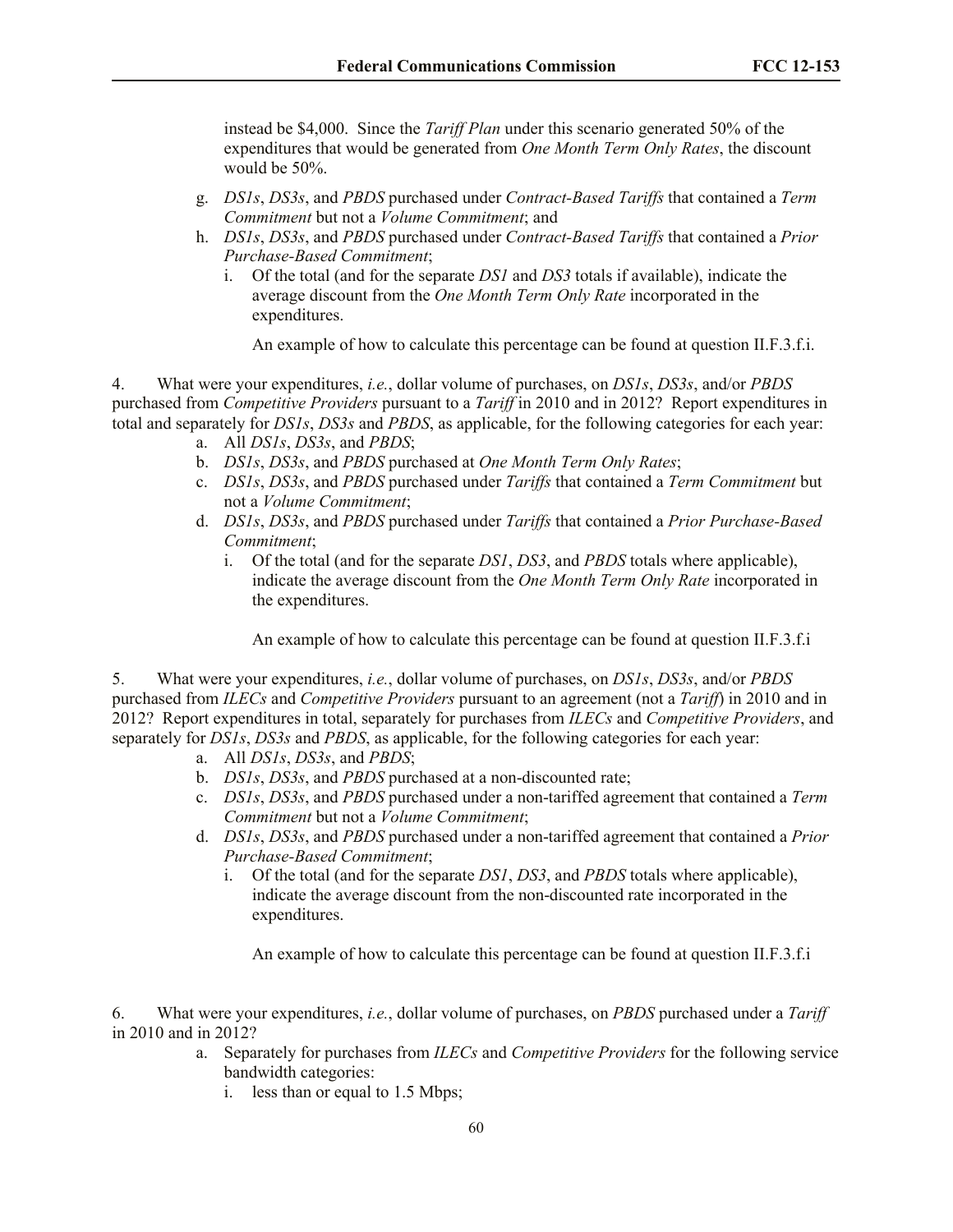instead be \$4,000. Since the *Tariff Plan* under this scenario generated 50% of the expenditures that would be generated from *One Month Term Only Rates*, the discount would be 50%.

g. *DS1s*, *DS3s*, and *PBDS* purchased under *Contract-Based Tariffs* that contained a *Term Commitment* but not a *Volume Commitment*; and

h. *DS1s*, *DS3s*, and *PBDS* purchased under *Contract-Based Tariffs* that contained a *Prior Purchase-Based Commitment*;

   i. Of the total (and for the separate *DS1* and *DS3* totals if available), indicate the average discount from the *One Month Term Only Rate* incorporated in the expenditures.

   An example of how to calculate this percentage can be found at question II.F.3.f.i.

4. What were your expenditures, *i.e.*, dollar volume of purchases, on *DS1s*, *DS3s*, and/or *PBDS* purchased from *Competitive Providers* pursuant to a *Tariff* in 2010 and in 2012? Report expenditures in total and separately for *DS1s*, *DS3s* and *PBDS*, as applicable, for the following categories for each year:

   a. All *DS1s*, *DS3s*, and *PBDS*;
   b. *DS1s*, *DS3s*, and *PBDS* purchased at *One Month Term Only Rates*;
   c. *DS1s*, *DS3s*, and *PBDS* purchased under *Tariffs* that contained a *Term Commitment* but not a *Volume Commitment*;
   d. *DS1s*, *DS3s*, and *PBDS* purchased under *Tariffs* that contained a *Prior Purchase-Based Commitment*;
      i. Of the total (and for the separate *DS1*, *DS3*, and *PBDS* totals where applicable), indicate the average discount from the *One Month Term Only Rate* incorporated in the expenditures.

      An example of how to calculate this percentage can be found at question II.F.3.f.i

5. What were your expenditures, *i.e.*, dollar volume of purchases, on *DS1s*, *DS3s*, and/or *PBDS* purchased from *ILECs* and *Competitive Providers* pursuant to an agreement (not a *Tariff*) in 2010 and in 2012? Report expenditures in total, separately for purchases from *ILECs* and *Competitive Providers*, and separately for *DS1s*, *DS3s* and *PBDS*, as applicable, for the following categories for each year:

   a. All *DS1s*, *DS3s*, and *PBDS*;
   b. *DS1s*, *DS3s*, and *PBDS* purchased at a non-discounted rate;
   c. *DS1s*, *DS3s*, and *PBDS* purchased under a non-tariffed agreement that contained a *Term Commitment* but not a *Volume Commitment*;
   d. *DS1s*, *DS3s*, and *PBDS* purchased under a non-tariffed agreement that contained a *Prior Purchase-Based Commitment*;
      i. Of the total (and for the separate *DS1*, *DS3*, and *PBDS* totals where applicable), indicate the average discount from the non-discounted rate incorporated in the expenditures.

      An example of how to calculate this percentage can be found at question II.F.3.f.i

6. What were your expenditures, *i.e.*, dollar volume of purchases, on *PBDS* purchased under a *Tariff* in 2010 and in 2012?

   a. Separately for purchases from *ILECs* and *Competitive Providers* for the following service bandwidth categories:
      i. less than or equal to 1.5 Mbps;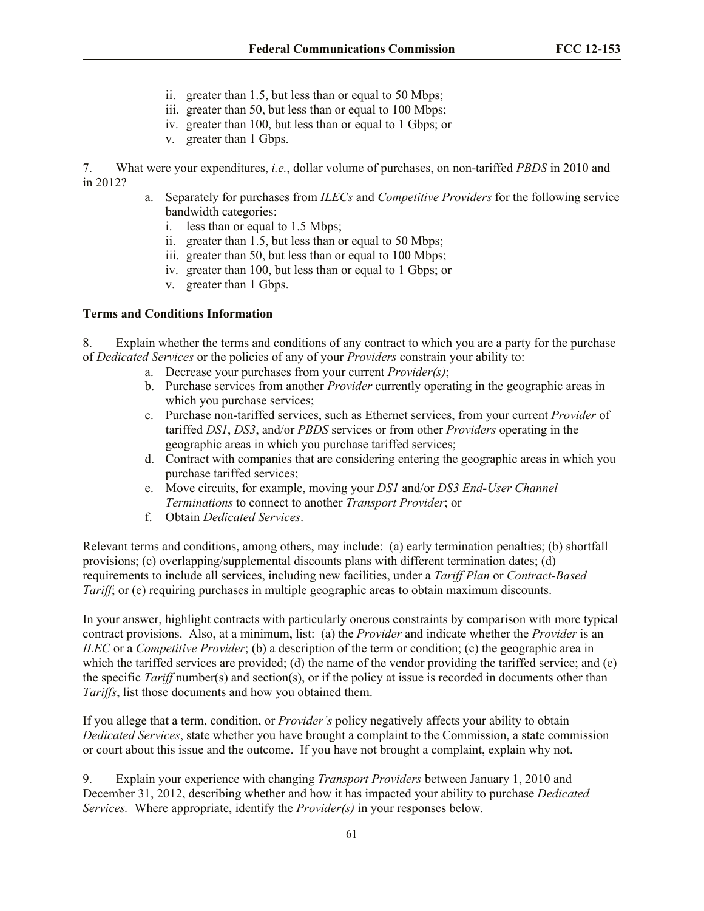ii. greater than 1.5, but less than or equal to 50 Mbps;
   iii. greater than 50, but less than or equal to 100 Mbps;
   iv. greater than 100, but less than or equal to 1 Gbps; or
   v. greater than 1 Gbps.

7. What were your expenditures, *i.e.*, dollar volume of purchases, on non-tariffed *PBDS* in 2010 and in 2012?

   a. Separately for purchases from *ILECs* and *Competitive Providers* for the following service bandwidth categories:
      i. less than or equal to 1.5 Mbps;
      ii. greater than 1.5, but less than or equal to 50 Mbps;
      iii. greater than 50, but less than or equal to 100 Mbps;
      iv. greater than 100, but less than or equal to 1 Gbps; or
      v. greater than 1 Gbps.

**Terms and Conditions Information**

8. Explain whether the terms and conditions of any contract to which you are a party for the purchase of *Dedicated Services* or the policies of any of your *Providers* constrain your ability to:

   a. Decrease your purchases from your current *Provider(s)*;
   b. Purchase services from another *Provider* currently operating in the geographic areas in which you purchase services;
   c. Purchase non-tariffed services, such as Ethernet services, from your current *Provider* of tariffed *DS1*, *DS3*, and/or *PBDS* services or from other *Providers* operating in the geographic areas in which you purchase tariffed services;
   d. Contract with companies that are considering entering the geographic areas in which you purchase tariffed services;
   e. Move circuits, for example, moving your *DS1* and/or *DS3 End-User Channel Terminations* to connect to another *Transport Provider*; or
   f. Obtain *Dedicated Services*.

Relevant terms and conditions, among others, may include: (a) early termination penalties; (b) shortfall provisions; (c) overlapping/supplemental discounts plans with different termination dates; (d) requirements to include all services, including new facilities, under a *Tariff Plan* or *Contract-Based Tariff*; or (e) requiring purchases in multiple geographic areas to obtain maximum discounts.

In your answer, highlight contracts with particularly onerous constraints by comparison with more typical contract provisions. Also, at a minimum, list: (a) the *Provider* and indicate whether the *Provider* is an *ILEC* or a *Competitive Provider*; (b) a description of the term or condition; (c) the geographic area in which the tariffed services are provided; (d) the name of the vendor providing the tariffed service; and (e) the specific *Tariff* number(s) and section(s), or if the policy at issue is recorded in documents other than *Tariffs*, list those documents and how you obtained them.

If you allege that a term, condition, or *Provider's* policy negatively affects your ability to obtain *Dedicated Services*, state whether you have brought a complaint to the Commission, a state commission or court about this issue and the outcome. If you have not brought a complaint, explain why not.

9. Explain your experience with changing *Transport Providers* between January 1, 2010 and December 31, 2012, describing whether and how it has impacted your ability to purchase *Dedicated Services.* Where appropriate, identify the *Provider(s)* in your responses below.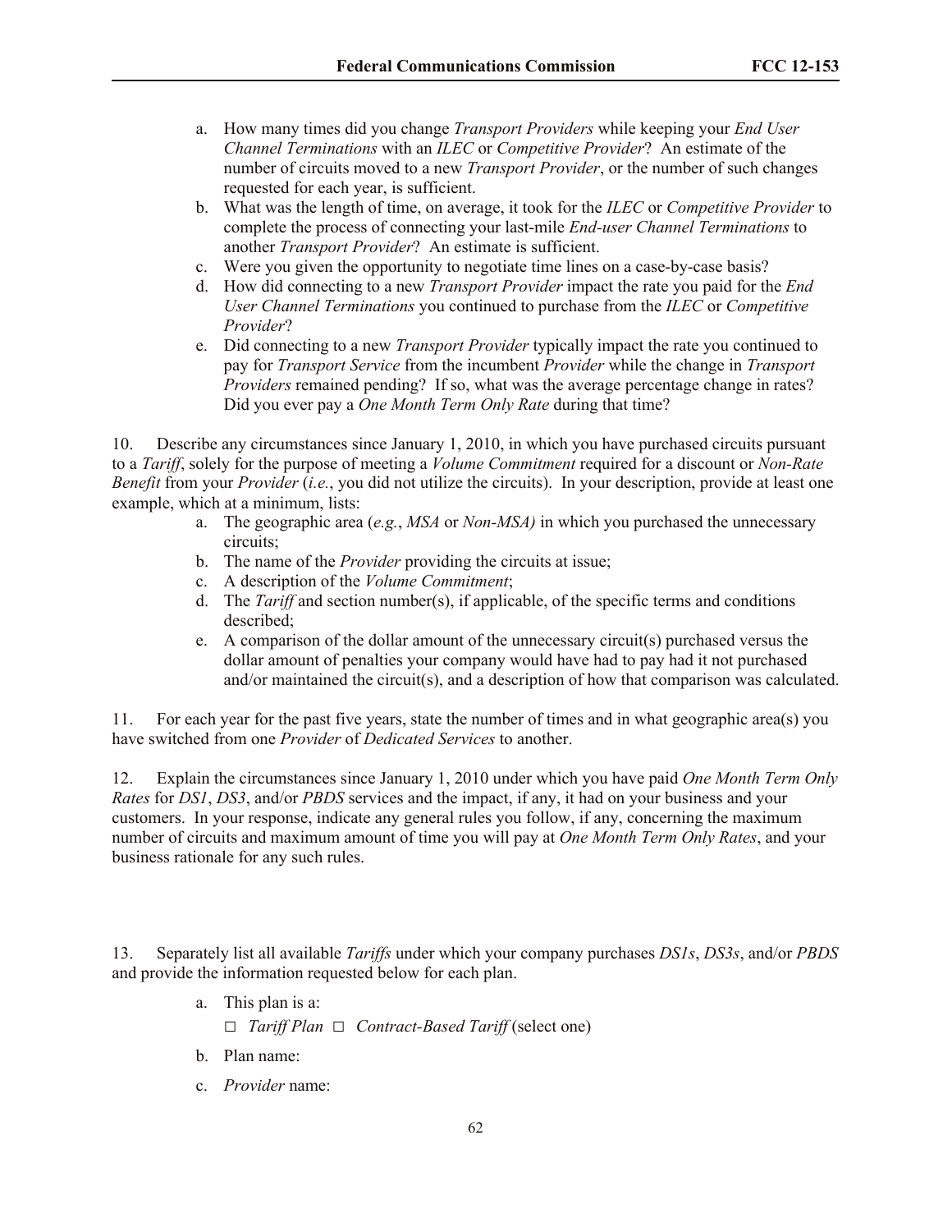a. How many times did you change *Transport Providers* while keeping your *End User Channel Terminations* with an *ILEC* or *Competitive Provider*? An estimate of the number of circuits moved to a new *Transport Provider*, or the number of such changes requested for each year, is sufficient.
b. What was the length of time, on average, it took for the *ILEC* or *Competitive Provider* to complete the process of connecting your last-mile *End-user Channel Terminations* to another *Transport Provider*? An estimate is sufficient.
c. Were you given the opportunity to negotiate time lines on a case-by-case basis?
d. How did connecting to a new *Transport Provider* impact the rate you paid for the *End User Channel Terminations* you continued to purchase from the *ILEC* or *Competitive Provider*?
e. Did connecting to a new *Transport Provider* typically impact the rate you continued to pay for *Transport Service* from the incumbent *Provider* while the change in *Transport Providers* remained pending? If so, what was the average percentage change in rates? Did you ever pay a *One Month Term Only Rate* during that time?

10. Describe any circumstances since January 1, 2010, in which you have purchased circuits pursuant to a *Tariff*, solely for the purpose of meeting a *Volume Commitment* required for a discount or *Non-Rate Benefit* from your *Provider* (*i.e.*, you did not utilize the circuits). In your description, provide at least one example, which at a minimum, lists:

a. The geographic area (*e.g.*, *MSA* or *Non-MSA)* in which you purchased the unnecessary circuits;
b. The name of the *Provider* providing the circuits at issue;
c. A description of the *Volume Commitment*;
d. The *Tariff* and section number(s), if applicable, of the specific terms and conditions described;
e. A comparison of the dollar amount of the unnecessary circuit(s) purchased versus the dollar amount of penalties your company would have had to pay had it not purchased and/or maintained the circuit(s), and a description of how that comparison was calculated.

11. For each year for the past five years, state the number of times and in what geographic area(s) you have switched from one *Provider* of *Dedicated Services* to another.

12. Explain the circumstances since January 1, 2010 under which you have paid *One Month Term Only Rates* for *DS1*, *DS3*, and/or *PBDS* services and the impact, if any, it had on your business and your customers. In your response, indicate any general rules you follow, if any, concerning the maximum number of circuits and maximum amount of time you will pay at *One Month Term Only Rates*, and your business rationale for any such rules.

13. Separately list all available *Tariffs* under which your company purchases *DS1s*, *DS3s*, and/or *PBDS* and provide the information requested below for each plan.

a. This plan is a:

   □ *Tariff Plan* □ *Contract-Based Tariff* (select one)

b. Plan name:

c. *Provider* name: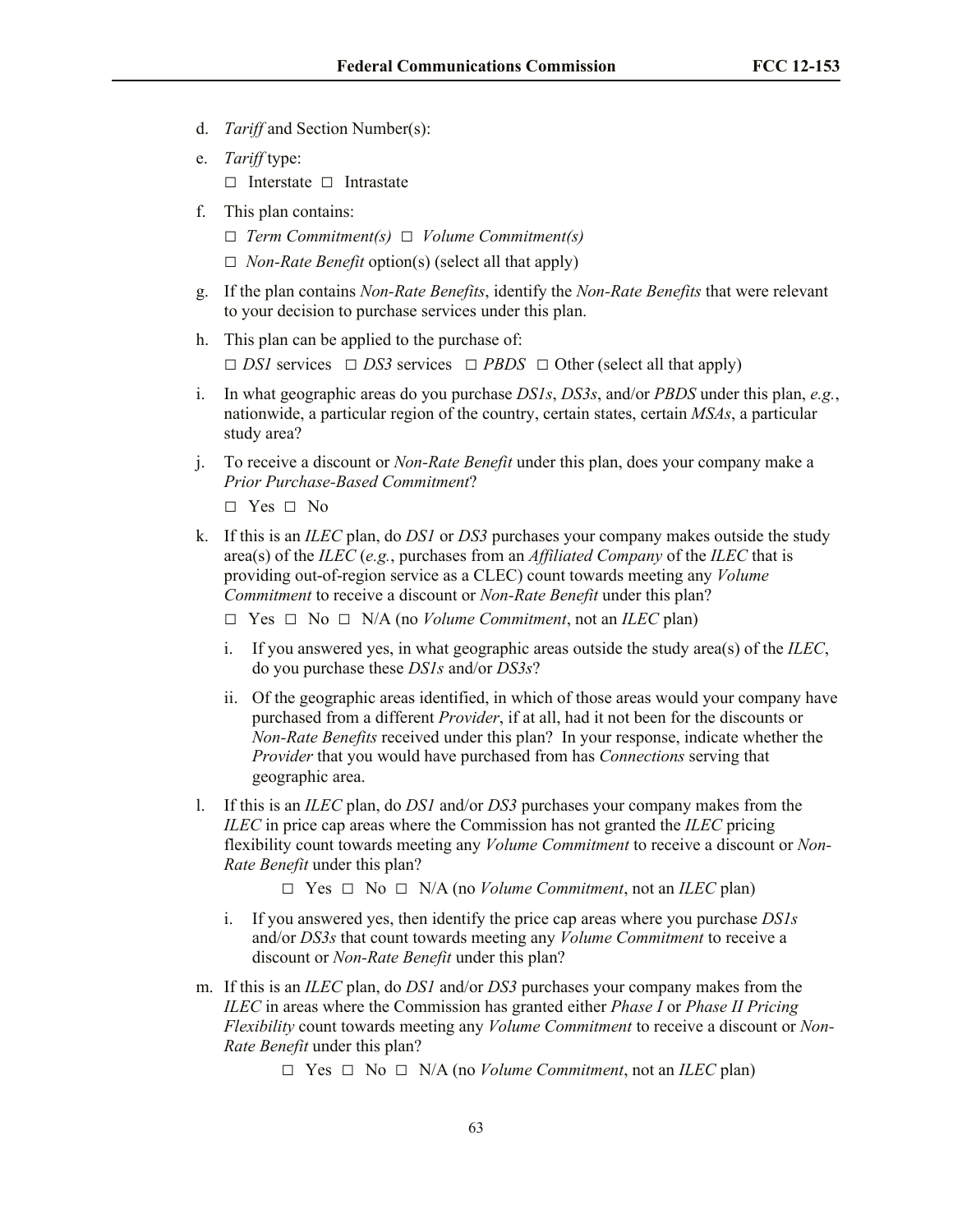d. *Tariff* and Section Number(s):

e. *Tariff* type:

   □ Interstate □ Intrastate

f. This plan contains:

   □ *Term Commitment(s)* □ *Volume Commitment(s)*

   □ *Non-Rate Benefit* option(s) (select all that apply)

g. If the plan contains *Non-Rate Benefits*, identify the *Non-Rate Benefits* that were relevant to your decision to purchase services under this plan.

h. This plan can be applied to the purchase of:

   □ *DS1* services □ *DS3* services □ *PBDS* □ Other (select all that apply)

i. In what geographic areas do you purchase *DS1s*, *DS3s*, and/or *PBDS* under this plan, *e.g.*, nationwide, a particular region of the country, certain states, certain *MSAs*, a particular study area?

j. To receive a discount or *Non-Rate Benefit* under this plan, does your company make a *Prior Purchase-Based Commitment*?

   □ Yes □ No

k. If this is an *ILEC* plan, do *DS1* or *DS3* purchases your company makes outside the study area(s) of the *ILEC* (*e.g.*, purchases from an *Affiliated Company* of the *ILEC* that is providing out-of-region service as a CLEC) count towards meeting any *Volume Commitment* to receive a discount or *Non-Rate Benefit* under this plan?

   □ Yes □ No □ N/A (no *Volume Commitment*, not an *ILEC* plan)

   i. If you answered yes, in what geographic areas outside the study area(s) of the *ILEC*, do you purchase these *DS1s* and/or *DS3s*?

   ii. Of the geographic areas identified, in which of those areas would your company have purchased from a different *Provider*, if at all, had it not been for the discounts or *Non-Rate Benefits* received under this plan? In your response, indicate whether the *Provider* that you would have purchased from has *Connections* serving that geographic area.

l. If this is an *ILEC* plan, do *DS1* and/or *DS3* purchases your company makes from the *ILEC* in price cap areas where the Commission has not granted the *ILEC* pricing flexibility count towards meeting any *Volume Commitment* to receive a discount or *Non-Rate Benefit* under this plan?

   □ Yes □ No □ N/A (no *Volume Commitment*, not an *ILEC* plan)

   i. If you answered yes, then identify the price cap areas where you purchase *DS1s* and/or *DS3s* that count towards meeting any *Volume Commitment* to receive a discount or *Non-Rate Benefit* under this plan?

m. If this is an *ILEC* plan, do *DS1* and/or *DS3* purchases your company makes from the *ILEC* in areas where the Commission has granted either *Phase I* or *Phase II Pricing Flexibility* count towards meeting any *Volume Commitment* to receive a discount or *Non-Rate Benefit* under this plan?

   □ Yes □ No □ N/A (no *Volume Commitment*, not an *ILEC* plan)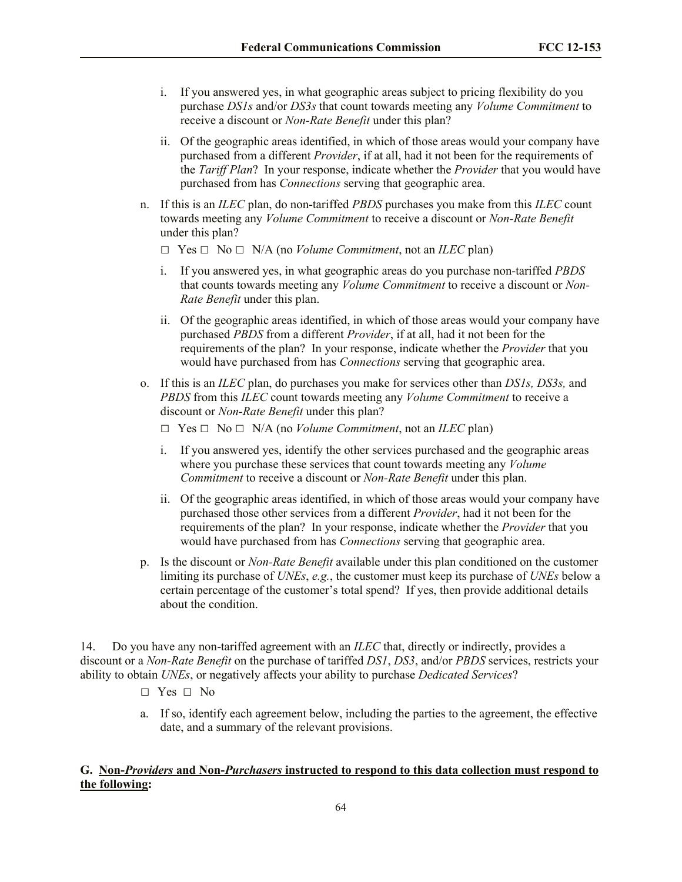i. If you answered yes, in what geographic areas subject to pricing flexibility do you purchase *DS1s* and/or *DS3s* that count towards meeting any *Volume Commitment* to receive a discount or *Non-Rate Benefit* under this plan?

ii. Of the geographic areas identified, in which of those areas would your company have purchased from a different *Provider*, if at all, had it not been for the requirements of the *Tariff Plan*? In your response, indicate whether the *Provider* that you would have purchased from has *Connections* serving that geographic area.

n. If this is an *ILEC* plan, do non-tariffed *PBDS* purchases you make from this *ILEC* count towards meeting any *Volume Commitment* to receive a discount or *Non-Rate Benefit* under this plan?

□ Yes □ No □ N/A (no *Volume Commitment*, not an *ILEC* plan)

i. If you answered yes, in what geographic areas do you purchase non-tariffed *PBDS* that counts towards meeting any *Volume Commitment* to receive a discount or *Non-Rate Benefit* under this plan.

ii. Of the geographic areas identified, in which of those areas would your company have purchased *PBDS* from a different *Provider*, if at all, had it not been for the requirements of the plan? In your response, indicate whether the *Provider* that you would have purchased from has *Connections* serving that geographic area.

o. If this is an *ILEC* plan, do purchases you make for services other than *DS1s, DS3s,* and *PBDS* from this *ILEC* count towards meeting any *Volume Commitment* to receive a discount or *Non-Rate Benefit* under this plan?

□ Yes □ No □ N/A (no *Volume Commitment*, not an *ILEC* plan)

i. If you answered yes, identify the other services purchased and the geographic areas where you purchase these services that count towards meeting any *Volume Commitment* to receive a discount or *Non-Rate Benefit* under this plan.

ii. Of the geographic areas identified, in which of those areas would your company have purchased those other services from a different *Provider*, had it not been for the requirements of the plan? In your response, indicate whether the *Provider* that you would have purchased from has *Connections* serving that geographic area.

p. Is the discount or *Non-Rate Benefit* available under this plan conditioned on the customer limiting its purchase of *UNEs*, *e.g.*, the customer must keep its purchase of *UNEs* below a certain percentage of the customer's total spend? If yes, then provide additional details about the condition.

14. Do you have any non-tariffed agreement with an *ILEC* that, directly or indirectly, provides a discount or a *Non-Rate Benefit* on the purchase of tariffed *DS1*, *DS3*, and/or *PBDS* services, restricts your ability to obtain *UNEs*, or negatively affects your ability to purchase *Dedicated Services*?

□ Yes □ No

a. If so, identify each agreement below, including the parties to the agreement, the effective date, and a summary of the relevant provisions.

**G. Non-*Providers* and Non-*Purchasers* instructed to respond to this data collection must respond to the following:**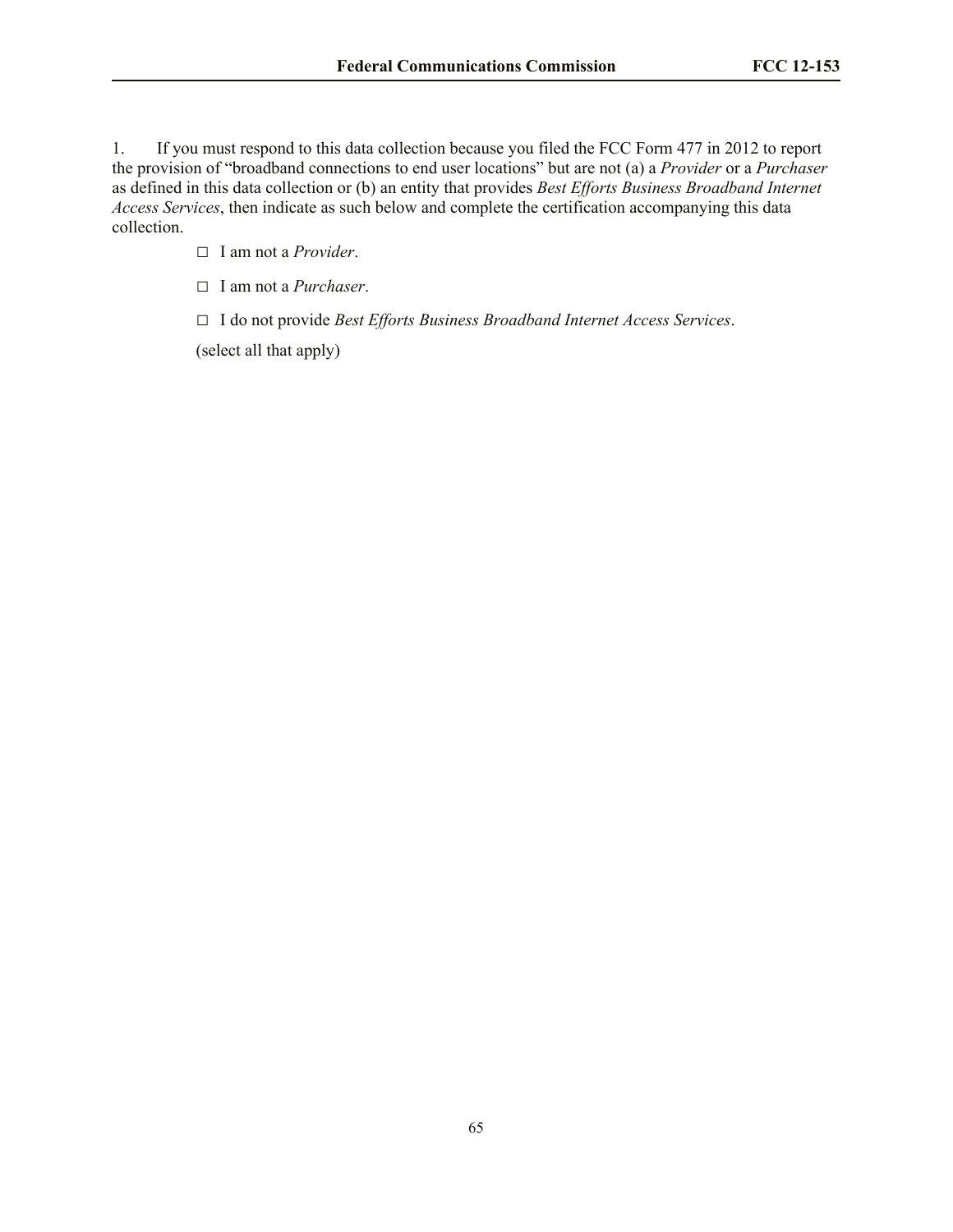1. If you must respond to this data collection because you filed the FCC Form 477 in 2012 to report the provision of "broadband connections to end user locations" but are not (a) a *Provider* or a *Purchaser* as defined in this data collection or (b) an entity that provides *Best Efforts Business Broadband Internet Access Services*, then indicate as such below and complete the certification accompanying this data collection.

   □ I am not a *Provider*.

   □ I am not a *Purchaser*.

   □ I do not provide *Best Efforts Business Broadband Internet Access Services*.

   (select all that apply)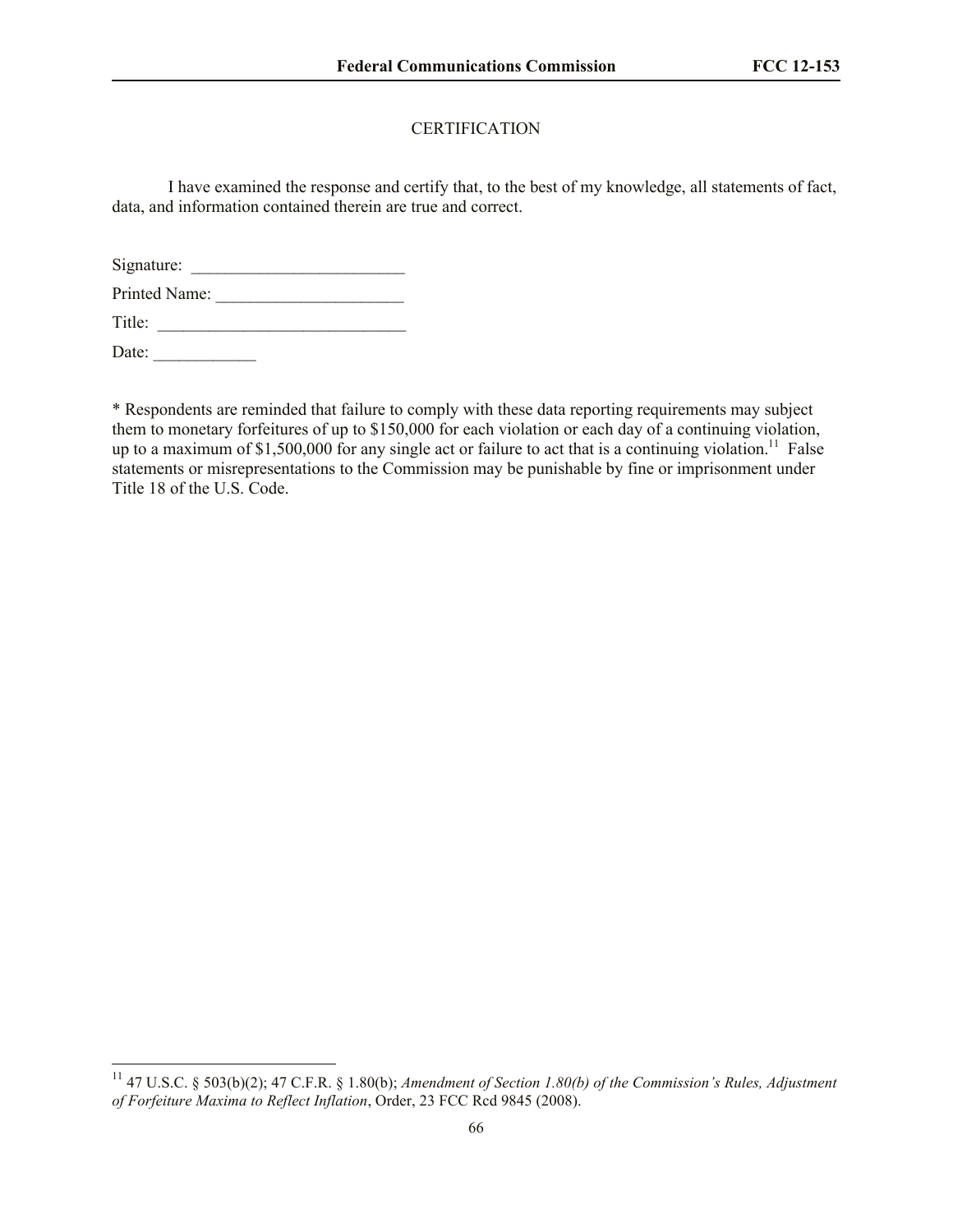CERTIFICATION

I have examined the response and certify that, to the best of my knowledge, all statements of fact, data, and information contained therein are true and correct.

Signature: _________________________

Printed Name: ______________________

Title: _____________________________

Date: ____________

* Respondents are reminded that failure to comply with these data reporting requirements may subject them to monetary forfeitures of up to $150,000 for each violation or each day of a continuing violation, up to a maximum of $1,500,000 for any single act or failure to act that is a continuing violation.[11] False statements or misrepresentations to the Commission may be punishable by fine or imprisonment under Title 18 of the U.S. Code.

---

[11] 47 U.S.C. § 503(b)(2); 47 C.F.R. § 1.80(b); *Amendment of Section 1.80(b) of the Commission's Rules, Adjustment of Forfeiture Maxima to Reflect Inflation*, Order, 23 FCC Rcd 9845 (2008).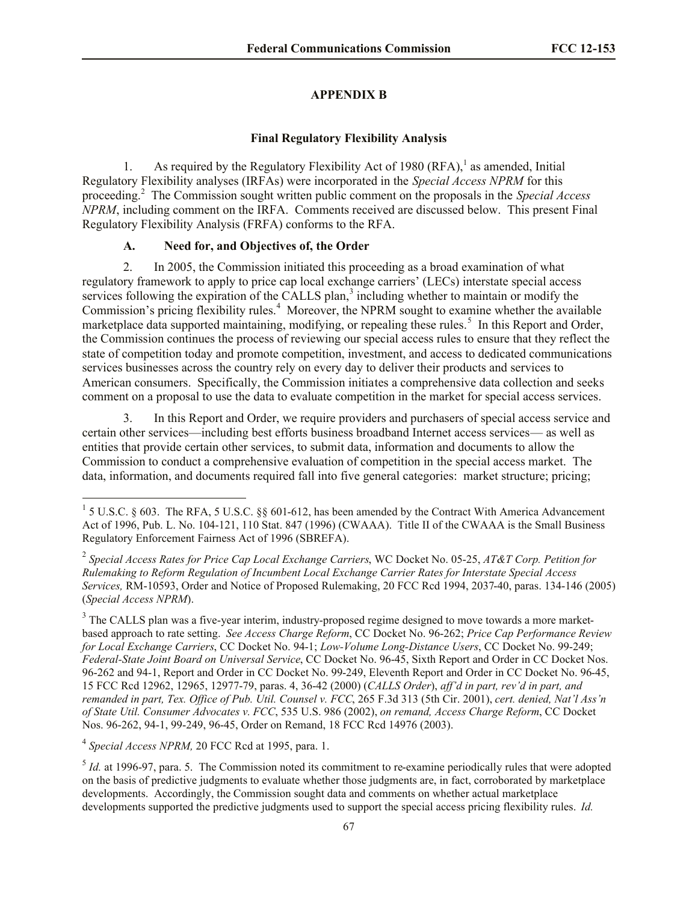## APPENDIX B

### Final Regulatory Flexibility Analysis

1. As required by the Regulatory Flexibility Act of 1980 (RFA),[1] as amended, Initial Regulatory Flexibility analyses (IRFAs) were incorporated in the *Special Access NPRM* for this proceeding.[2] The Commission sought written public comment on the proposals in the *Special Access NPRM*, including comment on the IRFA. Comments received are discussed below. This present Final Regulatory Flexibility Analysis (FRFA) conforms to the RFA.

#### A. Need for, and Objectives of, the Order

2. In 2005, the Commission initiated this proceeding as a broad examination of what regulatory framework to apply to price cap local exchange carriers' (LECs) interstate special access services following the expiration of the CALLS plan,[3] including whether to maintain or modify the Commission's pricing flexibility rules.[4] Moreover, the NPRM sought to examine whether the available marketplace data supported maintaining, modifying, or repealing these rules.[5] In this Report and Order, the Commission continues the process of reviewing our special access rules to ensure that they reflect the state of competition today and promote competition, investment, and access to dedicated communications services businesses across the country rely on every day to deliver their products and services to American consumers. Specifically, the Commission initiates a comprehensive data collection and seeks comment on a proposal to use the data to evaluate competition in the market for special access services.

3. In this Report and Order, we require providers and purchasers of special access service and certain other services—including best efforts business broadband Internet access services— as well as entities that provide certain other services, to submit data, information and documents to allow the Commission to conduct a comprehensive evaluation of competition in the special access market. The data, information, and documents required fall into five general categories: market structure; pricing;

---

[1] 5 U.S.C. § 603. The RFA, 5 U.S.C. §§ 601-612, has been amended by the Contract With America Advancement Act of 1996, Pub. L. No. 104-121, 110 Stat. 847 (1996) (CWAAA). Title II of the CWAAA is the Small Business Regulatory Enforcement Fairness Act of 1996 (SBREFA).

[2] *Special Access Rates for Price Cap Local Exchange Carriers*, WC Docket No. 05-25, *AT&T Corp. Petition for Rulemaking to Reform Regulation of Incumbent Local Exchange Carrier Rates for Interstate Special Access Services,* RM-10593, Order and Notice of Proposed Rulemaking, 20 FCC Rcd 1994, 2037-40, paras. 134-146 (2005) (*Special Access NPRM*).

[3] The CALLS plan was a five-year interim, industry-proposed regime designed to move towards a more market-based approach to rate setting. *See Access Charge Reform*, CC Docket No. 96-262; *Price Cap Performance Review for Local Exchange Carriers*, CC Docket No. 94-1; *Low-Volume Long-Distance Users*, CC Docket No. 99-249; *Federal-State Joint Board on Universal Service*, CC Docket No. 96-45, Sixth Report and Order in CC Docket Nos. 96-262 and 94-1, Report and Order in CC Docket No. 99-249, Eleventh Report and Order in CC Docket No. 96-45, 15 FCC Rcd 12962, 12965, 12977-79, paras. 4, 36-42 (2000) (*CALLS Order*), *aff'd in part, rev'd in part, and remanded in part, Tex. Office of Pub. Util. Counsel v. FCC*, 265 F.3d 313 (5th Cir. 2001), *cert. denied, Nat'l Ass'n of State Util. Consumer Advocates v. FCC*, 535 U.S. 986 (2002), *on remand, Access Charge Reform*, CC Docket Nos. 96-262, 94-1, 99-249, 96-45, Order on Remand, 18 FCC Rcd 14976 (2003).

[4] *Special Access NPRM,* 20 FCC Rcd at 1995, para. 1.

[5] *Id.* at 1996-97, para. 5. The Commission noted its commitment to re-examine periodically rules that were adopted on the basis of predictive judgments to evaluate whether those judgments are, in fact, corroborated by marketplace developments. Accordingly, the Commission sought data and comments on whether actual marketplace developments supported the predictive judgments used to support the special access pricing flexibility rules. *Id.*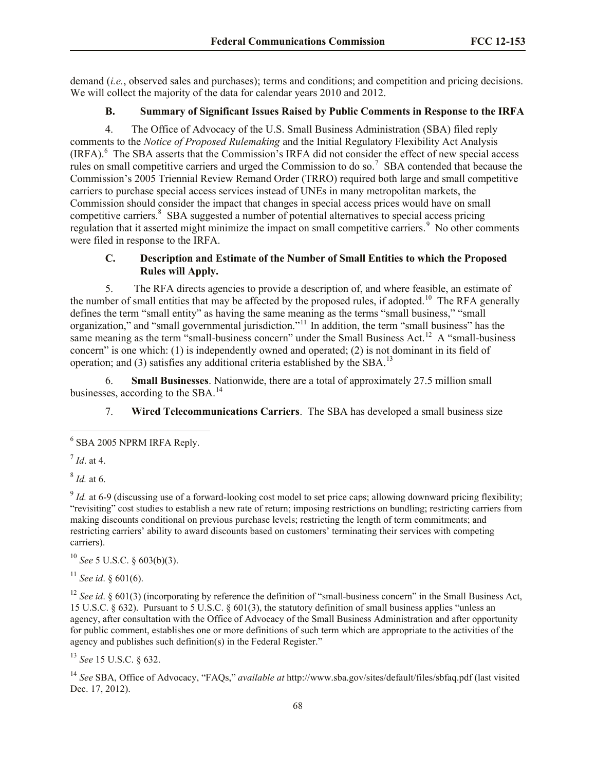demand (*i.e.*, observed sales and purchases); terms and conditions; and competition and pricing decisions. We will collect the majority of the data for calendar years 2010 and 2012.

### B. Summary of Significant Issues Raised by Public Comments in Response to the IRFA

4. The Office of Advocacy of the U.S. Small Business Administration (SBA) filed reply comments to the *Notice of Proposed Rulemaking* and the Initial Regulatory Flexibility Act Analysis (IRFA).[6] The SBA asserts that the Commission's IRFA did not consider the effect of new special access rules on small competitive carriers and urged the Commission to do so.[7] SBA contended that because the Commission's 2005 Triennial Review Remand Order (TRRO) required both large and small competitive carriers to purchase special access services instead of UNEs in many metropolitan markets, the Commission should consider the impact that changes in special access prices would have on small competitive carriers.[8] SBA suggested a number of potential alternatives to special access pricing regulation that it asserted might minimize the impact on small competitive carriers.[9] No other comments were filed in response to the IRFA.

### C. Description and Estimate of the Number of Small Entities to which the Proposed Rules will Apply.

5. The RFA directs agencies to provide a description of, and where feasible, an estimate of the number of small entities that may be affected by the proposed rules, if adopted.[10] The RFA generally defines the term "small entity" as having the same meaning as the terms "small business," "small organization," and "small governmental jurisdiction."[11] In addition, the term "small business" has the same meaning as the term "small-business concern" under the Small Business Act.[12] A "small-business concern" is one which: (1) is independently owned and operated; (2) is not dominant in its field of operation; and (3) satisfies any additional criteria established by the SBA.[13]

6. **Small Businesses**. Nationwide, there are a total of approximately 27.5 million small businesses, according to the SBA.[14]

7. **Wired Telecommunications Carriers**. The SBA has developed a small business size

---

[6] SBA 2005 NPRM IRFA Reply.

[7] *Id*. at 4.

[8] *Id.* at 6.

[9] *Id.* at 6-9 (discussing use of a forward-looking cost model to set price caps; allowing downward pricing flexibility; "revisiting" cost studies to establish a new rate of return; imposing restrictions on bundling; restricting carriers from making discounts conditional on previous purchase levels; restricting the length of term commitments; and restricting carriers' ability to award discounts based on customers' terminating their services with competing carriers).

[10] *See* 5 U.S.C. § 603(b)(3).

[11] *See id*. § 601(6).

[12] *See id*. § 601(3) (incorporating by reference the definition of "small-business concern" in the Small Business Act, 15 U.S.C. § 632). Pursuant to 5 U.S.C. § 601(3), the statutory definition of small business applies "unless an agency, after consultation with the Office of Advocacy of the Small Business Administration and after opportunity for public comment, establishes one or more definitions of such term which are appropriate to the activities of the agency and publishes such definition(s) in the Federal Register."

[13] *See* 15 U.S.C. § 632.

[14] *See* SBA, Office of Advocacy, "FAQs," *available at* http://www.sba.gov/sites/default/files/sbfaq.pdf (last visited Dec. 17, 2012).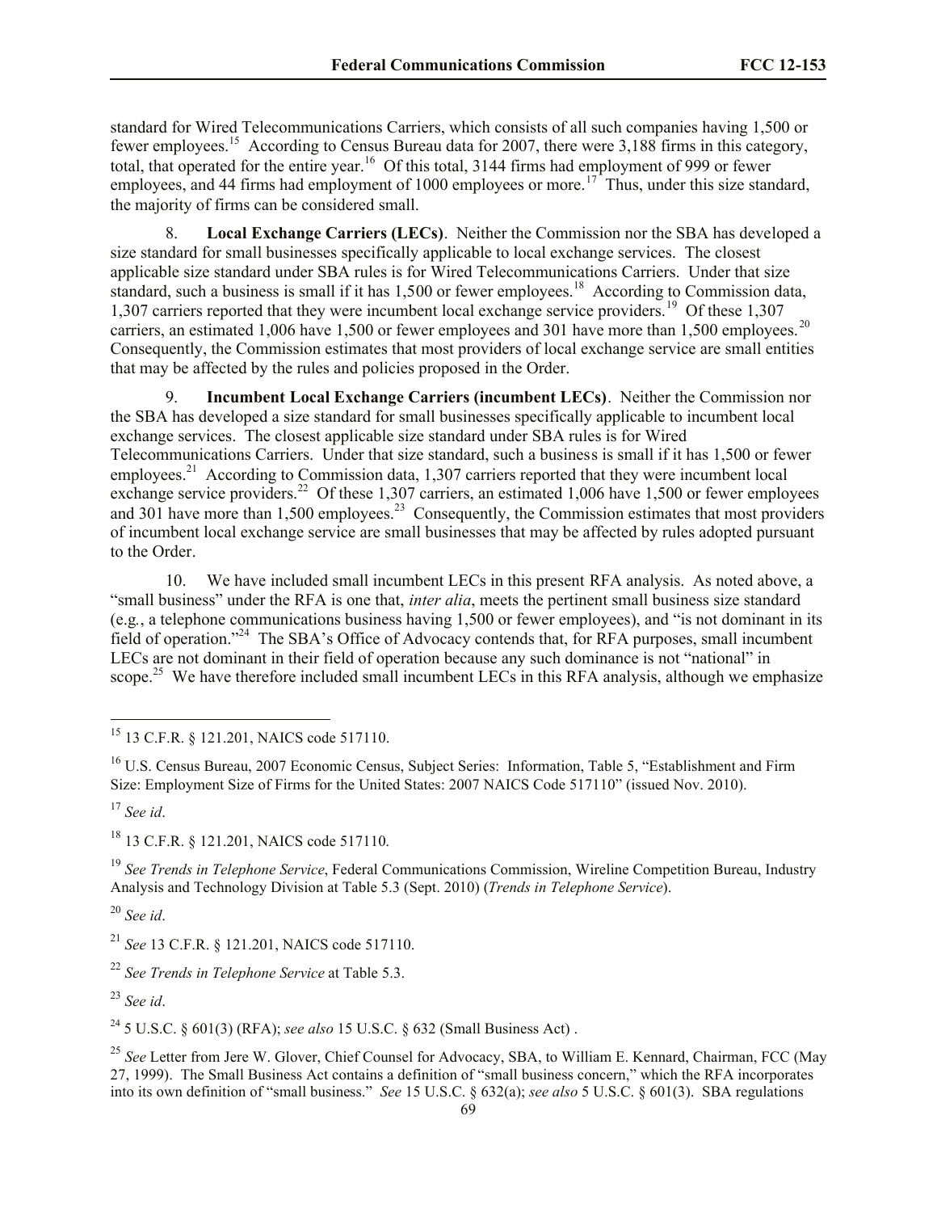standard for Wired Telecommunications Carriers, which consists of all such companies having 1,500 or fewer employees.[15] According to Census Bureau data for 2007, there were 3,188 firms in this category, total, that operated for the entire year.[16] Of this total, 3144 firms had employment of 999 or fewer employees, and 44 firms had employment of 1000 employees or more.[17] Thus, under this size standard, the majority of firms can be considered small.

8. **Local Exchange Carriers (LECs)**. Neither the Commission nor the SBA has developed a size standard for small businesses specifically applicable to local exchange services. The closest applicable size standard under SBA rules is for Wired Telecommunications Carriers. Under that size standard, such a business is small if it has 1,500 or fewer employees.[18] According to Commission data, 1,307 carriers reported that they were incumbent local exchange service providers.[19] Of these 1,307 carriers, an estimated 1,006 have 1,500 or fewer employees and 301 have more than 1,500 employees.[20] Consequently, the Commission estimates that most providers of local exchange service are small entities that may be affected by the rules and policies proposed in the Order.

9. **Incumbent Local Exchange Carriers (incumbent LECs)**. Neither the Commission nor the SBA has developed a size standard for small businesses specifically applicable to incumbent local exchange services. The closest applicable size standard under SBA rules is for Wired Telecommunications Carriers. Under that size standard, such a business is small if it has 1,500 or fewer employees.[21] According to Commission data, 1,307 carriers reported that they were incumbent local exchange service providers.[22] Of these 1,307 carriers, an estimated 1,006 have 1,500 or fewer employees and 301 have more than 1,500 employees.[23] Consequently, the Commission estimates that most providers of incumbent local exchange service are small businesses that may be affected by rules adopted pursuant to the Order.

10. We have included small incumbent LECs in this present RFA analysis. As noted above, a "small business" under the RFA is one that, *inter alia*, meets the pertinent small business size standard (e.g., a telephone communications business having 1,500 or fewer employees), and "is not dominant in its field of operation."[24] The SBA's Office of Advocacy contends that, for RFA purposes, small incumbent LECs are not dominant in their field of operation because any such dominance is not "national" in scope.[25] We have therefore included small incumbent LECs in this RFA analysis, although we emphasize

---

[15] 13 C.F.R. § 121.201, NAICS code 517110.

[16] U.S. Census Bureau, 2007 Economic Census, Subject Series: Information, Table 5, "Establishment and Firm Size: Employment Size of Firms for the United States: 2007 NAICS Code 517110" (issued Nov. 2010).

[17] *See id*.

[18] 13 C.F.R. § 121.201, NAICS code 517110.

[19] *See Trends in Telephone Service*, Federal Communications Commission, Wireline Competition Bureau, Industry Analysis and Technology Division at Table 5.3 (Sept. 2010) (*Trends in Telephone Service*).

[20] *See id*.

[21] *See* 13 C.F.R. § 121.201, NAICS code 517110.

[22] *See Trends in Telephone Service* at Table 5.3.

[23] *See id*.

[24] 5 U.S.C. § 601(3) (RFA); *see also* 15 U.S.C. § 632 (Small Business Act) .

[25] *See* Letter from Jere W. Glover, Chief Counsel for Advocacy, SBA, to William E. Kennard, Chairman, FCC (May 27, 1999). The Small Business Act contains a definition of "small business concern," which the RFA incorporates into its own definition of "small business." *See* 15 U.S.C. § 632(a); *see also* 5 U.S.C. § 601(3). SBA regulations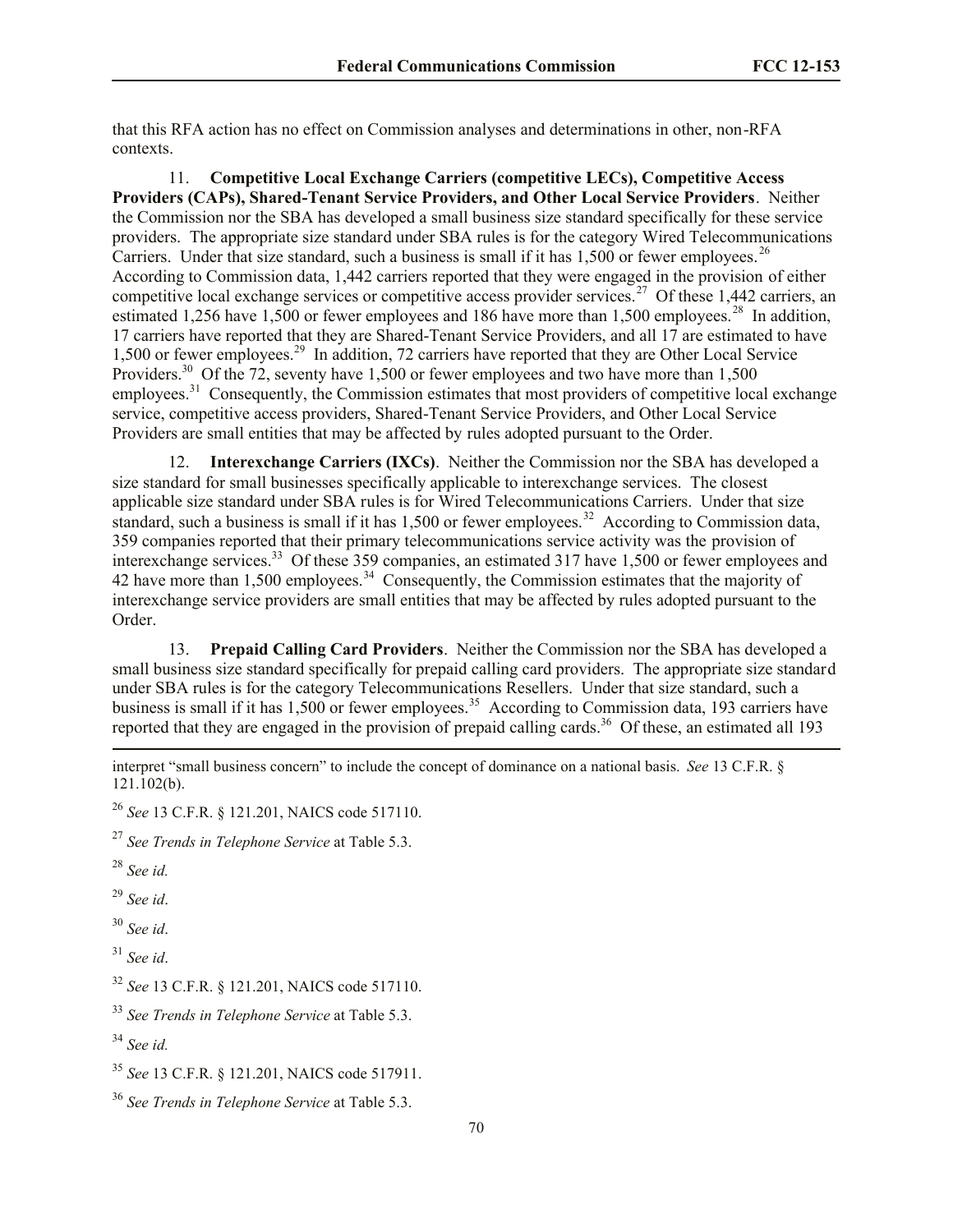that this RFA action has no effect on Commission analyses and determinations in other, non-RFA contexts.

11. **Competitive Local Exchange Carriers (competitive LECs), Competitive Access Providers (CAPs), Shared-Tenant Service Providers, and Other Local Service Providers**. Neither the Commission nor the SBA has developed a small business size standard specifically for these service providers. The appropriate size standard under SBA rules is for the category Wired Telecommunications Carriers. Under that size standard, such a business is small if it has 1,500 or fewer employees.[26] According to Commission data, 1,442 carriers reported that they were engaged in the provision of either competitive local exchange services or competitive access provider services.[27] Of these 1,442 carriers, an estimated 1,256 have 1,500 or fewer employees and 186 have more than 1,500 employees.[28] In addition, 17 carriers have reported that they are Shared-Tenant Service Providers, and all 17 are estimated to have 1,500 or fewer employees.[29] In addition, 72 carriers have reported that they are Other Local Service Providers.[30] Of the 72, seventy have 1,500 or fewer employees and two have more than 1,500 employees.[31] Consequently, the Commission estimates that most providers of competitive local exchange service, competitive access providers, Shared-Tenant Service Providers, and Other Local Service Providers are small entities that may be affected by rules adopted pursuant to the Order.

12. **Interexchange Carriers (IXCs)**. Neither the Commission nor the SBA has developed a size standard for small businesses specifically applicable to interexchange services. The closest applicable size standard under SBA rules is for Wired Telecommunications Carriers. Under that size standard, such a business is small if it has 1,500 or fewer employees.[32] According to Commission data, 359 companies reported that their primary telecommunications service activity was the provision of interexchange services.[33] Of these 359 companies, an estimated 317 have 1,500 or fewer employees and 42 have more than 1,500 employees.[34] Consequently, the Commission estimates that the majority of interexchange service providers are small entities that may be affected by rules adopted pursuant to the Order.

13. **Prepaid Calling Card Providers**. Neither the Commission nor the SBA has developed a small business size standard specifically for prepaid calling card providers. The appropriate size standard under SBA rules is for the category Telecommunications Resellers. Under that size standard, such a business is small if it has 1,500 or fewer employees.[35] According to Commission data, 193 carriers have reported that they are engaged in the provision of prepaid calling cards.[36] Of these, an estimated all 193

---

interpret "small business concern" to include the concept of dominance on a national basis. *See* 13 C.F.R. § 121.102(b).

[26] *See* 13 C.F.R. § 121.201, NAICS code 517110.

[27] *See Trends in Telephone Service* at Table 5.3.

[28] *See id.*

[29] *See id*.

[30] *See id*.

[31] *See id*.

[32] *See* 13 C.F.R. § 121.201, NAICS code 517110.

[33] *See Trends in Telephone Service* at Table 5.3.

[34] *See id.*

[35] *See* 13 C.F.R. § 121.201, NAICS code 517911.

[36] *See Trends in Telephone Service* at Table 5.3.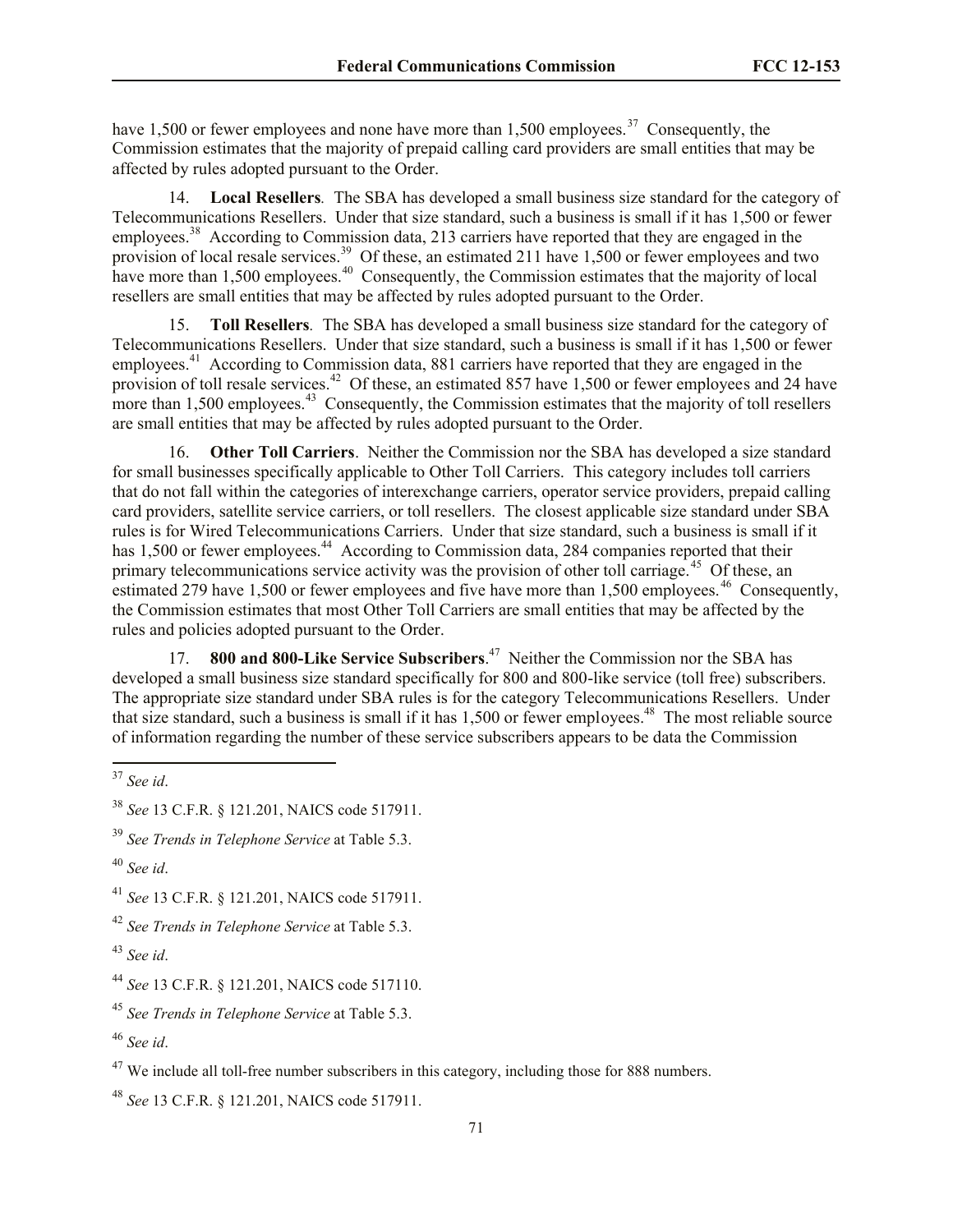have 1,500 or fewer employees and none have more than 1,500 employees.[37] Consequently, the Commission estimates that the majority of prepaid calling card providers are small entities that may be affected by rules adopted pursuant to the Order.

14. **Local Resellers**. The SBA has developed a small business size standard for the category of Telecommunications Resellers. Under that size standard, such a business is small if it has 1,500 or fewer employees.[38] According to Commission data, 213 carriers have reported that they are engaged in the provision of local resale services.[39] Of these, an estimated 211 have 1,500 or fewer employees and two have more than 1,500 employees.[40] Consequently, the Commission estimates that the majority of local resellers are small entities that may be affected by rules adopted pursuant to the Order.

15. **Toll Resellers**. The SBA has developed a small business size standard for the category of Telecommunications Resellers. Under that size standard, such a business is small if it has 1,500 or fewer employees.[41] According to Commission data, 881 carriers have reported that they are engaged in the provision of toll resale services.[42] Of these, an estimated 857 have 1,500 or fewer employees and 24 have more than 1,500 employees.[43] Consequently, the Commission estimates that the majority of toll resellers are small entities that may be affected by rules adopted pursuant to the Order.

16. **Other Toll Carriers**. Neither the Commission nor the SBA has developed a size standard for small businesses specifically applicable to Other Toll Carriers. This category includes toll carriers that do not fall within the categories of interexchange carriers, operator service providers, prepaid calling card providers, satellite service carriers, or toll resellers. The closest applicable size standard under SBA rules is for Wired Telecommunications Carriers. Under that size standard, such a business is small if it has 1,500 or fewer employees.[44] According to Commission data, 284 companies reported that their primary telecommunications service activity was the provision of other toll carriage.[45] Of these, an estimated 279 have 1,500 or fewer employees and five have more than 1,500 employees.[46] Consequently, the Commission estimates that most Other Toll Carriers are small entities that may be affected by the rules and policies adopted pursuant to the Order.

17. **800 and 800-Like Service Subscribers**.[47] Neither the Commission nor the SBA has developed a small business size standard specifically for 800 and 800-like service (toll free) subscribers. The appropriate size standard under SBA rules is for the category Telecommunications Resellers. Under that size standard, such a business is small if it has 1,500 or fewer employees.[48] The most reliable source of information regarding the number of these service subscribers appears to be data the Commission

---

[37] *See id*.

[38] *See* 13 C.F.R. § 121.201, NAICS code 517911.

[39] *See Trends in Telephone Service* at Table 5.3.

[40] *See id*.

[41] *See* 13 C.F.R. § 121.201, NAICS code 517911.

[42] *See Trends in Telephone Service* at Table 5.3.

[43] *See id*.

[44] *See* 13 C.F.R. § 121.201, NAICS code 517110.

[45] *See Trends in Telephone Service* at Table 5.3.

[46] *See id*.

[47] We include all toll-free number subscribers in this category, including those for 888 numbers.

[48] *See* 13 C.F.R. § 121.201, NAICS code 517911.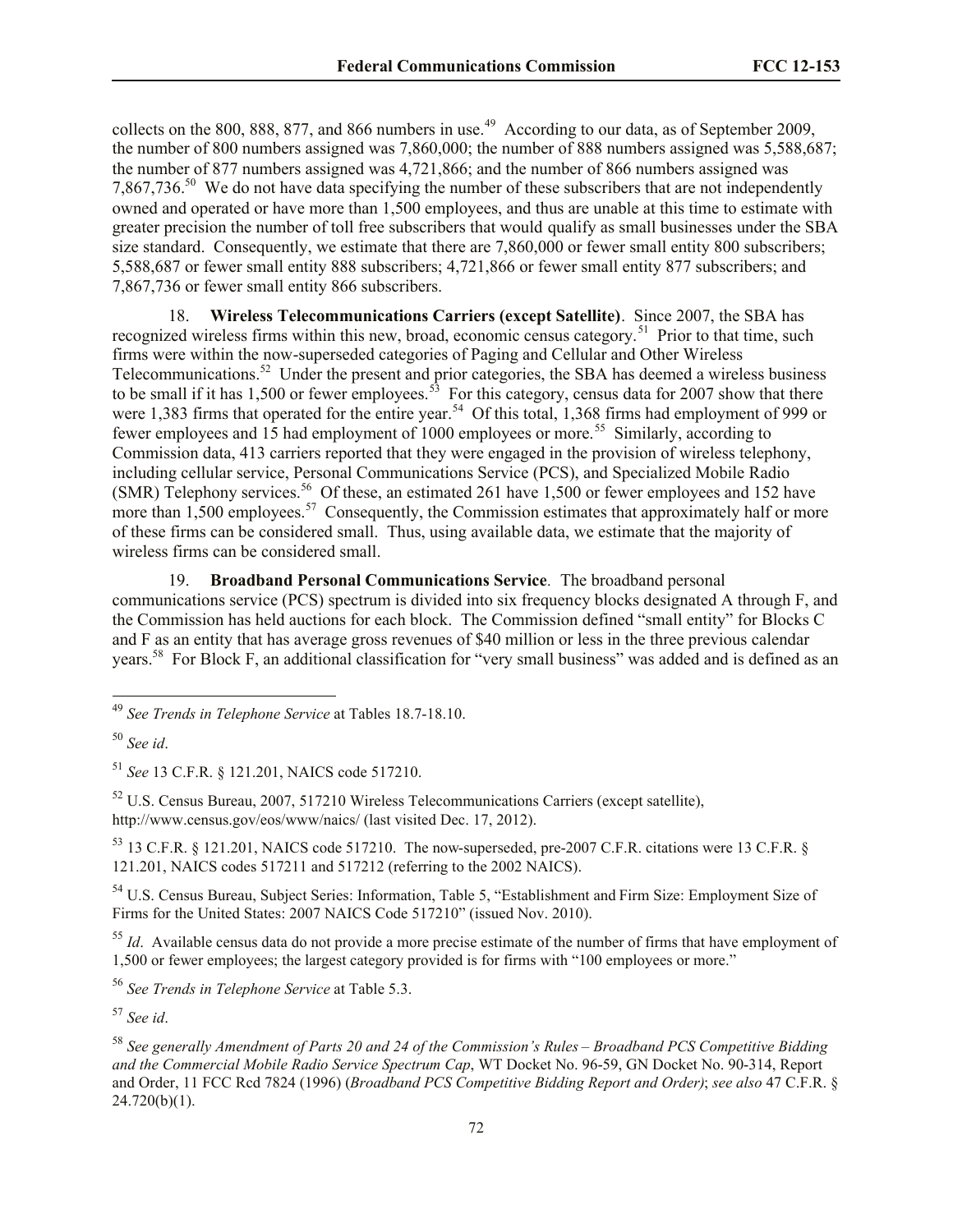collects on the 800, 888, 877, and 866 numbers in use.[49] According to our data, as of September 2009, the number of 800 numbers assigned was 7,860,000; the number of 888 numbers assigned was 5,588,687; the number of 877 numbers assigned was 4,721,866; and the number of 866 numbers assigned was 7,867,736.[50] We do not have data specifying the number of these subscribers that are not independently owned and operated or have more than 1,500 employees, and thus are unable at this time to estimate with greater precision the number of toll free subscribers that would qualify as small businesses under the SBA size standard. Consequently, we estimate that there are 7,860,000 or fewer small entity 800 subscribers; 5,588,687 or fewer small entity 888 subscribers; 4,721,866 or fewer small entity 877 subscribers; and 7,867,736 or fewer small entity 866 subscribers.

18. **Wireless Telecommunications Carriers (except Satellite)**. Since 2007, the SBA has recognized wireless firms within this new, broad, economic census category.[51] Prior to that time, such firms were within the now-superseded categories of Paging and Cellular and Other Wireless Telecommunications.[52] Under the present and prior categories, the SBA has deemed a wireless business to be small if it has 1,500 or fewer employees.[53] For this category, census data for 2007 show that there were 1,383 firms that operated for the entire year.[54] Of this total, 1,368 firms had employment of 999 or fewer employees and 15 had employment of 1000 employees or more.[55] Similarly, according to Commission data, 413 carriers reported that they were engaged in the provision of wireless telephony, including cellular service, Personal Communications Service (PCS), and Specialized Mobile Radio (SMR) Telephony services.[56] Of these, an estimated 261 have 1,500 or fewer employees and 152 have more than 1,500 employees.[57] Consequently, the Commission estimates that approximately half or more of these firms can be considered small. Thus, using available data, we estimate that the majority of wireless firms can be considered small.

19. **Broadband Personal Communications Service**. The broadband personal communications service (PCS) spectrum is divided into six frequency blocks designated A through F, and the Commission has held auctions for each block. The Commission defined "small entity" for Blocks C and F as an entity that has average gross revenues of $40 million or less in the three previous calendar years.[58] For Block F, an additional classification for "very small business" was added and is defined as an

---

[49] *See Trends in Telephone Service* at Tables 18.7-18.10.

[50] *See id*.

[51] *See* 13 C.F.R. § 121.201, NAICS code 517210.

[52] U.S. Census Bureau, 2007, 517210 Wireless Telecommunications Carriers (except satellite), http://www.census.gov/eos/www/naics/ (last visited Dec. 17, 2012).

[53] 13 C.F.R. § 121.201, NAICS code 517210. The now-superseded, pre-2007 C.F.R. citations were 13 C.F.R. § 121.201, NAICS codes 517211 and 517212 (referring to the 2002 NAICS).

[54] U.S. Census Bureau, Subject Series: Information, Table 5, "Establishment and Firm Size: Employment Size of Firms for the United States: 2007 NAICS Code 517210" (issued Nov. 2010).

[55] *Id*. Available census data do not provide a more precise estimate of the number of firms that have employment of 1,500 or fewer employees; the largest category provided is for firms with "100 employees or more."

[56] *See Trends in Telephone Service* at Table 5.3.

[57] *See id*.

[58] *See generally Amendment of Parts 20 and 24 of the Commission's Rules – Broadband PCS Competitive Bidding and the Commercial Mobile Radio Service Spectrum Cap*, WT Docket No. 96-59, GN Docket No. 90-314, Report and Order, 11 FCC Rcd 7824 (1996) (*Broadband PCS Competitive Bidding Report and Order)*; *see also* 47 C.F.R. § 24.720(b)(1).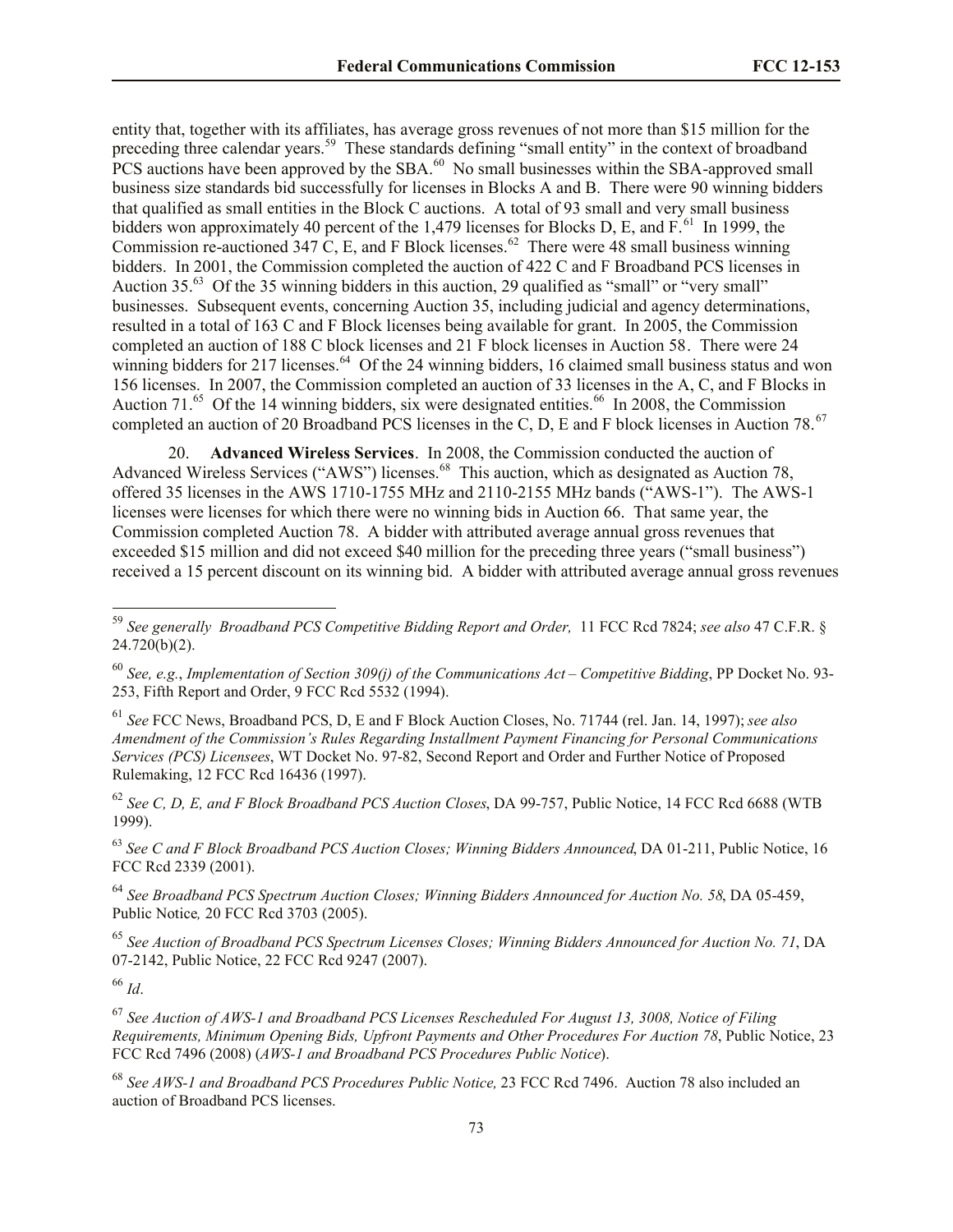entity that, together with its affiliates, has average gross revenues of not more than $15 million for the preceding three calendar years.[59] These standards defining "small entity" in the context of broadband PCS auctions have been approved by the SBA.[60] No small businesses within the SBA-approved small business size standards bid successfully for licenses in Blocks A and B. There were 90 winning bidders that qualified as small entities in the Block C auctions. A total of 93 small and very small business bidders won approximately 40 percent of the 1,479 licenses for Blocks D, E, and F.[61] In 1999, the Commission re-auctioned 347 C, E, and F Block licenses.[62] There were 48 small business winning bidders. In 2001, the Commission completed the auction of 422 C and F Broadband PCS licenses in Auction 35.[63] Of the 35 winning bidders in this auction, 29 qualified as "small" or "very small" businesses. Subsequent events, concerning Auction 35, including judicial and agency determinations, resulted in a total of 163 C and F Block licenses being available for grant. In 2005, the Commission completed an auction of 188 C block licenses and 21 F block licenses in Auction 58. There were 24 winning bidders for 217 licenses.[64] Of the 24 winning bidders, 16 claimed small business status and won 156 licenses. In 2007, the Commission completed an auction of 33 licenses in the A, C, and F Blocks in Auction 71.[65] Of the 14 winning bidders, six were designated entities.[66] In 2008, the Commission completed an auction of 20 Broadband PCS licenses in the C, D, E and F block licenses in Auction 78.[67]

20. **Advanced Wireless Services**. In 2008, the Commission conducted the auction of Advanced Wireless Services ("AWS") licenses.[68] This auction, which as designated as Auction 78, offered 35 licenses in the AWS 1710-1755 MHz and 2110-2155 MHz bands ("AWS-1"). The AWS-1 licenses were licenses for which there were no winning bids in Auction 66. That same year, the Commission completed Auction 78. A bidder with attributed average annual gross revenues that exceeded $15 million and did not exceed $40 million for the preceding three years ("small business") received a 15 percent discount on its winning bid. A bidder with attributed average annual gross revenues

---

[59] *See generally Broadband PCS Competitive Bidding Report and Order,* 11 FCC Rcd 7824; *see also* 47 C.F.R. § 24.720(b)(2).

[60] *See, e.g.*, *Implementation of Section 309(j) of the Communications Act – Competitive Bidding*, PP Docket No. 93-253, Fifth Report and Order, 9 FCC Rcd 5532 (1994).

[61] *See* FCC News, Broadband PCS, D, E and F Block Auction Closes, No. 71744 (rel. Jan. 14, 1997); *see also Amendment of the Commission's Rules Regarding Installment Payment Financing for Personal Communications Services (PCS) Licensees*, WT Docket No. 97-82, Second Report and Order and Further Notice of Proposed Rulemaking, 12 FCC Rcd 16436 (1997).

[62] *See C, D, E, and F Block Broadband PCS Auction Closes*, DA 99-757, Public Notice, 14 FCC Rcd 6688 (WTB 1999).

[63] *See C and F Block Broadband PCS Auction Closes; Winning Bidders Announced*, DA 01-211, Public Notice, 16 FCC Rcd 2339 (2001).

[64] *See Broadband PCS Spectrum Auction Closes; Winning Bidders Announced for Auction No. 58*, DA 05-459, Public Notice*,* 20 FCC Rcd 3703 (2005).

[65] *See Auction of Broadband PCS Spectrum Licenses Closes; Winning Bidders Announced for Auction No. 71*, DA 07-2142, Public Notice, 22 FCC Rcd 9247 (2007).

[66] *Id*.

[67] *See Auction of AWS-1 and Broadband PCS Licenses Rescheduled For August 13, 3008, Notice of Filing Requirements, Minimum Opening Bids, Upfront Payments and Other Procedures For Auction 78*, Public Notice, 23 FCC Rcd 7496 (2008) (*AWS-1 and Broadband PCS Procedures Public Notice*).

[68] *See AWS-1 and Broadband PCS Procedures Public Notice,* 23 FCC Rcd 7496. Auction 78 also included an auction of Broadband PCS licenses.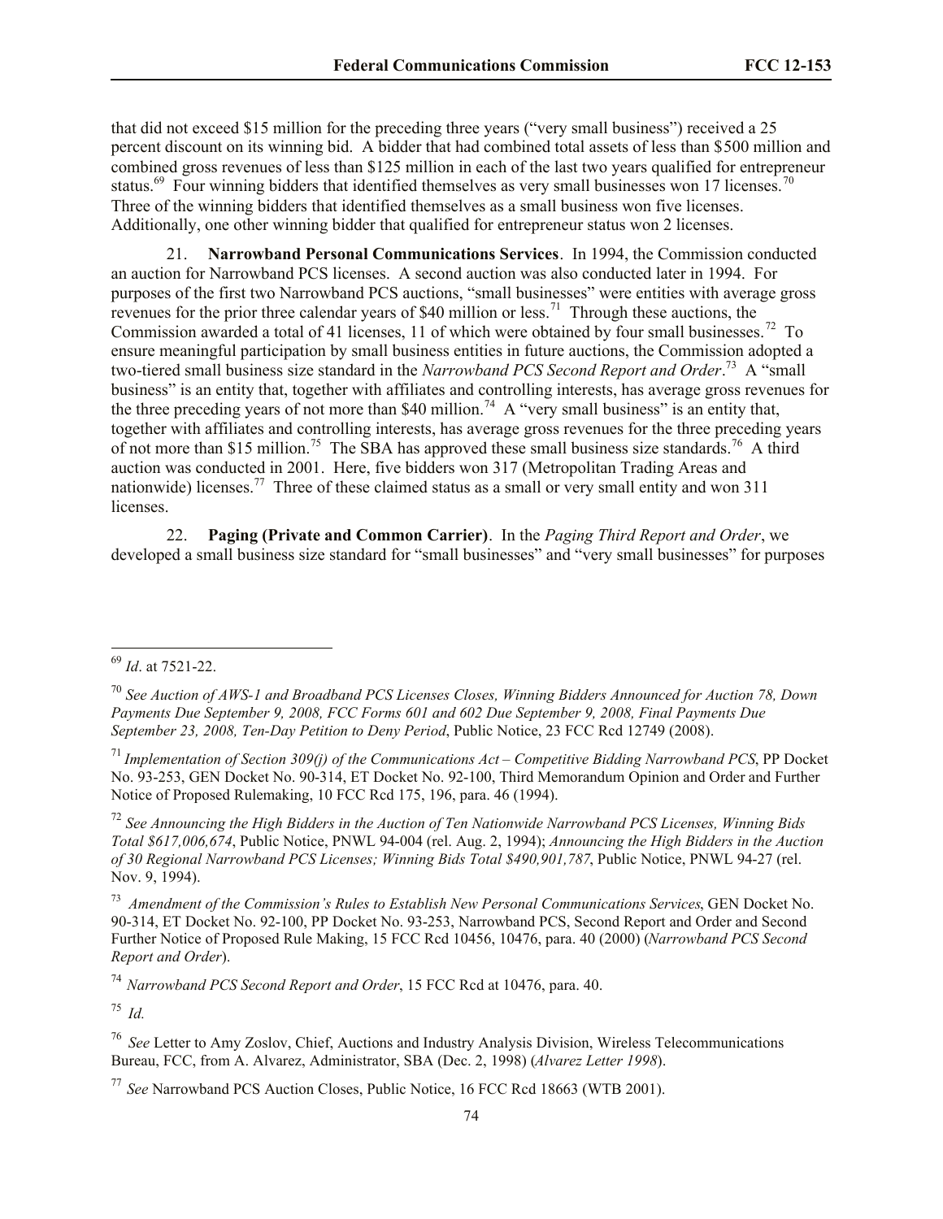that did not exceed $15 million for the preceding three years ("very small business") received a 25 percent discount on its winning bid. A bidder that had combined total assets of less than $500 million and combined gross revenues of less than $125 million in each of the last two years qualified for entrepreneur status.[69] Four winning bidders that identified themselves as very small businesses won 17 licenses.[70] Three of the winning bidders that identified themselves as a small business won five licenses. Additionally, one other winning bidder that qualified for entrepreneur status won 2 licenses.

21. **Narrowband Personal Communications Services**. In 1994, the Commission conducted an auction for Narrowband PCS licenses. A second auction was also conducted later in 1994. For purposes of the first two Narrowband PCS auctions, "small businesses" were entities with average gross revenues for the prior three calendar years of $40 million or less.[71] Through these auctions, the Commission awarded a total of 41 licenses, 11 of which were obtained by four small businesses.[72] To ensure meaningful participation by small business entities in future auctions, the Commission adopted a two-tiered small business size standard in the *Narrowband PCS Second Report and Order*.[73] A "small business" is an entity that, together with affiliates and controlling interests, has average gross revenues for the three preceding years of not more than $40 million.[74] A "very small business" is an entity that, together with affiliates and controlling interests, has average gross revenues for the three preceding years of not more than $15 million.[75] The SBA has approved these small business size standards.[76] A third auction was conducted in 2001. Here, five bidders won 317 (Metropolitan Trading Areas and nationwide) licenses.[77] Three of these claimed status as a small or very small entity and won 311 licenses.

22. **Paging (Private and Common Carrier)**. In the *Paging Third Report and Order*, we developed a small business size standard for "small businesses" and "very small businesses" for purposes

---

[69] *Id*. at 7521-22.

[70] *See Auction of AWS-1 and Broadband PCS Licenses Closes, Winning Bidders Announced for Auction 78, Down Payments Due September 9, 2008, FCC Forms 601 and 602 Due September 9, 2008, Final Payments Due September 23, 2008, Ten-Day Petition to Deny Period*, Public Notice, 23 FCC Rcd 12749 (2008).

[71] *Implementation of Section 309(j) of the Communications Act – Competitive Bidding Narrowband PCS*, PP Docket No. 93-253, GEN Docket No. 90-314, ET Docket No. 92-100, Third Memorandum Opinion and Order and Further Notice of Proposed Rulemaking, 10 FCC Rcd 175, 196, para. 46 (1994).

[72] *See Announcing the High Bidders in the Auction of Ten Nationwide Narrowband PCS Licenses, Winning Bids Total $617,006,674*, Public Notice, PNWL 94-004 (rel. Aug. 2, 1994); *Announcing the High Bidders in the Auction of 30 Regional Narrowband PCS Licenses; Winning Bids Total $490,901,787*, Public Notice, PNWL 94-27 (rel. Nov. 9, 1994).

[73] *Amendment of the Commission's Rules to Establish New Personal Communications Services*, GEN Docket No. 90-314, ET Docket No. 92-100, PP Docket No. 93-253, Narrowband PCS, Second Report and Order and Second Further Notice of Proposed Rule Making, 15 FCC Rcd 10456, 10476, para. 40 (2000) (*Narrowband PCS Second Report and Order*).

[74] *Narrowband PCS Second Report and Order*, 15 FCC Rcd at 10476, para. 40.

[75] *Id.*

[76] *See* Letter to Amy Zoslov, Chief, Auctions and Industry Analysis Division, Wireless Telecommunications Bureau, FCC, from A. Alvarez, Administrator, SBA (Dec. 2, 1998) (*Alvarez Letter 1998*).

[77] *See* Narrowband PCS Auction Closes, Public Notice, 16 FCC Rcd 18663 (WTB 2001).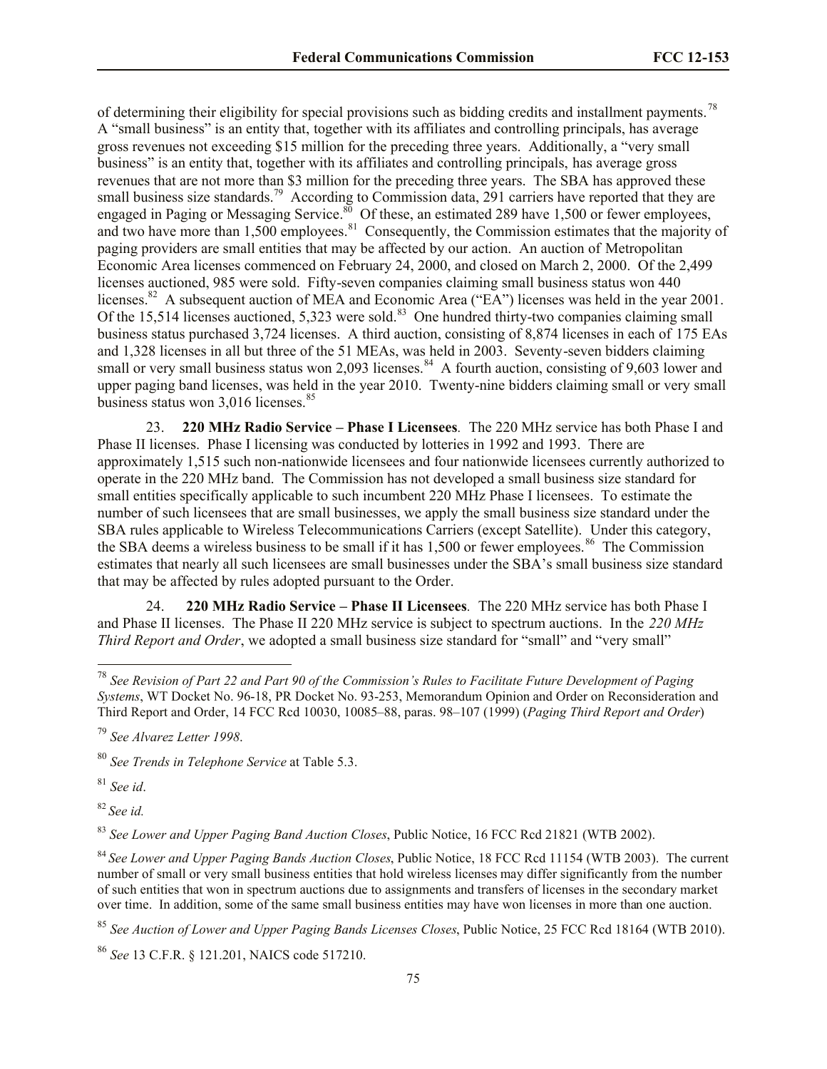of determining their eligibility for special provisions such as bidding credits and installment payments.[78] A "small business" is an entity that, together with its affiliates and controlling principals, has average gross revenues not exceeding $15 million for the preceding three years. Additionally, a "very small business" is an entity that, together with its affiliates and controlling principals, has average gross revenues that are not more than $3 million for the preceding three years. The SBA has approved these small business size standards.[79] According to Commission data, 291 carriers have reported that they are engaged in Paging or Messaging Service.[80] Of these, an estimated 289 have 1,500 or fewer employees, and two have more than 1,500 employees.[81] Consequently, the Commission estimates that the majority of paging providers are small entities that may be affected by our action. An auction of Metropolitan Economic Area licenses commenced on February 24, 2000, and closed on March 2, 2000. Of the 2,499 licenses auctioned, 985 were sold. Fifty-seven companies claiming small business status won 440 licenses.[82] A subsequent auction of MEA and Economic Area ("EA") licenses was held in the year 2001. Of the 15,514 licenses auctioned, 5,323 were sold.[83] One hundred thirty-two companies claiming small business status purchased 3,724 licenses. A third auction, consisting of 8,874 licenses in each of 175 EAs and 1,328 licenses in all but three of the 51 MEAs, was held in 2003. Seventy-seven bidders claiming small or very small business status won 2,093 licenses.[84] A fourth auction, consisting of 9,603 lower and upper paging band licenses, was held in the year 2010. Twenty-nine bidders claiming small or very small business status won 3,016 licenses.[85]

23. **220 MHz Radio Service – Phase I Licensees**. The 220 MHz service has both Phase I and Phase II licenses. Phase I licensing was conducted by lotteries in 1992 and 1993. There are approximately 1,515 such non-nationwide licensees and four nationwide licensees currently authorized to operate in the 220 MHz band. The Commission has not developed a small business size standard for small entities specifically applicable to such incumbent 220 MHz Phase I licensees. To estimate the number of such licensees that are small businesses, we apply the small business size standard under the SBA rules applicable to Wireless Telecommunications Carriers (except Satellite). Under this category, the SBA deems a wireless business to be small if it has 1,500 or fewer employees.[86] The Commission estimates that nearly all such licensees are small businesses under the SBA's small business size standard that may be affected by rules adopted pursuant to the Order.

24. **220 MHz Radio Service – Phase II Licensees**. The 220 MHz service has both Phase I and Phase II licenses. The Phase II 220 MHz service is subject to spectrum auctions. In the *220 MHz Third Report and Order*, we adopted a small business size standard for "small" and "very small"

---

[78] *See Revision of Part 22 and Part 90 of the Commission's Rules to Facilitate Future Development of Paging Systems*, WT Docket No. 96-18, PR Docket No. 93-253, Memorandum Opinion and Order on Reconsideration and Third Report and Order, 14 FCC Rcd 10030, 10085–88, paras. 98–107 (1999) (*Paging Third Report and Order*)

[79] *See Alvarez Letter 1998*.

[80] *See Trends in Telephone Service* at Table 5.3.

[81] *See id*.

[82] *See id.*

[83] *See Lower and Upper Paging Band Auction Closes*, Public Notice, 16 FCC Rcd 21821 (WTB 2002).

[84] *See Lower and Upper Paging Bands Auction Closes*, Public Notice, 18 FCC Rcd 11154 (WTB 2003). The current number of small or very small business entities that hold wireless licenses may differ significantly from the number of such entities that won in spectrum auctions due to assignments and transfers of licenses in the secondary market over time. In addition, some of the same small business entities may have won licenses in more than one auction.

[85] *See Auction of Lower and Upper Paging Bands Licenses Closes*, Public Notice, 25 FCC Rcd 18164 (WTB 2010).

[86] *See* 13 C.F.R. § 121.201, NAICS code 517210.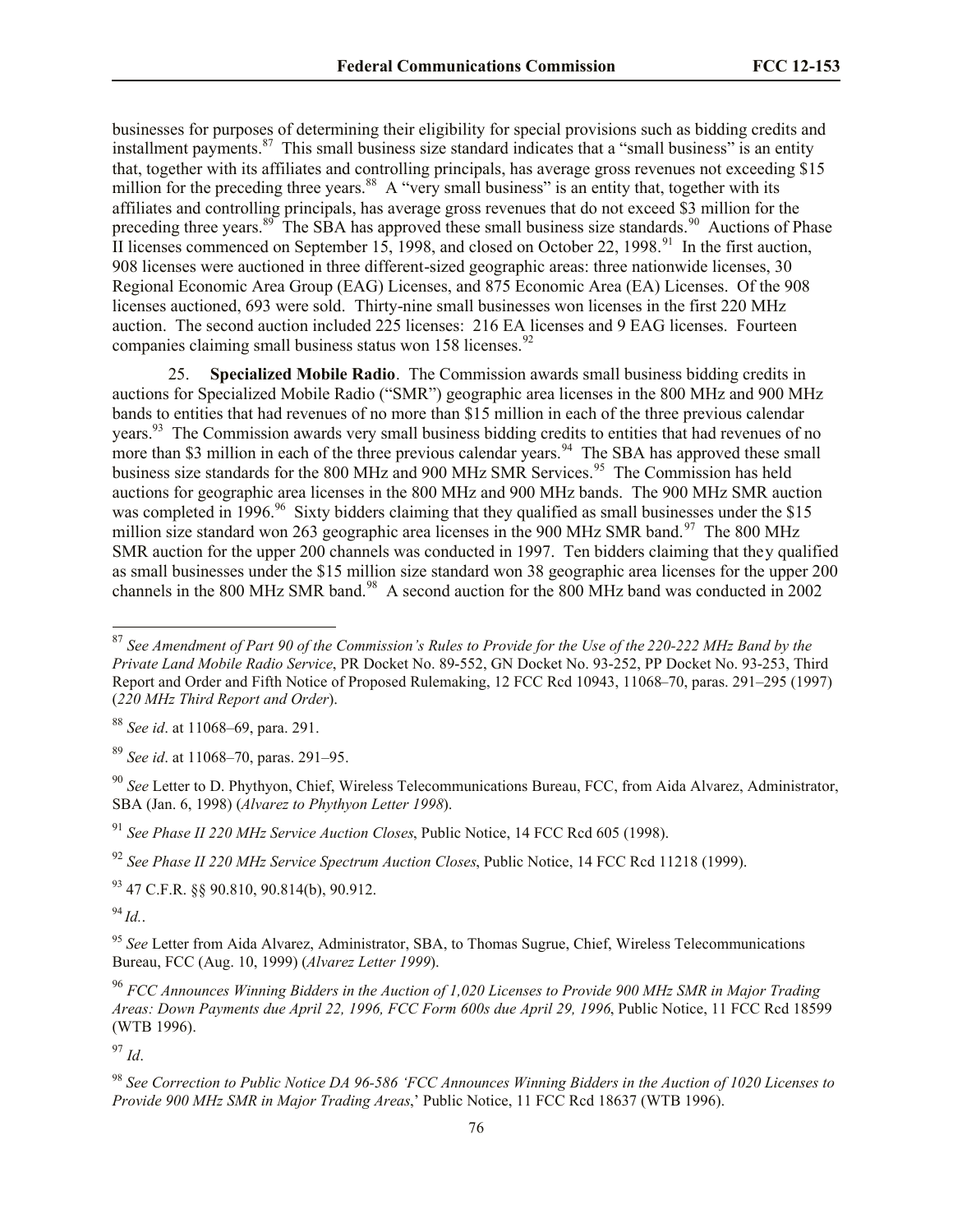businesses for purposes of determining their eligibility for special provisions such as bidding credits and installment payments.[87] This small business size standard indicates that a "small business" is an entity that, together with its affiliates and controlling principals, has average gross revenues not exceeding $15 million for the preceding three years.[88] A "very small business" is an entity that, together with its affiliates and controlling principals, has average gross revenues that do not exceed $3 million for the preceding three years.[89] The SBA has approved these small business size standards.[90] Auctions of Phase II licenses commenced on September 15, 1998, and closed on October 22, 1998.[91] In the first auction, 908 licenses were auctioned in three different-sized geographic areas: three nationwide licenses, 30 Regional Economic Area Group (EAG) Licenses, and 875 Economic Area (EA) Licenses. Of the 908 licenses auctioned, 693 were sold. Thirty-nine small businesses won licenses in the first 220 MHz auction. The second auction included 225 licenses: 216 EA licenses and 9 EAG licenses. Fourteen companies claiming small business status won 158 licenses.[92]

25. **Specialized Mobile Radio**. The Commission awards small business bidding credits in auctions for Specialized Mobile Radio ("SMR") geographic area licenses in the 800 MHz and 900 MHz bands to entities that had revenues of no more than $15 million in each of the three previous calendar years.[93] The Commission awards very small business bidding credits to entities that had revenues of no more than $3 million in each of the three previous calendar years.[94] The SBA has approved these small business size standards for the 800 MHz and 900 MHz SMR Services.[95] The Commission has held auctions for geographic area licenses in the 800 MHz and 900 MHz bands. The 900 MHz SMR auction was completed in 1996.[96] Sixty bidders claiming that they qualified as small businesses under the $15 million size standard won 263 geographic area licenses in the 900 MHz SMR band.[97] The 800 MHz SMR auction for the upper 200 channels was conducted in 1997. Ten bidders claiming that they qualified as small businesses under the $15 million size standard won 38 geographic area licenses for the upper 200 channels in the 800 MHz SMR band.[98] A second auction for the 800 MHz band was conducted in 2002

[87] *See Amendment of Part 90 of the Commission's Rules to Provide for the Use of the 220-222 MHz Band by the Private Land Mobile Radio Service*, PR Docket No. 89-552, GN Docket No. 93-252, PP Docket No. 93-253, Third Report and Order and Fifth Notice of Proposed Rulemaking, 12 FCC Rcd 10943, 11068–70, paras. 291–295 (1997) (*220 MHz Third Report and Order*).

[88] *See id*. at 11068–69, para. 291.

[89] *See id*. at 11068–70, paras. 291–95.

[90] *See* Letter to D. Phythyon, Chief, Wireless Telecommunications Bureau, FCC, from Aida Alvarez, Administrator, SBA (Jan. 6, 1998) (*Alvarez to Phythyon Letter 1998*).

[91] *See Phase II 220 MHz Service Auction Closes*, Public Notice, 14 FCC Rcd 605 (1998).

[92] *See Phase II 220 MHz Service Spectrum Auction Closes*, Public Notice, 14 FCC Rcd 11218 (1999).

[93] 47 C.F.R. §§ 90.810, 90.814(b), 90.912.

[94] *Id.*.

[95] *See* Letter from Aida Alvarez, Administrator, SBA, to Thomas Sugrue, Chief, Wireless Telecommunications Bureau, FCC (Aug. 10, 1999) (*Alvarez Letter 1999*).

[96] *FCC Announces Winning Bidders in the Auction of 1,020 Licenses to Provide 900 MHz SMR in Major Trading Areas: Down Payments due April 22, 1996, FCC Form 600s due April 29, 1996*, Public Notice, 11 FCC Rcd 18599 (WTB 1996).

[97] *Id*.

[98] *See Correction to Public Notice DA 96-586 'FCC Announces Winning Bidders in the Auction of 1020 Licenses to Provide 900 MHz SMR in Major Trading Areas*,' Public Notice, 11 FCC Rcd 18637 (WTB 1996).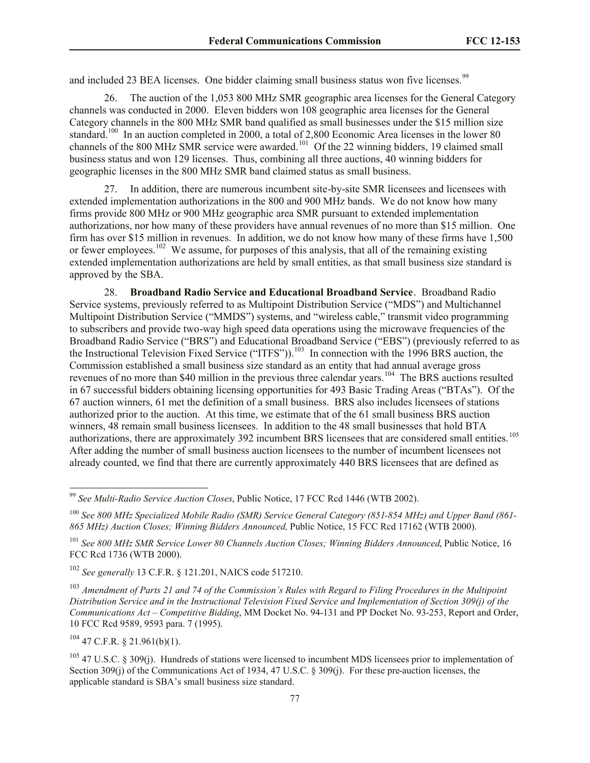and included 23 BEA licenses. One bidder claiming small business status won five licenses.[99]

26. The auction of the 1,053 800 MHz SMR geographic area licenses for the General Category channels was conducted in 2000. Eleven bidders won 108 geographic area licenses for the General Category channels in the 800 MHz SMR band qualified as small businesses under the $15 million size standard.[100] In an auction completed in 2000, a total of 2,800 Economic Area licenses in the lower 80 channels of the 800 MHz SMR service were awarded.[101] Of the 22 winning bidders, 19 claimed small business status and won 129 licenses. Thus, combining all three auctions, 40 winning bidders for geographic licenses in the 800 MHz SMR band claimed status as small business.

27. In addition, there are numerous incumbent site-by-site SMR licensees and licensees with extended implementation authorizations in the 800 and 900 MHz bands. We do not know how many firms provide 800 MHz or 900 MHz geographic area SMR pursuant to extended implementation authorizations, nor how many of these providers have annual revenues of no more than $15 million. One firm has over $15 million in revenues. In addition, we do not know how many of these firms have 1,500 or fewer employees.[102] We assume, for purposes of this analysis, that all of the remaining existing extended implementation authorizations are held by small entities, as that small business size standard is approved by the SBA.

28. **Broadband Radio Service and Educational Broadband Service**. Broadband Radio Service systems, previously referred to as Multipoint Distribution Service ("MDS") and Multichannel Multipoint Distribution Service ("MMDS") systems, and "wireless cable," transmit video programming to subscribers and provide two-way high speed data operations using the microwave frequencies of the Broadband Radio Service ("BRS") and Educational Broadband Service ("EBS") (previously referred to as the Instructional Television Fixed Service ("ITFS")).[103] In connection with the 1996 BRS auction, the Commission established a small business size standard as an entity that had annual average gross revenues of no more than $40 million in the previous three calendar years.[104] The BRS auctions resulted in 67 successful bidders obtaining licensing opportunities for 493 Basic Trading Areas ("BTAs"). Of the 67 auction winners, 61 met the definition of a small business. BRS also includes licensees of stations authorized prior to the auction. At this time, we estimate that of the 61 small business BRS auction winners, 48 remain small business licensees. In addition to the 48 small businesses that hold BTA authorizations, there are approximately 392 incumbent BRS licensees that are considered small entities.[105] After adding the number of small business auction licensees to the number of incumbent licensees not already counted, we find that there are currently approximately 440 BRS licensees that are defined as

---

[99] *See Multi-Radio Service Auction Closes*, Public Notice, 17 FCC Rcd 1446 (WTB 2002).

[100] *See 800 MHz Specialized Mobile Radio (SMR) Service General Category (851-854 MHz) and Upper Band (861-865 MHz) Auction Closes; Winning Bidders Announced,* Public Notice, 15 FCC Rcd 17162 (WTB 2000).

[101] *See 800 MHz SMR Service Lower 80 Channels Auction Closes; Winning Bidders Announced*, Public Notice, 16 FCC Rcd 1736 (WTB 2000).

[102] *See generally* 13 C.F.R. § 121.201, NAICS code 517210.

[103] *Amendment of Parts 21 and 74 of the Commission's Rules with Regard to Filing Procedures in the Multipoint Distribution Service and in the Instructional Television Fixed Service and Implementation of Section 309(j) of the Communications Act – Competitive Bidding*, MM Docket No. 94-131 and PP Docket No. 93-253, Report and Order, 10 FCC Rcd 9589, 9593 para. 7 (1995).

[104] 47 C.F.R. § 21.961(b)(1).

[105] 47 U.S.C. § 309(j). Hundreds of stations were licensed to incumbent MDS licensees prior to implementation of Section 309(j) of the Communications Act of 1934, 47 U.S.C. § 309(j). For these pre-auction licenses, the applicable standard is SBA's small business size standard.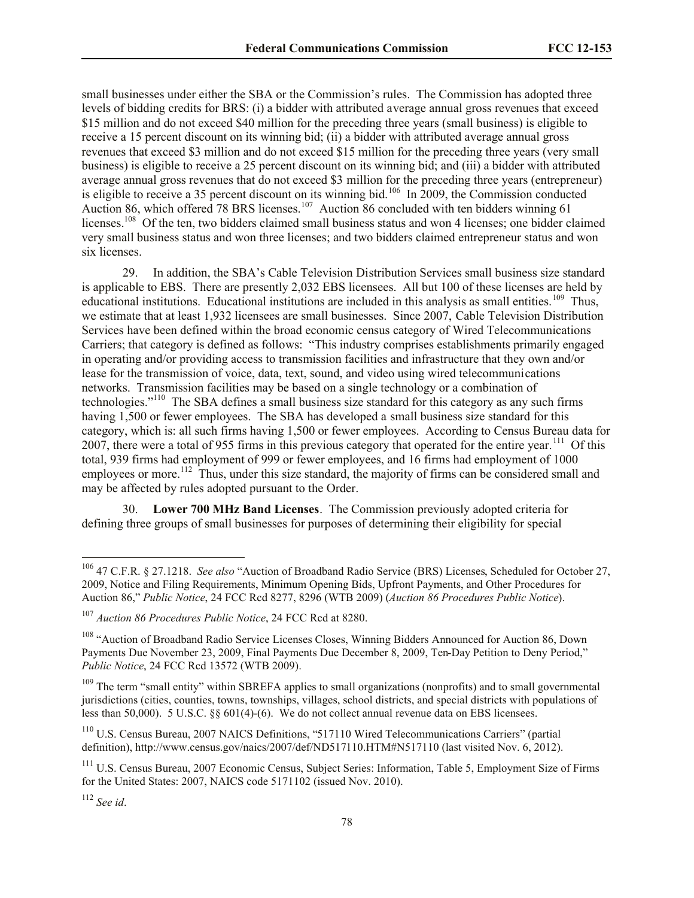small businesses under either the SBA or the Commission's rules. The Commission has adopted three levels of bidding credits for BRS: (i) a bidder with attributed average annual gross revenues that exceed \$15 million and do not exceed \$40 million for the preceding three years (small business) is eligible to receive a 15 percent discount on its winning bid; (ii) a bidder with attributed average annual gross revenues that exceed \$3 million and do not exceed \$15 million for the preceding three years (very small business) is eligible to receive a 25 percent discount on its winning bid; and (iii) a bidder with attributed average annual gross revenues that do not exceed \$3 million for the preceding three years (entrepreneur) is eligible to receive a 35 percent discount on its winning bid.[106] In 2009, the Commission conducted Auction 86, which offered 78 BRS licenses.[107] Auction 86 concluded with ten bidders winning 61 licenses.[108] Of the ten, two bidders claimed small business status and won 4 licenses; one bidder claimed very small business status and won three licenses; and two bidders claimed entrepreneur status and won six licenses.

29. In addition, the SBA's Cable Television Distribution Services small business size standard is applicable to EBS. There are presently 2,032 EBS licensees. All but 100 of these licenses are held by educational institutions. Educational institutions are included in this analysis as small entities.[109] Thus, we estimate that at least 1,932 licensees are small businesses. Since 2007, Cable Television Distribution Services have been defined within the broad economic census category of Wired Telecommunications Carriers; that category is defined as follows: "This industry comprises establishments primarily engaged in operating and/or providing access to transmission facilities and infrastructure that they own and/or lease for the transmission of voice, data, text, sound, and video using wired telecommunications networks. Transmission facilities may be based on a single technology or a combination of technologies."[110] The SBA defines a small business size standard for this category as any such firms having 1,500 or fewer employees. The SBA has developed a small business size standard for this category, which is: all such firms having 1,500 or fewer employees. According to Census Bureau data for 2007, there were a total of 955 firms in this previous category that operated for the entire year.[111] Of this total, 939 firms had employment of 999 or fewer employees, and 16 firms had employment of 1000 employees or more.[112] Thus, under this size standard, the majority of firms can be considered small and may be affected by rules adopted pursuant to the Order.

30. **Lower 700 MHz Band Licenses**. The Commission previously adopted criteria for defining three groups of small businesses for purposes of determining their eligibility for special

---

[106] 47 C.F.R. § 27.1218. *See also* "Auction of Broadband Radio Service (BRS) Licenses, Scheduled for October 27, 2009, Notice and Filing Requirements, Minimum Opening Bids, Upfront Payments, and Other Procedures for Auction 86," *Public Notice*, 24 FCC Rcd 8277, 8296 (WTB 2009) (*Auction 86 Procedures Public Notice*).

[107] *Auction 86 Procedures Public Notice*, 24 FCC Rcd at 8280.

[108] "Auction of Broadband Radio Service Licenses Closes, Winning Bidders Announced for Auction 86, Down Payments Due November 23, 2009, Final Payments Due December 8, 2009, Ten-Day Petition to Deny Period," *Public Notice*, 24 FCC Rcd 13572 (WTB 2009).

[109] The term "small entity" within SBREFA applies to small organizations (nonprofits) and to small governmental jurisdictions (cities, counties, towns, townships, villages, school districts, and special districts with populations of less than 50,000). 5 U.S.C. §§ 601(4)-(6). We do not collect annual revenue data on EBS licensees.

[110] U.S. Census Bureau, 2007 NAICS Definitions, "517110 Wired Telecommunications Carriers" (partial definition), http://www.census.gov/naics/2007/def/ND517110.HTM#N517110 (last visited Nov. 6, 2012).

[111] U.S. Census Bureau, 2007 Economic Census, Subject Series: Information, Table 5, Employment Size of Firms for the United States: 2007, NAICS code 5171102 (issued Nov. 2010).

[112] *See id*.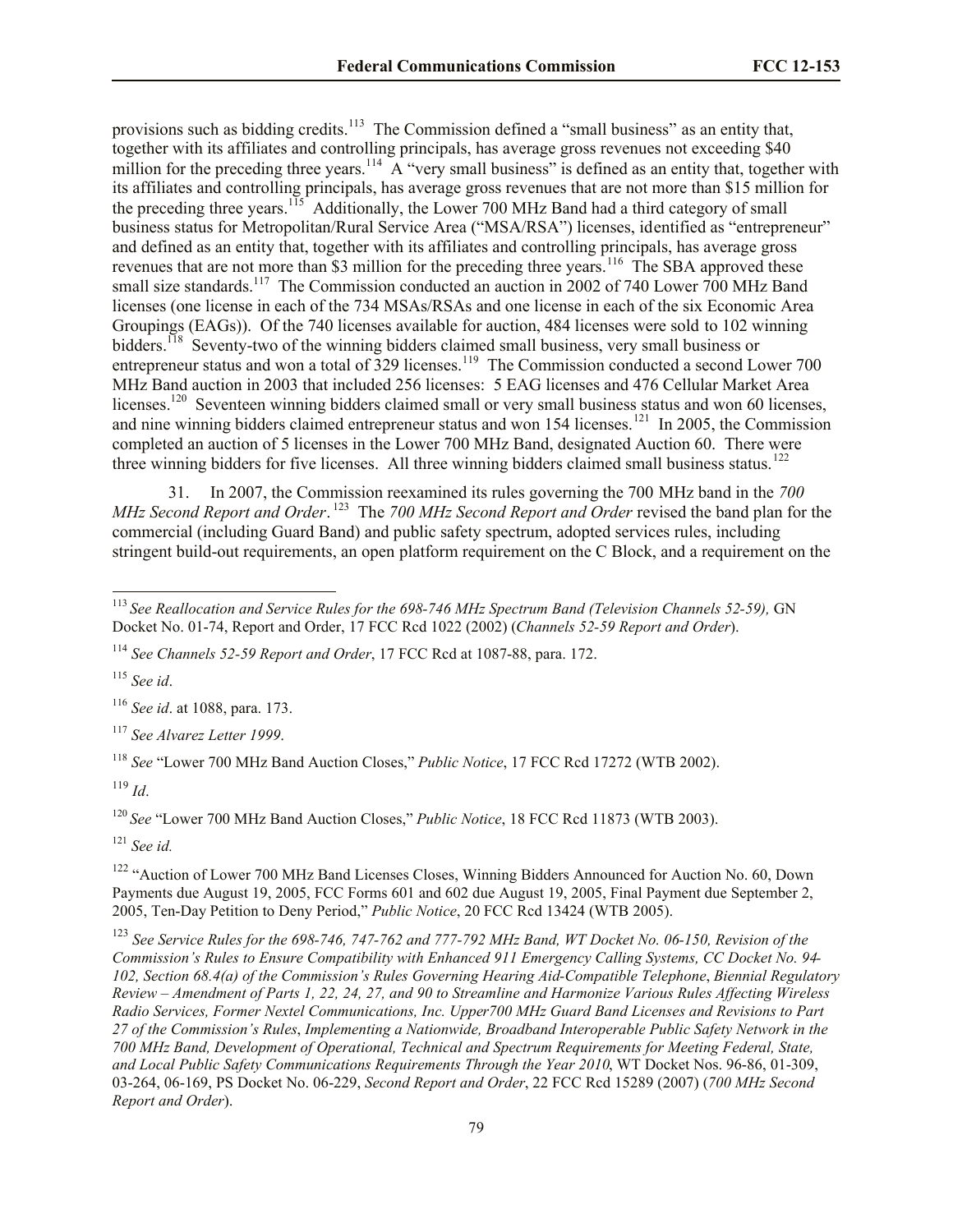provisions such as bidding credits.[113] The Commission defined a "small business" as an entity that, together with its affiliates and controlling principals, has average gross revenues not exceeding $40 million for the preceding three years.[114] A "very small business" is defined as an entity that, together with its affiliates and controlling principals, has average gross revenues that are not more than $15 million for the preceding three years.[115] Additionally, the Lower 700 MHz Band had a third category of small business status for Metropolitan/Rural Service Area ("MSA/RSA") licenses, identified as "entrepreneur" and defined as an entity that, together with its affiliates and controlling principals, has average gross revenues that are not more than $3 million for the preceding three years.[116] The SBA approved these small size standards.[117] The Commission conducted an auction in 2002 of 740 Lower 700 MHz Band licenses (one license in each of the 734 MSAs/RSAs and one license in each of the six Economic Area Groupings (EAGs)). Of the 740 licenses available for auction, 484 licenses were sold to 102 winning bidders.[118] Seventy-two of the winning bidders claimed small business, very small business or entrepreneur status and won a total of 329 licenses.[119] The Commission conducted a second Lower 700 MHz Band auction in 2003 that included 256 licenses: 5 EAG licenses and 476 Cellular Market Area licenses.[120] Seventeen winning bidders claimed small or very small business status and won 60 licenses, and nine winning bidders claimed entrepreneur status and won 154 licenses.[121] In 2005, the Commission completed an auction of 5 licenses in the Lower 700 MHz Band, designated Auction 60. There were three winning bidders for five licenses. All three winning bidders claimed small business status.[122]

31. In 2007, the Commission reexamined its rules governing the 700 MHz band in the *700 MHz Second Report and Order*.[123] The *700 MHz Second Report and Order* revised the band plan for the commercial (including Guard Band) and public safety spectrum, adopted services rules, including stringent build-out requirements, an open platform requirement on the C Block, and a requirement on the

---

[113] *See Reallocation and Service Rules for the 698-746 MHz Spectrum Band (Television Channels 52-59),* GN Docket No. 01-74, Report and Order, 17 FCC Rcd 1022 (2002) (*Channels 52-59 Report and Order*).

[114] *See Channels 52-59 Report and Order*, 17 FCC Rcd at 1087-88, para. 172.

[115] *See id*.

[116] *See id*. at 1088, para. 173.

[117] *See Alvarez Letter 1999*.

[118] *See* "Lower 700 MHz Band Auction Closes," *Public Notice*, 17 FCC Rcd 17272 (WTB 2002).

[119] *Id*.

[120] *See* "Lower 700 MHz Band Auction Closes," *Public Notice*, 18 FCC Rcd 11873 (WTB 2003).

[121] *See id.*

[122] "Auction of Lower 700 MHz Band Licenses Closes, Winning Bidders Announced for Auction No. 60, Down Payments due August 19, 2005, FCC Forms 601 and 602 due August 19, 2005, Final Payment due September 2, 2005, Ten-Day Petition to Deny Period," *Public Notice*, 20 FCC Rcd 13424 (WTB 2005).

[123] *See Service Rules for the 698-746, 747-762 and 777-792 MHz Band, WT Docket No. 06-150, Revision of the Commission's Rules to Ensure Compatibility with Enhanced 911 Emergency Calling Systems, CC Docket No. 94-102, Section 68.4(a) of the Commission's Rules Governing Hearing Aid-Compatible Telephone*, *Biennial Regulatory Review – Amendment of Parts 1, 22, 24, 27, and 90 to Streamline and Harmonize Various Rules Affecting Wireless Radio Services, Former Nextel Communications, Inc. Upper700 MHz Guard Band Licenses and Revisions to Part 27 of the Commission's Rules*, *Implementing a Nationwide, Broadband Interoperable Public Safety Network in the 700 MHz Band, Development of Operational, Technical and Spectrum Requirements for Meeting Federal, State, and Local Public Safety Communications Requirements Through the Year 2010*, WT Docket Nos. 96-86, 01-309, 03-264, 06-169, PS Docket No. 06-229, *Second Report and Order*, 22 FCC Rcd 15289 (2007) (*700 MHz Second Report and Order*).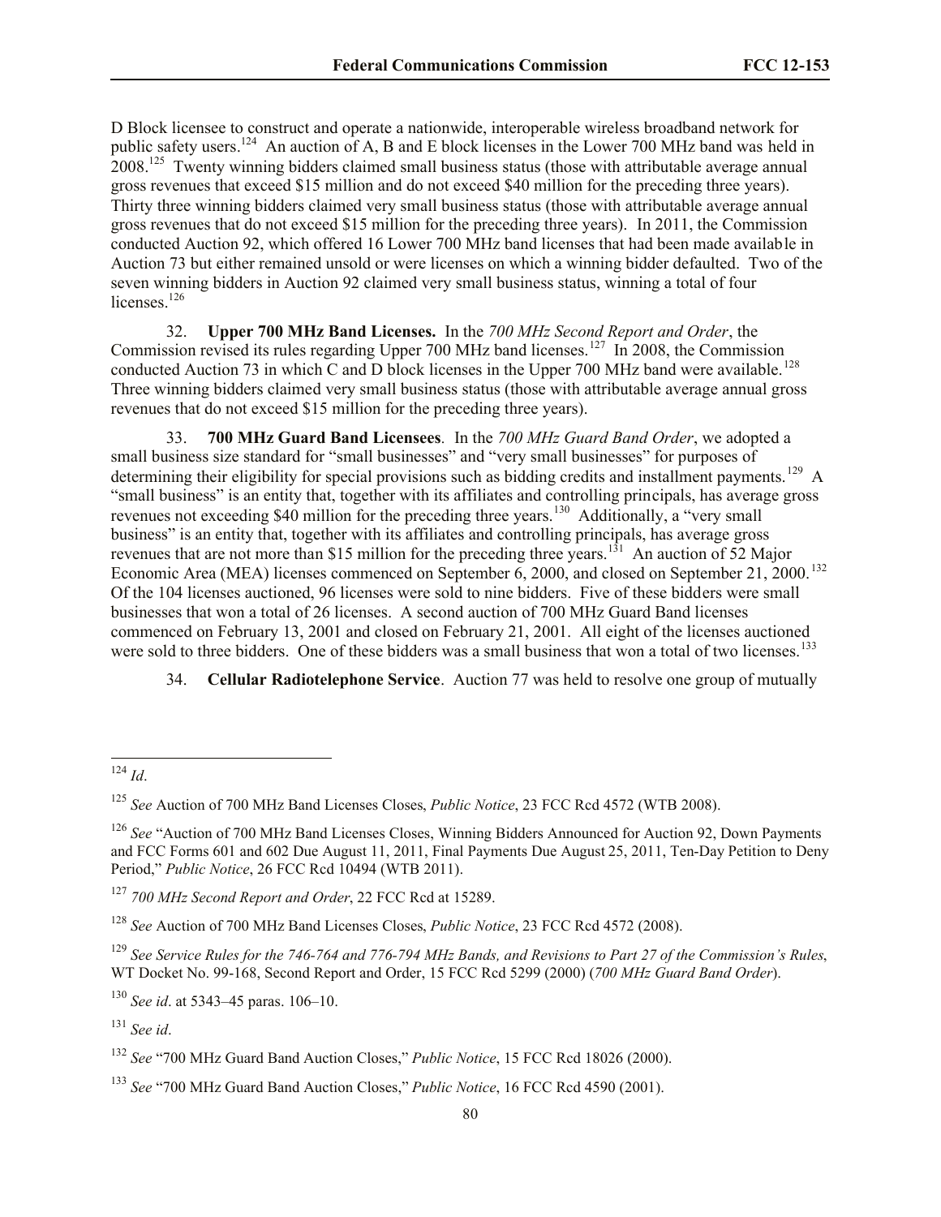D Block licensee to construct and operate a nationwide, interoperable wireless broadband network for public safety users.[124] An auction of A, B and E block licenses in the Lower 700 MHz band was held in 2008.[125] Twenty winning bidders claimed small business status (those with attributable average annual gross revenues that exceed $15 million and do not exceed $40 million for the preceding three years). Thirty three winning bidders claimed very small business status (those with attributable average annual gross revenues that do not exceed $15 million for the preceding three years). In 2011, the Commission conducted Auction 92, which offered 16 Lower 700 MHz band licenses that had been made available in Auction 73 but either remained unsold or were licenses on which a winning bidder defaulted. Two of the seven winning bidders in Auction 92 claimed very small business status, winning a total of four licenses.[126]

32. **Upper 700 MHz Band Licenses.** In the *700 MHz Second Report and Order*, the Commission revised its rules regarding Upper 700 MHz band licenses.[127] In 2008, the Commission conducted Auction 73 in which C and D block licenses in the Upper 700 MHz band were available.[128] Three winning bidders claimed very small business status (those with attributable average annual gross revenues that do not exceed $15 million for the preceding three years).

33. **700 MHz Guard Band Licensees**. In the *700 MHz Guard Band Order*, we adopted a small business size standard for "small businesses" and "very small businesses" for purposes of determining their eligibility for special provisions such as bidding credits and installment payments.[129] A "small business" is an entity that, together with its affiliates and controlling principals, has average gross revenues not exceeding $40 million for the preceding three years.[130] Additionally, a "very small business" is an entity that, together with its affiliates and controlling principals, has average gross revenues that are not more than $15 million for the preceding three years.[131] An auction of 52 Major Economic Area (MEA) licenses commenced on September 6, 2000, and closed on September 21, 2000.[132] Of the 104 licenses auctioned, 96 licenses were sold to nine bidders. Five of these bidders were small businesses that won a total of 26 licenses. A second auction of 700 MHz Guard Band licenses commenced on February 13, 2001 and closed on February 21, 2001. All eight of the licenses auctioned were sold to three bidders. One of these bidders was a small business that won a total of two licenses.[133]

34. **Cellular Radiotelephone Service**. Auction 77 was held to resolve one group of mutually

---

[124] *Id*.

[125] *See* Auction of 700 MHz Band Licenses Closes, *Public Notice*, 23 FCC Rcd 4572 (WTB 2008).

[126] *See* "Auction of 700 MHz Band Licenses Closes, Winning Bidders Announced for Auction 92, Down Payments and FCC Forms 601 and 602 Due August 11, 2011, Final Payments Due August 25, 2011, Ten-Day Petition to Deny Period," *Public Notice*, 26 FCC Rcd 10494 (WTB 2011).

[127] *700 MHz Second Report and Order*, 22 FCC Rcd at 15289.

[128] *See* Auction of 700 MHz Band Licenses Closes, *Public Notice*, 23 FCC Rcd 4572 (2008).

[129] *See Service Rules for the 746-764 and 776-794 MHz Bands, and Revisions to Part 27 of the Commission's Rules*, WT Docket No. 99-168, Second Report and Order, 15 FCC Rcd 5299 (2000) (*700 MHz Guard Band Order*).

[130] *See id*. at 5343–45 paras. 106–10.

[131] *See id*.

[132] *See* "700 MHz Guard Band Auction Closes," *Public Notice*, 15 FCC Rcd 18026 (2000).

[133] *See* "700 MHz Guard Band Auction Closes," *Public Notice*, 16 FCC Rcd 4590 (2001).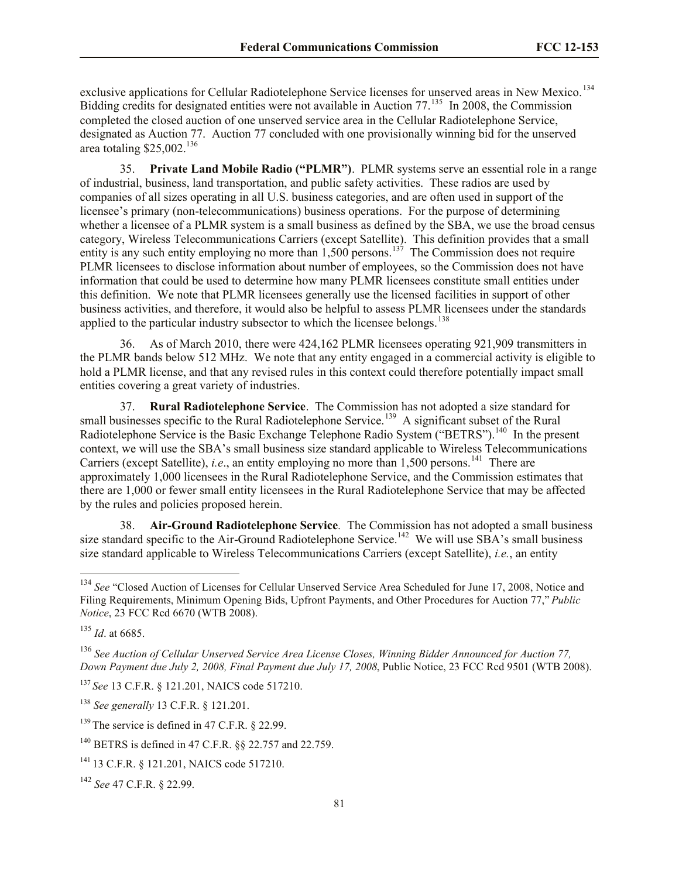exclusive applications for Cellular Radiotelephone Service licenses for unserved areas in New Mexico.[134] Bidding credits for designated entities were not available in Auction 77.[135] In 2008, the Commission completed the closed auction of one unserved service area in the Cellular Radiotelephone Service, designated as Auction 77. Auction 77 concluded with one provisionally winning bid for the unserved area totaling $25,002.[136]

35. **Private Land Mobile Radio ("PLMR")**. PLMR systems serve an essential role in a range of industrial, business, land transportation, and public safety activities. These radios are used by companies of all sizes operating in all U.S. business categories, and are often used in support of the licensee's primary (non-telecommunications) business operations. For the purpose of determining whether a licensee of a PLMR system is a small business as defined by the SBA, we use the broad census category, Wireless Telecommunications Carriers (except Satellite). This definition provides that a small entity is any such entity employing no more than 1,500 persons.[137] The Commission does not require PLMR licensees to disclose information about number of employees, so the Commission does not have information that could be used to determine how many PLMR licensees constitute small entities under this definition. We note that PLMR licensees generally use the licensed facilities in support of other business activities, and therefore, it would also be helpful to assess PLMR licensees under the standards applied to the particular industry subsector to which the licensee belongs.[138]

36. As of March 2010, there were 424,162 PLMR licensees operating 921,909 transmitters in the PLMR bands below 512 MHz. We note that any entity engaged in a commercial activity is eligible to hold a PLMR license, and that any revised rules in this context could therefore potentially impact small entities covering a great variety of industries.

37. **Rural Radiotelephone Service**. The Commission has not adopted a size standard for small businesses specific to the Rural Radiotelephone Service.[139] A significant subset of the Rural Radiotelephone Service is the Basic Exchange Telephone Radio System ("BETRS").[140] In the present context, we will use the SBA's small business size standard applicable to Wireless Telecommunications Carriers (except Satellite), *i.e.*, an entity employing no more than 1,500 persons.[141] There are approximately 1,000 licensees in the Rural Radiotelephone Service, and the Commission estimates that there are 1,000 or fewer small entity licensees in the Rural Radiotelephone Service that may be affected by the rules and policies proposed herein.

38. **Air-Ground Radiotelephone Service**. The Commission has not adopted a small business size standard specific to the Air-Ground Radiotelephone Service.[142] We will use SBA's small business size standard applicable to Wireless Telecommunications Carriers (except Satellite), *i.e.*, an entity

---

[134] *See* "Closed Auction of Licenses for Cellular Unserved Service Area Scheduled for June 17, 2008, Notice and Filing Requirements, Minimum Opening Bids, Upfront Payments, and Other Procedures for Auction 77," *Public Notice*, 23 FCC Rcd 6670 (WTB 2008).

[135] *Id*. at 6685.

[136] *See Auction of Cellular Unserved Service Area License Closes, Winning Bidder Announced for Auction 77, Down Payment due July 2, 2008, Final Payment due July 17, 2008*, Public Notice, 23 FCC Rcd 9501 (WTB 2008).

[137] *See* 13 C.F.R. § 121.201, NAICS code 517210.

[138] *See generally* 13 C.F.R. § 121.201.

[139] The service is defined in 47 C.F.R. § 22.99.

[140] BETRS is defined in 47 C.F.R. §§ 22.757 and 22.759.

[141] 13 C.F.R. § 121.201, NAICS code 517210.

[142] *See* 47 C.F.R. § 22.99.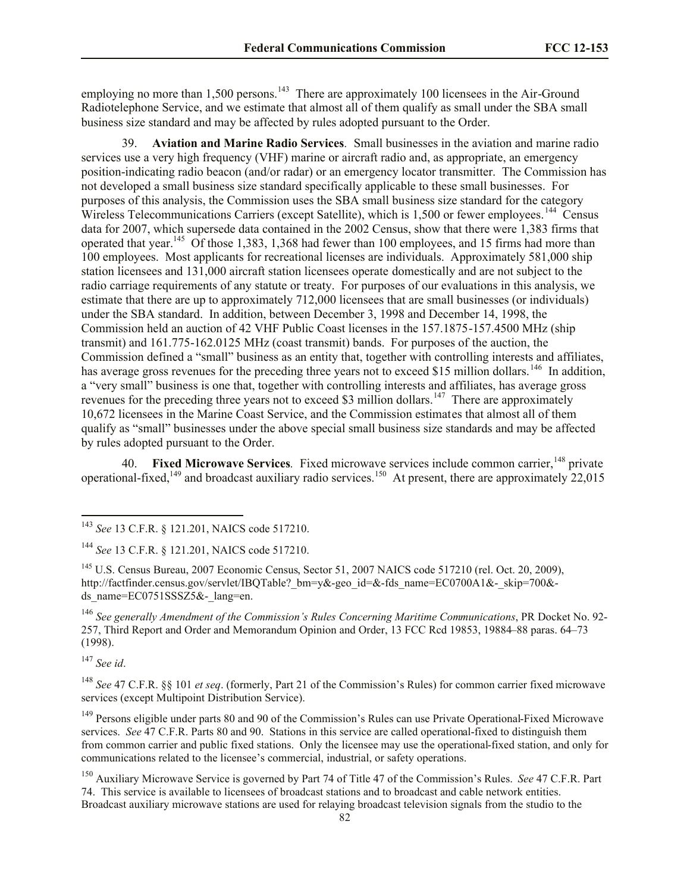employing no more than 1,500 persons.[143] There are approximately 100 licensees in the Air-Ground Radiotelephone Service, and we estimate that almost all of them qualify as small under the SBA small business size standard and may be affected by rules adopted pursuant to the Order.

39. **Aviation and Marine Radio Services**. Small businesses in the aviation and marine radio services use a very high frequency (VHF) marine or aircraft radio and, as appropriate, an emergency position-indicating radio beacon (and/or radar) or an emergency locator transmitter. The Commission has not developed a small business size standard specifically applicable to these small businesses. For purposes of this analysis, the Commission uses the SBA small business size standard for the category Wireless Telecommunications Carriers (except Satellite), which is 1,500 or fewer employees.[144] Census data for 2007, which supersede data contained in the 2002 Census, show that there were 1,383 firms that operated that year.[145] Of those 1,383, 1,368 had fewer than 100 employees, and 15 firms had more than 100 employees. Most applicants for recreational licenses are individuals. Approximately 581,000 ship station licensees and 131,000 aircraft station licensees operate domestically and are not subject to the radio carriage requirements of any statute or treaty. For purposes of our evaluations in this analysis, we estimate that there are up to approximately 712,000 licensees that are small businesses (or individuals) under the SBA standard. In addition, between December 3, 1998 and December 14, 1998, the Commission held an auction of 42 VHF Public Coast licenses in the 157.1875-157.4500 MHz (ship transmit) and 161.775-162.0125 MHz (coast transmit) bands. For purposes of the auction, the Commission defined a "small" business as an entity that, together with controlling interests and affiliates, has average gross revenues for the preceding three years not to exceed $15 million dollars.[146] In addition, a "very small" business is one that, together with controlling interests and affiliates, has average gross revenues for the preceding three years not to exceed $3 million dollars.[147] There are approximately 10,672 licensees in the Marine Coast Service, and the Commission estimates that almost all of them qualify as "small" businesses under the above special small business size standards and may be affected by rules adopted pursuant to the Order.

40. **Fixed Microwave Services**. Fixed microwave services include common carrier,[148] private operational-fixed,[149] and broadcast auxiliary radio services.[150] At present, there are approximately 22,015

---

[143] *See* 13 C.F.R. § 121.201, NAICS code 517210.

[144] *See* 13 C.F.R. § 121.201, NAICS code 517210.

[145] U.S. Census Bureau, 2007 Economic Census, Sector 51, 2007 NAICS code 517210 (rel. Oct. 20, 2009), http://factfinder.census.gov/servlet/IBQTable?_bm=y&-geo_id=&-fds_name=EC0700A1&-_skip=700&-ds_name=EC0751SSSZ5&-_lang=en.

[146] *See generally Amendment of the Commission's Rules Concerning Maritime Communications*, PR Docket No. 92-257, Third Report and Order and Memorandum Opinion and Order, 13 FCC Rcd 19853, 19884–88 paras. 64–73 (1998).

[147] *See id*.

[148] *See* 47 C.F.R. §§ 101 *et seq*. (formerly, Part 21 of the Commission's Rules) for common carrier fixed microwave services (except Multipoint Distribution Service).

[149] Persons eligible under parts 80 and 90 of the Commission's Rules can use Private Operational-Fixed Microwave services. *See* 47 C.F.R. Parts 80 and 90. Stations in this service are called operational-fixed to distinguish them from common carrier and public fixed stations. Only the licensee may use the operational-fixed station, and only for communications related to the licensee's commercial, industrial, or safety operations.

[150] Auxiliary Microwave Service is governed by Part 74 of Title 47 of the Commission's Rules. *See* 47 C.F.R. Part 74. This service is available to licensees of broadcast stations and to broadcast and cable network entities. Broadcast auxiliary microwave stations are used for relaying broadcast television signals from the studio to the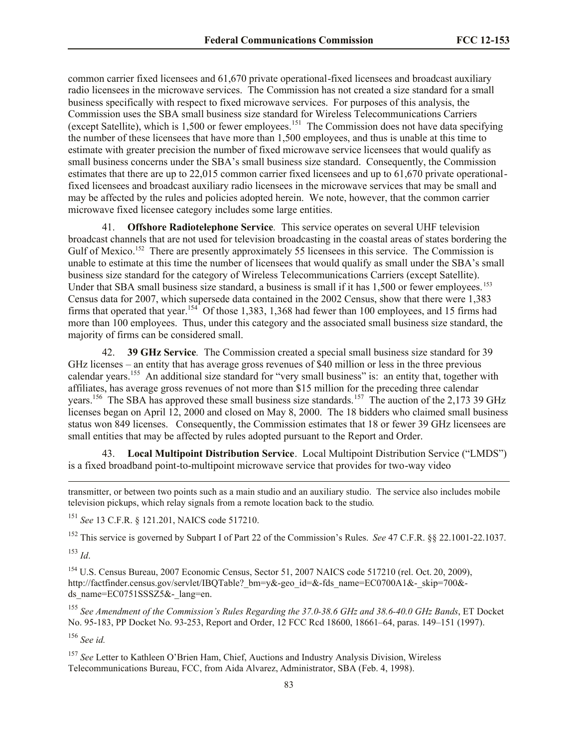common carrier fixed licensees and 61,670 private operational-fixed licensees and broadcast auxiliary radio licensees in the microwave services. The Commission has not created a size standard for a small business specifically with respect to fixed microwave services. For purposes of this analysis, the Commission uses the SBA small business size standard for Wireless Telecommunications Carriers (except Satellite), which is 1,500 or fewer employees.[151] The Commission does not have data specifying the number of these licensees that have more than 1,500 employees, and thus is unable at this time to estimate with greater precision the number of fixed microwave service licensees that would qualify as small business concerns under the SBA's small business size standard. Consequently, the Commission estimates that there are up to 22,015 common carrier fixed licensees and up to 61,670 private operational-fixed licensees and broadcast auxiliary radio licensees in the microwave services that may be small and may be affected by the rules and policies adopted herein. We note, however, that the common carrier microwave fixed licensee category includes some large entities.

41. **Offshore Radiotelephone Service**. This service operates on several UHF television broadcast channels that are not used for television broadcasting in the coastal areas of states bordering the Gulf of Mexico.[152] There are presently approximately 55 licensees in this service. The Commission is unable to estimate at this time the number of licensees that would qualify as small under the SBA's small business size standard for the category of Wireless Telecommunications Carriers (except Satellite). Under that SBA small business size standard, a business is small if it has 1,500 or fewer employees.[153] Census data for 2007, which supersede data contained in the 2002 Census, show that there were 1,383 firms that operated that year.[154] Of those 1,383, 1,368 had fewer than 100 employees, and 15 firms had more than 100 employees. Thus, under this category and the associated small business size standard, the majority of firms can be considered small.

42. **39 GHz Service**. The Commission created a special small business size standard for 39 GHz licenses – an entity that has average gross revenues of $40 million or less in the three previous calendar years.[155] An additional size standard for "very small business" is: an entity that, together with affiliates, has average gross revenues of not more than $15 million for the preceding three calendar years.[156] The SBA has approved these small business size standards.[157] The auction of the 2,173 39 GHz licenses began on April 12, 2000 and closed on May 8, 2000. The 18 bidders who claimed small business status won 849 licenses. Consequently, the Commission estimates that 18 or fewer 39 GHz licensees are small entities that may be affected by rules adopted pursuant to the Report and Order.

43. **Local Multipoint Distribution Service**. Local Multipoint Distribution Service ("LMDS") is a fixed broadband point-to-multipoint microwave service that provides for two-way video

---

transmitter, or between two points such as a main studio and an auxiliary studio. The service also includes mobile television pickups, which relay signals from a remote location back to the studio.

[151] *See* 13 C.F.R. § 121.201, NAICS code 517210.

[152] This service is governed by Subpart I of Part 22 of the Commission's Rules. *See* 47 C.F.R. §§ 22.1001-22.1037.

[153] *Id*.

[154] U.S. Census Bureau, 2007 Economic Census, Sector 51, 2007 NAICS code 517210 (rel. Oct. 20, 2009), http://factfinder.census.gov/servlet/IBQTable?_bm=y&-geo_id=&-fds_name=EC0700A1&-_skip=700&-ds_name=EC0751SSSZ5&-_lang=en.

[155] *See Amendment of the Commission's Rules Regarding the 37.0-38.6 GHz and 38.6-40.0 GHz Bands*, ET Docket No. 95-183, PP Docket No. 93-253, Report and Order, 12 FCC Rcd 18600, 18661–64, paras. 149–151 (1997).

[156] *See id.*

[157] *See* Letter to Kathleen O'Brien Ham, Chief, Auctions and Industry Analysis Division, Wireless Telecommunications Bureau, FCC, from Aida Alvarez, Administrator, SBA (Feb. 4, 1998).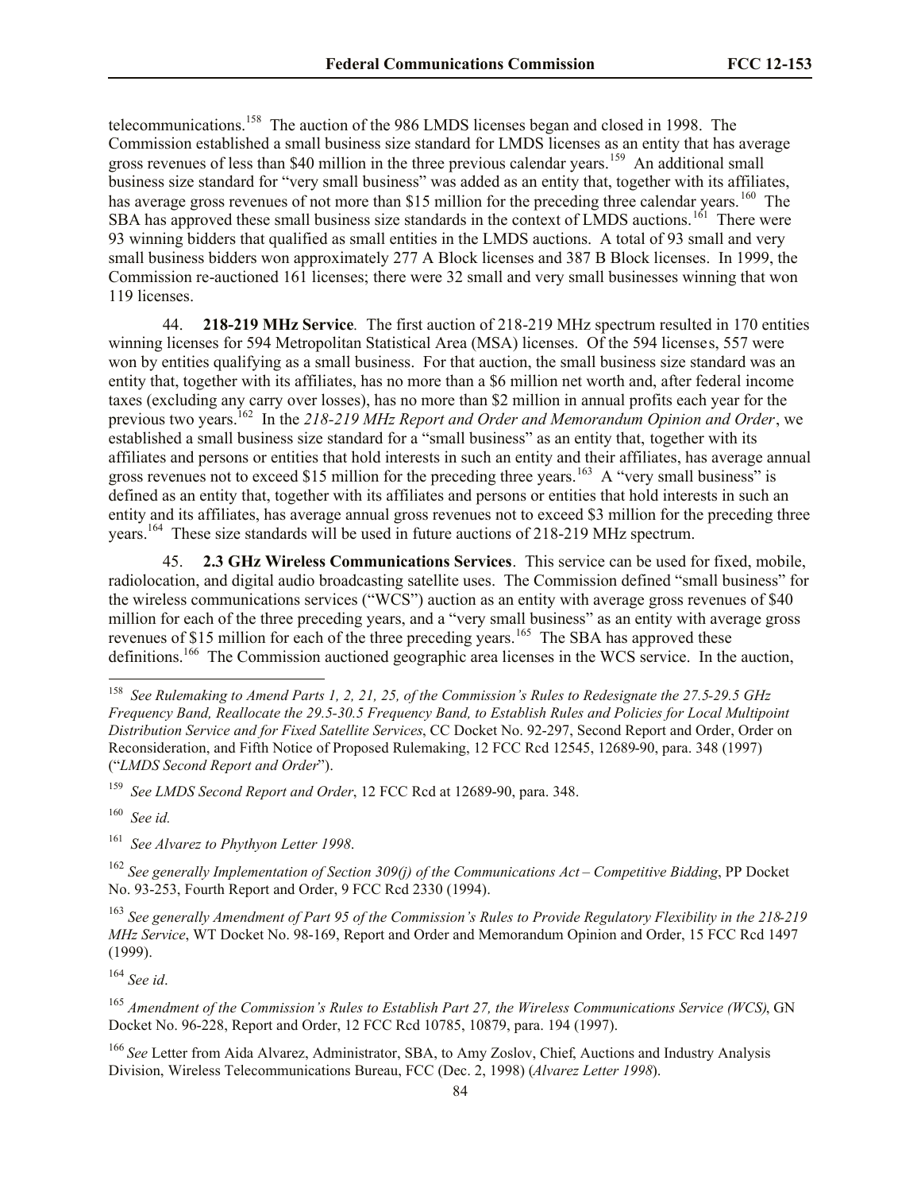telecommunications.[158] The auction of the 986 LMDS licenses began and closed in 1998. The Commission established a small business size standard for LMDS licenses as an entity that has average gross revenues of less than $40 million in the three previous calendar years.[159] An additional small business size standard for "very small business" was added as an entity that, together with its affiliates, has average gross revenues of not more than $15 million for the preceding three calendar years.[160] The SBA has approved these small business size standards in the context of LMDS auctions.[161] There were 93 winning bidders that qualified as small entities in the LMDS auctions. A total of 93 small and very small business bidders won approximately 277 A Block licenses and 387 B Block licenses. In 1999, the Commission re-auctioned 161 licenses; there were 32 small and very small businesses winning that won 119 licenses.

44. **218-219 MHz Service**. The first auction of 218-219 MHz spectrum resulted in 170 entities winning licenses for 594 Metropolitan Statistical Area (MSA) licenses. Of the 594 licenses, 557 were won by entities qualifying as a small business. For that auction, the small business size standard was an entity that, together with its affiliates, has no more than a $6 million net worth and, after federal income taxes (excluding any carry over losses), has no more than $2 million in annual profits each year for the previous two years.[162] In the *218-219 MHz Report and Order and Memorandum Opinion and Order*, we established a small business size standard for a "small business" as an entity that, together with its affiliates and persons or entities that hold interests in such an entity and their affiliates, has average annual gross revenues not to exceed $15 million for the preceding three years.[163] A "very small business" is defined as an entity that, together with its affiliates and persons or entities that hold interests in such an entity and its affiliates, has average annual gross revenues not to exceed $3 million for the preceding three years.[164] These size standards will be used in future auctions of 218-219 MHz spectrum.

45. **2.3 GHz Wireless Communications Services**. This service can be used for fixed, mobile, radiolocation, and digital audio broadcasting satellite uses. The Commission defined "small business" for the wireless communications services ("WCS") auction as an entity with average gross revenues of $40 million for each of the three preceding years, and a "very small business" as an entity with average gross revenues of $15 million for each of the three preceding years.[165] The SBA has approved these definitions.[166] The Commission auctioned geographic area licenses in the WCS service. In the auction,

---

[158] *See Rulemaking to Amend Parts 1, 2, 21, 25, of the Commission's Rules to Redesignate the 27.5-29.5 GHz Frequency Band, Reallocate the 29.5-30.5 Frequency Band, to Establish Rules and Policies for Local Multipoint Distribution Service and for Fixed Satellite Services*, CC Docket No. 92-297, Second Report and Order, Order on Reconsideration, and Fifth Notice of Proposed Rulemaking, 12 FCC Rcd 12545, 12689-90, para. 348 (1997) ("*LMDS Second Report and Order*").

[159] *See LMDS Second Report and Order*, 12 FCC Rcd at 12689-90, para. 348.

[160] *See id.*

[161] *See Alvarez to Phythyon Letter 1998*.

[162] *See generally Implementation of Section 309(j) of the Communications Act – Competitive Bidding*, PP Docket No. 93-253, Fourth Report and Order, 9 FCC Rcd 2330 (1994).

[163] *See generally Amendment of Part 95 of the Commission's Rules to Provide Regulatory Flexibility in the 218-219 MHz Service*, WT Docket No. 98-169, Report and Order and Memorandum Opinion and Order, 15 FCC Rcd 1497 (1999).

[164] *See id*.

[165] *Amendment of the Commission's Rules to Establish Part 27, the Wireless Communications Service (WCS)*, GN Docket No. 96-228, Report and Order, 12 FCC Rcd 10785, 10879, para. 194 (1997).

[166] *See* Letter from Aida Alvarez, Administrator, SBA, to Amy Zoslov, Chief, Auctions and Industry Analysis Division, Wireless Telecommunications Bureau, FCC (Dec. 2, 1998) (*Alvarez Letter 1998*).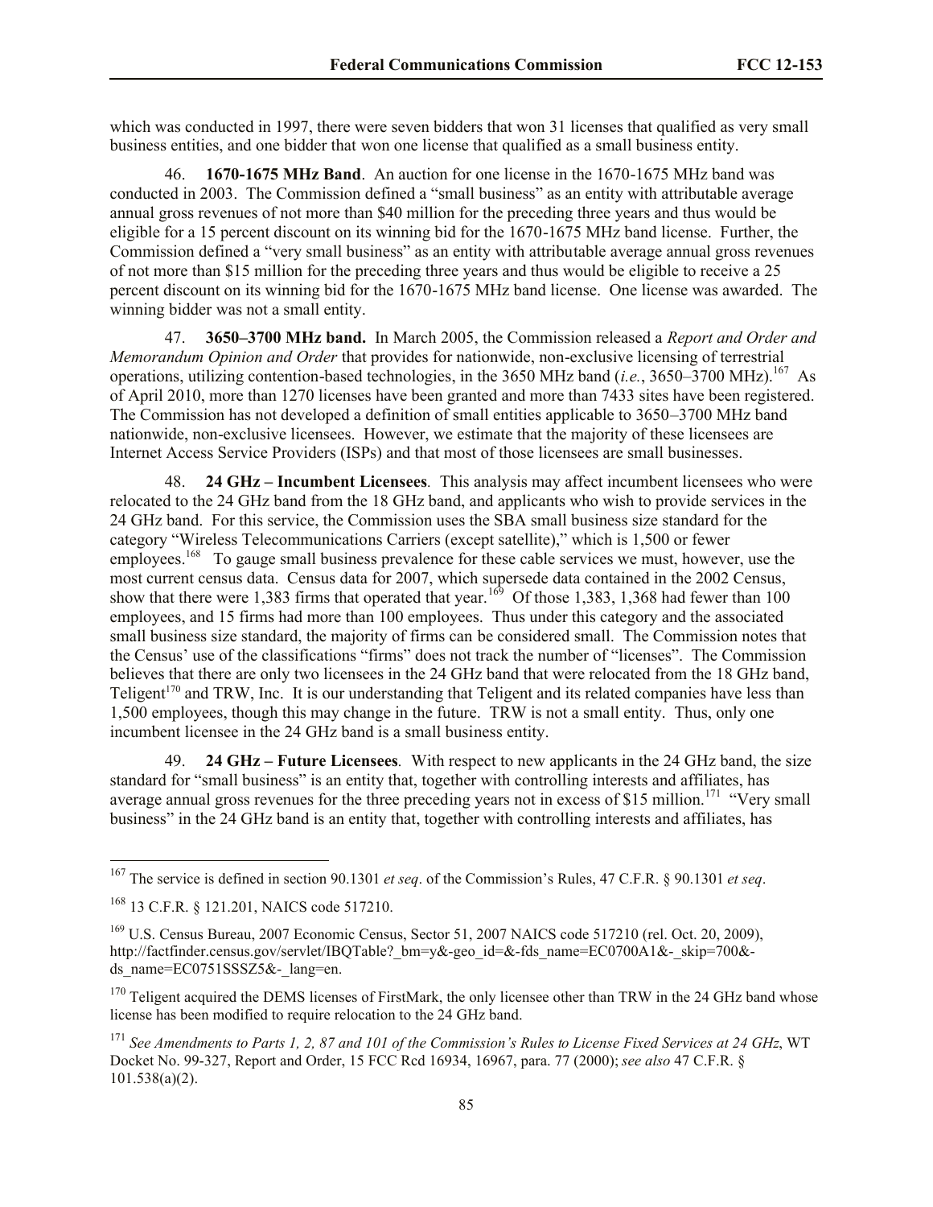which was conducted in 1997, there were seven bidders that won 31 licenses that qualified as very small business entities, and one bidder that won one license that qualified as a small business entity.

46. **1670-1675 MHz Band**. An auction for one license in the 1670-1675 MHz band was conducted in 2003. The Commission defined a "small business" as an entity with attributable average annual gross revenues of not more than $40 million for the preceding three years and thus would be eligible for a 15 percent discount on its winning bid for the 1670-1675 MHz band license. Further, the Commission defined a "very small business" as an entity with attributable average annual gross revenues of not more than $15 million for the preceding three years and thus would be eligible to receive a 25 percent discount on its winning bid for the 1670-1675 MHz band license. One license was awarded. The winning bidder was not a small entity.

47. **3650–3700 MHz band.** In March 2005, the Commission released a *Report and Order and Memorandum Opinion and Order* that provides for nationwide, non-exclusive licensing of terrestrial operations, utilizing contention-based technologies, in the 3650 MHz band (*i.e.*, 3650–3700 MHz).[167] As of April 2010, more than 1270 licenses have been granted and more than 7433 sites have been registered. The Commission has not developed a definition of small entities applicable to 3650–3700 MHz band nationwide, non-exclusive licensees. However, we estimate that the majority of these licensees are Internet Access Service Providers (ISPs) and that most of those licensees are small businesses.

48. **24 GHz – Incumbent Licensees**. This analysis may affect incumbent licensees who were relocated to the 24 GHz band from the 18 GHz band, and applicants who wish to provide services in the 24 GHz band. For this service, the Commission uses the SBA small business size standard for the category "Wireless Telecommunications Carriers (except satellite)," which is 1,500 or fewer employees.[168] To gauge small business prevalence for these cable services we must, however, use the most current census data. Census data for 2007, which supersede data contained in the 2002 Census, show that there were 1,383 firms that operated that year.[169] Of those 1,383, 1,368 had fewer than 100 employees, and 15 firms had more than 100 employees. Thus under this category and the associated small business size standard, the majority of firms can be considered small. The Commission notes that the Census' use of the classifications "firms" does not track the number of "licenses". The Commission believes that there are only two licensees in the 24 GHz band that were relocated from the 18 GHz band, Teligent[170] and TRW, Inc. It is our understanding that Teligent and its related companies have less than 1,500 employees, though this may change in the future. TRW is not a small entity. Thus, only one incumbent licensee in the 24 GHz band is a small business entity.

49. **24 GHz – Future Licensees**. With respect to new applicants in the 24 GHz band, the size standard for "small business" is an entity that, together with controlling interests and affiliates, has average annual gross revenues for the three preceding years not in excess of $15 million.[171] "Very small business" in the 24 GHz band is an entity that, together with controlling interests and affiliates, has

---

[167] The service is defined in section 90.1301 *et seq*. of the Commission's Rules, 47 C.F.R. § 90.1301 *et seq*.

[168] 13 C.F.R. § 121.201, NAICS code 517210.

[169] U.S. Census Bureau, 2007 Economic Census, Sector 51, 2007 NAICS code 517210 (rel. Oct. 20, 2009), http://factfinder.census.gov/servlet/IBQTable?_bm=y&-geo_id=&-fds_name=EC0700A1&-_skip=700&-ds_name=EC0751SSSZ5&-_lang=en.

[170] Teligent acquired the DEMS licenses of FirstMark, the only licensee other than TRW in the 24 GHz band whose license has been modified to require relocation to the 24 GHz band.

[171] *See Amendments to Parts 1, 2, 87 and 101 of the Commission's Rules to License Fixed Services at 24 GHz*, WT Docket No. 99-327, Report and Order, 15 FCC Rcd 16934, 16967, para. 77 (2000); *see also* 47 C.F.R. § 101.538(a)(2).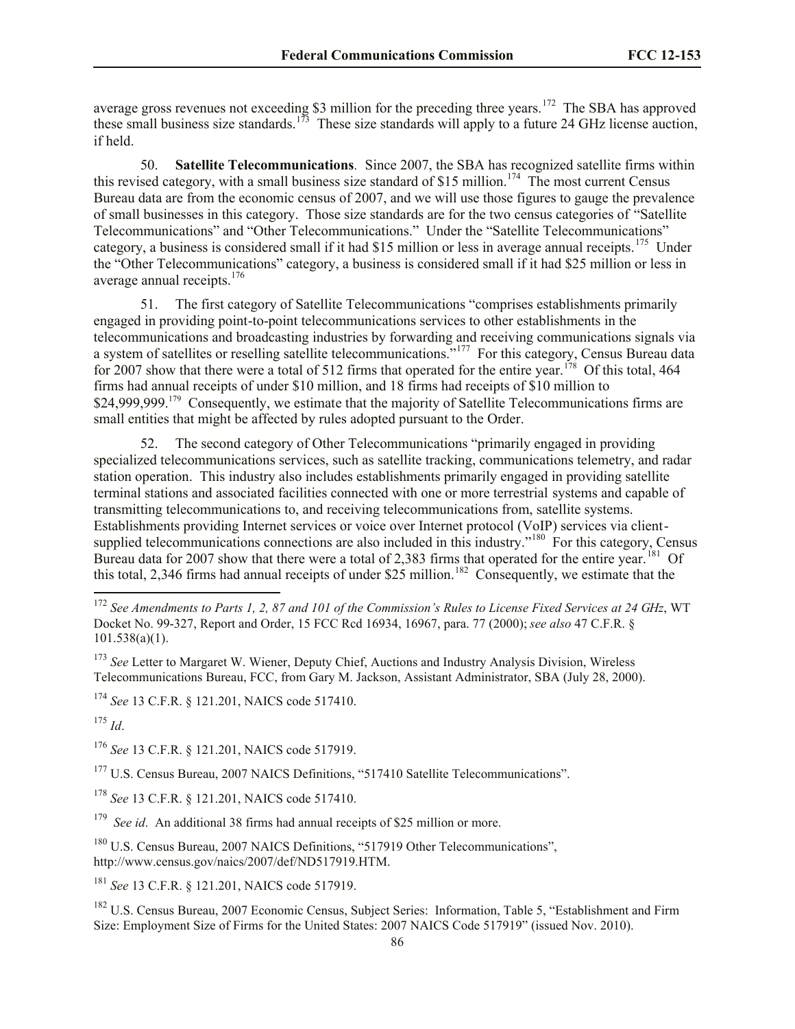average gross revenues not exceeding $3 million for the preceding three years.[172] The SBA has approved these small business size standards.[173] These size standards will apply to a future 24 GHz license auction, if held.

50. **Satellite Telecommunications**. Since 2007, the SBA has recognized satellite firms within this revised category, with a small business size standard of $15 million.[174] The most current Census Bureau data are from the economic census of 2007, and we will use those figures to gauge the prevalence of small businesses in this category. Those size standards are for the two census categories of "Satellite Telecommunications" and "Other Telecommunications." Under the "Satellite Telecommunications" category, a business is considered small if it had $15 million or less in average annual receipts.[175] Under the "Other Telecommunications" category, a business is considered small if it had $25 million or less in average annual receipts.[176]

51. The first category of Satellite Telecommunications "comprises establishments primarily engaged in providing point-to-point telecommunications services to other establishments in the telecommunications and broadcasting industries by forwarding and receiving communications signals via a system of satellites or reselling satellite telecommunications."[177] For this category, Census Bureau data for 2007 show that there were a total of 512 firms that operated for the entire year.[178] Of this total, 464 firms had annual receipts of under $10 million, and 18 firms had receipts of $10 million to $24,999,999.[179] Consequently, we estimate that the majority of Satellite Telecommunications firms are small entities that might be affected by rules adopted pursuant to the Order.

52. The second category of Other Telecommunications "primarily engaged in providing specialized telecommunications services, such as satellite tracking, communications telemetry, and radar station operation. This industry also includes establishments primarily engaged in providing satellite terminal stations and associated facilities connected with one or more terrestrial systems and capable of transmitting telecommunications to, and receiving telecommunications from, satellite systems. Establishments providing Internet services or voice over Internet protocol (VoIP) services via client-supplied telecommunications connections are also included in this industry."[180] For this category, Census Bureau data for 2007 show that there were a total of 2,383 firms that operated for the entire year.[181] Of this total, 2,346 firms had annual receipts of under $25 million.[182] Consequently, we estimate that the

---

[172] *See Amendments to Parts 1, 2, 87 and 101 of the Commission's Rules to License Fixed Services at 24 GHz*, WT Docket No. 99-327, Report and Order, 15 FCC Rcd 16934, 16967, para. 77 (2000); *see also* 47 C.F.R. § 101.538(a)(1).

[173] *See* Letter to Margaret W. Wiener, Deputy Chief, Auctions and Industry Analysis Division, Wireless Telecommunications Bureau, FCC, from Gary M. Jackson, Assistant Administrator, SBA (July 28, 2000).

[174] *See* 13 C.F.R. § 121.201, NAICS code 517410.

[175] *Id*.

[176] *See* 13 C.F.R. § 121.201, NAICS code 517919.

[177] U.S. Census Bureau, 2007 NAICS Definitions, "517410 Satellite Telecommunications".

[178] *See* 13 C.F.R. § 121.201, NAICS code 517410.

[179] *See id*. An additional 38 firms had annual receipts of $25 million or more.

[180] U.S. Census Bureau, 2007 NAICS Definitions, "517919 Other Telecommunications", http://www.census.gov/naics/2007/def/ND517919.HTM.

[181] *See* 13 C.F.R. § 121.201, NAICS code 517919.

[182] U.S. Census Bureau, 2007 Economic Census, Subject Series: Information, Table 5, "Establishment and Firm Size: Employment Size of Firms for the United States: 2007 NAICS Code 517919" (issued Nov. 2010).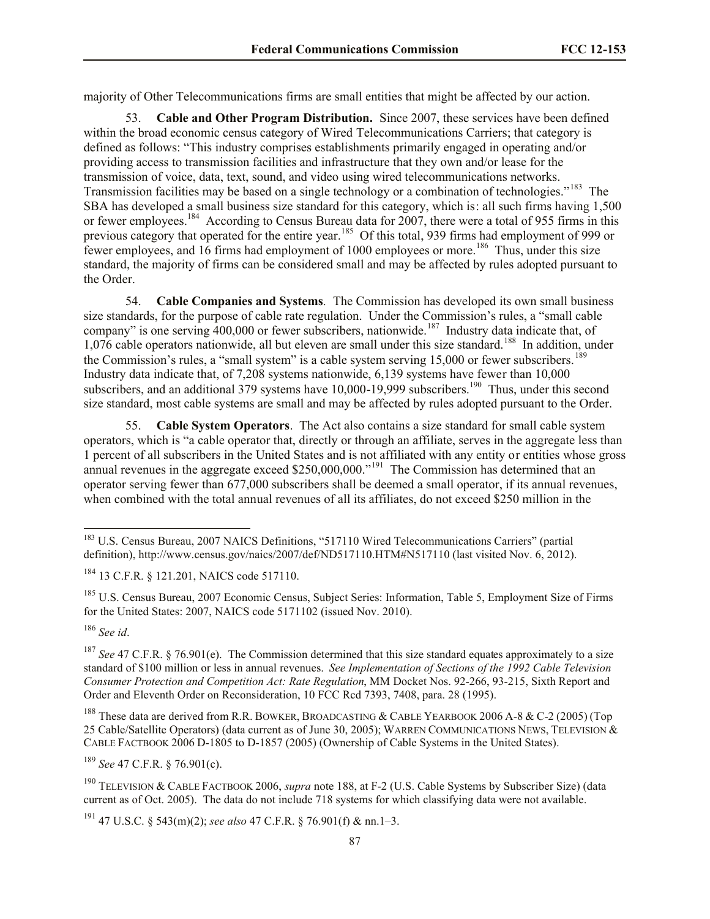majority of Other Telecommunications firms are small entities that might be affected by our action.

53. **Cable and Other Program Distribution.** Since 2007, these services have been defined within the broad economic census category of Wired Telecommunications Carriers; that category is defined as follows: "This industry comprises establishments primarily engaged in operating and/or providing access to transmission facilities and infrastructure that they own and/or lease for the transmission of voice, data, text, sound, and video using wired telecommunications networks. Transmission facilities may be based on a single technology or a combination of technologies."[183] The SBA has developed a small business size standard for this category, which is: all such firms having 1,500 or fewer employees.[184] According to Census Bureau data for 2007, there were a total of 955 firms in this previous category that operated for the entire year.[185] Of this total, 939 firms had employment of 999 or fewer employees, and 16 firms had employment of 1000 employees or more.[186] Thus, under this size standard, the majority of firms can be considered small and may be affected by rules adopted pursuant to the Order.

54. **Cable Companies and Systems**. The Commission has developed its own small business size standards, for the purpose of cable rate regulation. Under the Commission's rules, a "small cable company" is one serving 400,000 or fewer subscribers, nationwide.[187] Industry data indicate that, of 1,076 cable operators nationwide, all but eleven are small under this size standard.[188] In addition, under the Commission's rules, a "small system" is a cable system serving 15,000 or fewer subscribers.[189] Industry data indicate that, of 7,208 systems nationwide, 6,139 systems have fewer than 10,000 subscribers, and an additional 379 systems have 10,000-19,999 subscribers.[190] Thus, under this second size standard, most cable systems are small and may be affected by rules adopted pursuant to the Order.

55. **Cable System Operators**. The Act also contains a size standard for small cable system operators, which is "a cable operator that, directly or through an affiliate, serves in the aggregate less than 1 percent of all subscribers in the United States and is not affiliated with any entity or entities whose gross annual revenues in the aggregate exceed $250,000,000."[191] The Commission has determined that an operator serving fewer than 677,000 subscribers shall be deemed a small operator, if its annual revenues, when combined with the total annual revenues of all its affiliates, do not exceed $250 million in the

---

[183] U.S. Census Bureau, 2007 NAICS Definitions, "517110 Wired Telecommunications Carriers" (partial definition), http://www.census.gov/naics/2007/def/ND517110.HTM#N517110 (last visited Nov. 6, 2012).

[184] 13 C.F.R. § 121.201, NAICS code 517110.

[185] U.S. Census Bureau, 2007 Economic Census, Subject Series: Information, Table 5, Employment Size of Firms for the United States: 2007, NAICS code 5171102 (issued Nov. 2010).

[186] *See id*.

[187] *See* 47 C.F.R. § 76.901(e). The Commission determined that this size standard equates approximately to a size standard of $100 million or less in annual revenues. *See Implementation of Sections of the 1992 Cable Television Consumer Protection and Competition Act: Rate Regulation*, MM Docket Nos. 92-266, 93-215, Sixth Report and Order and Eleventh Order on Reconsideration, 10 FCC Rcd 7393, 7408, para. 28 (1995).

[188] These data are derived from R.R. BOWKER, BROADCASTING & CABLE YEARBOOK 2006 A-8 & C-2 (2005) (Top 25 Cable/Satellite Operators) (data current as of June 30, 2005); WARREN COMMUNICATIONS NEWS, TELEVISION & CABLE FACTBOOK 2006 D-1805 to D-1857 (2005) (Ownership of Cable Systems in the United States).

[189] *See* 47 C.F.R. § 76.901(c).

[190] TELEVISION & CABLE FACTBOOK 2006, *supra* note 188, at F-2 (U.S. Cable Systems by Subscriber Size) (data current as of Oct. 2005). The data do not include 718 systems for which classifying data were not available.

[191] 47 U.S.C. § 543(m)(2); *see also* 47 C.F.R. § 76.901(f) & nn.1–3.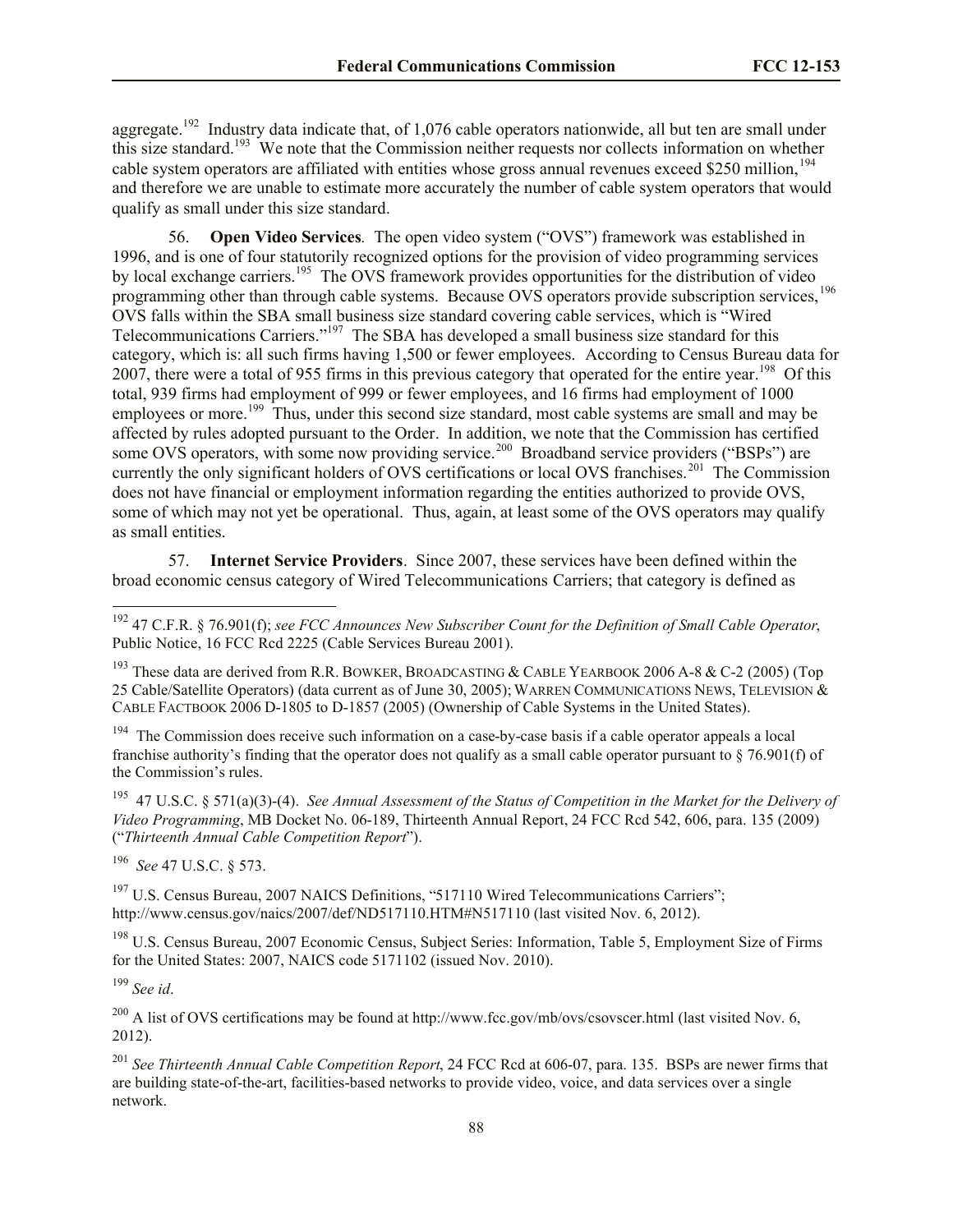aggregate.[192] Industry data indicate that, of 1,076 cable operators nationwide, all but ten are small under this size standard.[193] We note that the Commission neither requests nor collects information on whether cable system operators are affiliated with entities whose gross annual revenues exceed \$250 million,[194] and therefore we are unable to estimate more accurately the number of cable system operators that would qualify as small under this size standard.

56. **Open Video Services***.* The open video system ("OVS") framework was established in 1996, and is one of four statutorily recognized options for the provision of video programming services by local exchange carriers.[195] The OVS framework provides opportunities for the distribution of video programming other than through cable systems. Because OVS operators provide subscription services,[196] OVS falls within the SBA small business size standard covering cable services, which is "Wired Telecommunications Carriers."[197] The SBA has developed a small business size standard for this category, which is: all such firms having 1,500 or fewer employees. According to Census Bureau data for 2007, there were a total of 955 firms in this previous category that operated for the entire year.[198] Of this total, 939 firms had employment of 999 or fewer employees, and 16 firms had employment of 1000 employees or more.[199] Thus, under this second size standard, most cable systems are small and may be affected by rules adopted pursuant to the Order. In addition, we note that the Commission has certified some OVS operators, with some now providing service.[200] Broadband service providers ("BSPs") are currently the only significant holders of OVS certifications or local OVS franchises.[201] The Commission does not have financial or employment information regarding the entities authorized to provide OVS, some of which may not yet be operational. Thus, again, at least some of the OVS operators may qualify as small entities.

57. **Internet Service Providers**. Since 2007, these services have been defined within the broad economic census category of Wired Telecommunications Carriers; that category is defined as

---

[192] 47 C.F.R. § 76.901(f); *see FCC Announces New Subscriber Count for the Definition of Small Cable Operator*, Public Notice, 16 FCC Rcd 2225 (Cable Services Bureau 2001).

[193] These data are derived from R.R. BOWKER, BROADCASTING & CABLE YEARBOOK 2006 A-8 & C-2 (2005) (Top 25 Cable/Satellite Operators) (data current as of June 30, 2005); WARREN COMMUNICATIONS NEWS, TELEVISION & CABLE FACTBOOK 2006 D-1805 to D-1857 (2005) (Ownership of Cable Systems in the United States).

[194] The Commission does receive such information on a case-by-case basis if a cable operator appeals a local franchise authority's finding that the operator does not qualify as a small cable operator pursuant to § 76.901(f) of the Commission's rules.

[195] 47 U.S.C. § 571(a)(3)-(4). *See Annual Assessment of the Status of Competition in the Market for the Delivery of Video Programming*, MB Docket No. 06-189, Thirteenth Annual Report, 24 FCC Rcd 542, 606, para. 135 (2009) ("*Thirteenth Annual Cable Competition Report*").

[196] *See* 47 U.S.C. § 573.

[197] U.S. Census Bureau, 2007 NAICS Definitions, "517110 Wired Telecommunications Carriers"; http://www.census.gov/naics/2007/def/ND517110.HTM#N517110 (last visited Nov. 6, 2012).

[198] U.S. Census Bureau, 2007 Economic Census, Subject Series: Information, Table 5, Employment Size of Firms for the United States: 2007, NAICS code 5171102 (issued Nov. 2010).

[199] *See id*.

[200] A list of OVS certifications may be found at http://www.fcc.gov/mb/ovs/csovscer.html (last visited Nov. 6, 2012).

[201] *See Thirteenth Annual Cable Competition Report*, 24 FCC Rcd at 606-07, para. 135. BSPs are newer firms that are building state-of-the-art, facilities-based networks to provide video, voice, and data services over a single network.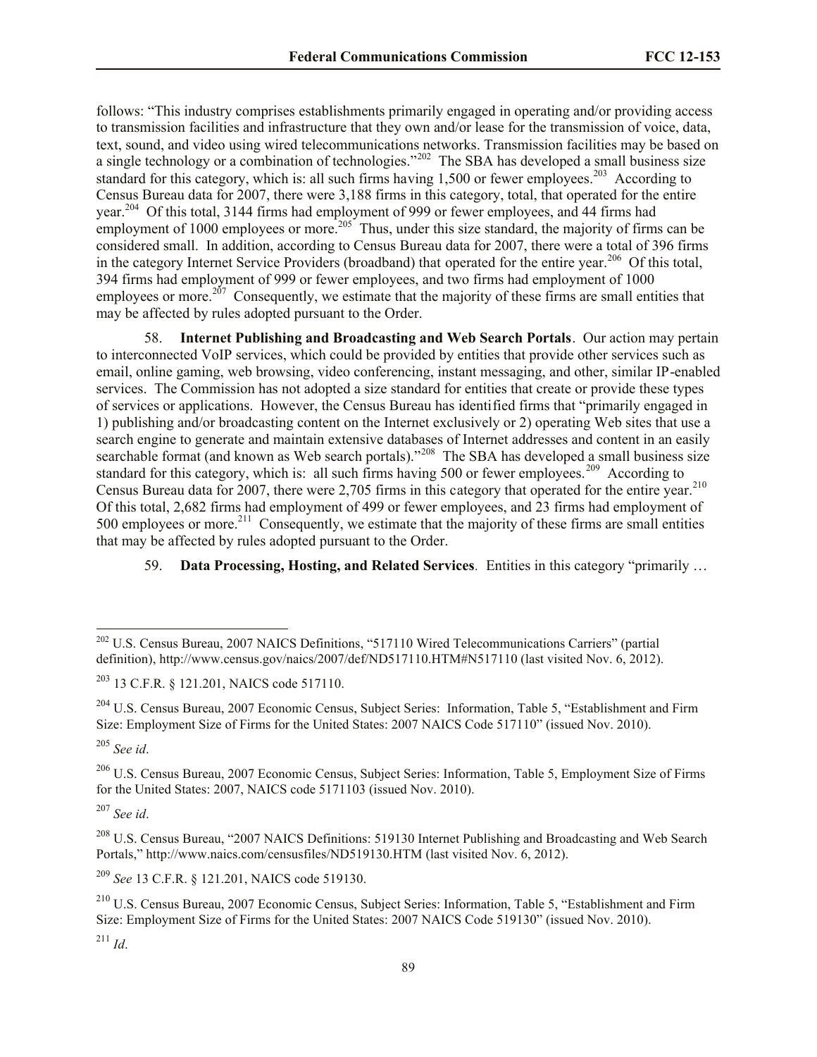follows: "This industry comprises establishments primarily engaged in operating and/or providing access to transmission facilities and infrastructure that they own and/or lease for the transmission of voice, data, text, sound, and video using wired telecommunications networks. Transmission facilities may be based on a single technology or a combination of technologies."[202] The SBA has developed a small business size standard for this category, which is: all such firms having 1,500 or fewer employees.[203] According to Census Bureau data for 2007, there were 3,188 firms in this category, total, that operated for the entire year.[204] Of this total, 3144 firms had employment of 999 or fewer employees, and 44 firms had employment of 1000 employees or more.[205] Thus, under this size standard, the majority of firms can be considered small. In addition, according to Census Bureau data for 2007, there were a total of 396 firms in the category Internet Service Providers (broadband) that operated for the entire year.[206] Of this total, 394 firms had employment of 999 or fewer employees, and two firms had employment of 1000 employees or more.[207] Consequently, we estimate that the majority of these firms are small entities that may be affected by rules adopted pursuant to the Order.

58. **Internet Publishing and Broadcasting and Web Search Portals**. Our action may pertain to interconnected VoIP services, which could be provided by entities that provide other services such as email, online gaming, web browsing, video conferencing, instant messaging, and other, similar IP-enabled services. The Commission has not adopted a size standard for entities that create or provide these types of services or applications. However, the Census Bureau has identified firms that "primarily engaged in 1) publishing and/or broadcasting content on the Internet exclusively or 2) operating Web sites that use a search engine to generate and maintain extensive databases of Internet addresses and content in an easily searchable format (and known as Web search portals)."[208] The SBA has developed a small business size standard for this category, which is: all such firms having 500 or fewer employees.[209] According to Census Bureau data for 2007, there were 2,705 firms in this category that operated for the entire year.[210] Of this total, 2,682 firms had employment of 499 or fewer employees, and 23 firms had employment of 500 employees or more.[211] Consequently, we estimate that the majority of these firms are small entities that may be affected by rules adopted pursuant to the Order.

59. **Data Processing, Hosting, and Related Services**. Entities in this category "primarily …

---

[202] U.S. Census Bureau, 2007 NAICS Definitions, "517110 Wired Telecommunications Carriers" (partial definition), http://www.census.gov/naics/2007/def/ND517110.HTM#N517110 (last visited Nov. 6, 2012).

[203] 13 C.F.R. § 121.201, NAICS code 517110.

[204] U.S. Census Bureau, 2007 Economic Census, Subject Series: Information, Table 5, "Establishment and Firm Size: Employment Size of Firms for the United States: 2007 NAICS Code 517110" (issued Nov. 2010).

[205] *See id*.

[206] U.S. Census Bureau, 2007 Economic Census, Subject Series: Information, Table 5, Employment Size of Firms for the United States: 2007, NAICS code 5171103 (issued Nov. 2010).

[207] *See id*.

[208] U.S. Census Bureau, "2007 NAICS Definitions: 519130 Internet Publishing and Broadcasting and Web Search Portals," http://www.naics.com/censusfiles/ND519130.HTM (last visited Nov. 6, 2012).

[209] *See* 13 C.F.R. § 121.201, NAICS code 519130.

[210] U.S. Census Bureau, 2007 Economic Census, Subject Series: Information, Table 5, "Establishment and Firm Size: Employment Size of Firms for the United States: 2007 NAICS Code 519130" (issued Nov. 2010).

[211] *Id*.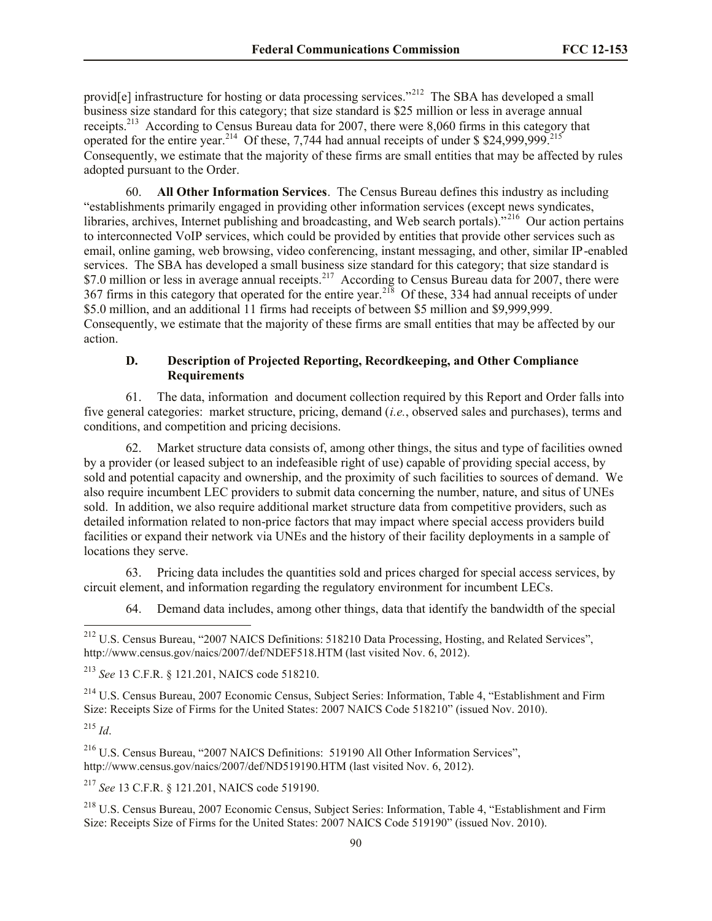provid[e] infrastructure for hosting or data processing services."[212] The SBA has developed a small business size standard for this category; that size standard is $25 million or less in average annual receipts.[213] According to Census Bureau data for 2007, there were 8,060 firms in this category that operated for the entire year.[214] Of these, 7,744 had annual receipts of under $ $24,999,999.[215] Consequently, we estimate that the majority of these firms are small entities that may be affected by rules adopted pursuant to the Order.

60. **All Other Information Services**. The Census Bureau defines this industry as including "establishments primarily engaged in providing other information services (except news syndicates, libraries, archives, Internet publishing and broadcasting, and Web search portals)."[216] Our action pertains to interconnected VoIP services, which could be provided by entities that provide other services such as email, online gaming, web browsing, video conferencing, instant messaging, and other, similar IP-enabled services. The SBA has developed a small business size standard for this category; that size standard is $7.0 million or less in average annual receipts.[217] According to Census Bureau data for 2007, there were 367 firms in this category that operated for the entire year.[218] Of these, 334 had annual receipts of under $5.0 million, and an additional 11 firms had receipts of between $5 million and $9,999,999. Consequently, we estimate that the majority of these firms are small entities that may be affected by our action.

### D. Description of Projected Reporting, Recordkeeping, and Other Compliance Requirements

61. The data, information and document collection required by this Report and Order falls into five general categories: market structure, pricing, demand (*i.e.*, observed sales and purchases), terms and conditions, and competition and pricing decisions.

62. Market structure data consists of, among other things, the situs and type of facilities owned by a provider (or leased subject to an indefeasible right of use) capable of providing special access, by sold and potential capacity and ownership, and the proximity of such facilities to sources of demand. We also require incumbent LEC providers to submit data concerning the number, nature, and situs of UNEs sold. In addition, we also require additional market structure data from competitive providers, such as detailed information related to non-price factors that may impact where special access providers build facilities or expand their network via UNEs and the history of their facility deployments in a sample of locations they serve.

63. Pricing data includes the quantities sold and prices charged for special access services, by circuit element, and information regarding the regulatory environment for incumbent LECs.

64. Demand data includes, among other things, data that identify the bandwidth of the special

---

[212] U.S. Census Bureau, "2007 NAICS Definitions: 518210 Data Processing, Hosting, and Related Services", http://www.census.gov/naics/2007/def/NDEF518.HTM (last visited Nov. 6, 2012).

[213] *See* 13 C.F.R. § 121.201, NAICS code 518210.

[214] U.S. Census Bureau, 2007 Economic Census, Subject Series: Information, Table 4, "Establishment and Firm Size: Receipts Size of Firms for the United States: 2007 NAICS Code 518210" (issued Nov. 2010).

[215] *Id*.

[216] U.S. Census Bureau, "2007 NAICS Definitions: 519190 All Other Information Services", http://www.census.gov/naics/2007/def/ND519190.HTM (last visited Nov. 6, 2012).

[217] *See* 13 C.F.R. § 121.201, NAICS code 519190.

[218] U.S. Census Bureau, 2007 Economic Census, Subject Series: Information, Table 4, "Establishment and Firm Size: Receipts Size of Firms for the United States: 2007 NAICS Code 519190" (issued Nov. 2010).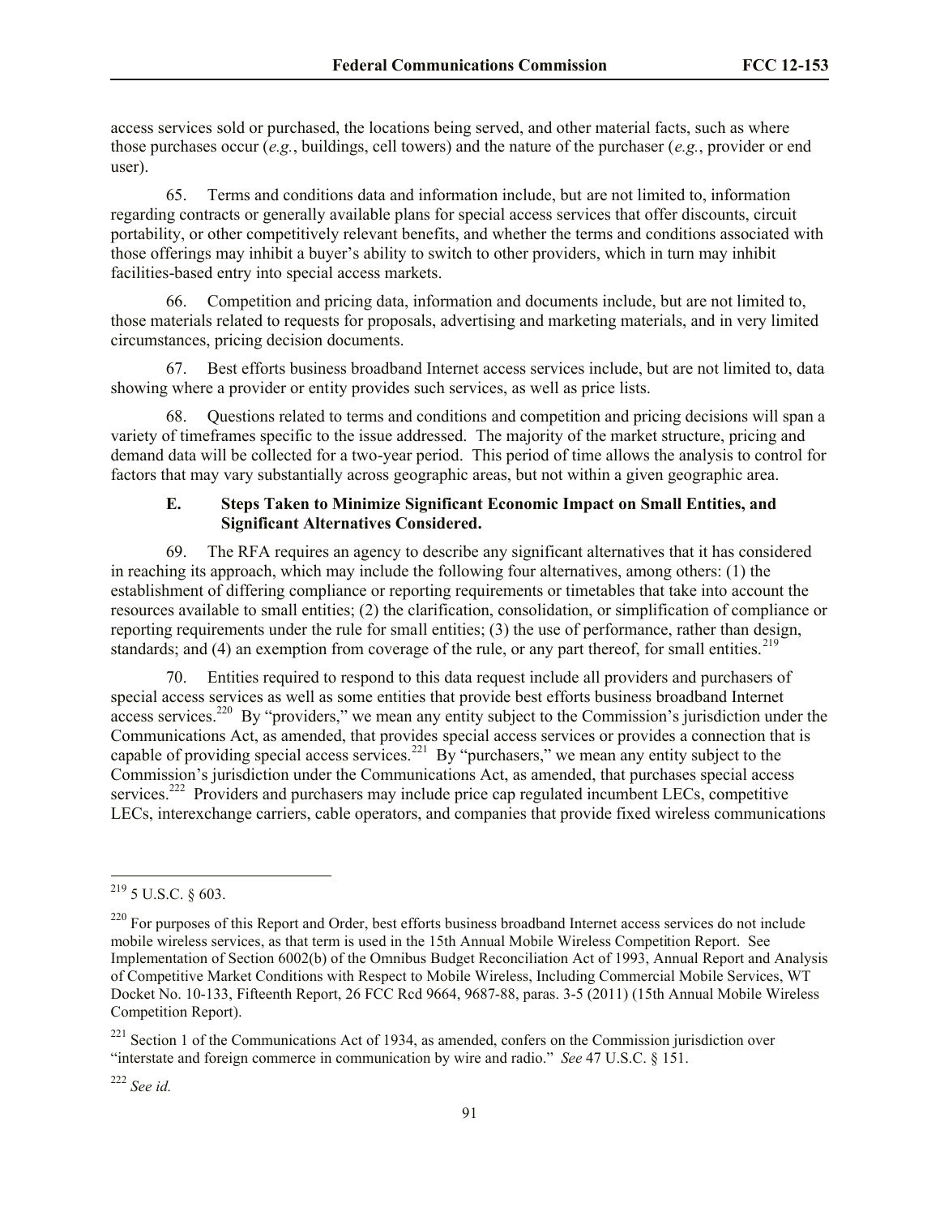access services sold or purchased, the locations being served, and other material facts, such as where those purchases occur (*e.g.*, buildings, cell towers) and the nature of the purchaser (*e.g.*, provider or end user).

65. Terms and conditions data and information include, but are not limited to, information regarding contracts or generally available plans for special access services that offer discounts, circuit portability, or other competitively relevant benefits, and whether the terms and conditions associated with those offerings may inhibit a buyer's ability to switch to other providers, which in turn may inhibit facilities-based entry into special access markets.

66. Competition and pricing data, information and documents include, but are not limited to, those materials related to requests for proposals, advertising and marketing materials, and in very limited circumstances, pricing decision documents.

67. Best efforts business broadband Internet access services include, but are not limited to, data showing where a provider or entity provides such services, as well as price lists.

68. Questions related to terms and conditions and competition and pricing decisions will span a variety of timeframes specific to the issue addressed. The majority of the market structure, pricing and demand data will be collected for a two-year period. This period of time allows the analysis to control for factors that may vary substantially across geographic areas, but not within a given geographic area.

### E. Steps Taken to Minimize Significant Economic Impact on Small Entities, and Significant Alternatives Considered.

69. The RFA requires an agency to describe any significant alternatives that it has considered in reaching its approach, which may include the following four alternatives, among others: (1) the establishment of differing compliance or reporting requirements or timetables that take into account the resources available to small entities; (2) the clarification, consolidation, or simplification of compliance or reporting requirements under the rule for small entities; (3) the use of performance, rather than design, standards; and (4) an exemption from coverage of the rule, or any part thereof, for small entities.[219]

70. Entities required to respond to this data request include all providers and purchasers of special access services as well as some entities that provide best efforts business broadband Internet access services.[220] By "providers," we mean any entity subject to the Commission's jurisdiction under the Communications Act, as amended, that provides special access services or provides a connection that is capable of providing special access services.[221] By "purchasers," we mean any entity subject to the Commission's jurisdiction under the Communications Act, as amended, that purchases special access services.[222] Providers and purchasers may include price cap regulated incumbent LECs, competitive LECs, interexchange carriers, cable operators, and companies that provide fixed wireless communications

---

[219] 5 U.S.C. § 603.

[220] For purposes of this Report and Order, best efforts business broadband Internet access services do not include mobile wireless services, as that term is used in the 15th Annual Mobile Wireless Competition Report. See Implementation of Section 6002(b) of the Omnibus Budget Reconciliation Act of 1993, Annual Report and Analysis of Competitive Market Conditions with Respect to Mobile Wireless, Including Commercial Mobile Services, WT Docket No. 10-133, Fifteenth Report, 26 FCC Rcd 9664, 9687-88, paras. 3-5 (2011) (15th Annual Mobile Wireless Competition Report).

[221] Section 1 of the Communications Act of 1934, as amended, confers on the Commission jurisdiction over "interstate and foreign commerce in communication by wire and radio." *See* 47 U.S.C. § 151.

[222] *See id.*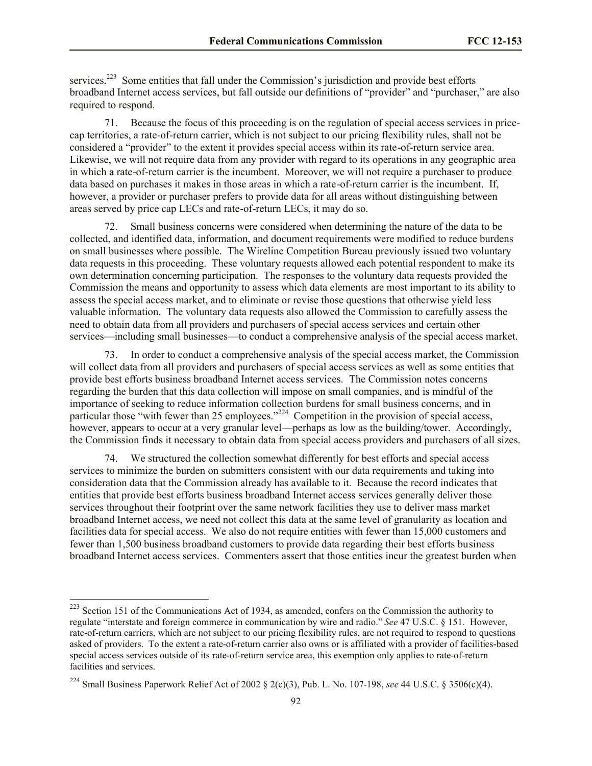services.[223] Some entities that fall under the Commission's jurisdiction and provide best efforts broadband Internet access services, but fall outside our definitions of "provider" and "purchaser," are also required to respond.

71. Because the focus of this proceeding is on the regulation of special access services in price-cap territories, a rate-of-return carrier, which is not subject to our pricing flexibility rules, shall not be considered a "provider" to the extent it provides special access within its rate-of-return service area. Likewise, we will not require data from any provider with regard to its operations in any geographic area in which a rate-of-return carrier is the incumbent. Moreover, we will not require a purchaser to produce data based on purchases it makes in those areas in which a rate-of-return carrier is the incumbent. If, however, a provider or purchaser prefers to provide data for all areas without distinguishing between areas served by price cap LECs and rate-of-return LECs, it may do so.

72. Small business concerns were considered when determining the nature of the data to be collected, and identified data, information, and document requirements were modified to reduce burdens on small businesses where possible. The Wireline Competition Bureau previously issued two voluntary data requests in this proceeding. These voluntary requests allowed each potential respondent to make its own determination concerning participation. The responses to the voluntary data requests provided the Commission the means and opportunity to assess which data elements are most important to its ability to assess the special access market, and to eliminate or revise those questions that otherwise yield less valuable information. The voluntary data requests also allowed the Commission to carefully assess the need to obtain data from all providers and purchasers of special access services and certain other services—including small businesses—to conduct a comprehensive analysis of the special access market.

73. In order to conduct a comprehensive analysis of the special access market, the Commission will collect data from all providers and purchasers of special access services as well as some entities that provide best efforts business broadband Internet access services. The Commission notes concerns regarding the burden that this data collection will impose on small companies, and is mindful of the importance of seeking to reduce information collection burdens for small business concerns, and in particular those "with fewer than 25 employees."[224] Competition in the provision of special access, however, appears to occur at a very granular level—perhaps as low as the building/tower. Accordingly, the Commission finds it necessary to obtain data from special access providers and purchasers of all sizes.

74. We structured the collection somewhat differently for best efforts and special access services to minimize the burden on submitters consistent with our data requirements and taking into consideration data that the Commission already has available to it. Because the record indicates that entities that provide best efforts business broadband Internet access services generally deliver those services throughout their footprint over the same network facilities they use to deliver mass market broadband Internet access, we need not collect this data at the same level of granularity as location and facilities data for special access. We also do not require entities with fewer than 15,000 customers and fewer than 1,500 business broadband customers to provide data regarding their best efforts business broadband Internet access services. Commenters assert that those entities incur the greatest burden when

---

[223] Section 151 of the Communications Act of 1934, as amended, confers on the Commission the authority to regulate "interstate and foreign commerce in communication by wire and radio." *See* 47 U.S.C. § 151. However, rate-of-return carriers, which are not subject to our pricing flexibility rules, are not required to respond to questions asked of providers. To the extent a rate-of-return carrier also owns or is affiliated with a provider of facilities-based special access services outside of its rate-of-return service area, this exemption only applies to rate-of-return facilities and services.

[224] Small Business Paperwork Relief Act of 2002 § 2(c)(3), Pub. L. No. 107-198, *see* 44 U.S.C. § 3506(c)(4).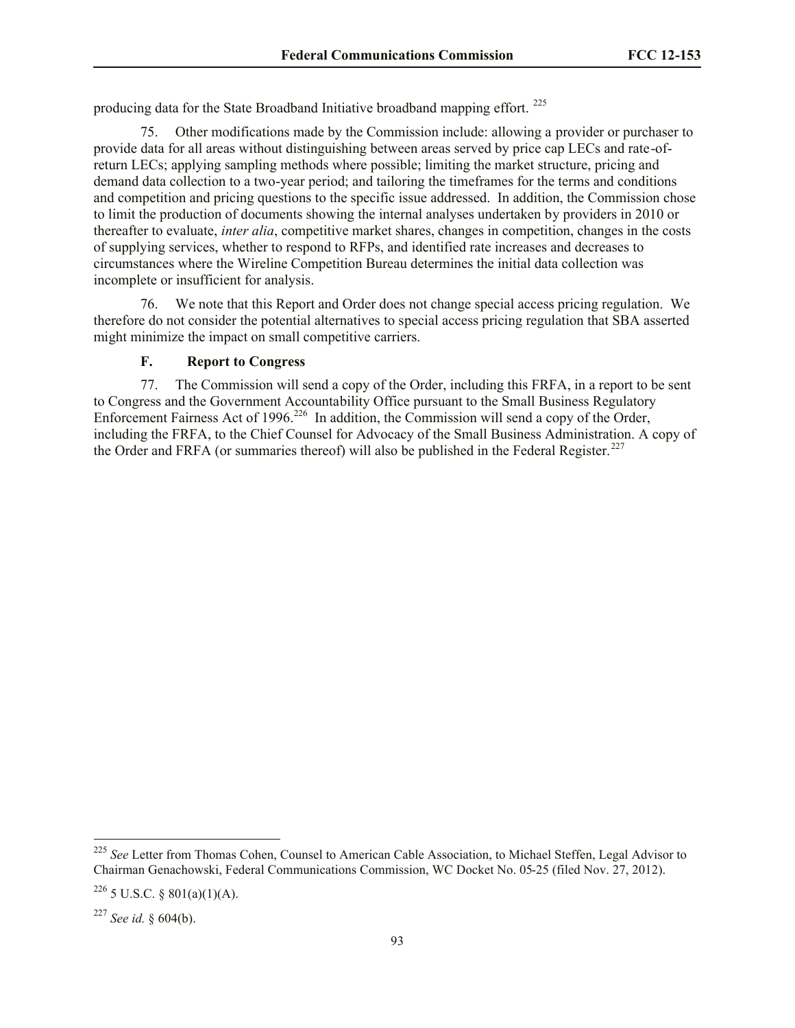producing data for the State Broadband Initiative broadband mapping effort. [225]

75. Other modifications made by the Commission include: allowing a provider or purchaser to provide data for all areas without distinguishing between areas served by price cap LECs and rate-of-return LECs; applying sampling methods where possible; limiting the market structure, pricing and demand data collection to a two-year period; and tailoring the timeframes for the terms and conditions and competition and pricing questions to the specific issue addressed. In addition, the Commission chose to limit the production of documents showing the internal analyses undertaken by providers in 2010 or thereafter to evaluate, *inter alia*, competitive market shares, changes in competition, changes in the costs of supplying services, whether to respond to RFPs, and identified rate increases and decreases to circumstances where the Wireline Competition Bureau determines the initial data collection was incomplete or insufficient for analysis.

76. We note that this Report and Order does not change special access pricing regulation. We therefore do not consider the potential alternatives to special access pricing regulation that SBA asserted might minimize the impact on small competitive carriers.

### F. Report to Congress

77. The Commission will send a copy of the Order, including this FRFA, in a report to be sent to Congress and the Government Accountability Office pursuant to the Small Business Regulatory Enforcement Fairness Act of 1996.[226] In addition, the Commission will send a copy of the Order, including the FRFA, to the Chief Counsel for Advocacy of the Small Business Administration. A copy of the Order and FRFA (or summaries thereof) will also be published in the Federal Register.[227]

---

[225] *See* Letter from Thomas Cohen, Counsel to American Cable Association, to Michael Steffen, Legal Advisor to Chairman Genachowski, Federal Communications Commission, WC Docket No. 05-25 (filed Nov. 27, 2012).

[226] 5 U.S.C. § 801(a)(1)(A).

[227] *See id.* § 604(b).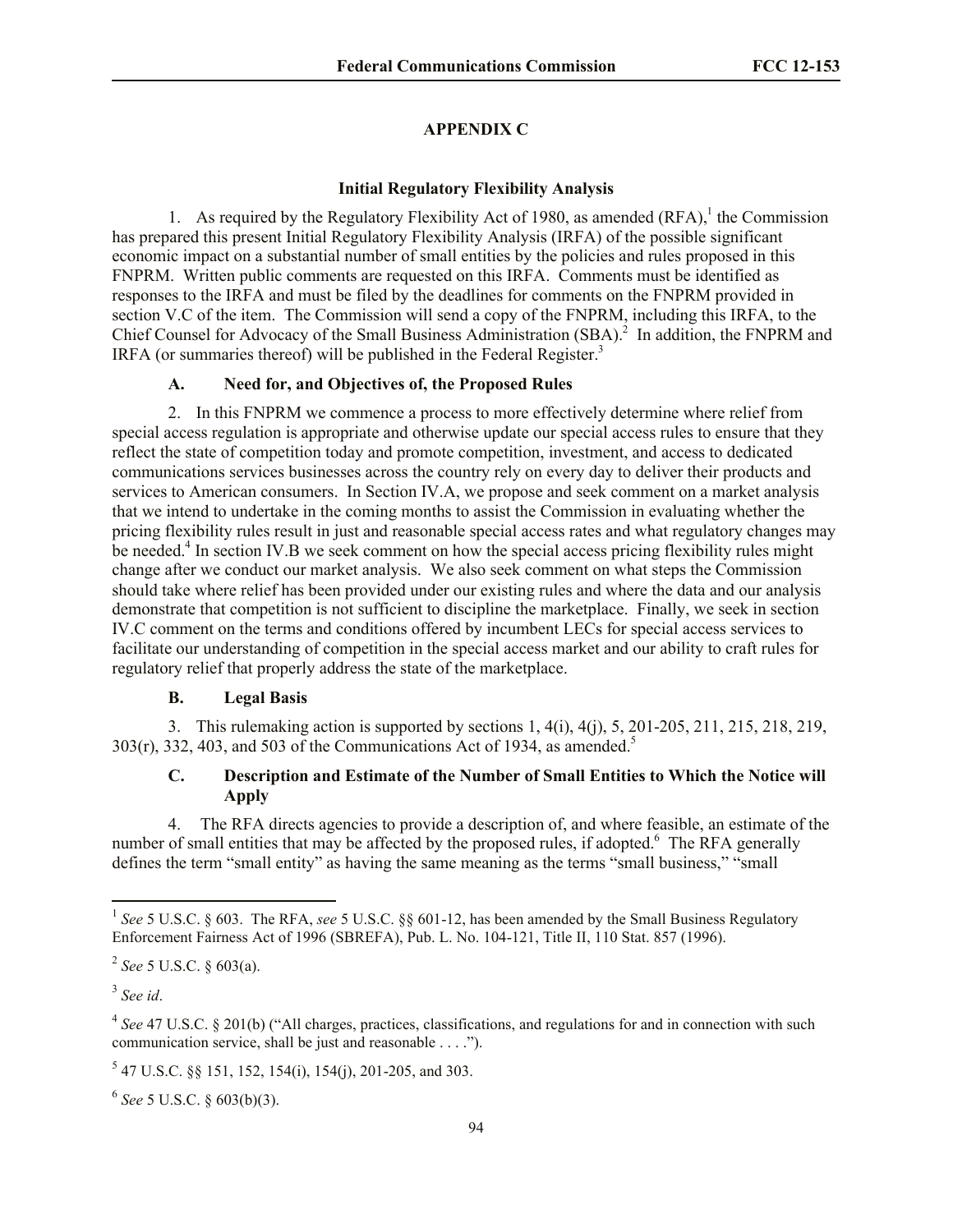## APPENDIX C

### Initial Regulatory Flexibility Analysis

1. As required by the Regulatory Flexibility Act of 1980, as amended (RFA),[1] the Commission has prepared this present Initial Regulatory Flexibility Analysis (IRFA) of the possible significant economic impact on a substantial number of small entities by the policies and rules proposed in this FNPRM. Written public comments are requested on this IRFA. Comments must be identified as responses to the IRFA and must be filed by the deadlines for comments on the FNPRM provided in section V.C of the item. The Commission will send a copy of the FNPRM, including this IRFA, to the Chief Counsel for Advocacy of the Small Business Administration (SBA).[2] In addition, the FNPRM and IRFA (or summaries thereof) will be published in the Federal Register.[3]

#### A. Need for, and Objectives of, the Proposed Rules

2. In this FNPRM we commence a process to more effectively determine where relief from special access regulation is appropriate and otherwise update our special access rules to ensure that they reflect the state of competition today and promote competition, investment, and access to dedicated communications services businesses across the country rely on every day to deliver their products and services to American consumers. In Section IV.A, we propose and seek comment on a market analysis that we intend to undertake in the coming months to assist the Commission in evaluating whether the pricing flexibility rules result in just and reasonable special access rates and what regulatory changes may be needed.[4] In section IV.B we seek comment on how the special access pricing flexibility rules might change after we conduct our market analysis. We also seek comment on what steps the Commission should take where relief has been provided under our existing rules and where the data and our analysis demonstrate that competition is not sufficient to discipline the marketplace. Finally, we seek in section IV.C comment on the terms and conditions offered by incumbent LECs for special access services to facilitate our understanding of competition in the special access market and our ability to craft rules for regulatory relief that properly address the state of the marketplace.

#### B. Legal Basis

3. This rulemaking action is supported by sections 1, 4(i), 4(j), 5, 201-205, 211, 215, 218, 219, 303(r), 332, 403, and 503 of the Communications Act of 1934, as amended.[5]

#### C. Description and Estimate of the Number of Small Entities to Which the Notice will Apply

4. The RFA directs agencies to provide a description of, and where feasible, an estimate of the number of small entities that may be affected by the proposed rules, if adopted.[6] The RFA generally defines the term "small entity" as having the same meaning as the terms "small business," "small

---

[1] *See* 5 U.S.C. § 603. The RFA, *see* 5 U.S.C. §§ 601-12, has been amended by the Small Business Regulatory Enforcement Fairness Act of 1996 (SBREFA), Pub. L. No. 104-121, Title II, 110 Stat. 857 (1996).

[2] *See* 5 U.S.C. § 603(a).

[3] *See id*.

[4] *See* 47 U.S.C. § 201(b) ("All charges, practices, classifications, and regulations for and in connection with such communication service, shall be just and reasonable . . . .").

[5] 47 U.S.C. §§ 151, 152, 154(i), 154(j), 201-205, and 303.

[6] *See* 5 U.S.C. § 603(b)(3).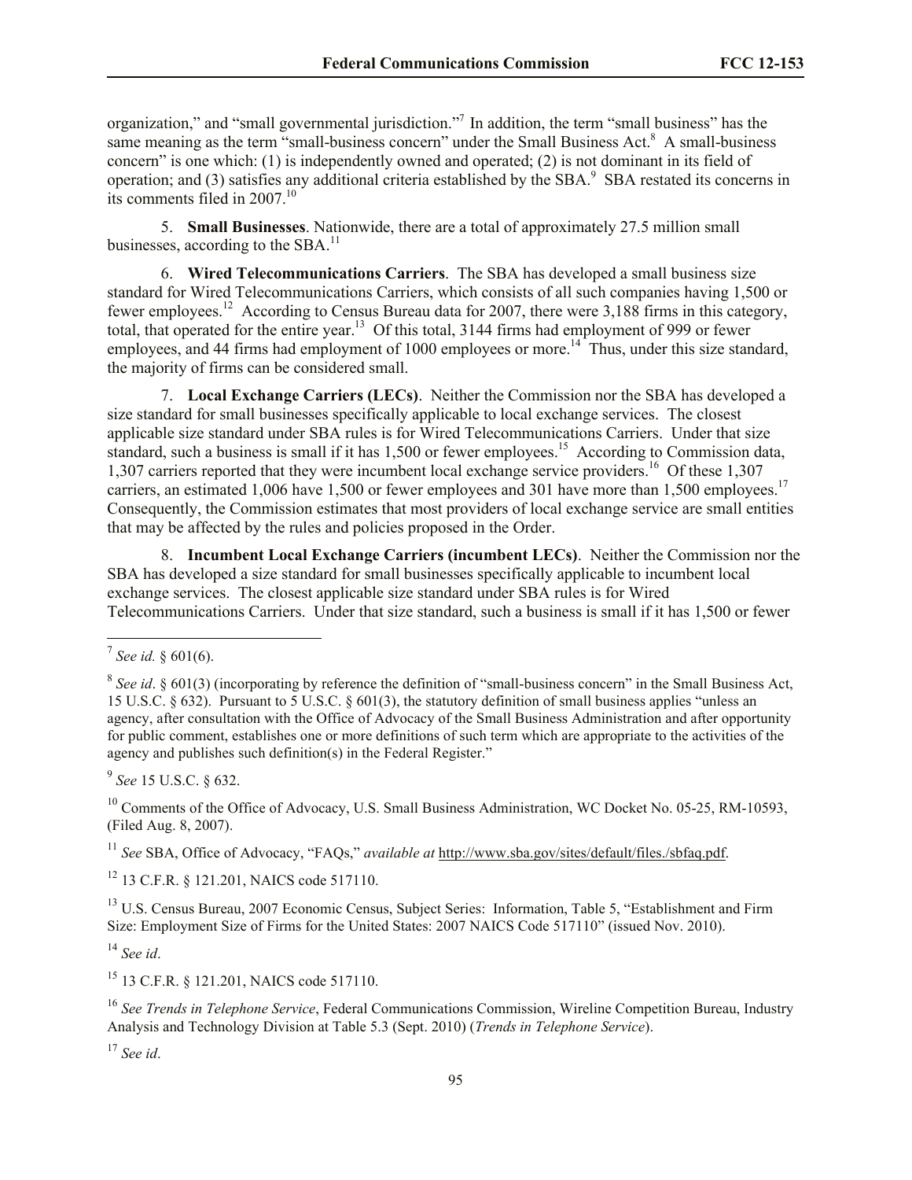organization," and "small governmental jurisdiction."[7] In addition, the term "small business" has the same meaning as the term "small-business concern" under the Small Business Act.[8] A small-business concern" is one which: (1) is independently owned and operated; (2) is not dominant in its field of operation; and (3) satisfies any additional criteria established by the SBA.[9] SBA restated its concerns in its comments filed in 2007.[10]

5. **Small Businesses**. Nationwide, there are a total of approximately 27.5 million small businesses, according to the SBA.[11]

6. **Wired Telecommunications Carriers**. The SBA has developed a small business size standard for Wired Telecommunications Carriers, which consists of all such companies having 1,500 or fewer employees.[12] According to Census Bureau data for 2007, there were 3,188 firms in this category, total, that operated for the entire year.[13] Of this total, 3144 firms had employment of 999 or fewer employees, and 44 firms had employment of 1000 employees or more.[14] Thus, under this size standard, the majority of firms can be considered small.

7. **Local Exchange Carriers (LECs)**. Neither the Commission nor the SBA has developed a size standard for small businesses specifically applicable to local exchange services. The closest applicable size standard under SBA rules is for Wired Telecommunications Carriers. Under that size standard, such a business is small if it has 1,500 or fewer employees.[15] According to Commission data, 1,307 carriers reported that they were incumbent local exchange service providers.[16] Of these 1,307 carriers, an estimated 1,006 have 1,500 or fewer employees and 301 have more than 1,500 employees.[17] Consequently, the Commission estimates that most providers of local exchange service are small entities that may be affected by the rules and policies proposed in the Order.

8. **Incumbent Local Exchange Carriers (incumbent LECs)**. Neither the Commission nor the SBA has developed a size standard for small businesses specifically applicable to incumbent local exchange services. The closest applicable size standard under SBA rules is for Wired Telecommunications Carriers. Under that size standard, such a business is small if it has 1,500 or fewer

---

[7] *See id.* § 601(6).

[8] *See id*. § 601(3) (incorporating by reference the definition of "small-business concern" in the Small Business Act, 15 U.S.C. § 632). Pursuant to 5 U.S.C. § 601(3), the statutory definition of small business applies "unless an agency, after consultation with the Office of Advocacy of the Small Business Administration and after opportunity for public comment, establishes one or more definitions of such term which are appropriate to the activities of the agency and publishes such definition(s) in the Federal Register."

[9] *See* 15 U.S.C. § 632.

[10] Comments of the Office of Advocacy, U.S. Small Business Administration, WC Docket No. 05-25, RM-10593, (Filed Aug. 8, 2007).

[11] *See* SBA, Office of Advocacy, "FAQs," *available at* http://www.sba.gov/sites/default/files./sbfaq.pdf.

[12] 13 C.F.R. § 121.201, NAICS code 517110.

[13] U.S. Census Bureau, 2007 Economic Census, Subject Series: Information, Table 5, "Establishment and Firm Size: Employment Size of Firms for the United States: 2007 NAICS Code 517110" (issued Nov. 2010).

[14] *See id*.

[15] 13 C.F.R. § 121.201, NAICS code 517110.

[16] *See Trends in Telephone Service*, Federal Communications Commission, Wireline Competition Bureau, Industry Analysis and Technology Division at Table 5.3 (Sept. 2010) (*Trends in Telephone Service*).

[17] *See id*.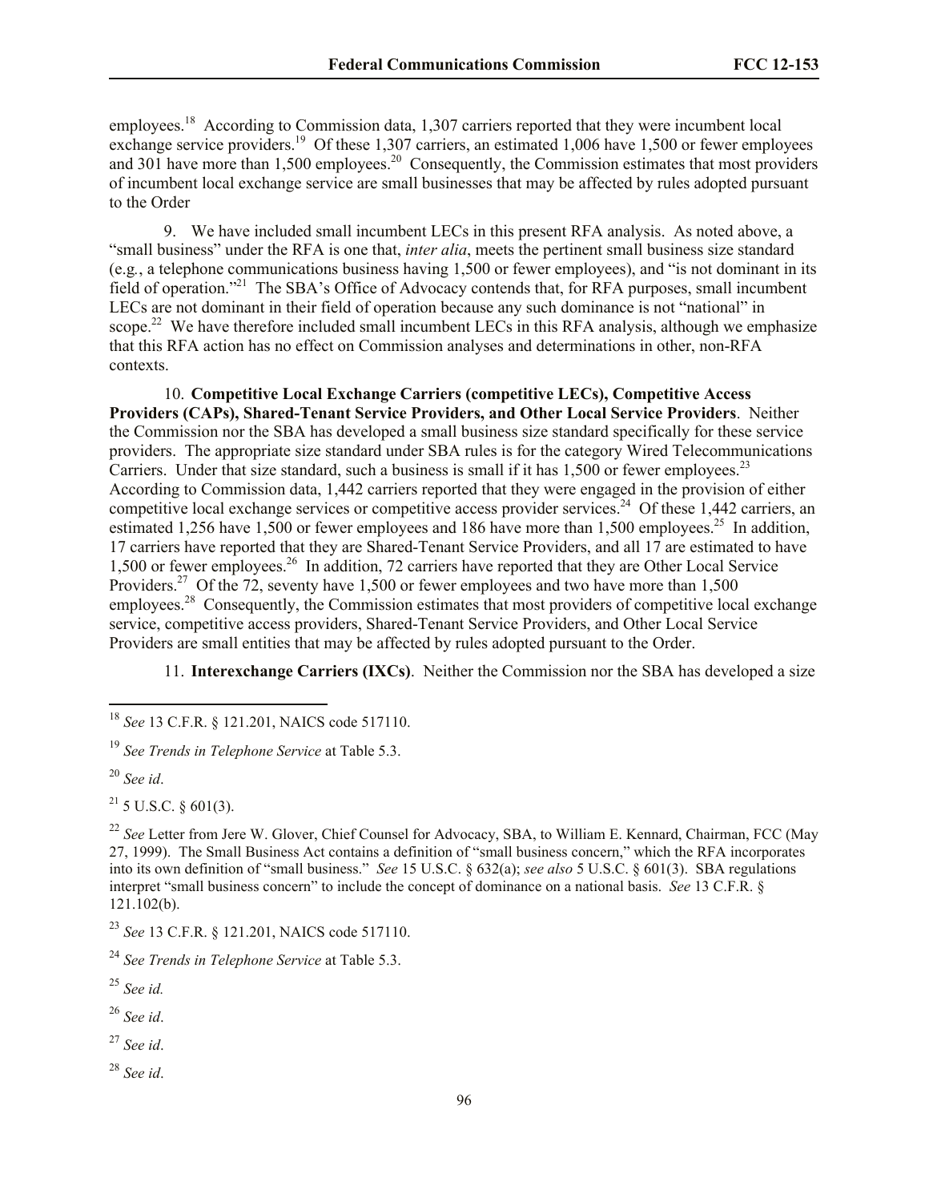employees.[18] According to Commission data, 1,307 carriers reported that they were incumbent local exchange service providers.[19] Of these 1,307 carriers, an estimated 1,006 have 1,500 or fewer employees and 301 have more than 1,500 employees.[20] Consequently, the Commission estimates that most providers of incumbent local exchange service are small businesses that may be affected by rules adopted pursuant to the Order

9. We have included small incumbent LECs in this present RFA analysis. As noted above, a "small business" under the RFA is one that, *inter alia*, meets the pertinent small business size standard (e.g., a telephone communications business having 1,500 or fewer employees), and "is not dominant in its field of operation."[21] The SBA's Office of Advocacy contends that, for RFA purposes, small incumbent LECs are not dominant in their field of operation because any such dominance is not "national" in scope.[22] We have therefore included small incumbent LECs in this RFA analysis, although we emphasize that this RFA action has no effect on Commission analyses and determinations in other, non-RFA contexts.

10. **Competitive Local Exchange Carriers (competitive LECs), Competitive Access Providers (CAPs), Shared-Tenant Service Providers, and Other Local Service Providers**. Neither the Commission nor the SBA has developed a small business size standard specifically for these service providers. The appropriate size standard under SBA rules is for the category Wired Telecommunications Carriers. Under that size standard, such a business is small if it has 1,500 or fewer employees.[23] According to Commission data, 1,442 carriers reported that they were engaged in the provision of either competitive local exchange services or competitive access provider services.[24] Of these 1,442 carriers, an estimated 1,256 have 1,500 or fewer employees and 186 have more than 1,500 employees.[25] In addition, 17 carriers have reported that they are Shared-Tenant Service Providers, and all 17 are estimated to have 1,500 or fewer employees.[26] In addition, 72 carriers have reported that they are Other Local Service Providers.[27] Of the 72, seventy have 1,500 or fewer employees and two have more than 1,500 employees.[28] Consequently, the Commission estimates that most providers of competitive local exchange service, competitive access providers, Shared-Tenant Service Providers, and Other Local Service Providers are small entities that may be affected by rules adopted pursuant to the Order.

11. **Interexchange Carriers (IXCs)**. Neither the Commission nor the SBA has developed a size

---

[18] *See* 13 C.F.R. § 121.201, NAICS code 517110.

[19] *See Trends in Telephone Service* at Table 5.3.

[20] *See id*.

[21] 5 U.S.C. § 601(3).

[22] *See* Letter from Jere W. Glover, Chief Counsel for Advocacy, SBA, to William E. Kennard, Chairman, FCC (May 27, 1999). The Small Business Act contains a definition of "small business concern," which the RFA incorporates into its own definition of "small business." *See* 15 U.S.C. § 632(a); *see also* 5 U.S.C. § 601(3). SBA regulations interpret "small business concern" to include the concept of dominance on a national basis. *See* 13 C.F.R. § 121.102(b).

[23] *See* 13 C.F.R. § 121.201, NAICS code 517110.

[24] *See Trends in Telephone Service* at Table 5.3.

[25] *See id.*

[26] *See id*.

[27] *See id*.

[28] *See id*.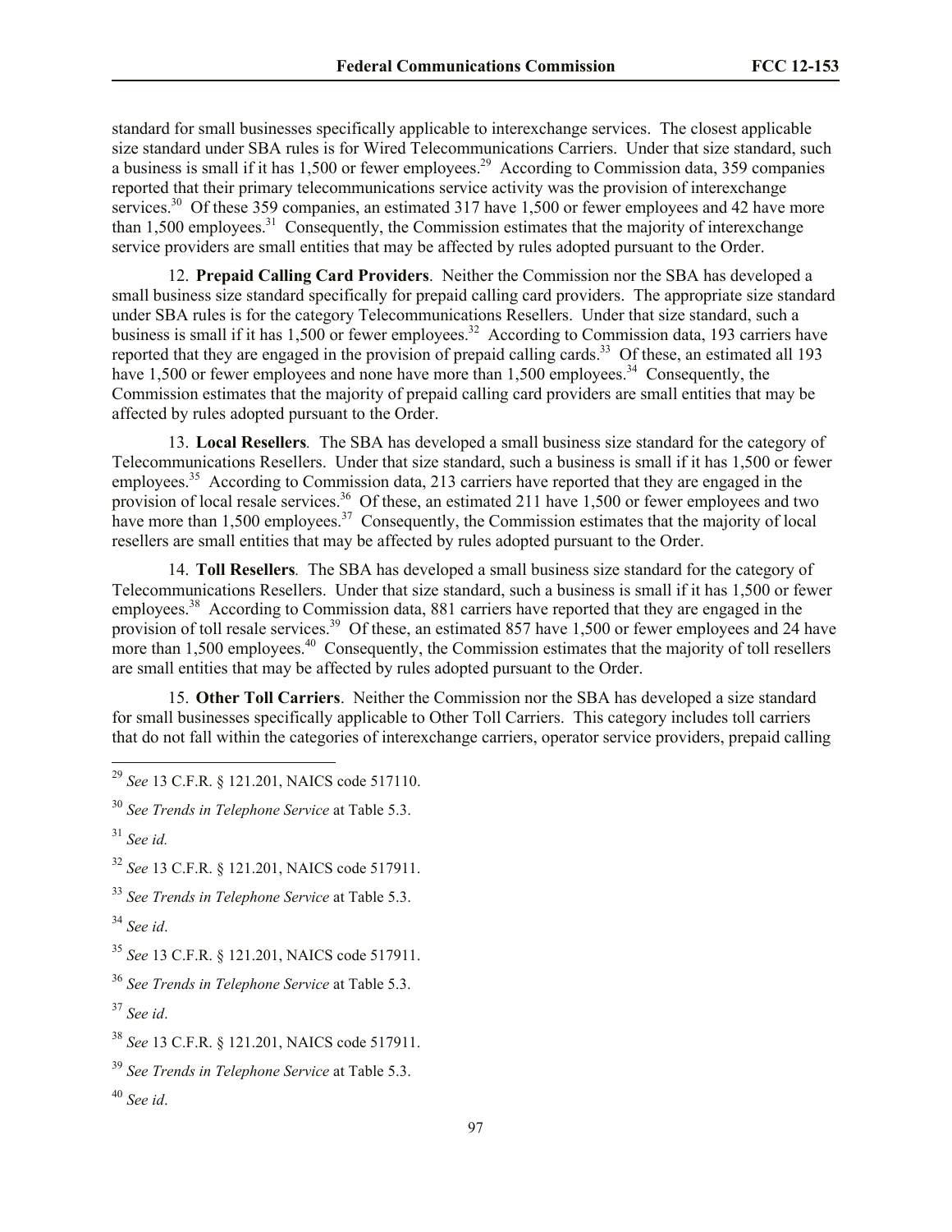standard for small businesses specifically applicable to interexchange services. The closest applicable size standard under SBA rules is for Wired Telecommunications Carriers. Under that size standard, such a business is small if it has 1,500 or fewer employees.[29] According to Commission data, 359 companies reported that their primary telecommunications service activity was the provision of interexchange services.[30] Of these 359 companies, an estimated 317 have 1,500 or fewer employees and 42 have more than 1,500 employees.[31] Consequently, the Commission estimates that the majority of interexchange service providers are small entities that may be affected by rules adopted pursuant to the Order.

12. **Prepaid Calling Card Providers**. Neither the Commission nor the SBA has developed a small business size standard specifically for prepaid calling card providers. The appropriate size standard under SBA rules is for the category Telecommunications Resellers. Under that size standard, such a business is small if it has 1,500 or fewer employees.[32] According to Commission data, 193 carriers have reported that they are engaged in the provision of prepaid calling cards.[33] Of these, an estimated all 193 have 1,500 or fewer employees and none have more than 1,500 employees.[34] Consequently, the Commission estimates that the majority of prepaid calling card providers are small entities that may be affected by rules adopted pursuant to the Order.

13. **Local Resellers**. The SBA has developed a small business size standard for the category of Telecommunications Resellers. Under that size standard, such a business is small if it has 1,500 or fewer employees.[35] According to Commission data, 213 carriers have reported that they are engaged in the provision of local resale services.[36] Of these, an estimated 211 have 1,500 or fewer employees and two have more than 1,500 employees.[37] Consequently, the Commission estimates that the majority of local resellers are small entities that may be affected by rules adopted pursuant to the Order.

14. **Toll Resellers**. The SBA has developed a small business size standard for the category of Telecommunications Resellers. Under that size standard, such a business is small if it has 1,500 or fewer employees.[38] According to Commission data, 881 carriers have reported that they are engaged in the provision of toll resale services.[39] Of these, an estimated 857 have 1,500 or fewer employees and 24 have more than 1,500 employees.[40] Consequently, the Commission estimates that the majority of toll resellers are small entities that may be affected by rules adopted pursuant to the Order.

15. **Other Toll Carriers**. Neither the Commission nor the SBA has developed a size standard for small businesses specifically applicable to Other Toll Carriers. This category includes toll carriers that do not fall within the categories of interexchange carriers, operator service providers, prepaid calling

---

[29] *See* 13 C.F.R. § 121.201, NAICS code 517110.

[30] *See Trends in Telephone Service* at Table 5.3.

[31] *See id.*

[32] *See* 13 C.F.R. § 121.201, NAICS code 517911.

[33] *See Trends in Telephone Service* at Table 5.3.

[34] *See id*.

[35] *See* 13 C.F.R. § 121.201, NAICS code 517911.

[36] *See Trends in Telephone Service* at Table 5.3.

[37] *See id*.

[38] *See* 13 C.F.R. § 121.201, NAICS code 517911.

[39] *See Trends in Telephone Service* at Table 5.3.

[40] *See id*.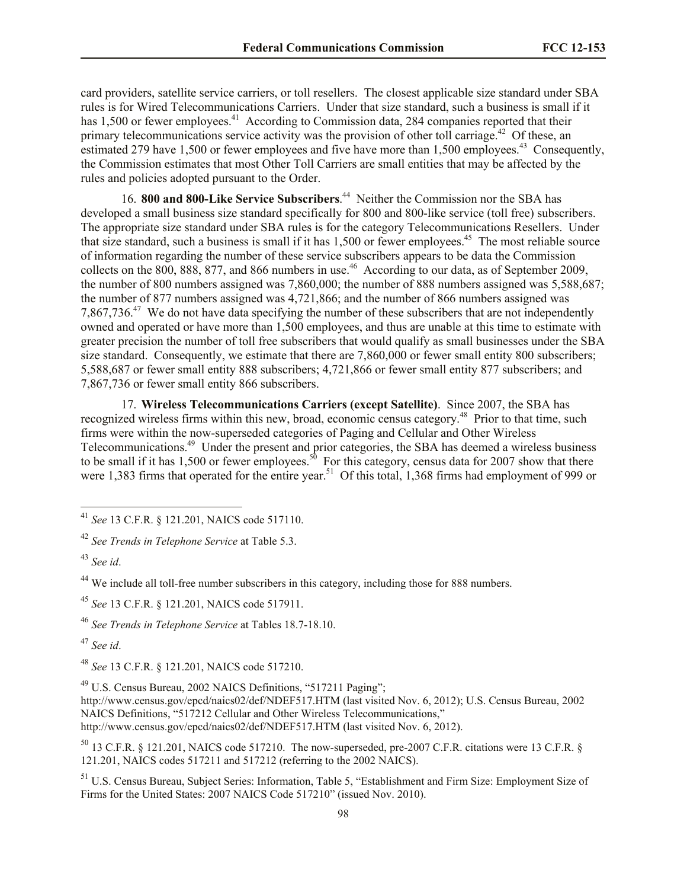card providers, satellite service carriers, or toll resellers. The closest applicable size standard under SBA rules is for Wired Telecommunications Carriers. Under that size standard, such a business is small if it has 1,500 or fewer employees.[41] According to Commission data, 284 companies reported that their primary telecommunications service activity was the provision of other toll carriage.[42] Of these, an estimated 279 have 1,500 or fewer employees and five have more than 1,500 employees.[43] Consequently, the Commission estimates that most Other Toll Carriers are small entities that may be affected by the rules and policies adopted pursuant to the Order.

16. **800 and 800-Like Service Subscribers**.[44] Neither the Commission nor the SBA has developed a small business size standard specifically for 800 and 800-like service (toll free) subscribers. The appropriate size standard under SBA rules is for the category Telecommunications Resellers. Under that size standard, such a business is small if it has 1,500 or fewer employees.[45] The most reliable source of information regarding the number of these service subscribers appears to be data the Commission collects on the 800, 888, 877, and 866 numbers in use.[46] According to our data, as of September 2009, the number of 800 numbers assigned was 7,860,000; the number of 888 numbers assigned was 5,588,687; the number of 877 numbers assigned was 4,721,866; and the number of 866 numbers assigned was 7,867,736.[47] We do not have data specifying the number of these subscribers that are not independently owned and operated or have more than 1,500 employees, and thus are unable at this time to estimate with greater precision the number of toll free subscribers that would qualify as small businesses under the SBA size standard. Consequently, we estimate that there are 7,860,000 or fewer small entity 800 subscribers; 5,588,687 or fewer small entity 888 subscribers; 4,721,866 or fewer small entity 877 subscribers; and 7,867,736 or fewer small entity 866 subscribers.

17. **Wireless Telecommunications Carriers (except Satellite)**. Since 2007, the SBA has recognized wireless firms within this new, broad, economic census category.[48] Prior to that time, such firms were within the now-superseded categories of Paging and Cellular and Other Wireless Telecommunications.[49] Under the present and prior categories, the SBA has deemed a wireless business to be small if it has 1,500 or fewer employees.[50] For this category, census data for 2007 show that there were 1,383 firms that operated for the entire year.[51] Of this total, 1,368 firms had employment of 999 or

---

[41] *See* 13 C.F.R. § 121.201, NAICS code 517110.

[42] *See Trends in Telephone Service* at Table 5.3.

[43] *See id*.

[44] We include all toll-free number subscribers in this category, including those for 888 numbers.

[45] *See* 13 C.F.R. § 121.201, NAICS code 517911.

[46] *See Trends in Telephone Service* at Tables 18.7-18.10.

[47] *See id*.

[48] *See* 13 C.F.R. § 121.201, NAICS code 517210.

[49] U.S. Census Bureau, 2002 NAICS Definitions, "517211 Paging"; http://www.census.gov/epcd/naics02/def/NDEF517.HTM (last visited Nov. 6, 2012); U.S. Census Bureau, 2002 NAICS Definitions, "517212 Cellular and Other Wireless Telecommunications," http://www.census.gov/epcd/naics02/def/NDEF517.HTM (last visited Nov. 6, 2012).

[50] 13 C.F.R. § 121.201, NAICS code 517210. The now-superseded, pre-2007 C.F.R. citations were 13 C.F.R. § 121.201, NAICS codes 517211 and 517212 (referring to the 2002 NAICS).

[51] U.S. Census Bureau, Subject Series: Information, Table 5, "Establishment and Firm Size: Employment Size of Firms for the United States: 2007 NAICS Code 517210" (issued Nov. 2010).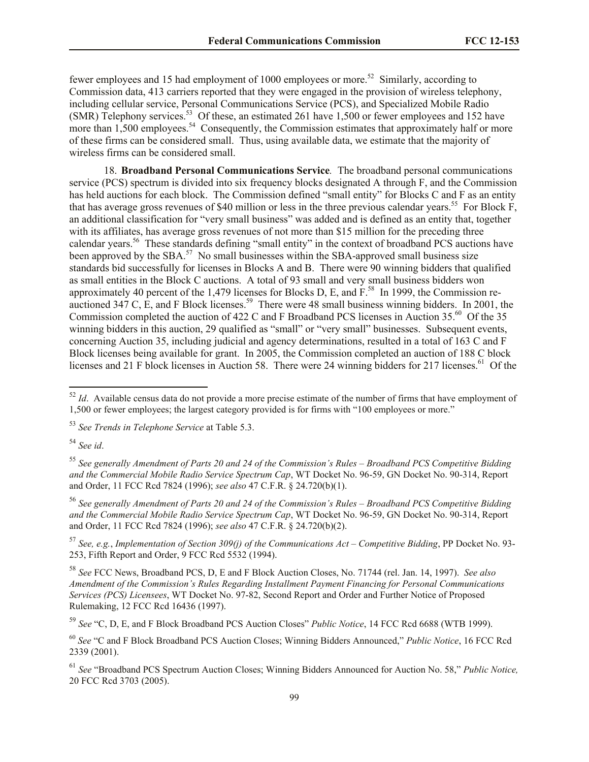fewer employees and 15 had employment of 1000 employees or more.[52] Similarly, according to Commission data, 413 carriers reported that they were engaged in the provision of wireless telephony, including cellular service, Personal Communications Service (PCS), and Specialized Mobile Radio (SMR) Telephony services.[53] Of these, an estimated 261 have 1,500 or fewer employees and 152 have more than 1,500 employees.[54] Consequently, the Commission estimates that approximately half or more of these firms can be considered small. Thus, using available data, we estimate that the majority of wireless firms can be considered small.

18. **Broadband Personal Communications Service***.* The broadband personal communications service (PCS) spectrum is divided into six frequency blocks designated A through F, and the Commission has held auctions for each block. The Commission defined "small entity" for Blocks C and F as an entity that has average gross revenues of $40 million or less in the three previous calendar years.[55] For Block F, an additional classification for "very small business" was added and is defined as an entity that, together with its affiliates, has average gross revenues of not more than $15 million for the preceding three calendar years.[56] These standards defining "small entity" in the context of broadband PCS auctions have been approved by the SBA.[57] No small businesses within the SBA-approved small business size standards bid successfully for licenses in Blocks A and B. There were 90 winning bidders that qualified as small entities in the Block C auctions. A total of 93 small and very small business bidders won approximately 40 percent of the 1,479 licenses for Blocks D, E, and F.[58] In 1999, the Commission re-auctioned 347 C, E, and F Block licenses.[59] There were 48 small business winning bidders. In 2001, the Commission completed the auction of 422 C and F Broadband PCS licenses in Auction 35.[60] Of the 35 winning bidders in this auction, 29 qualified as "small" or "very small" businesses. Subsequent events, concerning Auction 35, including judicial and agency determinations, resulted in a total of 163 C and F Block licenses being available for grant. In 2005, the Commission completed an auction of 188 C block licenses and 21 F block licenses in Auction 58. There were 24 winning bidders for 217 licenses.[61] Of the

---

[52] *Id*. Available census data do not provide a more precise estimate of the number of firms that have employment of 1,500 or fewer employees; the largest category provided is for firms with "100 employees or more."

[53] *See Trends in Telephone Service* at Table 5.3.

[54] *See id*.

[55] *See generally Amendment of Parts 20 and 24 of the Commission's Rules – Broadband PCS Competitive Bidding and the Commercial Mobile Radio Service Spectrum Cap*, WT Docket No. 96-59, GN Docket No. 90-314, Report and Order, 11 FCC Rcd 7824 (1996); *see also* 47 C.F.R. § 24.720(b)(1).

[56] *See generally Amendment of Parts 20 and 24 of the Commission's Rules – Broadband PCS Competitive Bidding and the Commercial Mobile Radio Service Spectrum Cap*, WT Docket No. 96-59, GN Docket No. 90-314, Report and Order, 11 FCC Rcd 7824 (1996); *see also* 47 C.F.R. § 24.720(b)(2).

[57] *See, e.g.*, *Implementation of Section 309(j) of the Communications Act – Competitive Bidding*, PP Docket No. 93-253, Fifth Report and Order, 9 FCC Rcd 5532 (1994).

[58] *See* FCC News, Broadband PCS, D, E and F Block Auction Closes, No. 71744 (rel. Jan. 14, 1997). *See also Amendment of the Commission's Rules Regarding Installment Payment Financing for Personal Communications Services (PCS) Licensees*, WT Docket No. 97-82, Second Report and Order and Further Notice of Proposed Rulemaking, 12 FCC Rcd 16436 (1997).

[59] *See* "C, D, E, and F Block Broadband PCS Auction Closes" *Public Notice*, 14 FCC Rcd 6688 (WTB 1999).

[60] *See* "C and F Block Broadband PCS Auction Closes; Winning Bidders Announced," *Public Notice*, 16 FCC Rcd 2339 (2001).

[61] *See* "Broadband PCS Spectrum Auction Closes; Winning Bidders Announced for Auction No. 58," *Public Notice,* 20 FCC Rcd 3703 (2005).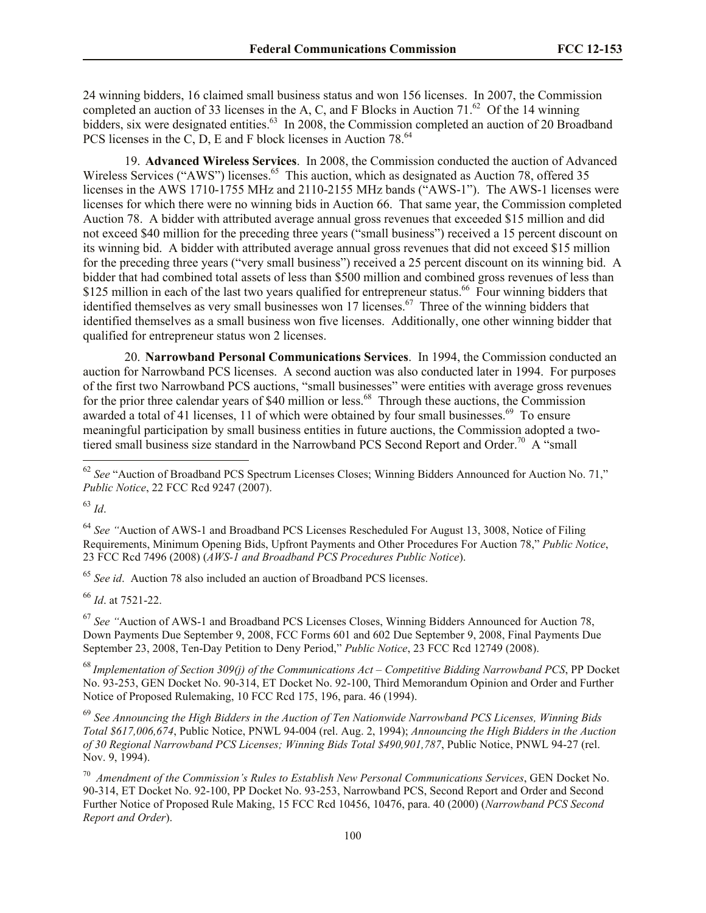24 winning bidders, 16 claimed small business status and won 156 licenses. In 2007, the Commission completed an auction of 33 licenses in the A, C, and F Blocks in Auction 71.[62] Of the 14 winning bidders, six were designated entities.[63] In 2008, the Commission completed an auction of 20 Broadband PCS licenses in the C, D, E and F block licenses in Auction 78.[64]

19. **Advanced Wireless Services**. In 2008, the Commission conducted the auction of Advanced Wireless Services ("AWS") licenses.[65] This auction, which as designated as Auction 78, offered 35 licenses in the AWS 1710-1755 MHz and 2110-2155 MHz bands ("AWS-1"). The AWS-1 licenses were licenses for which there were no winning bids in Auction 66. That same year, the Commission completed Auction 78. A bidder with attributed average annual gross revenues that exceeded $15 million and did not exceed $40 million for the preceding three years ("small business") received a 15 percent discount on its winning bid. A bidder with attributed average annual gross revenues that did not exceed $15 million for the preceding three years ("very small business") received a 25 percent discount on its winning bid. A bidder that had combined total assets of less than $500 million and combined gross revenues of less than $125 million in each of the last two years qualified for entrepreneur status.[66] Four winning bidders that identified themselves as very small businesses won 17 licenses.[67] Three of the winning bidders that identified themselves as a small business won five licenses. Additionally, one other winning bidder that qualified for entrepreneur status won 2 licenses.

20. **Narrowband Personal Communications Services**. In 1994, the Commission conducted an auction for Narrowband PCS licenses. A second auction was also conducted later in 1994. For purposes of the first two Narrowband PCS auctions, "small businesses" were entities with average gross revenues for the prior three calendar years of $40 million or less.[68] Through these auctions, the Commission awarded a total of 41 licenses, 11 of which were obtained by four small businesses.[69] To ensure meaningful participation by small business entities in future auctions, the Commission adopted a two-tiered small business size standard in the Narrowband PCS Second Report and Order.[70] A "small

---

[62] *See* "Auction of Broadband PCS Spectrum Licenses Closes; Winning Bidders Announced for Auction No. 71," *Public Notice*, 22 FCC Rcd 9247 (2007).

[63] *Id*.

[64] *See "*Auction of AWS-1 and Broadband PCS Licenses Rescheduled For August 13, 3008, Notice of Filing Requirements, Minimum Opening Bids, Upfront Payments and Other Procedures For Auction 78," *Public Notice*, 23 FCC Rcd 7496 (2008) (*AWS-1 and Broadband PCS Procedures Public Notice*).

[65] *See id*. Auction 78 also included an auction of Broadband PCS licenses.

[66] *Id*. at 7521-22.

[67] *See "*Auction of AWS-1 and Broadband PCS Licenses Closes, Winning Bidders Announced for Auction 78, Down Payments Due September 9, 2008, FCC Forms 601 and 602 Due September 9, 2008, Final Payments Due September 23, 2008, Ten-Day Petition to Deny Period," *Public Notice*, 23 FCC Rcd 12749 (2008).

[68] *Implementation of Section 309(j) of the Communications Act – Competitive Bidding Narrowband PCS*, PP Docket No. 93-253, GEN Docket No. 90-314, ET Docket No. 92-100, Third Memorandum Opinion and Order and Further Notice of Proposed Rulemaking, 10 FCC Rcd 175, 196, para. 46 (1994).

[69] *See Announcing the High Bidders in the Auction of Ten Nationwide Narrowband PCS Licenses, Winning Bids Total $617,006,674*, Public Notice, PNWL 94-004 (rel. Aug. 2, 1994); *Announcing the High Bidders in the Auction of 30 Regional Narrowband PCS Licenses; Winning Bids Total $490,901,787*, Public Notice, PNWL 94-27 (rel. Nov. 9, 1994).

[70] *Amendment of the Commission's Rules to Establish New Personal Communications Services*, GEN Docket No. 90-314, ET Docket No. 92-100, PP Docket No. 93-253, Narrowband PCS, Second Report and Order and Second Further Notice of Proposed Rule Making, 15 FCC Rcd 10456, 10476, para. 40 (2000) (*Narrowband PCS Second Report and Order*).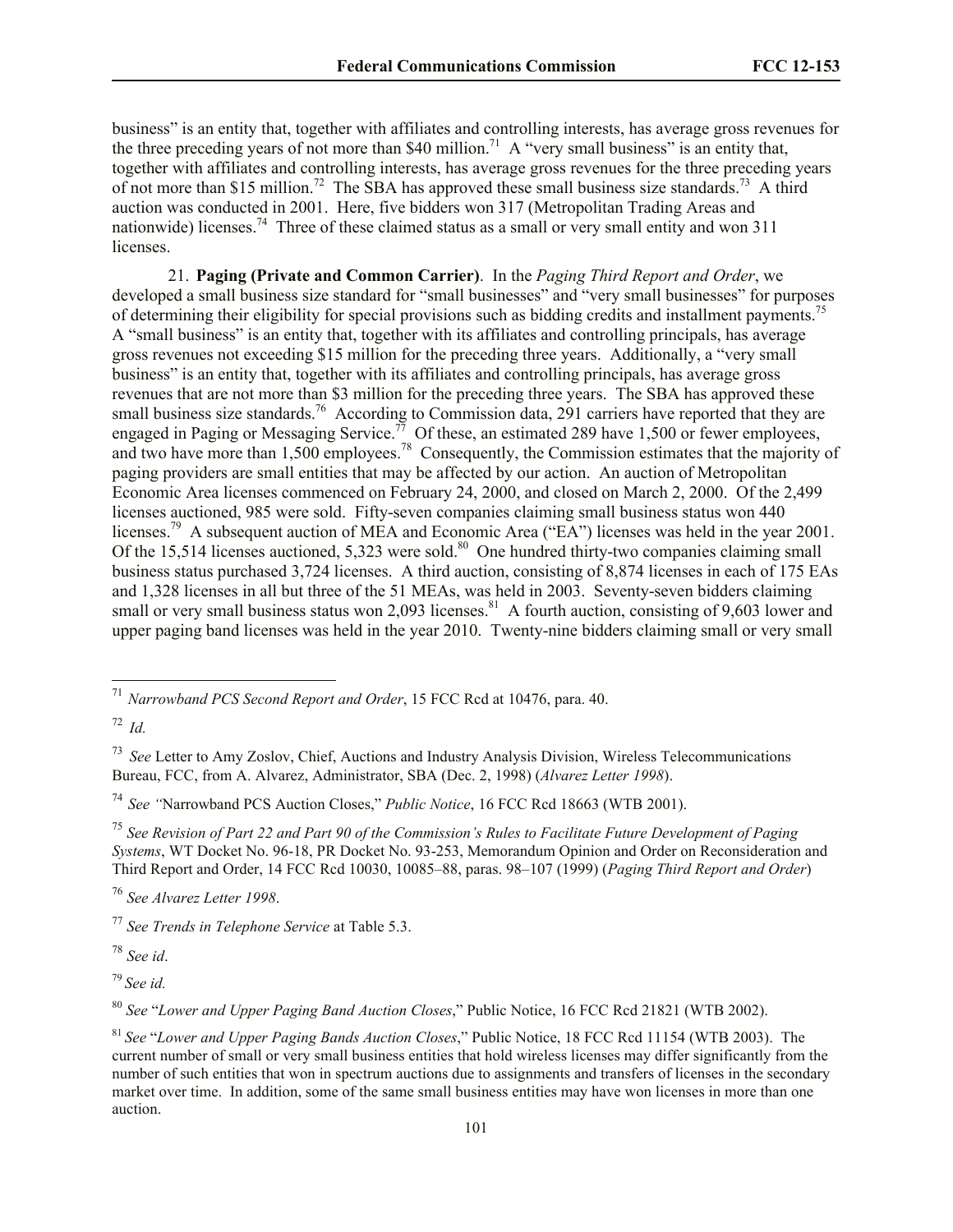business" is an entity that, together with affiliates and controlling interests, has average gross revenues for the three preceding years of not more than $40 million.[71] A "very small business" is an entity that, together with affiliates and controlling interests, has average gross revenues for the three preceding years of not more than $15 million.[72] The SBA has approved these small business size standards.[73] A third auction was conducted in 2001. Here, five bidders won 317 (Metropolitan Trading Areas and nationwide) licenses.[74] Three of these claimed status as a small or very small entity and won 311 licenses.

21. **Paging (Private and Common Carrier)**. In the *Paging Third Report and Order*, we developed a small business size standard for "small businesses" and "very small businesses" for purposes of determining their eligibility for special provisions such as bidding credits and installment payments.[75] A "small business" is an entity that, together with its affiliates and controlling principals, has average gross revenues not exceeding $15 million for the preceding three years. Additionally, a "very small business" is an entity that, together with its affiliates and controlling principals, has average gross revenues that are not more than $3 million for the preceding three years. The SBA has approved these small business size standards.[76] According to Commission data, 291 carriers have reported that they are engaged in Paging or Messaging Service.[77] Of these, an estimated 289 have 1,500 or fewer employees, and two have more than 1,500 employees.[78] Consequently, the Commission estimates that the majority of paging providers are small entities that may be affected by our action. An auction of Metropolitan Economic Area licenses commenced on February 24, 2000, and closed on March 2, 2000. Of the 2,499 licenses auctioned, 985 were sold. Fifty-seven companies claiming small business status won 440 licenses.[79] A subsequent auction of MEA and Economic Area ("EA") licenses was held in the year 2001. Of the 15,514 licenses auctioned, 5,323 were sold.[80] One hundred thirty-two companies claiming small business status purchased 3,724 licenses. A third auction, consisting of 8,874 licenses in each of 175 EAs and 1,328 licenses in all but three of the 51 MEAs, was held in 2003. Seventy-seven bidders claiming small or very small business status won 2,093 licenses.[81] A fourth auction, consisting of 9,603 lower and upper paging band licenses was held in the year 2010. Twenty-nine bidders claiming small or very small

---

[71] *Narrowband PCS Second Report and Order*, 15 FCC Rcd at 10476, para. 40.

[72] *Id.*

[73] *See* Letter to Amy Zoslov, Chief, Auctions and Industry Analysis Division, Wireless Telecommunications Bureau, FCC, from A. Alvarez, Administrator, SBA (Dec. 2, 1998) (*Alvarez Letter 1998*).

[74] *See "*Narrowband PCS Auction Closes," *Public Notice*, 16 FCC Rcd 18663 (WTB 2001).

[75] *See Revision of Part 22 and Part 90 of the Commission's Rules to Facilitate Future Development of Paging Systems*, WT Docket No. 96-18, PR Docket No. 93-253, Memorandum Opinion and Order on Reconsideration and Third Report and Order, 14 FCC Rcd 10030, 10085–88, paras. 98–107 (1999) (*Paging Third Report and Order*)

[76] *See Alvarez Letter 1998*.

[77] *See Trends in Telephone Service* at Table 5.3.

[78] *See id*.

[79] *See id.*

[80] *See* "*Lower and Upper Paging Band Auction Closes*," Public Notice, 16 FCC Rcd 21821 (WTB 2002).

[81] *See* "*Lower and Upper Paging Bands Auction Closes*," Public Notice, 18 FCC Rcd 11154 (WTB 2003). The current number of small or very small business entities that hold wireless licenses may differ significantly from the number of such entities that won in spectrum auctions due to assignments and transfers of licenses in the secondary market over time. In addition, some of the same small business entities may have won licenses in more than one auction.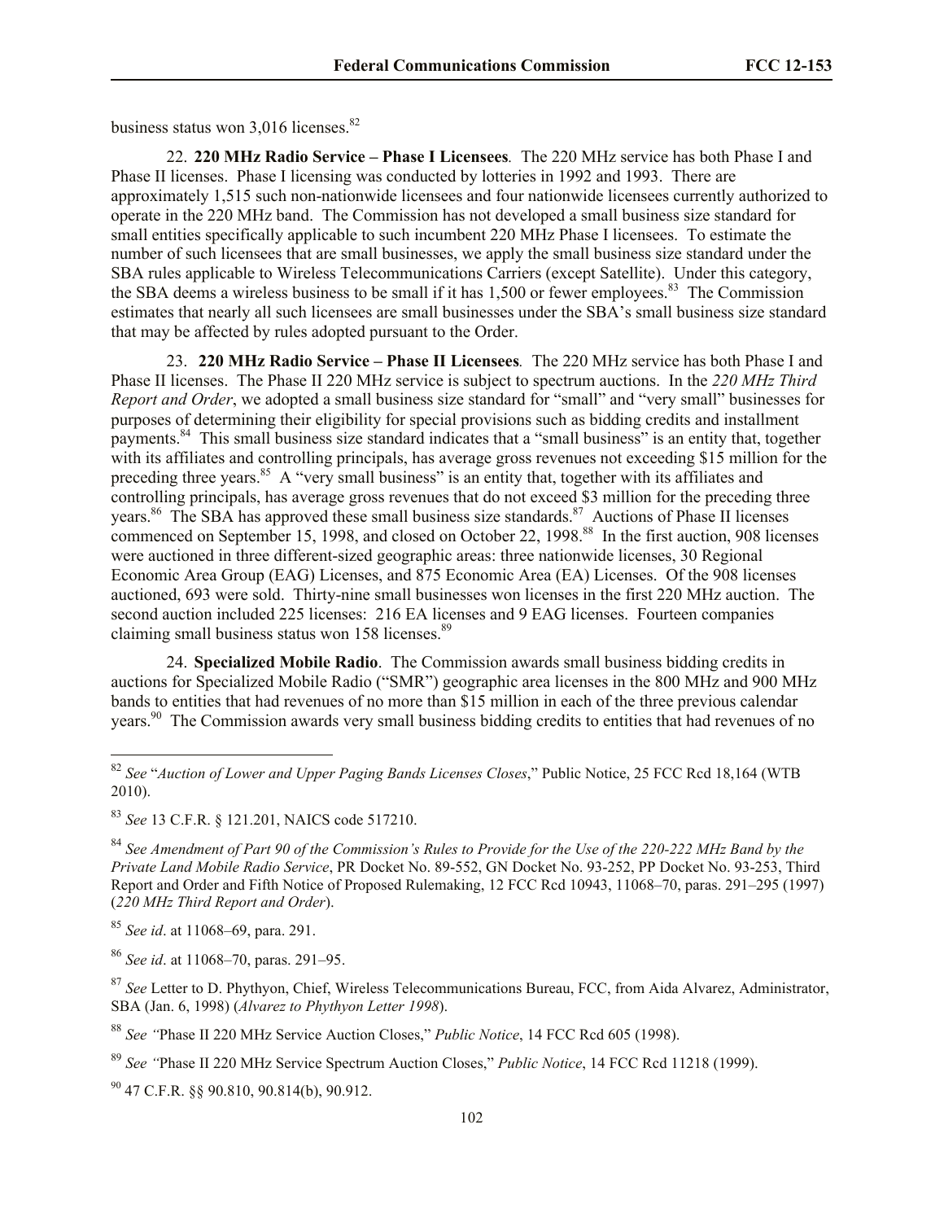business status won 3,016 licenses.[82]

22. **220 MHz Radio Service – Phase I Licensees**. The 220 MHz service has both Phase I and Phase II licenses. Phase I licensing was conducted by lotteries in 1992 and 1993. There are approximately 1,515 such non-nationwide licensees and four nationwide licensees currently authorized to operate in the 220 MHz band. The Commission has not developed a small business size standard for small entities specifically applicable to such incumbent 220 MHz Phase I licensees. To estimate the number of such licensees that are small businesses, we apply the small business size standard under the SBA rules applicable to Wireless Telecommunications Carriers (except Satellite). Under this category, the SBA deems a wireless business to be small if it has 1,500 or fewer employees.[83] The Commission estimates that nearly all such licensees are small businesses under the SBA's small business size standard that may be affected by rules adopted pursuant to the Order.

23. **220 MHz Radio Service – Phase II Licensees**. The 220 MHz service has both Phase I and Phase II licenses. The Phase II 220 MHz service is subject to spectrum auctions. In the *220 MHz Third Report and Order*, we adopted a small business size standard for "small" and "very small" businesses for purposes of determining their eligibility for special provisions such as bidding credits and installment payments.[84] This small business size standard indicates that a "small business" is an entity that, together with its affiliates and controlling principals, has average gross revenues not exceeding $15 million for the preceding three years.[85] A "very small business" is an entity that, together with its affiliates and controlling principals, has average gross revenues that do not exceed $3 million for the preceding three years.[86] The SBA has approved these small business size standards.[87] Auctions of Phase II licenses commenced on September 15, 1998, and closed on October 22, 1998.[88] In the first auction, 908 licenses were auctioned in three different-sized geographic areas: three nationwide licenses, 30 Regional Economic Area Group (EAG) Licenses, and 875 Economic Area (EA) Licenses. Of the 908 licenses auctioned, 693 were sold. Thirty-nine small businesses won licenses in the first 220 MHz auction. The second auction included 225 licenses: 216 EA licenses and 9 EAG licenses. Fourteen companies claiming small business status won 158 licenses.[89]

24. **Specialized Mobile Radio**. The Commission awards small business bidding credits in auctions for Specialized Mobile Radio ("SMR") geographic area licenses in the 800 MHz and 900 MHz bands to entities that had revenues of no more than $15 million in each of the three previous calendar years.[90] The Commission awards very small business bidding credits to entities that had revenues of no

---

[82] *See* "*Auction of Lower and Upper Paging Bands Licenses Closes*," Public Notice, 25 FCC Rcd 18,164 (WTB 2010).

[83] *See* 13 C.F.R. § 121.201, NAICS code 517210.

[84] *See Amendment of Part 90 of the Commission's Rules to Provide for the Use of the 220-222 MHz Band by the Private Land Mobile Radio Service*, PR Docket No. 89-552, GN Docket No. 93-252, PP Docket No. 93-253, Third Report and Order and Fifth Notice of Proposed Rulemaking, 12 FCC Rcd 10943, 11068–70, paras. 291–295 (1997) (*220 MHz Third Report and Order*).

[85] *See id*. at 11068–69, para. 291.

[86] *See id*. at 11068–70, paras. 291–95.

[87] *See* Letter to D. Phythyon, Chief, Wireless Telecommunications Bureau, FCC, from Aida Alvarez, Administrator, SBA (Jan. 6, 1998) (*Alvarez to Phythyon Letter 1998*).

[88] *See "*Phase II 220 MHz Service Auction Closes," *Public Notice*, 14 FCC Rcd 605 (1998).

[89] *See "*Phase II 220 MHz Service Spectrum Auction Closes," *Public Notice*, 14 FCC Rcd 11218 (1999).

[90] 47 C.F.R. §§ 90.810, 90.814(b), 90.912.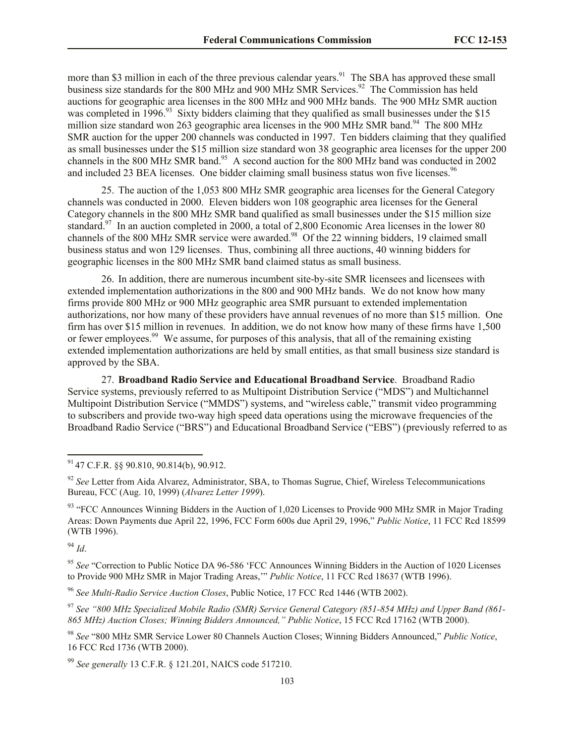more than $3 million in each of the three previous calendar years.[91] The SBA has approved these small business size standards for the 800 MHz and 900 MHz SMR Services.[92] The Commission has held auctions for geographic area licenses in the 800 MHz and 900 MHz bands. The 900 MHz SMR auction was completed in 1996.[93] Sixty bidders claiming that they qualified as small businesses under the $15 million size standard won 263 geographic area licenses in the 900 MHz SMR band.[94] The 800 MHz SMR auction for the upper 200 channels was conducted in 1997. Ten bidders claiming that they qualified as small businesses under the $15 million size standard won 38 geographic area licenses for the upper 200 channels in the 800 MHz SMR band.[95] A second auction for the 800 MHz band was conducted in 2002 and included 23 BEA licenses. One bidder claiming small business status won five licenses.[96]

25. The auction of the 1,053 800 MHz SMR geographic area licenses for the General Category channels was conducted in 2000. Eleven bidders won 108 geographic area licenses for the General Category channels in the 800 MHz SMR band qualified as small businesses under the $15 million size standard.[97] In an auction completed in 2000, a total of 2,800 Economic Area licenses in the lower 80 channels of the 800 MHz SMR service were awarded.[98] Of the 22 winning bidders, 19 claimed small business status and won 129 licenses. Thus, combining all three auctions, 40 winning bidders for geographic licenses in the 800 MHz SMR band claimed status as small business.

26. In addition, there are numerous incumbent site-by-site SMR licensees and licensees with extended implementation authorizations in the 800 and 900 MHz bands. We do not know how many firms provide 800 MHz or 900 MHz geographic area SMR pursuant to extended implementation authorizations, nor how many of these providers have annual revenues of no more than $15 million. One firm has over $15 million in revenues. In addition, we do not know how many of these firms have 1,500 or fewer employees.[99] We assume, for purposes of this analysis, that all of the remaining existing extended implementation authorizations are held by small entities, as that small business size standard is approved by the SBA.

27. **Broadband Radio Service and Educational Broadband Service**. Broadband Radio Service systems, previously referred to as Multipoint Distribution Service ("MDS") and Multichannel Multipoint Distribution Service ("MMDS") systems, and "wireless cable," transmit video programming to subscribers and provide two-way high speed data operations using the microwave frequencies of the Broadband Radio Service ("BRS") and Educational Broadband Service ("EBS") (previously referred to as

---

[91] 47 C.F.R. §§ 90.810, 90.814(b), 90.912.

[92] *See* Letter from Aida Alvarez, Administrator, SBA, to Thomas Sugrue, Chief, Wireless Telecommunications Bureau, FCC (Aug. 10, 1999) (*Alvarez Letter 1999*).

[93] "FCC Announces Winning Bidders in the Auction of 1,020 Licenses to Provide 900 MHz SMR in Major Trading Areas: Down Payments due April 22, 1996, FCC Form 600s due April 29, 1996," *Public Notice*, 11 FCC Rcd 18599 (WTB 1996).

[94] *Id*.

[95] *See* "Correction to Public Notice DA 96-586 'FCC Announces Winning Bidders in the Auction of 1020 Licenses to Provide 900 MHz SMR in Major Trading Areas,'" *Public Notice*, 11 FCC Rcd 18637 (WTB 1996).

[96] *See Multi-Radio Service Auction Closes*, Public Notice, 17 FCC Rcd 1446 (WTB 2002).

[97] *See "800 MHz Specialized Mobile Radio (SMR) Service General Category (851-854 MHz) and Upper Band (861-865 MHz) Auction Closes; Winning Bidders Announced," Public Notice*, 15 FCC Rcd 17162 (WTB 2000).

[98] *See* "800 MHz SMR Service Lower 80 Channels Auction Closes; Winning Bidders Announced," *Public Notice*, 16 FCC Rcd 1736 (WTB 2000).

[99] *See generally* 13 C.F.R. § 121.201, NAICS code 517210.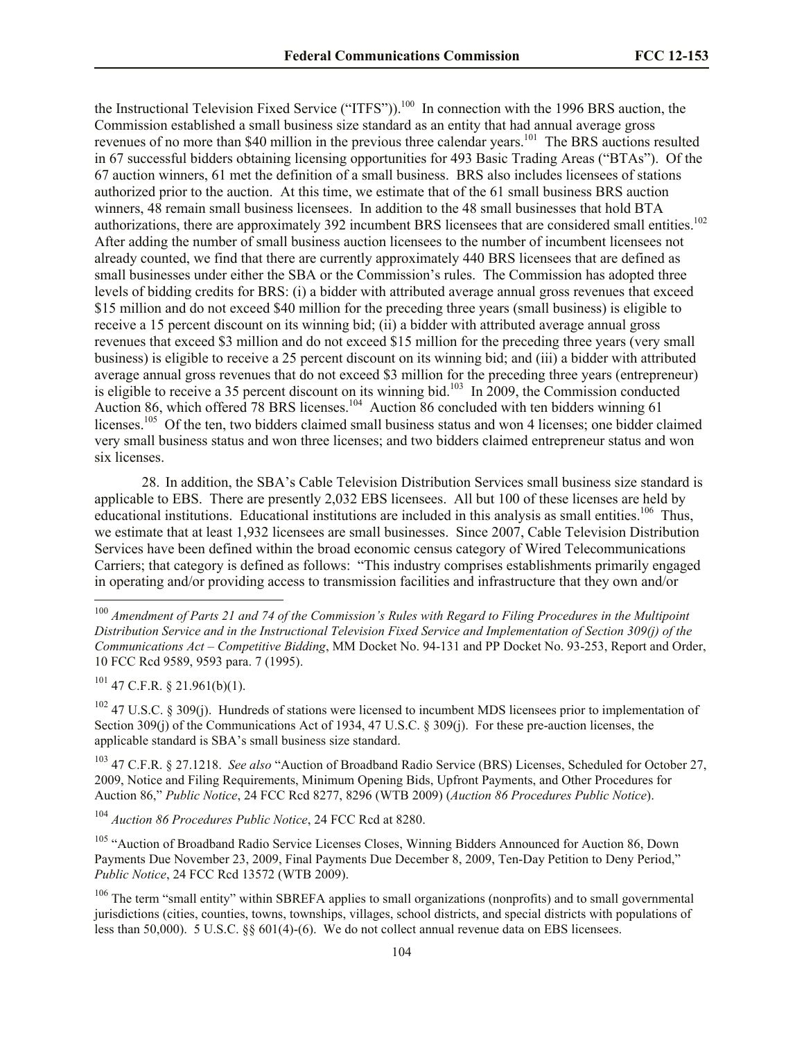the Instructional Television Fixed Service ("ITFS")).[100] In connection with the 1996 BRS auction, the Commission established a small business size standard as an entity that had annual average gross revenues of no more than $40 million in the previous three calendar years.[101] The BRS auctions resulted in 67 successful bidders obtaining licensing opportunities for 493 Basic Trading Areas ("BTAs"). Of the 67 auction winners, 61 met the definition of a small business. BRS also includes licensees of stations authorized prior to the auction. At this time, we estimate that of the 61 small business BRS auction winners, 48 remain small business licensees. In addition to the 48 small businesses that hold BTA authorizations, there are approximately 392 incumbent BRS licensees that are considered small entities.[102] After adding the number of small business auction licensees to the number of incumbent licensees not already counted, we find that there are currently approximately 440 BRS licensees that are defined as small businesses under either the SBA or the Commission's rules. The Commission has adopted three levels of bidding credits for BRS: (i) a bidder with attributed average annual gross revenues that exceed $15 million and do not exceed $40 million for the preceding three years (small business) is eligible to receive a 15 percent discount on its winning bid; (ii) a bidder with attributed average annual gross revenues that exceed $3 million and do not exceed $15 million for the preceding three years (very small business) is eligible to receive a 25 percent discount on its winning bid; and (iii) a bidder with attributed average annual gross revenues that do not exceed $3 million for the preceding three years (entrepreneur) is eligible to receive a 35 percent discount on its winning bid.[103] In 2009, the Commission conducted Auction 86, which offered 78 BRS licenses.[104] Auction 86 concluded with ten bidders winning 61 licenses.[105] Of the ten, two bidders claimed small business status and won 4 licenses; one bidder claimed very small business status and won three licenses; and two bidders claimed entrepreneur status and won six licenses.

28. In addition, the SBA's Cable Television Distribution Services small business size standard is applicable to EBS. There are presently 2,032 EBS licensees. All but 100 of these licenses are held by educational institutions. Educational institutions are included in this analysis as small entities.[106] Thus, we estimate that at least 1,932 licensees are small businesses. Since 2007, Cable Television Distribution Services have been defined within the broad economic census category of Wired Telecommunications Carriers; that category is defined as follows: "This industry comprises establishments primarily engaged in operating and/or providing access to transmission facilities and infrastructure that they own and/or

---

[100] *Amendment of Parts 21 and 74 of the Commission's Rules with Regard to Filing Procedures in the Multipoint Distribution Service and in the Instructional Television Fixed Service and Implementation of Section 309(j) of the Communications Act – Competitive Bidding*, MM Docket No. 94-131 and PP Docket No. 93-253, Report and Order, 10 FCC Rcd 9589, 9593 para. 7 (1995).

[101] 47 C.F.R. § 21.961(b)(1).

[102] 47 U.S.C. § 309(j). Hundreds of stations were licensed to incumbent MDS licensees prior to implementation of Section 309(j) of the Communications Act of 1934, 47 U.S.C. § 309(j). For these pre-auction licenses, the applicable standard is SBA's small business size standard.

[103] 47 C.F.R. § 27.1218. *See also* "Auction of Broadband Radio Service (BRS) Licenses, Scheduled for October 27, 2009, Notice and Filing Requirements, Minimum Opening Bids, Upfront Payments, and Other Procedures for Auction 86," *Public Notice*, 24 FCC Rcd 8277, 8296 (WTB 2009) (*Auction 86 Procedures Public Notice*).

[104] *Auction 86 Procedures Public Notice*, 24 FCC Rcd at 8280.

[105] "Auction of Broadband Radio Service Licenses Closes, Winning Bidders Announced for Auction 86, Down Payments Due November 23, 2009, Final Payments Due December 8, 2009, Ten-Day Petition to Deny Period," *Public Notice*, 24 FCC Rcd 13572 (WTB 2009).

[106] The term "small entity" within SBREFA applies to small organizations (nonprofits) and to small governmental jurisdictions (cities, counties, towns, townships, villages, school districts, and special districts with populations of less than 50,000). 5 U.S.C. §§ 601(4)-(6). We do not collect annual revenue data on EBS licensees.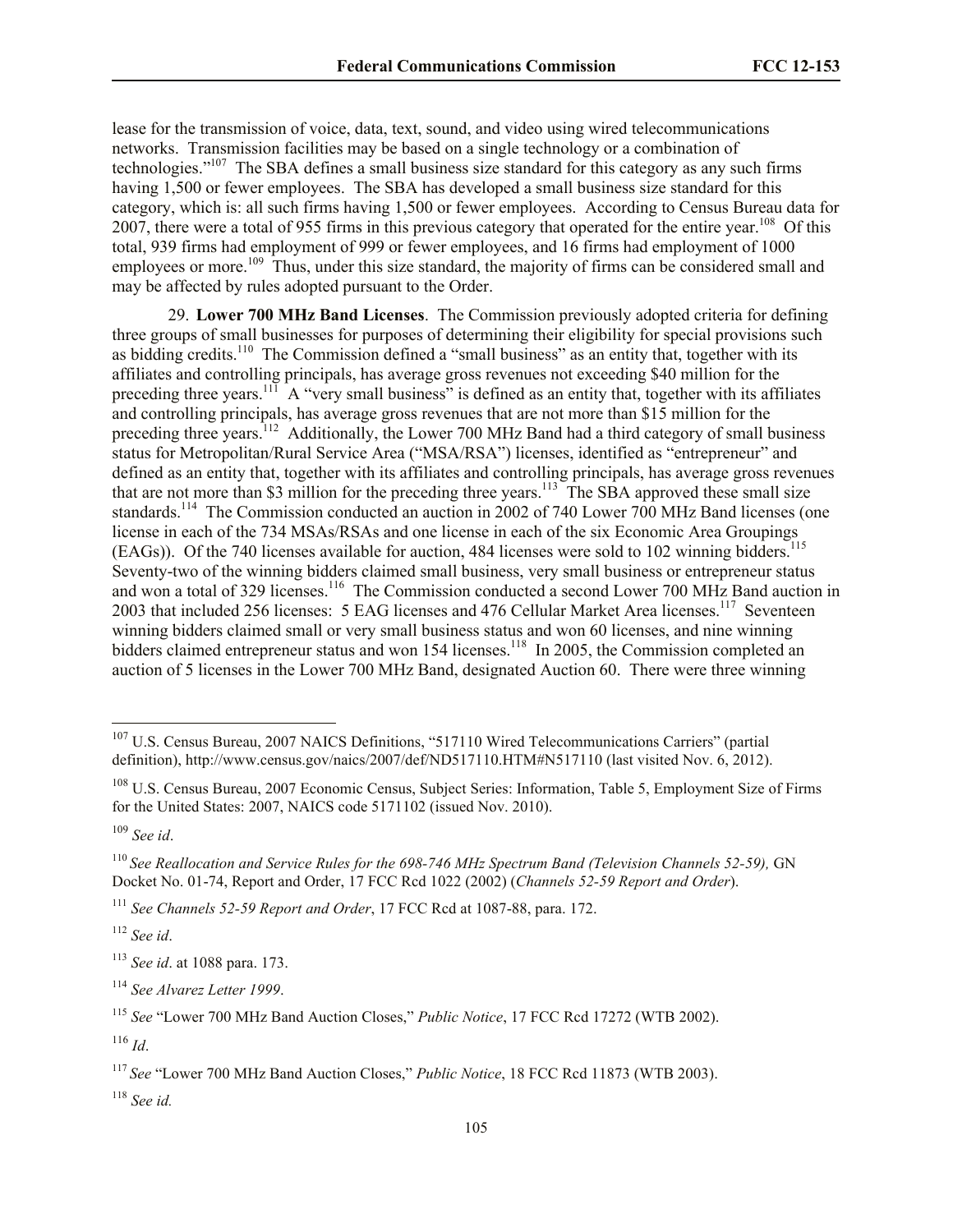lease for the transmission of voice, data, text, sound, and video using wired telecommunications networks. Transmission facilities may be based on a single technology or a combination of technologies."[107] The SBA defines a small business size standard for this category as any such firms having 1,500 or fewer employees. The SBA has developed a small business size standard for this category, which is: all such firms having 1,500 or fewer employees. According to Census Bureau data for 2007, there were a total of 955 firms in this previous category that operated for the entire year.[108] Of this total, 939 firms had employment of 999 or fewer employees, and 16 firms had employment of 1000 employees or more.[109] Thus, under this size standard, the majority of firms can be considered small and may be affected by rules adopted pursuant to the Order.

29. **Lower 700 MHz Band Licenses**. The Commission previously adopted criteria for defining three groups of small businesses for purposes of determining their eligibility for special provisions such as bidding credits.[110] The Commission defined a "small business" as an entity that, together with its affiliates and controlling principals, has average gross revenues not exceeding $40 million for the preceding three years.[111] A "very small business" is defined as an entity that, together with its affiliates and controlling principals, has average gross revenues that are not more than $15 million for the preceding three years.[112] Additionally, the Lower 700 MHz Band had a third category of small business status for Metropolitan/Rural Service Area ("MSA/RSA") licenses, identified as "entrepreneur" and defined as an entity that, together with its affiliates and controlling principals, has average gross revenues that are not more than $3 million for the preceding three years.[113] The SBA approved these small size standards.[114] The Commission conducted an auction in 2002 of 740 Lower 700 MHz Band licenses (one license in each of the 734 MSAs/RSAs and one license in each of the six Economic Area Groupings (EAGs)). Of the 740 licenses available for auction, 484 licenses were sold to 102 winning bidders.[115] Seventy-two of the winning bidders claimed small business, very small business or entrepreneur status and won a total of 329 licenses.[116] The Commission conducted a second Lower 700 MHz Band auction in 2003 that included 256 licenses: 5 EAG licenses and 476 Cellular Market Area licenses.[117] Seventeen winning bidders claimed small or very small business status and won 60 licenses, and nine winning bidders claimed entrepreneur status and won 154 licenses.[118] In 2005, the Commission completed an auction of 5 licenses in the Lower 700 MHz Band, designated Auction 60. There were three winning

---

[107] U.S. Census Bureau, 2007 NAICS Definitions, "517110 Wired Telecommunications Carriers" (partial definition), http://www.census.gov/naics/2007/def/ND517110.HTM#N517110 (last visited Nov. 6, 2012).

[108] U.S. Census Bureau, 2007 Economic Census, Subject Series: Information, Table 5, Employment Size of Firms for the United States: 2007, NAICS code 5171102 (issued Nov. 2010).

[109] *See id*.

[110] *See Reallocation and Service Rules for the 698-746 MHz Spectrum Band (Television Channels 52-59),* GN Docket No. 01-74, Report and Order, 17 FCC Rcd 1022 (2002) (*Channels 52-59 Report and Order*).

[111] *See Channels 52-59 Report and Order*, 17 FCC Rcd at 1087-88, para. 172.

[112] *See id*.

[113] *See id*. at 1088 para. 173.

[114] *See Alvarez Letter 1999*.

[115] *See* "Lower 700 MHz Band Auction Closes," *Public Notice*, 17 FCC Rcd 17272 (WTB 2002).

[116] *Id*.

[117] *See* "Lower 700 MHz Band Auction Closes," *Public Notice*, 18 FCC Rcd 11873 (WTB 2003).

[118] *See id.*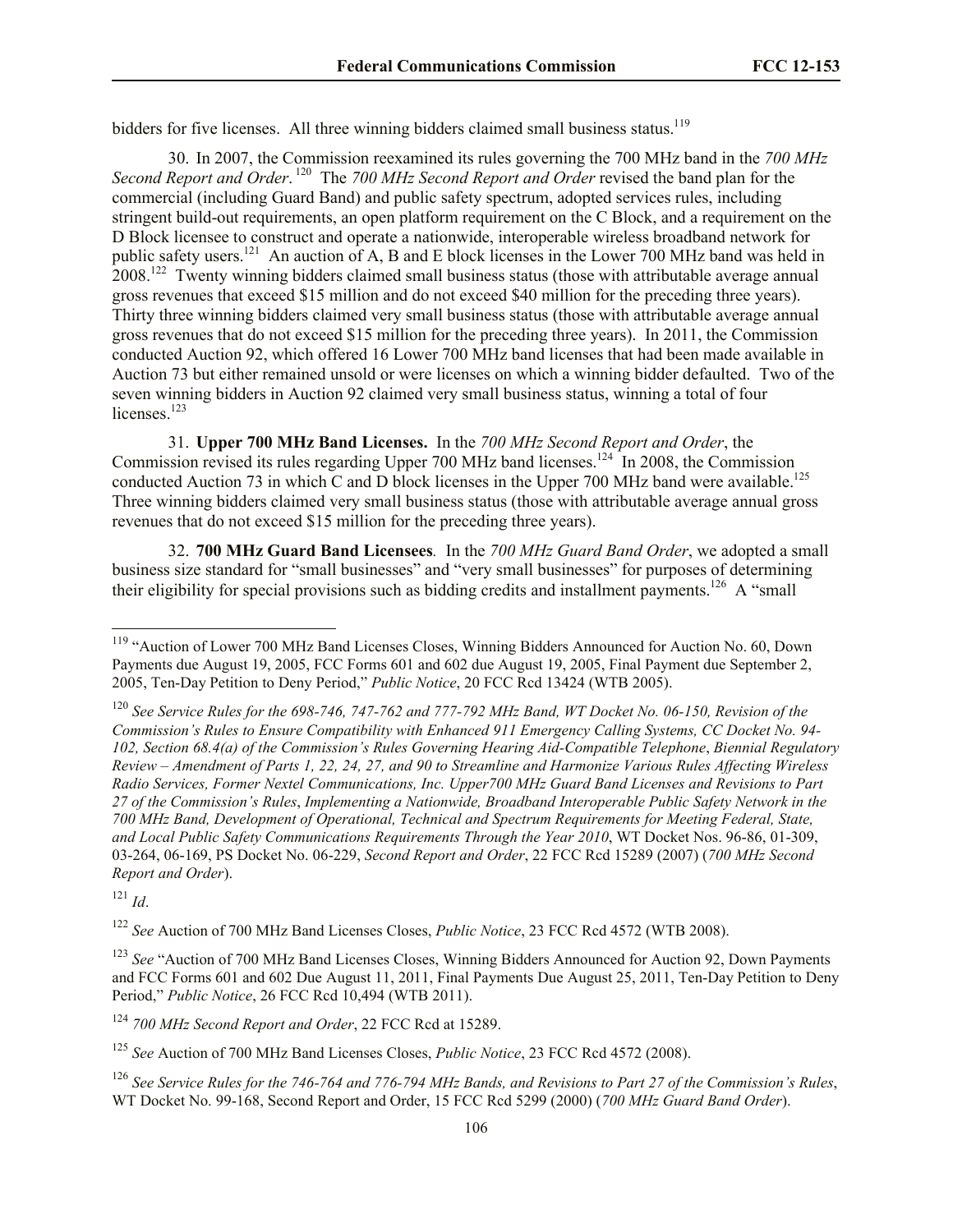bidders for five licenses. All three winning bidders claimed small business status.[119]

30. In 2007, the Commission reexamined its rules governing the 700 MHz band in the *700 MHz Second Report and Order*.[120] The *700 MHz Second Report and Order* revised the band plan for the commercial (including Guard Band) and public safety spectrum, adopted services rules, including stringent build-out requirements, an open platform requirement on the C Block, and a requirement on the D Block licensee to construct and operate a nationwide, interoperable wireless broadband network for public safety users.[121] An auction of A, B and E block licenses in the Lower 700 MHz band was held in 2008.[122] Twenty winning bidders claimed small business status (those with attributable average annual gross revenues that exceed $15 million and do not exceed $40 million for the preceding three years). Thirty three winning bidders claimed very small business status (those with attributable average annual gross revenues that do not exceed $15 million for the preceding three years). In 2011, the Commission conducted Auction 92, which offered 16 Lower 700 MHz band licenses that had been made available in Auction 73 but either remained unsold or were licenses on which a winning bidder defaulted. Two of the seven winning bidders in Auction 92 claimed very small business status, winning a total of four licenses.[123]

31. **Upper 700 MHz Band Licenses.** In the *700 MHz Second Report and Order*, the Commission revised its rules regarding Upper 700 MHz band licenses.[124] In 2008, the Commission conducted Auction 73 in which C and D block licenses in the Upper 700 MHz band were available.[125] Three winning bidders claimed very small business status (those with attributable average annual gross revenues that do not exceed $15 million for the preceding three years).

32. **700 MHz Guard Band Licensees***.* In the *700 MHz Guard Band Order*, we adopted a small business size standard for "small businesses" and "very small businesses" for purposes of determining their eligibility for special provisions such as bidding credits and installment payments.[126] A "small

---

[119] "Auction of Lower 700 MHz Band Licenses Closes, Winning Bidders Announced for Auction No. 60, Down Payments due August 19, 2005, FCC Forms 601 and 602 due August 19, 2005, Final Payment due September 2, 2005, Ten-Day Petition to Deny Period," *Public Notice*, 20 FCC Rcd 13424 (WTB 2005).

[120] *See Service Rules for the 698-746, 747-762 and 777-792 MHz Band, WT Docket No. 06-150, Revision of the Commission's Rules to Ensure Compatibility with Enhanced 911 Emergency Calling Systems, CC Docket No. 94-102, Section 68.4(a) of the Commission's Rules Governing Hearing Aid-Compatible Telephone*, *Biennial Regulatory Review – Amendment of Parts 1, 22, 24, 27, and 90 to Streamline and Harmonize Various Rules Affecting Wireless Radio Services, Former Nextel Communications, Inc. Upper700 MHz Guard Band Licenses and Revisions to Part 27 of the Commission's Rules*, *Implementing a Nationwide, Broadband Interoperable Public Safety Network in the 700 MHz Band, Development of Operational, Technical and Spectrum Requirements for Meeting Federal, State, and Local Public Safety Communications Requirements Through the Year 2010*, WT Docket Nos. 96-86, 01-309, 03-264, 06-169, PS Docket No. 06-229, *Second Report and Order*, 22 FCC Rcd 15289 (2007) (*700 MHz Second Report and Order*).

[121] *Id*.

[122] *See* Auction of 700 MHz Band Licenses Closes, *Public Notice*, 23 FCC Rcd 4572 (WTB 2008).

[123] *See* "Auction of 700 MHz Band Licenses Closes, Winning Bidders Announced for Auction 92, Down Payments and FCC Forms 601 and 602 Due August 11, 2011, Final Payments Due August 25, 2011, Ten-Day Petition to Deny Period," *Public Notice*, 26 FCC Rcd 10,494 (WTB 2011).

[124] *700 MHz Second Report and Order*, 22 FCC Rcd at 15289.

[125] *See* Auction of 700 MHz Band Licenses Closes, *Public Notice*, 23 FCC Rcd 4572 (2008).

[126] *See Service Rules for the 746-764 and 776-794 MHz Bands, and Revisions to Part 27 of the Commission's Rules*, WT Docket No. 99-168, Second Report and Order, 15 FCC Rcd 5299 (2000) (*700 MHz Guard Band Order*).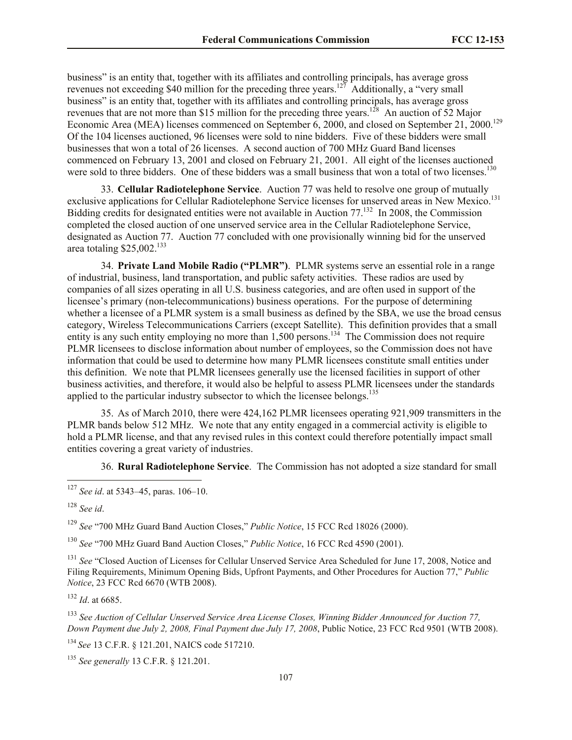business" is an entity that, together with its affiliates and controlling principals, has average gross revenues not exceeding $40 million for the preceding three years.[127] Additionally, a "very small business" is an entity that, together with its affiliates and controlling principals, has average gross revenues that are not more than $15 million for the preceding three years.[128] An auction of 52 Major Economic Area (MEA) licenses commenced on September 6, 2000, and closed on September 21, 2000.[129] Of the 104 licenses auctioned, 96 licenses were sold to nine bidders. Five of these bidders were small businesses that won a total of 26 licenses. A second auction of 700 MHz Guard Band licenses commenced on February 13, 2001 and closed on February 21, 2001. All eight of the licenses auctioned were sold to three bidders. One of these bidders was a small business that won a total of two licenses.[130]

33. **Cellular Radiotelephone Service**. Auction 77 was held to resolve one group of mutually exclusive applications for Cellular Radiotelephone Service licenses for unserved areas in New Mexico.[131] Bidding credits for designated entities were not available in Auction 77.[132] In 2008, the Commission completed the closed auction of one unserved service area in the Cellular Radiotelephone Service, designated as Auction 77. Auction 77 concluded with one provisionally winning bid for the unserved area totaling $25,002.[133]

34. **Private Land Mobile Radio ("PLMR")**. PLMR systems serve an essential role in a range of industrial, business, land transportation, and public safety activities. These radios are used by companies of all sizes operating in all U.S. business categories, and are often used in support of the licensee's primary (non-telecommunications) business operations. For the purpose of determining whether a licensee of a PLMR system is a small business as defined by the SBA, we use the broad census category, Wireless Telecommunications Carriers (except Satellite). This definition provides that a small entity is any such entity employing no more than 1,500 persons.[134] The Commission does not require PLMR licensees to disclose information about number of employees, so the Commission does not have information that could be used to determine how many PLMR licensees constitute small entities under this definition. We note that PLMR licensees generally use the licensed facilities in support of other business activities, and therefore, it would also be helpful to assess PLMR licensees under the standards applied to the particular industry subsector to which the licensee belongs.[135]

35. As of March 2010, there were 424,162 PLMR licensees operating 921,909 transmitters in the PLMR bands below 512 MHz. We note that any entity engaged in a commercial activity is eligible to hold a PLMR license, and that any revised rules in this context could therefore potentially impact small entities covering a great variety of industries.

36. **Rural Radiotelephone Service**. The Commission has not adopted a size standard for small

---

[127] *See id*. at 5343–45, paras. 106–10.

[128] *See id*.

[129] *See* "700 MHz Guard Band Auction Closes," *Public Notice*, 15 FCC Rcd 18026 (2000).

[130] *See* "700 MHz Guard Band Auction Closes," *Public Notice*, 16 FCC Rcd 4590 (2001).

[131] *See* "Closed Auction of Licenses for Cellular Unserved Service Area Scheduled for June 17, 2008, Notice and Filing Requirements, Minimum Opening Bids, Upfront Payments, and Other Procedures for Auction 77," *Public Notice*, 23 FCC Rcd 6670 (WTB 2008).

[132] *Id*. at 6685.

[133] *See Auction of Cellular Unserved Service Area License Closes, Winning Bidder Announced for Auction 77, Down Payment due July 2, 2008, Final Payment due July 17, 2008*, Public Notice, 23 FCC Rcd 9501 (WTB 2008).

[134] *See* 13 C.F.R. § 121.201, NAICS code 517210.

[135] *See generally* 13 C.F.R. § 121.201.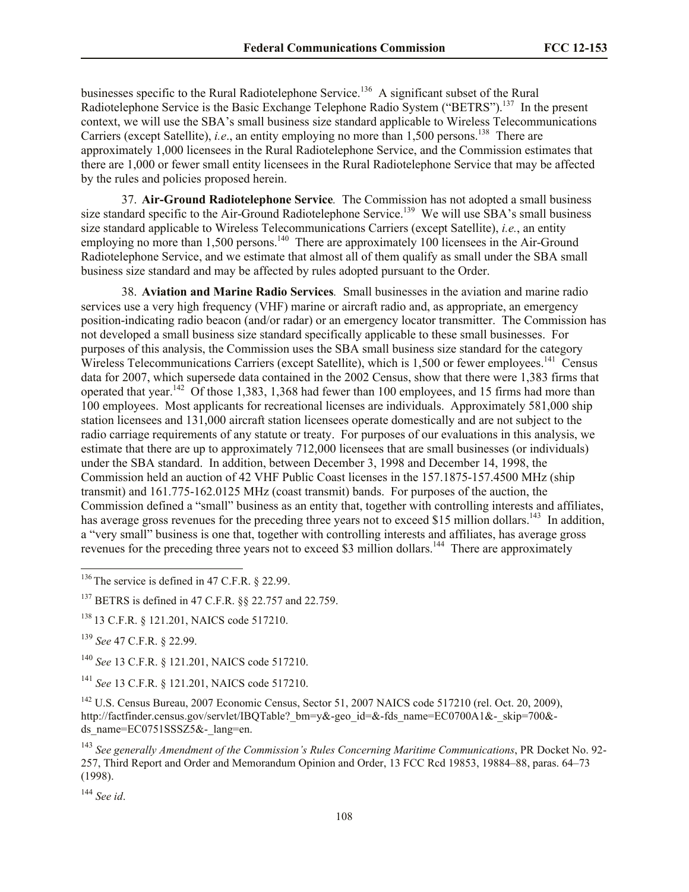businesses specific to the Rural Radiotelephone Service.[136] A significant subset of the Rural Radiotelephone Service is the Basic Exchange Telephone Radio System ("BETRS").[137] In the present context, we will use the SBA's small business size standard applicable to Wireless Telecommunications Carriers (except Satellite), *i.e*., an entity employing no more than 1,500 persons.[138] There are approximately 1,000 licensees in the Rural Radiotelephone Service, and the Commission estimates that there are 1,000 or fewer small entity licensees in the Rural Radiotelephone Service that may be affected by the rules and policies proposed herein.

37. **Air-Ground Radiotelephone Service**. The Commission has not adopted a small business size standard specific to the Air-Ground Radiotelephone Service.[139] We will use SBA's small business size standard applicable to Wireless Telecommunications Carriers (except Satellite), *i.e.*, an entity employing no more than 1,500 persons.[140] There are approximately 100 licensees in the Air-Ground Radiotelephone Service, and we estimate that almost all of them qualify as small under the SBA small business size standard and may be affected by rules adopted pursuant to the Order.

38. **Aviation and Marine Radio Services**. Small businesses in the aviation and marine radio services use a very high frequency (VHF) marine or aircraft radio and, as appropriate, an emergency position-indicating radio beacon (and/or radar) or an emergency locator transmitter. The Commission has not developed a small business size standard specifically applicable to these small businesses. For purposes of this analysis, the Commission uses the SBA small business size standard for the category Wireless Telecommunications Carriers (except Satellite), which is 1,500 or fewer employees.[141] Census data for 2007, which supersede data contained in the 2002 Census, show that there were 1,383 firms that operated that year.[142] Of those 1,383, 1,368 had fewer than 100 employees, and 15 firms had more than 100 employees. Most applicants for recreational licenses are individuals. Approximately 581,000 ship station licensees and 131,000 aircraft station licensees operate domestically and are not subject to the radio carriage requirements of any statute or treaty. For purposes of our evaluations in this analysis, we estimate that there are up to approximately 712,000 licensees that are small businesses (or individuals) under the SBA standard. In addition, between December 3, 1998 and December 14, 1998, the Commission held an auction of 42 VHF Public Coast licenses in the 157.1875-157.4500 MHz (ship transmit) and 161.775-162.0125 MHz (coast transmit) bands. For purposes of the auction, the Commission defined a "small" business as an entity that, together with controlling interests and affiliates, has average gross revenues for the preceding three years not to exceed $15 million dollars.[143] In addition, a "very small" business is one that, together with controlling interests and affiliates, has average gross revenues for the preceding three years not to exceed $3 million dollars.[144] There are approximately

---

[136] The service is defined in 47 C.F.R. § 22.99.

[137] BETRS is defined in 47 C.F.R. §§ 22.757 and 22.759.

[138] 13 C.F.R. § 121.201, NAICS code 517210.

[139] *See* 47 C.F.R. § 22.99.

[140] *See* 13 C.F.R. § 121.201, NAICS code 517210.

[141] *See* 13 C.F.R. § 121.201, NAICS code 517210.

[142] U.S. Census Bureau, 2007 Economic Census, Sector 51, 2007 NAICS code 517210 (rel. Oct. 20, 2009), http://factfinder.census.gov/servlet/IBQTable?_bm=y&-geo_id=&-fds_name=EC0700A1&-_skip=700&-ds_name=EC0751SSSZ5&-_lang=en.

[143] *See generally Amendment of the Commission's Rules Concerning Maritime Communications*, PR Docket No. 92-257, Third Report and Order and Memorandum Opinion and Order, 13 FCC Rcd 19853, 19884–88, paras. 64–73 (1998).

[144] *See id*.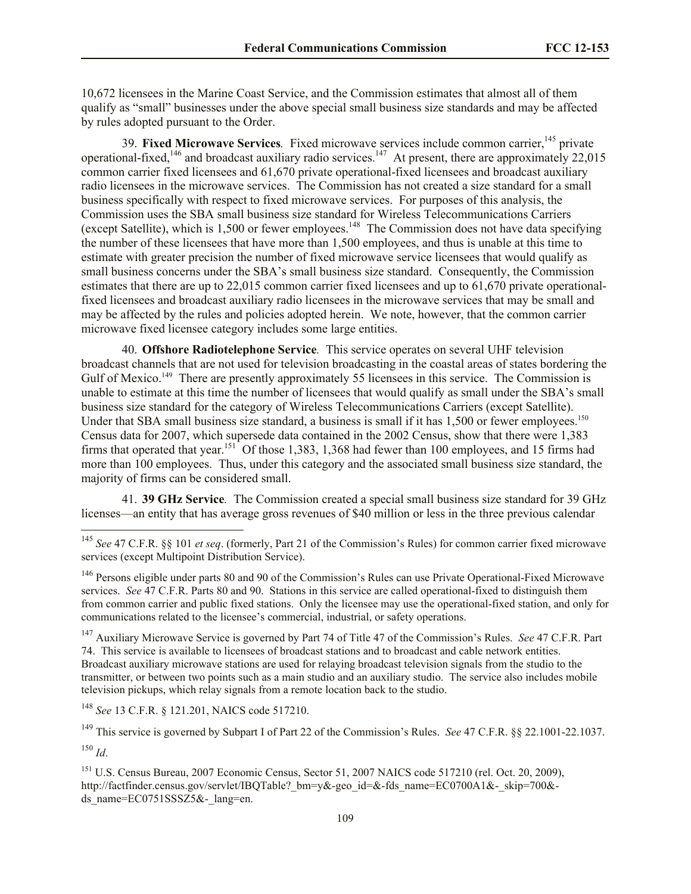10,672 licensees in the Marine Coast Service, and the Commission estimates that almost all of them qualify as "small" businesses under the above special small business size standards and may be affected by rules adopted pursuant to the Order.

39. **Fixed Microwave Services***.* Fixed microwave services include common carrier,[145] private operational-fixed,[146] and broadcast auxiliary radio services.[147] At present, there are approximately 22,015 common carrier fixed licensees and 61,670 private operational-fixed licensees and broadcast auxiliary radio licensees in the microwave services. The Commission has not created a size standard for a small business specifically with respect to fixed microwave services. For purposes of this analysis, the Commission uses the SBA small business size standard for Wireless Telecommunications Carriers (except Satellite), which is 1,500 or fewer employees.[148] The Commission does not have data specifying the number of these licensees that have more than 1,500 employees, and thus is unable at this time to estimate with greater precision the number of fixed microwave service licensees that would qualify as small business concerns under the SBA's small business size standard. Consequently, the Commission estimates that there are up to 22,015 common carrier fixed licensees and up to 61,670 private operational-fixed licensees and broadcast auxiliary radio licensees in the microwave services that may be small and may be affected by the rules and policies adopted herein. We note, however, that the common carrier microwave fixed licensee category includes some large entities.

40. **Offshore Radiotelephone Service***.* This service operates on several UHF television broadcast channels that are not used for television broadcasting in the coastal areas of states bordering the Gulf of Mexico.[149] There are presently approximately 55 licensees in this service. The Commission is unable to estimate at this time the number of licensees that would qualify as small under the SBA's small business size standard for the category of Wireless Telecommunications Carriers (except Satellite). Under that SBA small business size standard, a business is small if it has 1,500 or fewer employees.[150] Census data for 2007, which supersede data contained in the 2002 Census, show that there were 1,383 firms that operated that year.[151] Of those 1,383, 1,368 had fewer than 100 employees, and 15 firms had more than 100 employees. Thus, under this category and the associated small business size standard, the majority of firms can be considered small.

41. **39 GHz Service***.* The Commission created a special small business size standard for 39 GHz licenses—an entity that has average gross revenues of $40 million or less in the three previous calendar

---

[145] *See* 47 C.F.R. §§ 101 *et seq*. (formerly, Part 21 of the Commission's Rules) for common carrier fixed microwave services (except Multipoint Distribution Service).

[146] Persons eligible under parts 80 and 90 of the Commission's Rules can use Private Operational-Fixed Microwave services. *See* 47 C.F.R. Parts 80 and 90. Stations in this service are called operational-fixed to distinguish them from common carrier and public fixed stations. Only the licensee may use the operational-fixed station, and only for communications related to the licensee's commercial, industrial, or safety operations.

[147] Auxiliary Microwave Service is governed by Part 74 of Title 47 of the Commission's Rules. *See* 47 C.F.R. Part 74. This service is available to licensees of broadcast stations and to broadcast and cable network entities. Broadcast auxiliary microwave stations are used for relaying broadcast television signals from the studio to the transmitter, or between two points such as a main studio and an auxiliary studio. The service also includes mobile television pickups, which relay signals from a remote location back to the studio.

[148] *See* 13 C.F.R. § 121.201, NAICS code 517210.

[149] This service is governed by Subpart I of Part 22 of the Commission's Rules. *See* 47 C.F.R. §§ 22.1001-22.1037.

[150] *Id*.

[151] U.S. Census Bureau, 2007 Economic Census, Sector 51, 2007 NAICS code 517210 (rel. Oct. 20, 2009), http://factfinder.census.gov/servlet/IBQTable?_bm=y&-geo_id=&-fds_name=EC0700A1&-_skip=700&-ds_name=EC0751SSSZ5&-_lang=en.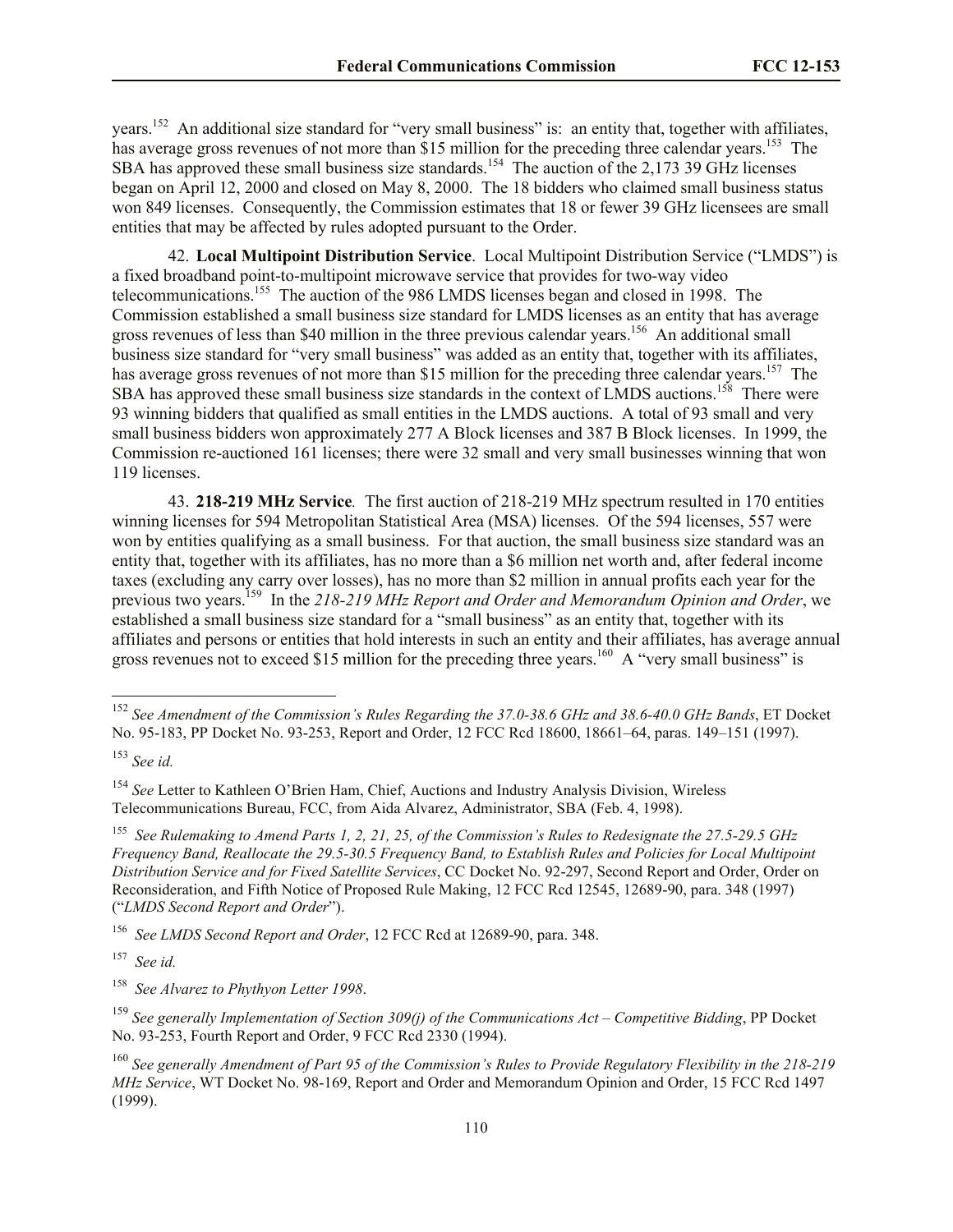years.[152] An additional size standard for "very small business" is: an entity that, together with affiliates, has average gross revenues of not more than $15 million for the preceding three calendar years.[153] The SBA has approved these small business size standards.[154] The auction of the 2,173 39 GHz licenses began on April 12, 2000 and closed on May 8, 2000. The 18 bidders who claimed small business status won 849 licenses. Consequently, the Commission estimates that 18 or fewer 39 GHz licensees are small entities that may be affected by rules adopted pursuant to the Order.

42. **Local Multipoint Distribution Service**. Local Multipoint Distribution Service ("LMDS") is a fixed broadband point-to-multipoint microwave service that provides for two-way video telecommunications.[155] The auction of the 986 LMDS licenses began and closed in 1998. The Commission established a small business size standard for LMDS licenses as an entity that has average gross revenues of less than $40 million in the three previous calendar years.[156] An additional small business size standard for "very small business" was added as an entity that, together with its affiliates, has average gross revenues of not more than $15 million for the preceding three calendar years.[157] The SBA has approved these small business size standards in the context of LMDS auctions.[158] There were 93 winning bidders that qualified as small entities in the LMDS auctions. A total of 93 small and very small business bidders won approximately 277 A Block licenses and 387 B Block licenses. In 1999, the Commission re-auctioned 161 licenses; there were 32 small and very small businesses winning that won 119 licenses.

43. **218-219 MHz Service**. The first auction of 218-219 MHz spectrum resulted in 170 entities winning licenses for 594 Metropolitan Statistical Area (MSA) licenses. Of the 594 licenses, 557 were won by entities qualifying as a small business. For that auction, the small business size standard was an entity that, together with its affiliates, has no more than a $6 million net worth and, after federal income taxes (excluding any carry over losses), has no more than $2 million in annual profits each year for the previous two years.[159] In the *218-219 MHz Report and Order and Memorandum Opinion and Order*, we established a small business size standard for a "small business" as an entity that, together with its affiliates and persons or entities that hold interests in such an entity and their affiliates, has average annual gross revenues not to exceed $15 million for the preceding three years.[160] A "very small business" is

---

[152] *See Amendment of the Commission's Rules Regarding the 37.0-38.6 GHz and 38.6-40.0 GHz Bands*, ET Docket No. 95-183, PP Docket No. 93-253, Report and Order, 12 FCC Rcd 18600, 18661–64, paras. 149–151 (1997).

[153] *See id.*

[154] *See* Letter to Kathleen O'Brien Ham, Chief, Auctions and Industry Analysis Division, Wireless Telecommunications Bureau, FCC, from Aida Alvarez, Administrator, SBA (Feb. 4, 1998).

[155] *See Rulemaking to Amend Parts 1, 2, 21, 25, of the Commission's Rules to Redesignate the 27.5-29.5 GHz Frequency Band, Reallocate the 29.5-30.5 Frequency Band, to Establish Rules and Policies for Local Multipoint Distribution Service and for Fixed Satellite Services*, CC Docket No. 92-297, Second Report and Order, Order on Reconsideration, and Fifth Notice of Proposed Rule Making, 12 FCC Rcd 12545, 12689-90, para. 348 (1997) ("*LMDS Second Report and Order*").

[156] *See LMDS Second Report and Order*, 12 FCC Rcd at 12689-90, para. 348.

[157] *See id.*

[158] *See Alvarez to Phythyon Letter 1998*.

[159] *See generally Implementation of Section 309(j) of the Communications Act – Competitive Bidding*, PP Docket No. 93-253, Fourth Report and Order, 9 FCC Rcd 2330 (1994).

[160] *See generally Amendment of Part 95 of the Commission's Rules to Provide Regulatory Flexibility in the 218-219 MHz Service*, WT Docket No. 98-169, Report and Order and Memorandum Opinion and Order, 15 FCC Rcd 1497 (1999).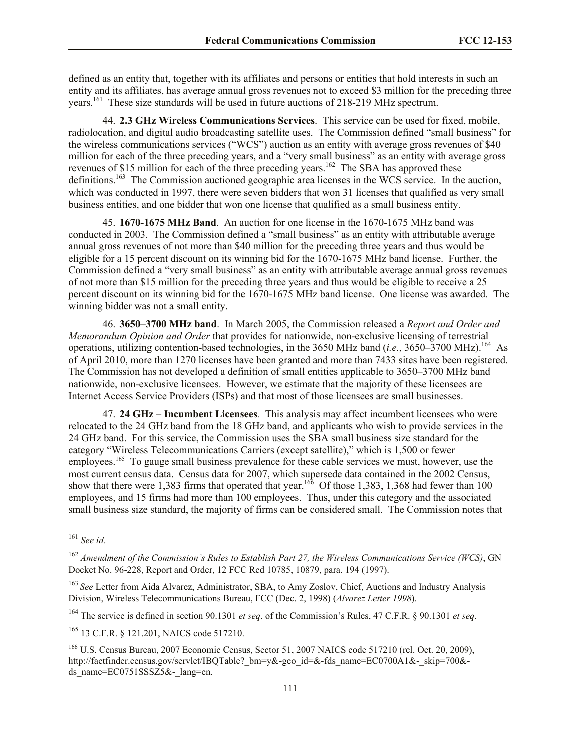defined as an entity that, together with its affiliates and persons or entities that hold interests in such an entity and its affiliates, has average annual gross revenues not to exceed $3 million for the preceding three years.[161] These size standards will be used in future auctions of 218-219 MHz spectrum.

44. **2.3 GHz Wireless Communications Services**. This service can be used for fixed, mobile, radiolocation, and digital audio broadcasting satellite uses. The Commission defined "small business" for the wireless communications services ("WCS") auction as an entity with average gross revenues of $40 million for each of the three preceding years, and a "very small business" as an entity with average gross revenues of $15 million for each of the three preceding years.[162] The SBA has approved these definitions.[163] The Commission auctioned geographic area licenses in the WCS service. In the auction, which was conducted in 1997, there were seven bidders that won 31 licenses that qualified as very small business entities, and one bidder that won one license that qualified as a small business entity.

45. **1670-1675 MHz Band**. An auction for one license in the 1670-1675 MHz band was conducted in 2003. The Commission defined a "small business" as an entity with attributable average annual gross revenues of not more than $40 million for the preceding three years and thus would be eligible for a 15 percent discount on its winning bid for the 1670-1675 MHz band license. Further, the Commission defined a "very small business" as an entity with attributable average annual gross revenues of not more than $15 million for the preceding three years and thus would be eligible to receive a 25 percent discount on its winning bid for the 1670-1675 MHz band license. One license was awarded. The winning bidder was not a small entity.

46. **3650–3700 MHz band**. In March 2005, the Commission released a *Report and Order and Memorandum Opinion and Order* that provides for nationwide, non-exclusive licensing of terrestrial operations, utilizing contention-based technologies, in the 3650 MHz band (*i.e.*, 3650–3700 MHz).[164] As of April 2010, more than 1270 licenses have been granted and more than 7433 sites have been registered. The Commission has not developed a definition of small entities applicable to 3650–3700 MHz band nationwide, non-exclusive licensees. However, we estimate that the majority of these licensees are Internet Access Service Providers (ISPs) and that most of those licensees are small businesses.

47. **24 GHz – Incumbent Licensees**. This analysis may affect incumbent licensees who were relocated to the 24 GHz band from the 18 GHz band, and applicants who wish to provide services in the 24 GHz band. For this service, the Commission uses the SBA small business size standard for the category "Wireless Telecommunications Carriers (except satellite)," which is 1,500 or fewer employees.[165] To gauge small business prevalence for these cable services we must, however, use the most current census data. Census data for 2007, which supersede data contained in the 2002 Census, show that there were 1,383 firms that operated that year.[166] Of those 1,383, 1,368 had fewer than 100 employees, and 15 firms had more than 100 employees. Thus, under this category and the associated small business size standard, the majority of firms can be considered small. The Commission notes that

---

[161] *See id*.

[162] *Amendment of the Commission's Rules to Establish Part 27, the Wireless Communications Service (WCS)*, GN Docket No. 96-228, Report and Order, 12 FCC Rcd 10785, 10879, para. 194 (1997).

[163] *See* Letter from Aida Alvarez, Administrator, SBA, to Amy Zoslov, Chief, Auctions and Industry Analysis Division, Wireless Telecommunications Bureau, FCC (Dec. 2, 1998) (*Alvarez Letter 1998*).

[164] The service is defined in section 90.1301 *et seq*. of the Commission's Rules, 47 C.F.R. § 90.1301 *et seq*.

[165] 13 C.F.R. § 121.201, NAICS code 517210.

[166] U.S. Census Bureau, 2007 Economic Census, Sector 51, 2007 NAICS code 517210 (rel. Oct. 20, 2009), http://factfinder.census.gov/servlet/IBQTable?_bm=y&-geo_id=&-fds_name=EC0700A1&-_skip=700&-ds_name=EC0751SSSZ5&-_lang=en.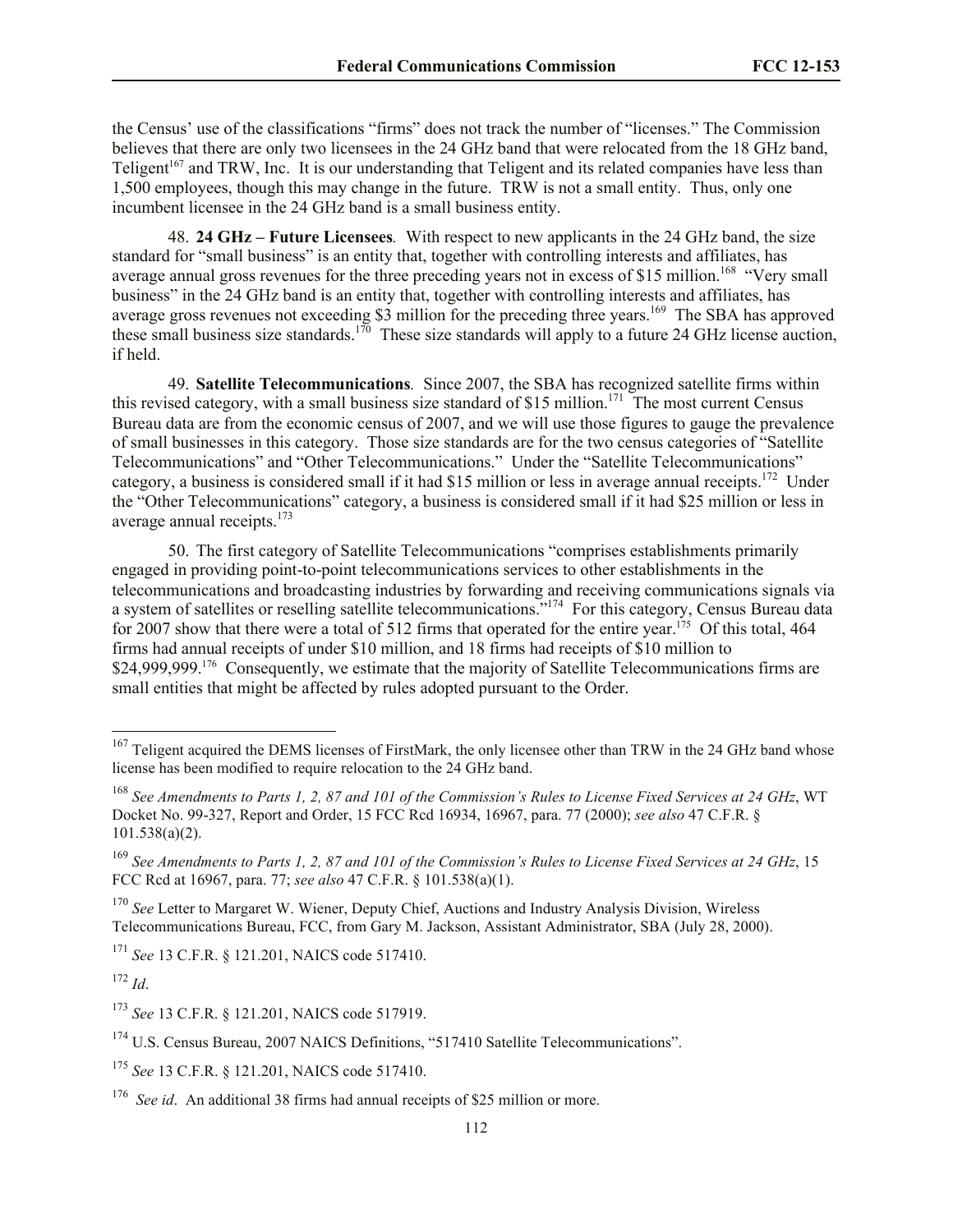the Census' use of the classifications "firms" does not track the number of "licenses." The Commission believes that there are only two licensees in the 24 GHz band that were relocated from the 18 GHz band, Teligent[167] and TRW, Inc. It is our understanding that Teligent and its related companies have less than 1,500 employees, though this may change in the future. TRW is not a small entity. Thus, only one incumbent licensee in the 24 GHz band is a small business entity.

48. **24 GHz – Future Licensees**. With respect to new applicants in the 24 GHz band, the size standard for "small business" is an entity that, together with controlling interests and affiliates, has average annual gross revenues for the three preceding years not in excess of $15 million.[168] "Very small business" in the 24 GHz band is an entity that, together with controlling interests and affiliates, has average gross revenues not exceeding $3 million for the preceding three years.[169] The SBA has approved these small business size standards.[170] These size standards will apply to a future 24 GHz license auction, if held.

49. **Satellite Telecommunications**. Since 2007, the SBA has recognized satellite firms within this revised category, with a small business size standard of $15 million.[171] The most current Census Bureau data are from the economic census of 2007, and we will use those figures to gauge the prevalence of small businesses in this category. Those size standards are for the two census categories of "Satellite Telecommunications" and "Other Telecommunications." Under the "Satellite Telecommunications" category, a business is considered small if it had $15 million or less in average annual receipts.[172] Under the "Other Telecommunications" category, a business is considered small if it had $25 million or less in average annual receipts.[173]

50. The first category of Satellite Telecommunications "comprises establishments primarily engaged in providing point-to-point telecommunications services to other establishments in the telecommunications and broadcasting industries by forwarding and receiving communications signals via a system of satellites or reselling satellite telecommunications."[174] For this category, Census Bureau data for 2007 show that there were a total of 512 firms that operated for the entire year.[175] Of this total, 464 firms had annual receipts of under $10 million, and 18 firms had receipts of $10 million to $24,999,999.[176] Consequently, we estimate that the majority of Satellite Telecommunications firms are small entities that might be affected by rules adopted pursuant to the Order.

---

[167] Teligent acquired the DEMS licenses of FirstMark, the only licensee other than TRW in the 24 GHz band whose license has been modified to require relocation to the 24 GHz band.

[168] *See Amendments to Parts 1, 2, 87 and 101 of the Commission's Rules to License Fixed Services at 24 GHz*, WT Docket No. 99-327, Report and Order, 15 FCC Rcd 16934, 16967, para. 77 (2000); *see also* 47 C.F.R. § 101.538(a)(2).

[169] *See Amendments to Parts 1, 2, 87 and 101 of the Commission's Rules to License Fixed Services at 24 GHz*, 15 FCC Rcd at 16967, para. 77; *see also* 47 C.F.R. § 101.538(a)(1).

[170] *See* Letter to Margaret W. Wiener, Deputy Chief, Auctions and Industry Analysis Division, Wireless Telecommunications Bureau, FCC, from Gary M. Jackson, Assistant Administrator, SBA (July 28, 2000).

[171] *See* 13 C.F.R. § 121.201, NAICS code 517410.

[172] *Id*.

[173] *See* 13 C.F.R. § 121.201, NAICS code 517919.

[174] U.S. Census Bureau, 2007 NAICS Definitions, "517410 Satellite Telecommunications".

[175] *See* 13 C.F.R. § 121.201, NAICS code 517410.

[176] *See id*. An additional 38 firms had annual receipts of $25 million or more.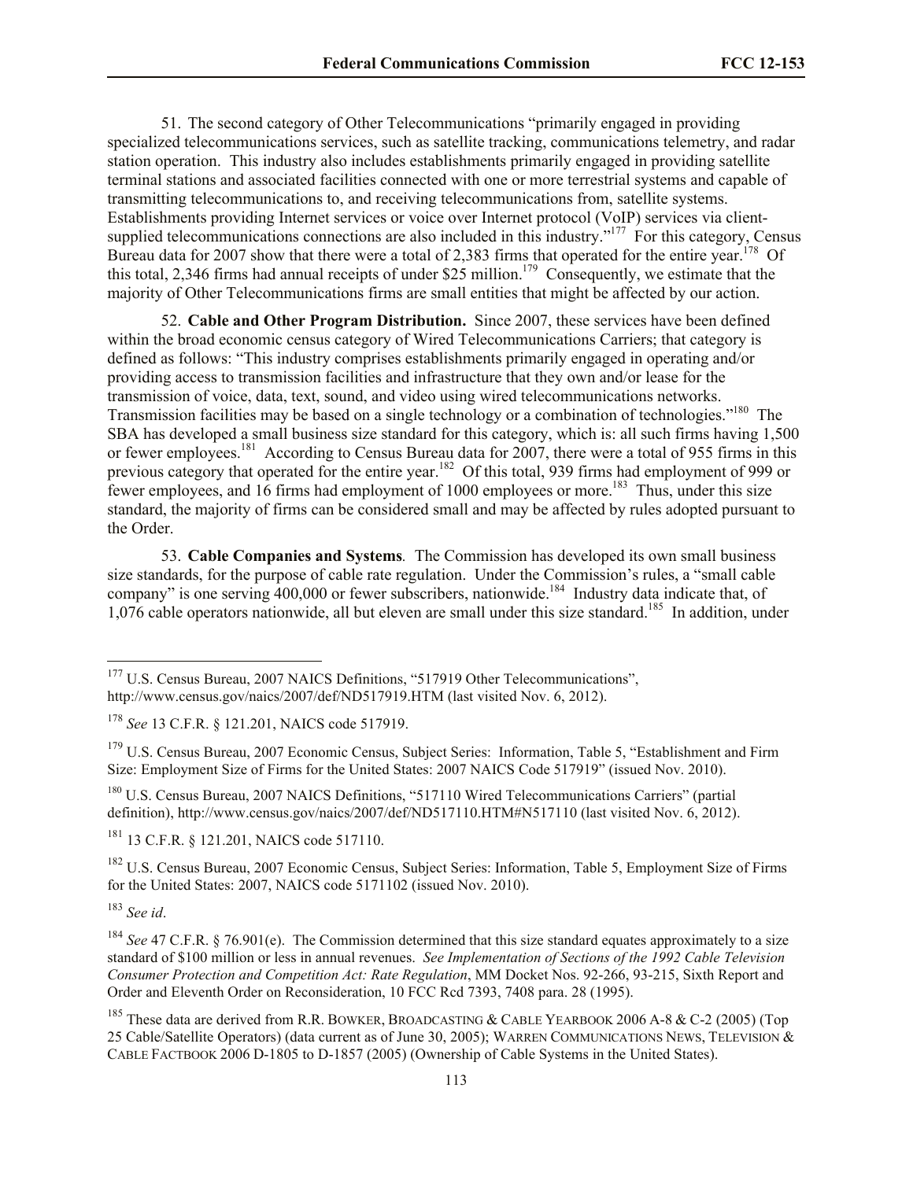51. The second category of Other Telecommunications "primarily engaged in providing specialized telecommunications services, such as satellite tracking, communications telemetry, and radar station operation. This industry also includes establishments primarily engaged in providing satellite terminal stations and associated facilities connected with one or more terrestrial systems and capable of transmitting telecommunications to, and receiving telecommunications from, satellite systems. Establishments providing Internet services or voice over Internet protocol (VoIP) services via client-supplied telecommunications connections are also included in this industry."[177] For this category, Census Bureau data for 2007 show that there were a total of 2,383 firms that operated for the entire year.[178] Of this total, 2,346 firms had annual receipts of under $25 million.[179] Consequently, we estimate that the majority of Other Telecommunications firms are small entities that might be affected by our action.

52. **Cable and Other Program Distribution.** Since 2007, these services have been defined within the broad economic census category of Wired Telecommunications Carriers; that category is defined as follows: "This industry comprises establishments primarily engaged in operating and/or providing access to transmission facilities and infrastructure that they own and/or lease for the transmission of voice, data, text, sound, and video using wired telecommunications networks. Transmission facilities may be based on a single technology or a combination of technologies."[180] The SBA has developed a small business size standard for this category, which is: all such firms having 1,500 or fewer employees.[181] According to Census Bureau data for 2007, there were a total of 955 firms in this previous category that operated for the entire year.[182] Of this total, 939 firms had employment of 999 or fewer employees, and 16 firms had employment of 1000 employees or more.[183] Thus, under this size standard, the majority of firms can be considered small and may be affected by rules adopted pursuant to the Order.

53. **Cable Companies and Systems***.* The Commission has developed its own small business size standards, for the purpose of cable rate regulation. Under the Commission's rules, a "small cable company" is one serving 400,000 or fewer subscribers, nationwide.[184] Industry data indicate that, of 1,076 cable operators nationwide, all but eleven are small under this size standard.[185] In addition, under

---

[177] U.S. Census Bureau, 2007 NAICS Definitions, "517919 Other Telecommunications", http://www.census.gov/naics/2007/def/ND517919.HTM (last visited Nov. 6, 2012).

[178] *See* 13 C.F.R. § 121.201, NAICS code 517919.

[179] U.S. Census Bureau, 2007 Economic Census, Subject Series: Information, Table 5, "Establishment and Firm Size: Employment Size of Firms for the United States: 2007 NAICS Code 517919" (issued Nov. 2010).

[180] U.S. Census Bureau, 2007 NAICS Definitions, "517110 Wired Telecommunications Carriers" (partial definition), http://www.census.gov/naics/2007/def/ND517110.HTM#N517110 (last visited Nov. 6, 2012).

[181] 13 C.F.R. § 121.201, NAICS code 517110.

[182] U.S. Census Bureau, 2007 Economic Census, Subject Series: Information, Table 5, Employment Size of Firms for the United States: 2007, NAICS code 5171102 (issued Nov. 2010).

[183] *See id*.

[184] *See* 47 C.F.R. § 76.901(e). The Commission determined that this size standard equates approximately to a size standard of $100 million or less in annual revenues. *See Implementation of Sections of the 1992 Cable Television Consumer Protection and Competition Act: Rate Regulation*, MM Docket Nos. 92-266, 93-215, Sixth Report and Order and Eleventh Order on Reconsideration, 10 FCC Rcd 7393, 7408 para. 28 (1995).

[185] These data are derived from R.R. BOWKER, BROADCASTING & CABLE YEARBOOK 2006 A-8 & C-2 (2005) (Top 25 Cable/Satellite Operators) (data current as of June 30, 2005); WARREN COMMUNICATIONS NEWS, TELEVISION & CABLE FACTBOOK 2006 D-1805 to D-1857 (2005) (Ownership of Cable Systems in the United States).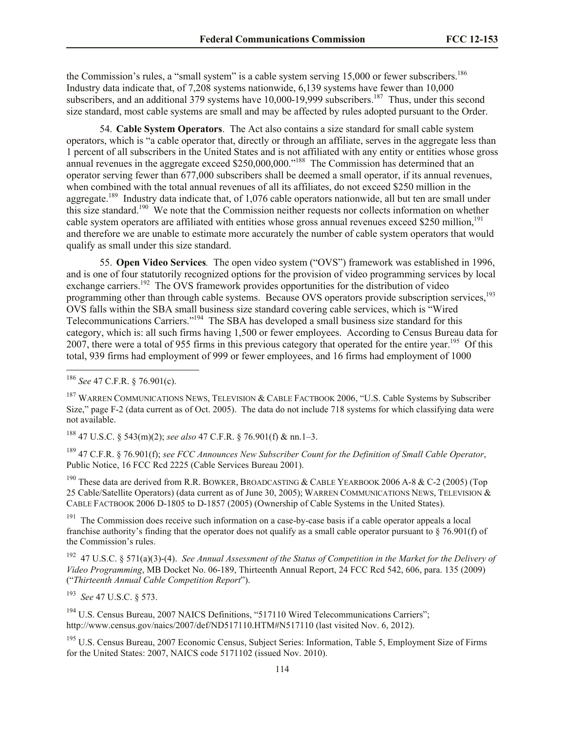the Commission's rules, a "small system" is a cable system serving 15,000 or fewer subscribers.[186] Industry data indicate that, of 7,208 systems nationwide, 6,139 systems have fewer than 10,000 subscribers, and an additional 379 systems have 10,000-19,999 subscribers.[187] Thus, under this second size standard, most cable systems are small and may be affected by rules adopted pursuant to the Order.

54. **Cable System Operators**. The Act also contains a size standard for small cable system operators, which is "a cable operator that, directly or through an affiliate, serves in the aggregate less than 1 percent of all subscribers in the United States and is not affiliated with any entity or entities whose gross annual revenues in the aggregate exceed $250,000,000."[188] The Commission has determined that an operator serving fewer than 677,000 subscribers shall be deemed a small operator, if its annual revenues, when combined with the total annual revenues of all its affiliates, do not exceed $250 million in the aggregate.[189] Industry data indicate that, of 1,076 cable operators nationwide, all but ten are small under this size standard.[190] We note that the Commission neither requests nor collects information on whether cable system operators are affiliated with entities whose gross annual revenues exceed $250 million,[191] and therefore we are unable to estimate more accurately the number of cable system operators that would qualify as small under this size standard.

55. **Open Video Services**. The open video system ("OVS") framework was established in 1996, and is one of four statutorily recognized options for the provision of video programming services by local exchange carriers.[192] The OVS framework provides opportunities for the distribution of video programming other than through cable systems. Because OVS operators provide subscription services,[193] OVS falls within the SBA small business size standard covering cable services, which is "Wired Telecommunications Carriers."[194] The SBA has developed a small business size standard for this category, which is: all such firms having 1,500 or fewer employees. According to Census Bureau data for 2007, there were a total of 955 firms in this previous category that operated for the entire year.[195] Of this total, 939 firms had employment of 999 or fewer employees, and 16 firms had employment of 1000

---

[186] *See* 47 C.F.R. § 76.901(c).

[187] WARREN COMMUNICATIONS NEWS, TELEVISION & CABLE FACTBOOK 2006, "U.S. Cable Systems by Subscriber Size," page F-2 (data current as of Oct. 2005). The data do not include 718 systems for which classifying data were not available.

[188] 47 U.S.C. § 543(m)(2); *see also* 47 C.F.R. § 76.901(f) & nn.1–3.

[189] 47 C.F.R. § 76.901(f); *see FCC Announces New Subscriber Count for the Definition of Small Cable Operator*, Public Notice, 16 FCC Rcd 2225 (Cable Services Bureau 2001).

[190] These data are derived from R.R. BOWKER, BROADCASTING & CABLE YEARBOOK 2006 A-8 & C-2 (2005) (Top 25 Cable/Satellite Operators) (data current as of June 30, 2005); WARREN COMMUNICATIONS NEWS, TELEVISION & CABLE FACTBOOK 2006 D-1805 to D-1857 (2005) (Ownership of Cable Systems in the United States).

[191] The Commission does receive such information on a case-by-case basis if a cable operator appeals a local franchise authority's finding that the operator does not qualify as a small cable operator pursuant to § 76.901(f) of the Commission's rules.

[192] 47 U.S.C. § 571(a)(3)-(4). *See Annual Assessment of the Status of Competition in the Market for the Delivery of Video Programming*, MB Docket No. 06-189, Thirteenth Annual Report, 24 FCC Rcd 542, 606, para. 135 (2009) ("*Thirteenth Annual Cable Competition Report*").

[193] *See* 47 U.S.C. § 573.

[194] U.S. Census Bureau, 2007 NAICS Definitions, "517110 Wired Telecommunications Carriers"; http://www.census.gov/naics/2007/def/ND517110.HTM#N517110 (last visited Nov. 6, 2012).

[195] U.S. Census Bureau, 2007 Economic Census, Subject Series: Information, Table 5, Employment Size of Firms for the United States: 2007, NAICS code 5171102 (issued Nov. 2010).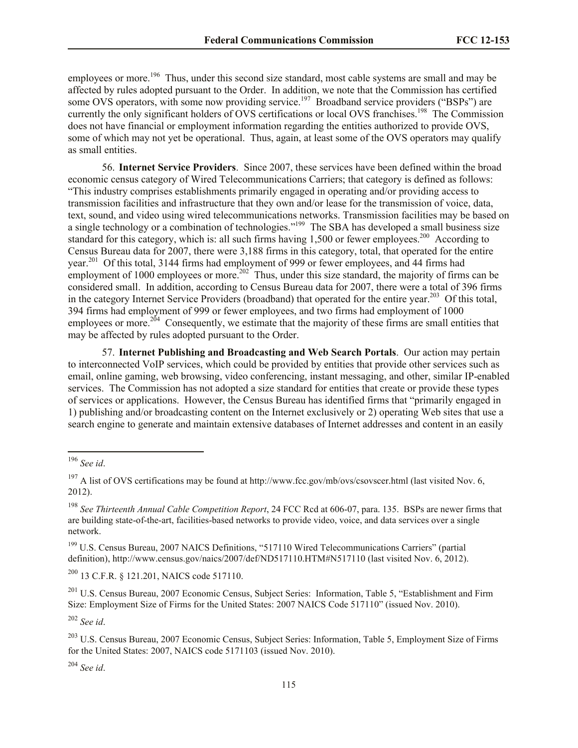employees or more.[196] Thus, under this second size standard, most cable systems are small and may be affected by rules adopted pursuant to the Order. In addition, we note that the Commission has certified some OVS operators, with some now providing service.[197] Broadband service providers ("BSPs") are currently the only significant holders of OVS certifications or local OVS franchises.[198] The Commission does not have financial or employment information regarding the entities authorized to provide OVS, some of which may not yet be operational. Thus, again, at least some of the OVS operators may qualify as small entities.

56. **Internet Service Providers**. Since 2007, these services have been defined within the broad economic census category of Wired Telecommunications Carriers; that category is defined as follows: "This industry comprises establishments primarily engaged in operating and/or providing access to transmission facilities and infrastructure that they own and/or lease for the transmission of voice, data, text, sound, and video using wired telecommunications networks. Transmission facilities may be based on a single technology or a combination of technologies."[199] The SBA has developed a small business size standard for this category, which is: all such firms having 1,500 or fewer employees.[200] According to Census Bureau data for 2007, there were 3,188 firms in this category, total, that operated for the entire year.[201] Of this total, 3144 firms had employment of 999 or fewer employees, and 44 firms had employment of 1000 employees or more.[202] Thus, under this size standard, the majority of firms can be considered small. In addition, according to Census Bureau data for 2007, there were a total of 396 firms in the category Internet Service Providers (broadband) that operated for the entire year.[203] Of this total, 394 firms had employment of 999 or fewer employees, and two firms had employment of 1000 employees or more.[204] Consequently, we estimate that the majority of these firms are small entities that may be affected by rules adopted pursuant to the Order.

57. **Internet Publishing and Broadcasting and Web Search Portals**. Our action may pertain to interconnected VoIP services, which could be provided by entities that provide other services such as email, online gaming, web browsing, video conferencing, instant messaging, and other, similar IP-enabled services. The Commission has not adopted a size standard for entities that create or provide these types of services or applications. However, the Census Bureau has identified firms that "primarily engaged in 1) publishing and/or broadcasting content on the Internet exclusively or 2) operating Web sites that use a search engine to generate and maintain extensive databases of Internet addresses and content in an easily

---

[196] *See id*.

[197] A list of OVS certifications may be found at http://www.fcc.gov/mb/ovs/csovscer.html (last visited Nov. 6, 2012).

[198] *See Thirteenth Annual Cable Competition Report*, 24 FCC Rcd at 606-07, para. 135. BSPs are newer firms that are building state-of-the-art, facilities-based networks to provide video, voice, and data services over a single network.

[199] U.S. Census Bureau, 2007 NAICS Definitions, "517110 Wired Telecommunications Carriers" (partial definition), http://www.census.gov/naics/2007/def/ND517110.HTM#N517110 (last visited Nov. 6, 2012).

[200] 13 C.F.R. § 121.201, NAICS code 517110.

[201] U.S. Census Bureau, 2007 Economic Census, Subject Series: Information, Table 5, "Establishment and Firm Size: Employment Size of Firms for the United States: 2007 NAICS Code 517110" (issued Nov. 2010).

[202] *See id*.

[203] U.S. Census Bureau, 2007 Economic Census, Subject Series: Information, Table 5, Employment Size of Firms for the United States: 2007, NAICS code 5171103 (issued Nov. 2010).

[204] *See id*.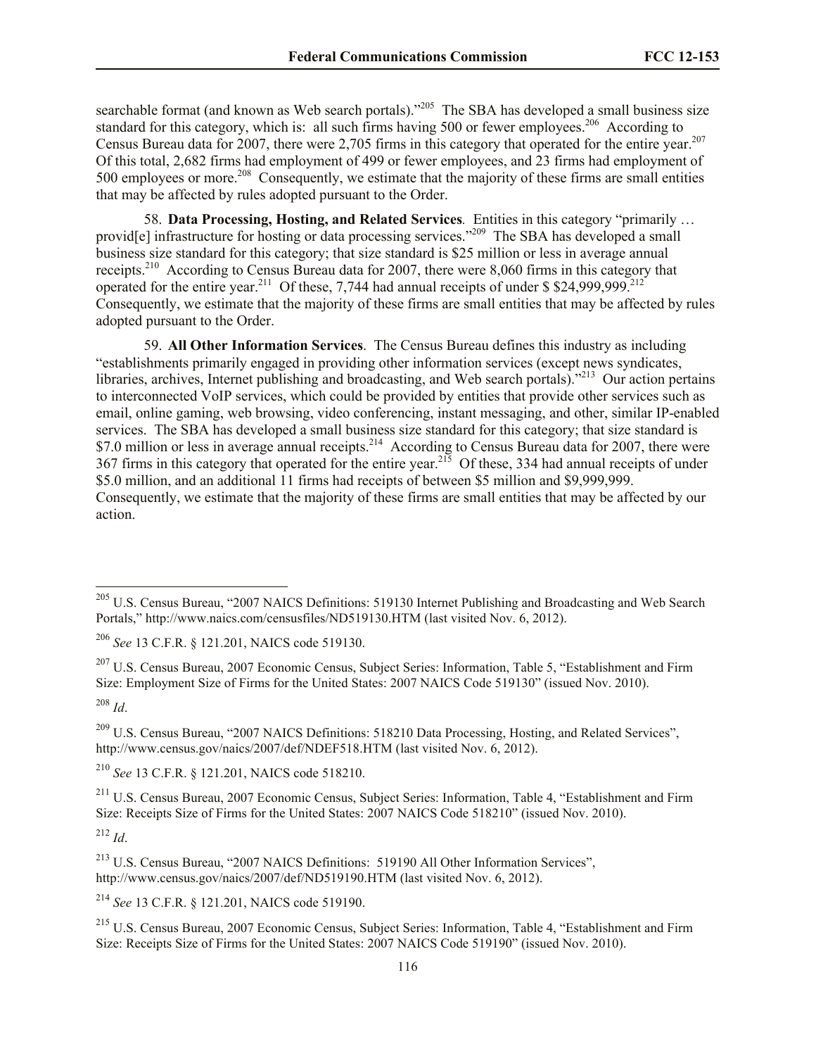searchable format (and known as Web search portals)."[205] The SBA has developed a small business size standard for this category, which is: all such firms having 500 or fewer employees.[206] According to Census Bureau data for 2007, there were 2,705 firms in this category that operated for the entire year.[207] Of this total, 2,682 firms had employment of 499 or fewer employees, and 23 firms had employment of 500 employees or more.[208] Consequently, we estimate that the majority of these firms are small entities that may be affected by rules adopted pursuant to the Order.

58. **Data Processing, Hosting, and Related Services**. Entities in this category "primarily … provid[e] infrastructure for hosting or data processing services."[209] The SBA has developed a small business size standard for this category; that size standard is $25 million or less in average annual receipts.[210] According to Census Bureau data for 2007, there were 8,060 firms in this category that operated for the entire year.[211] Of these, 7,744 had annual receipts of under $ $24,999,999.[212] Consequently, we estimate that the majority of these firms are small entities that may be affected by rules adopted pursuant to the Order.

59. **All Other Information Services**. The Census Bureau defines this industry as including "establishments primarily engaged in providing other information services (except news syndicates, libraries, archives, Internet publishing and broadcasting, and Web search portals)."[213] Our action pertains to interconnected VoIP services, which could be provided by entities that provide other services such as email, online gaming, web browsing, video conferencing, instant messaging, and other, similar IP-enabled services. The SBA has developed a small business size standard for this category; that size standard is $7.0 million or less in average annual receipts.[214] According to Census Bureau data for 2007, there were 367 firms in this category that operated for the entire year.[215] Of these, 334 had annual receipts of under $5.0 million, and an additional 11 firms had receipts of between $5 million and $9,999,999. Consequently, we estimate that the majority of these firms are small entities that may be affected by our action.

---

[205] U.S. Census Bureau, "2007 NAICS Definitions: 519130 Internet Publishing and Broadcasting and Web Search Portals," http://www.naics.com/censusfiles/ND519130.HTM (last visited Nov. 6, 2012).

[206] *See* 13 C.F.R. § 121.201, NAICS code 519130.

[207] U.S. Census Bureau, 2007 Economic Census, Subject Series: Information, Table 5, "Establishment and Firm Size: Employment Size of Firms for the United States: 2007 NAICS Code 519130" (issued Nov. 2010).

[208] *Id*.

[209] U.S. Census Bureau, "2007 NAICS Definitions: 518210 Data Processing, Hosting, and Related Services", http://www.census.gov/naics/2007/def/NDEF518.HTM (last visited Nov. 6, 2012).

[210] *See* 13 C.F.R. § 121.201, NAICS code 518210.

[211] U.S. Census Bureau, 2007 Economic Census, Subject Series: Information, Table 4, "Establishment and Firm Size: Receipts Size of Firms for the United States: 2007 NAICS Code 518210" (issued Nov. 2010).

[212] *Id*.

[213] U.S. Census Bureau, "2007 NAICS Definitions: 519190 All Other Information Services", http://www.census.gov/naics/2007/def/ND519190.HTM (last visited Nov. 6, 2012).

[214] *See* 13 C.F.R. § 121.201, NAICS code 519190.

[215] U.S. Census Bureau, 2007 Economic Census, Subject Series: Information, Table 4, "Establishment and Firm Size: Receipts Size of Firms for the United States: 2007 NAICS Code 519190" (issued Nov. 2010).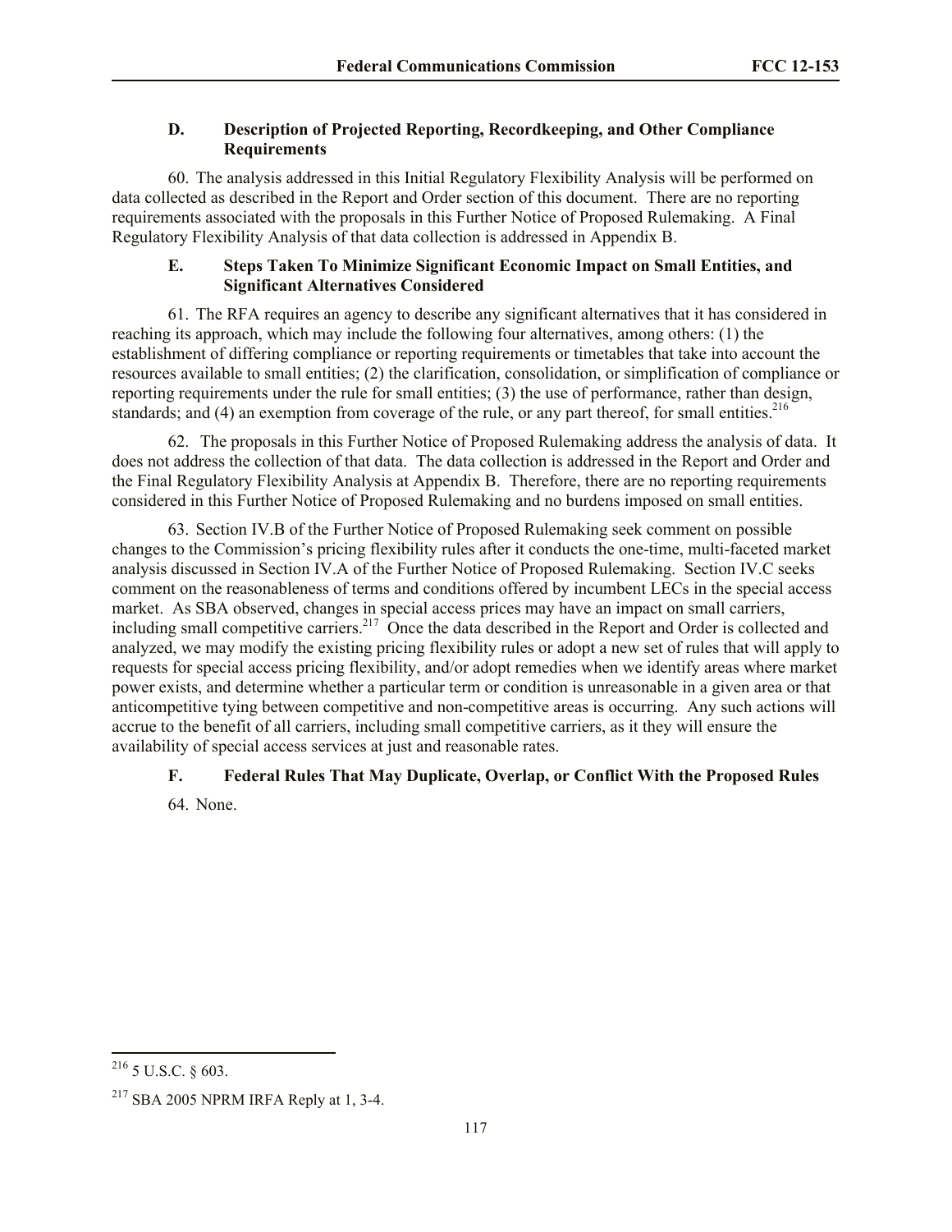### D. Description of Projected Reporting, Recordkeeping, and Other Compliance Requirements

60. The analysis addressed in this Initial Regulatory Flexibility Analysis will be performed on data collected as described in the Report and Order section of this document. There are no reporting requirements associated with the proposals in this Further Notice of Proposed Rulemaking. A Final Regulatory Flexibility Analysis of that data collection is addressed in Appendix B.

### E. Steps Taken To Minimize Significant Economic Impact on Small Entities, and Significant Alternatives Considered

61. The RFA requires an agency to describe any significant alternatives that it has considered in reaching its approach, which may include the following four alternatives, among others: (1) the establishment of differing compliance or reporting requirements or timetables that take into account the resources available to small entities; (2) the clarification, consolidation, or simplification of compliance or reporting requirements under the rule for small entities; (3) the use of performance, rather than design, standards; and (4) an exemption from coverage of the rule, or any part thereof, for small entities.[216]

62. The proposals in this Further Notice of Proposed Rulemaking address the analysis of data. It does not address the collection of that data. The data collection is addressed in the Report and Order and the Final Regulatory Flexibility Analysis at Appendix B. Therefore, there are no reporting requirements considered in this Further Notice of Proposed Rulemaking and no burdens imposed on small entities.

63. Section IV.B of the Further Notice of Proposed Rulemaking seek comment on possible changes to the Commission's pricing flexibility rules after it conducts the one-time, multi-faceted market analysis discussed in Section IV.A of the Further Notice of Proposed Rulemaking. Section IV.C seeks comment on the reasonableness of terms and conditions offered by incumbent LECs in the special access market. As SBA observed, changes in special access prices may have an impact on small carriers, including small competitive carriers.[217] Once the data described in the Report and Order is collected and analyzed, we may modify the existing pricing flexibility rules or adopt a new set of rules that will apply to requests for special access pricing flexibility, and/or adopt remedies when we identify areas where market power exists, and determine whether a particular term or condition is unreasonable in a given area or that anticompetitive tying between competitive and non-competitive areas is occurring. Any such actions will accrue to the benefit of all carriers, including small competitive carriers, as it they will ensure the availability of special access services at just and reasonable rates.

### F. Federal Rules That May Duplicate, Overlap, or Conflict With the Proposed Rules

64. None.

---

[216] 5 U.S.C. § 603.

[217] SBA 2005 NPRM IRFA Reply at 1, 3-4.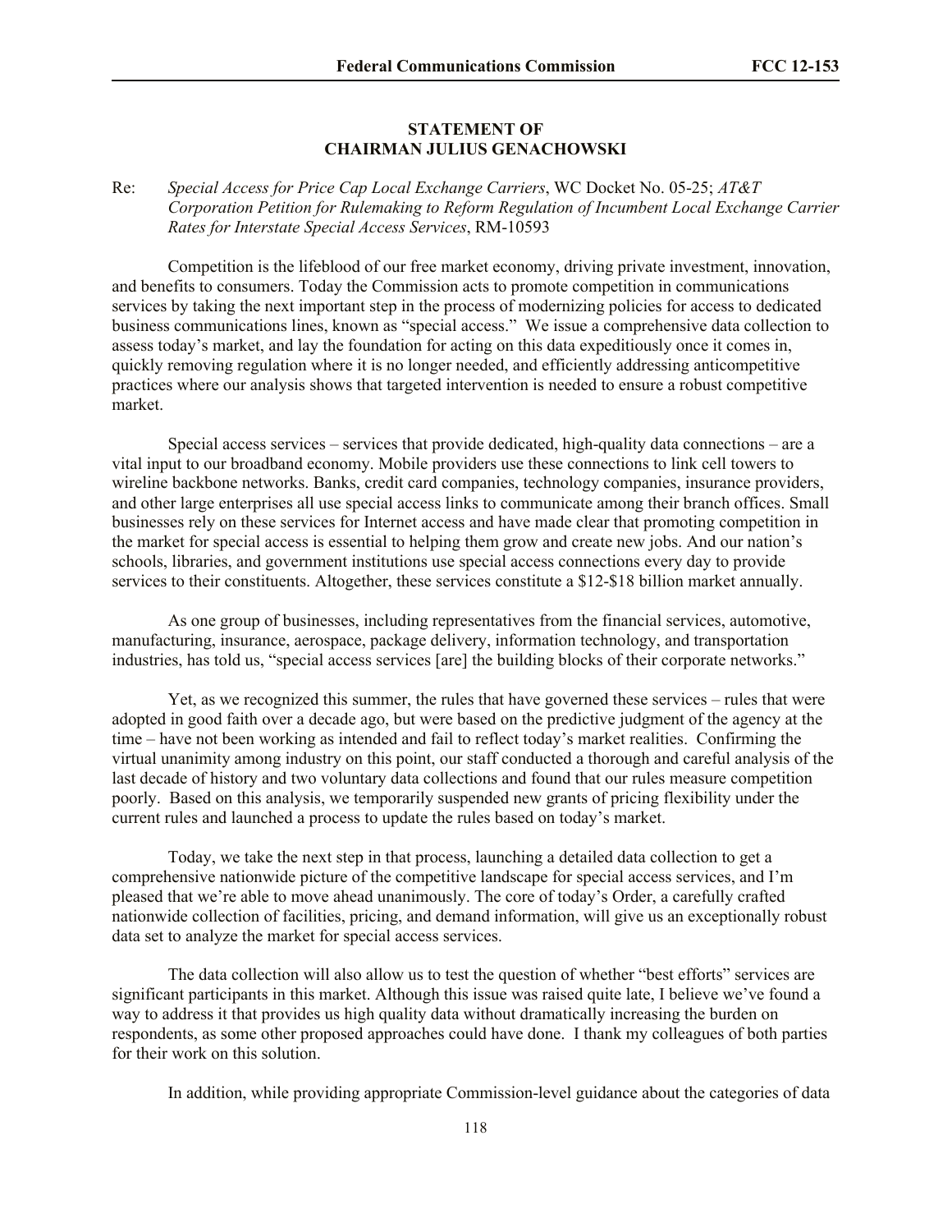## STATEMENT OF CHAIRMAN JULIUS GENACHOWSKI

Re: *Special Access for Price Cap Local Exchange Carriers*, WC Docket No. 05-25; *AT&T Corporation Petition for Rulemaking to Reform Regulation of Incumbent Local Exchange Carrier Rates for Interstate Special Access Services*, RM-10593

Competition is the lifeblood of our free market economy, driving private investment, innovation, and benefits to consumers. Today the Commission acts to promote competition in communications services by taking the next important step in the process of modernizing policies for access to dedicated business communications lines, known as "special access." We issue a comprehensive data collection to assess today's market, and lay the foundation for acting on this data expeditiously once it comes in, quickly removing regulation where it is no longer needed, and efficiently addressing anticompetitive practices where our analysis shows that targeted intervention is needed to ensure a robust competitive market.

Special access services – services that provide dedicated, high-quality data connections – are a vital input to our broadband economy. Mobile providers use these connections to link cell towers to wireline backbone networks. Banks, credit card companies, technology companies, insurance providers, and other large enterprises all use special access links to communicate among their branch offices. Small businesses rely on these services for Internet access and have made clear that promoting competition in the market for special access is essential to helping them grow and create new jobs. And our nation's schools, libraries, and government institutions use special access connections every day to provide services to their constituents. Altogether, these services constitute a $12-$18 billion market annually.

As one group of businesses, including representatives from the financial services, automotive, manufacturing, insurance, aerospace, package delivery, information technology, and transportation industries, has told us, "special access services [are] the building blocks of their corporate networks."

Yet, as we recognized this summer, the rules that have governed these services – rules that were adopted in good faith over a decade ago, but were based on the predictive judgment of the agency at the time – have not been working as intended and fail to reflect today's market realities. Confirming the virtual unanimity among industry on this point, our staff conducted a thorough and careful analysis of the last decade of history and two voluntary data collections and found that our rules measure competition poorly. Based on this analysis, we temporarily suspended new grants of pricing flexibility under the current rules and launched a process to update the rules based on today's market.

Today, we take the next step in that process, launching a detailed data collection to get a comprehensive nationwide picture of the competitive landscape for special access services, and I'm pleased that we're able to move ahead unanimously. The core of today's Order, a carefully crafted nationwide collection of facilities, pricing, and demand information, will give us an exceptionally robust data set to analyze the market for special access services.

The data collection will also allow us to test the question of whether "best efforts" services are significant participants in this market. Although this issue was raised quite late, I believe we've found a way to address it that provides us high quality data without dramatically increasing the burden on respondents, as some other proposed approaches could have done. I thank my colleagues of both parties for their work on this solution.

In addition, while providing appropriate Commission-level guidance about the categories of data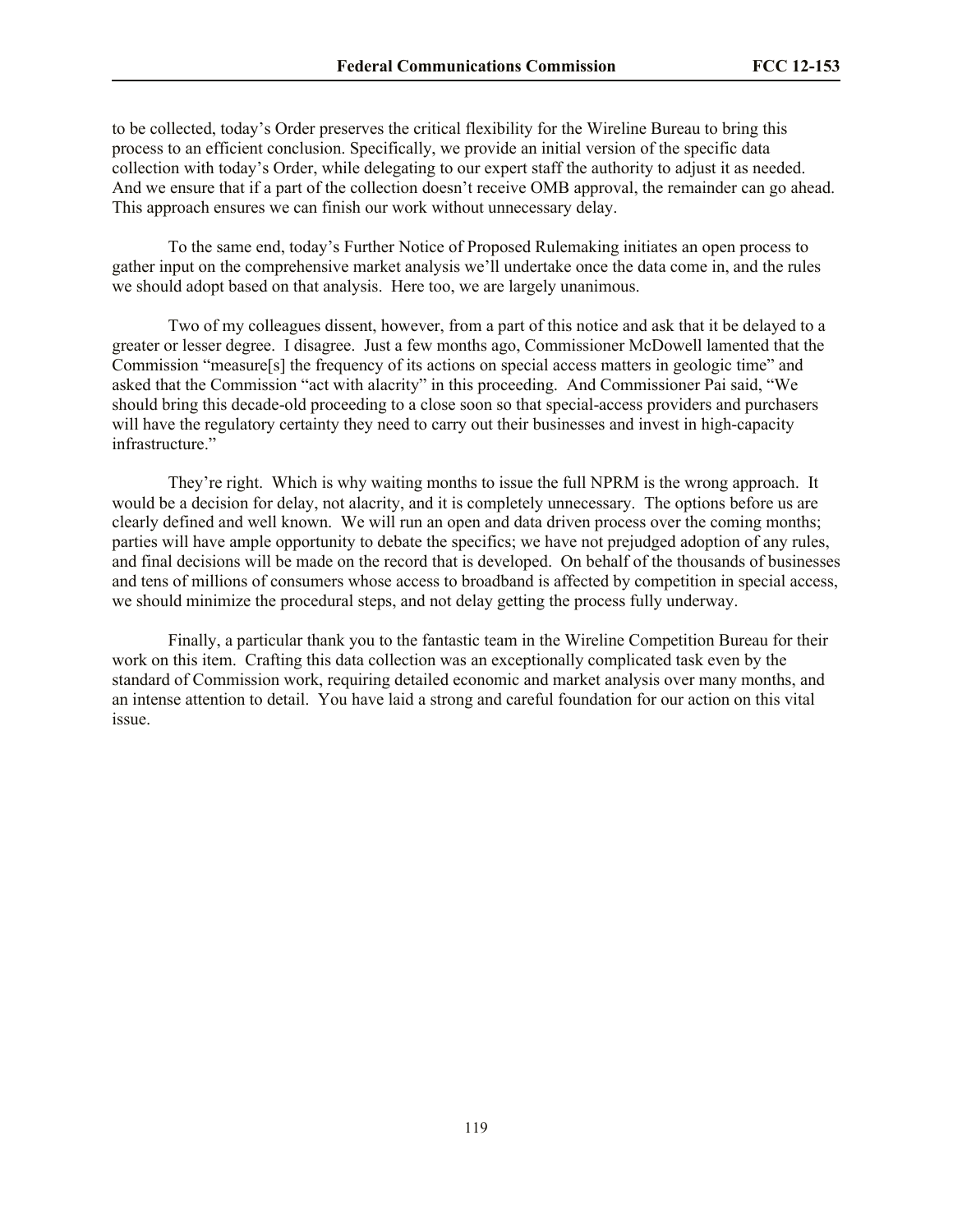to be collected, today's Order preserves the critical flexibility for the Wireline Bureau to bring this process to an efficient conclusion. Specifically, we provide an initial version of the specific data collection with today's Order, while delegating to our expert staff the authority to adjust it as needed. And we ensure that if a part of the collection doesn't receive OMB approval, the remainder can go ahead. This approach ensures we can finish our work without unnecessary delay.

To the same end, today's Further Notice of Proposed Rulemaking initiates an open process to gather input on the comprehensive market analysis we'll undertake once the data come in, and the rules we should adopt based on that analysis. Here too, we are largely unanimous.

Two of my colleagues dissent, however, from a part of this notice and ask that it be delayed to a greater or lesser degree. I disagree. Just a few months ago, Commissioner McDowell lamented that the Commission "measure[s] the frequency of its actions on special access matters in geologic time" and asked that the Commission "act with alacrity" in this proceeding. And Commissioner Pai said, "We should bring this decade-old proceeding to a close soon so that special-access providers and purchasers will have the regulatory certainty they need to carry out their businesses and invest in high-capacity infrastructure."

They're right. Which is why waiting months to issue the full NPRM is the wrong approach. It would be a decision for delay, not alacrity, and it is completely unnecessary. The options before us are clearly defined and well known. We will run an open and data driven process over the coming months; parties will have ample opportunity to debate the specifics; we have not prejudged adoption of any rules, and final decisions will be made on the record that is developed. On behalf of the thousands of businesses and tens of millions of consumers whose access to broadband is affected by competition in special access, we should minimize the procedural steps, and not delay getting the process fully underway.

Finally, a particular thank you to the fantastic team in the Wireline Competition Bureau for their work on this item. Crafting this data collection was an exceptionally complicated task even by the standard of Commission work, requiring detailed economic and market analysis over many months, and an intense attention to detail. You have laid a strong and careful foundation for our action on this vital issue.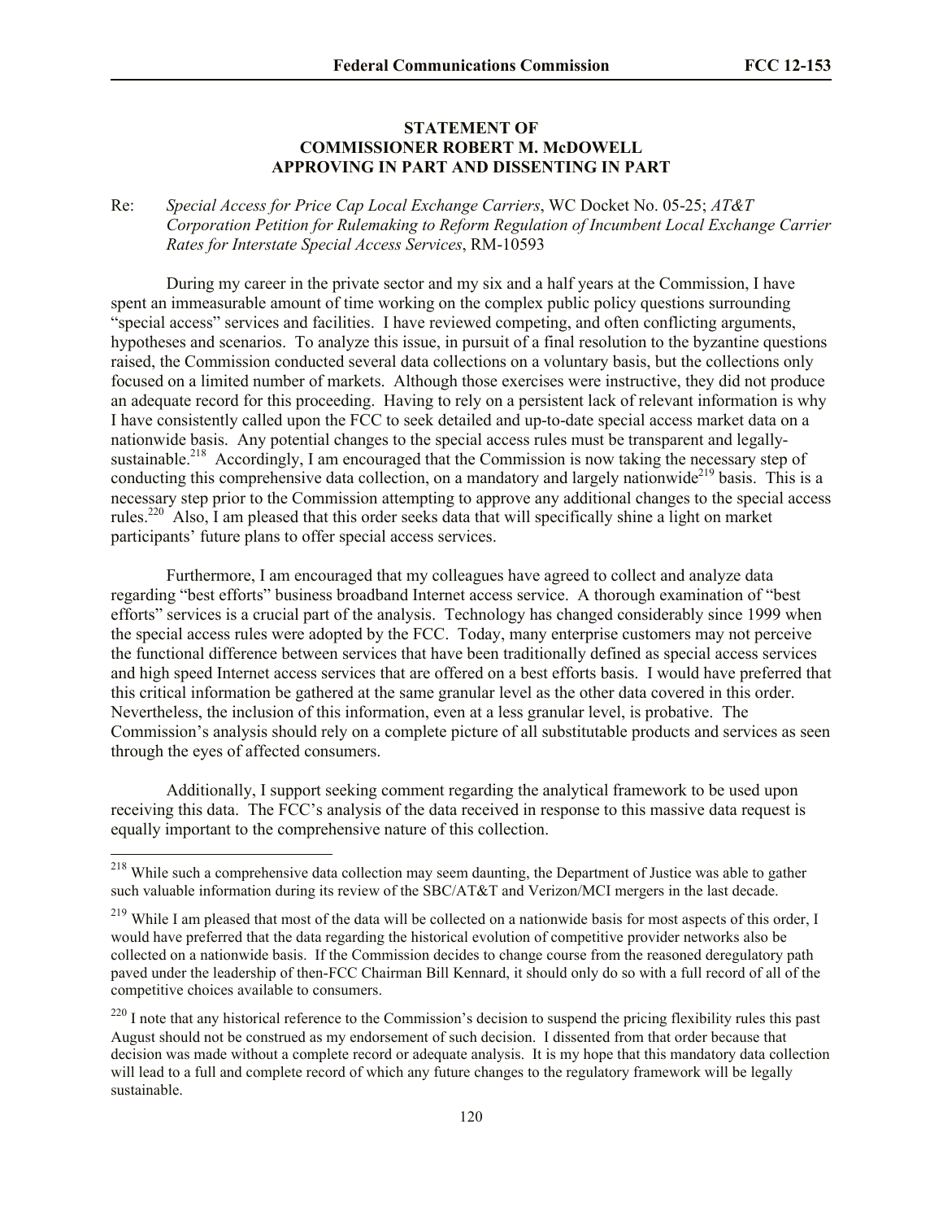**STATEMENT OF**
**COMMISSIONER ROBERT M. McDOWELL**
**APPROVING IN PART AND DISSENTING IN PART**

Re: *Special Access for Price Cap Local Exchange Carriers*, WC Docket No. 05-25; *AT&T Corporation Petition for Rulemaking to Reform Regulation of Incumbent Local Exchange Carrier Rates for Interstate Special Access Services*, RM-10593

During my career in the private sector and my six and a half years at the Commission, I have spent an immeasurable amount of time working on the complex public policy questions surrounding "special access" services and facilities. I have reviewed competing, and often conflicting arguments, hypotheses and scenarios. To analyze this issue, in pursuit of a final resolution to the byzantine questions raised, the Commission conducted several data collections on a voluntary basis, but the collections only focused on a limited number of markets. Although those exercises were instructive, they did not produce an adequate record for this proceeding. Having to rely on a persistent lack of relevant information is why I have consistently called upon the FCC to seek detailed and up-to-date special access market data on a nationwide basis. Any potential changes to the special access rules must be transparent and legally-sustainable.[218] Accordingly, I am encouraged that the Commission is now taking the necessary step of conducting this comprehensive data collection, on a mandatory and largely nationwide[219] basis. This is a necessary step prior to the Commission attempting to approve any additional changes to the special access rules.[220] Also, I am pleased that this order seeks data that will specifically shine a light on market participants' future plans to offer special access services.

Furthermore, I am encouraged that my colleagues have agreed to collect and analyze data regarding "best efforts" business broadband Internet access service. A thorough examination of "best efforts" services is a crucial part of the analysis. Technology has changed considerably since 1999 when the special access rules were adopted by the FCC. Today, many enterprise customers may not perceive the functional difference between services that have been traditionally defined as special access services and high speed Internet access services that are offered on a best efforts basis. I would have preferred that this critical information be gathered at the same granular level as the other data covered in this order. Nevertheless, the inclusion of this information, even at a less granular level, is probative. The Commission's analysis should rely on a complete picture of all substitutable products and services as seen through the eyes of affected consumers.

Additionally, I support seeking comment regarding the analytical framework to be used upon receiving this data. The FCC's analysis of the data received in response to this massive data request is equally important to the comprehensive nature of this collection.

---

[218] While such a comprehensive data collection may seem daunting, the Department of Justice was able to gather such valuable information during its review of the SBC/AT&T and Verizon/MCI mergers in the last decade.

[219] While I am pleased that most of the data will be collected on a nationwide basis for most aspects of this order, I would have preferred that the data regarding the historical evolution of competitive provider networks also be collected on a nationwide basis. If the Commission decides to change course from the reasoned deregulatory path paved under the leadership of then-FCC Chairman Bill Kennard, it should only do so with a full record of all of the competitive choices available to consumers.

[220] I note that any historical reference to the Commission's decision to suspend the pricing flexibility rules this past August should not be construed as my endorsement of such decision. I dissented from that order because that decision was made without a complete record or adequate analysis. It is my hope that this mandatory data collection will lead to a full and complete record of which any future changes to the regulatory framework will be legally sustainable.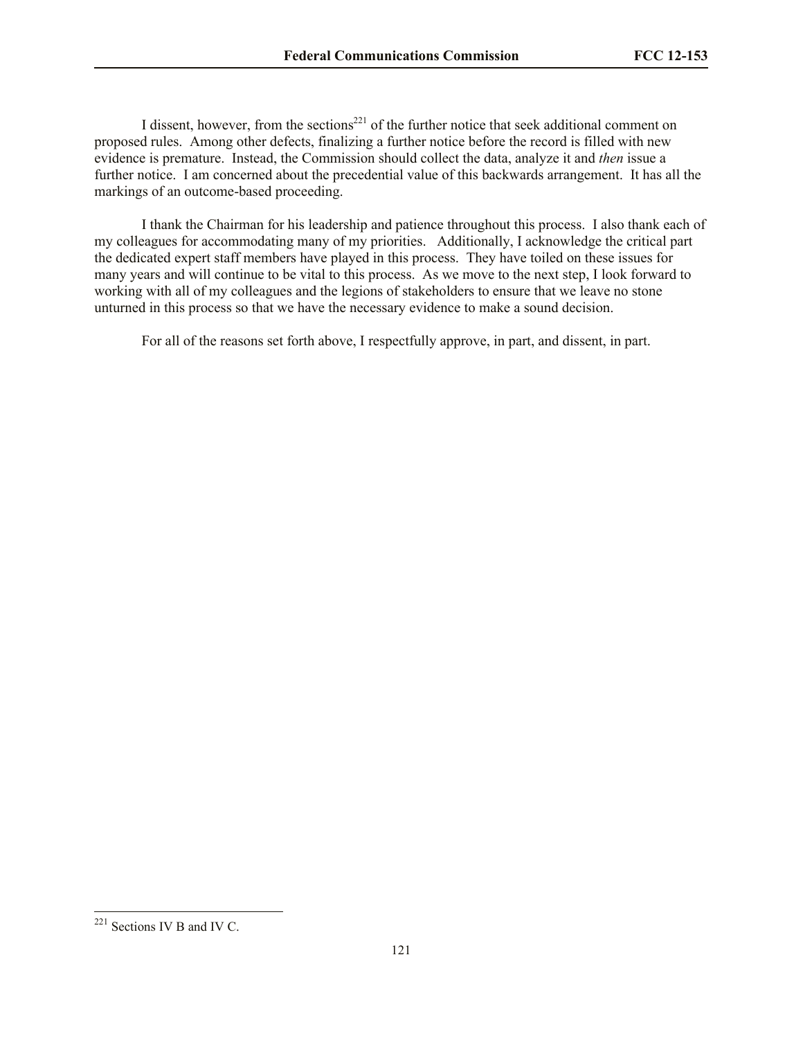I dissent, however, from the sections[221] of the further notice that seek additional comment on proposed rules. Among other defects, finalizing a further notice before the record is filled with new evidence is premature. Instead, the Commission should collect the data, analyze it and *then* issue a further notice. I am concerned about the precedential value of this backwards arrangement. It has all the markings of an outcome-based proceeding.

I thank the Chairman for his leadership and patience throughout this process. I also thank each of my colleagues for accommodating many of my priorities. Additionally, I acknowledge the critical part the dedicated expert staff members have played in this process. They have toiled on these issues for many years and will continue to be vital to this process. As we move to the next step, I look forward to working with all of my colleagues and the legions of stakeholders to ensure that we leave no stone unturned in this process so that we have the necessary evidence to make a sound decision.

For all of the reasons set forth above, I respectfully approve, in part, and dissent, in part.

[221] Sections IV B and IV C.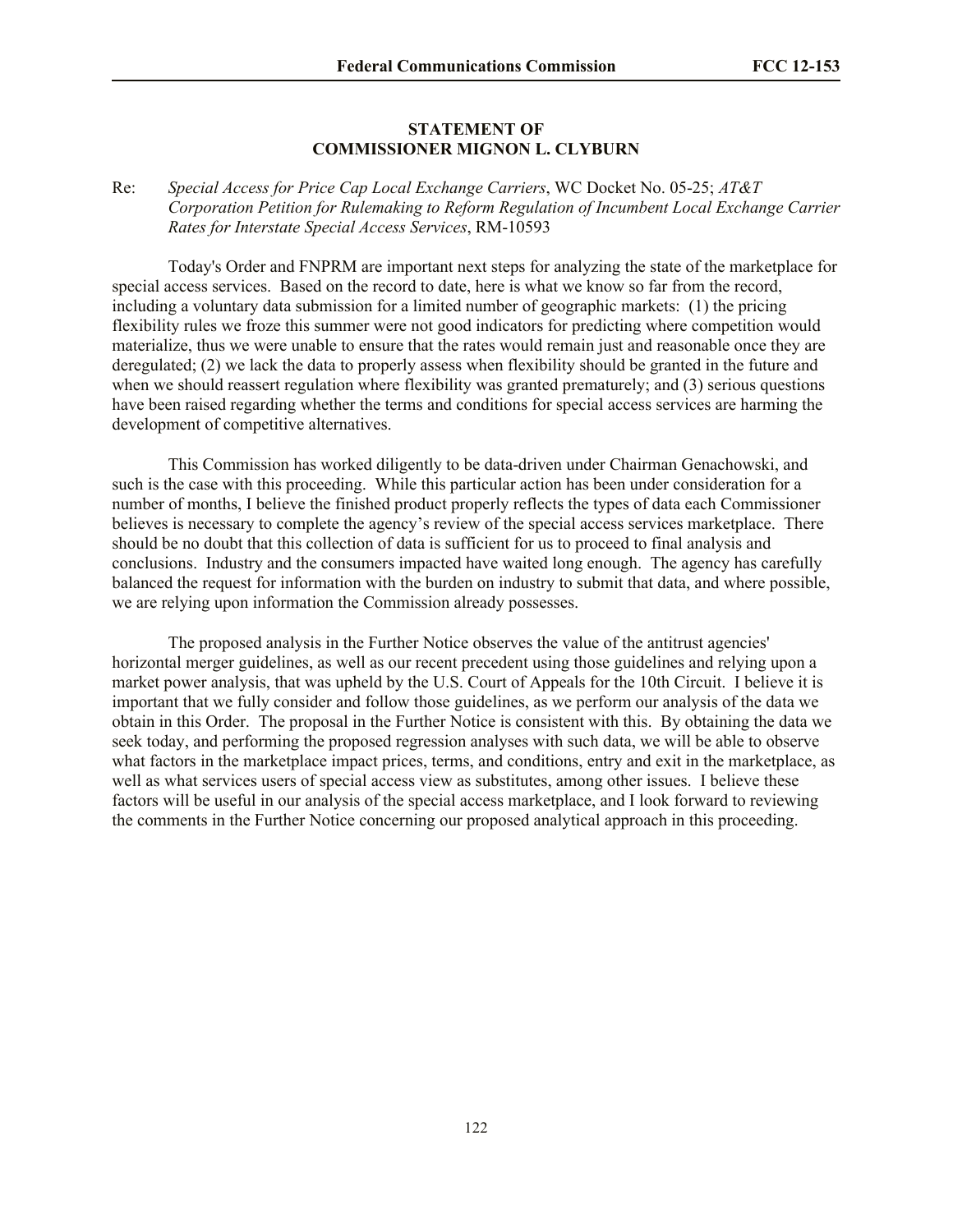## STATEMENT OF COMMISSIONER MIGNON L. CLYBURN

Re: *Special Access for Price Cap Local Exchange Carriers*, WC Docket No. 05-25; *AT&T Corporation Petition for Rulemaking to Reform Regulation of Incumbent Local Exchange Carrier Rates for Interstate Special Access Services*, RM-10593

Today's Order and FNPRM are important next steps for analyzing the state of the marketplace for special access services. Based on the record to date, here is what we know so far from the record, including a voluntary data submission for a limited number of geographic markets: (1) the pricing flexibility rules we froze this summer were not good indicators for predicting where competition would materialize, thus we were unable to ensure that the rates would remain just and reasonable once they are deregulated; (2) we lack the data to properly assess when flexibility should be granted in the future and when we should reassert regulation where flexibility was granted prematurely; and (3) serious questions have been raised regarding whether the terms and conditions for special access services are harming the development of competitive alternatives.

This Commission has worked diligently to be data-driven under Chairman Genachowski, and such is the case with this proceeding. While this particular action has been under consideration for a number of months, I believe the finished product properly reflects the types of data each Commissioner believes is necessary to complete the agency's review of the special access services marketplace. There should be no doubt that this collection of data is sufficient for us to proceed to final analysis and conclusions. Industry and the consumers impacted have waited long enough. The agency has carefully balanced the request for information with the burden on industry to submit that data, and where possible, we are relying upon information the Commission already possesses.

The proposed analysis in the Further Notice observes the value of the antitrust agencies' horizontal merger guidelines, as well as our recent precedent using those guidelines and relying upon a market power analysis, that was upheld by the U.S. Court of Appeals for the 10th Circuit. I believe it is important that we fully consider and follow those guidelines, as we perform our analysis of the data we obtain in this Order. The proposal in the Further Notice is consistent with this. By obtaining the data we seek today, and performing the proposed regression analyses with such data, we will be able to observe what factors in the marketplace impact prices, terms, and conditions, entry and exit in the marketplace, as well as what services users of special access view as substitutes, among other issues. I believe these factors will be useful in our analysis of the special access marketplace, and I look forward to reviewing the comments in the Further Notice concerning our proposed analytical approach in this proceeding.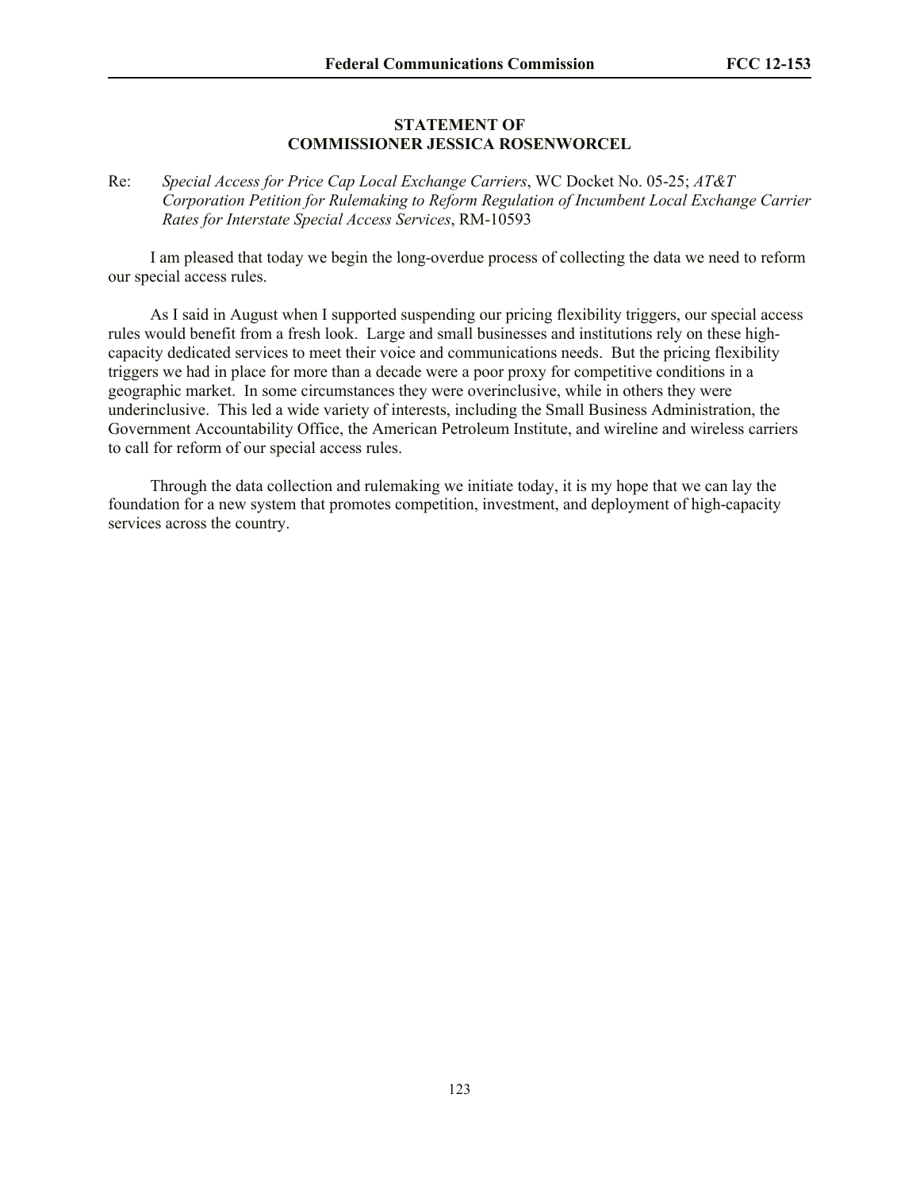**STATEMENT OF**
**COMMISSIONER JESSICA ROSENWORCEL**

Re: *Special Access for Price Cap Local Exchange Carriers*, WC Docket No. 05-25; *AT&T Corporation Petition for Rulemaking to Reform Regulation of Incumbent Local Exchange Carrier Rates for Interstate Special Access Services*, RM-10593

I am pleased that today we begin the long-overdue process of collecting the data we need to reform our special access rules.

As I said in August when I supported suspending our pricing flexibility triggers, our special access rules would benefit from a fresh look. Large and small businesses and institutions rely on these high-capacity dedicated services to meet their voice and communications needs. But the pricing flexibility triggers we had in place for more than a decade were a poor proxy for competitive conditions in a geographic market. In some circumstances they were overinclusive, while in others they were underinclusive. This led a wide variety of interests, including the Small Business Administration, the Government Accountability Office, the American Petroleum Institute, and wireline and wireless carriers to call for reform of our special access rules.

Through the data collection and rulemaking we initiate today, it is my hope that we can lay the foundation for a new system that promotes competition, investment, and deployment of high-capacity services across the country.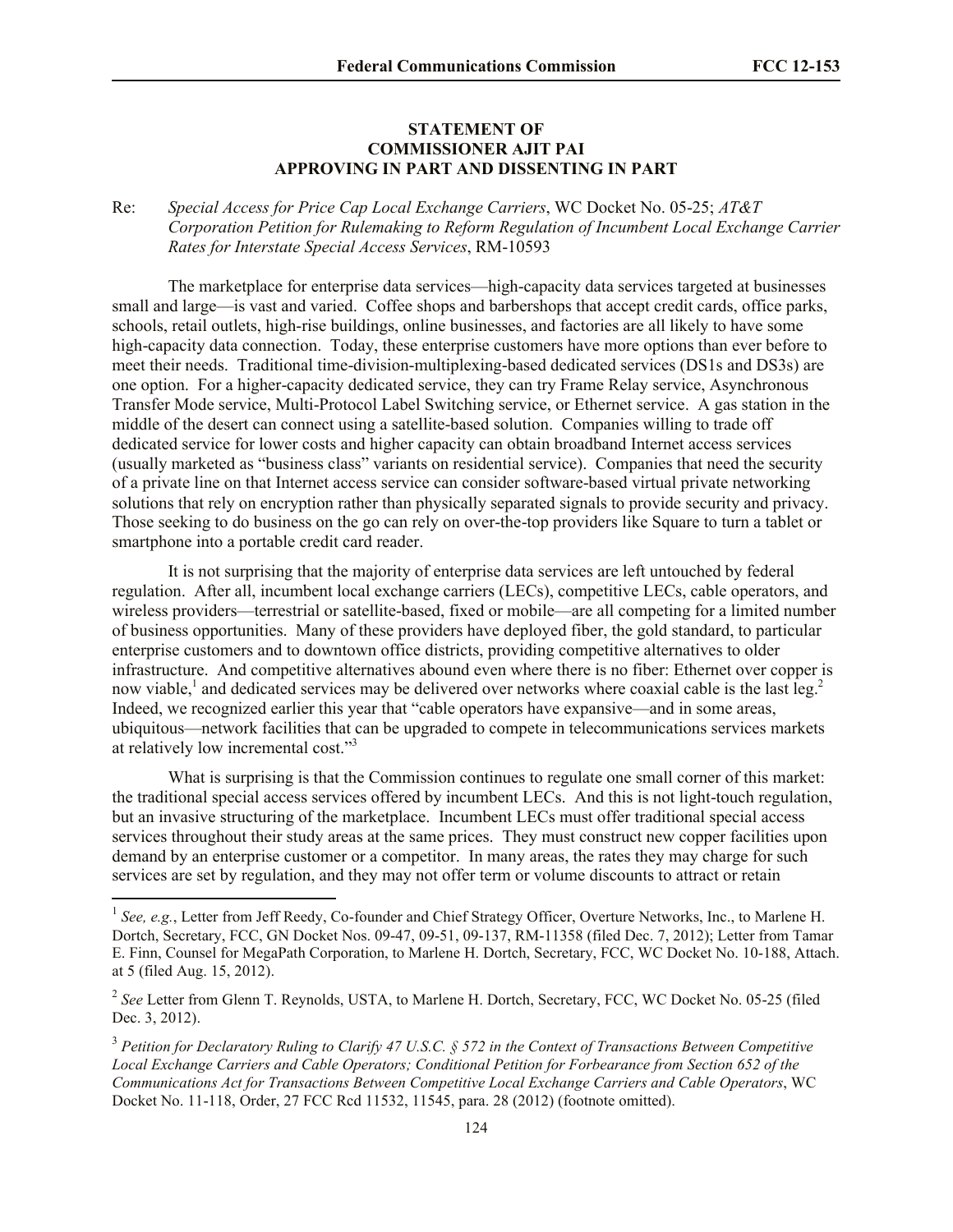**STATEMENT OF**
**COMMISSIONER AJIT PAI**
**APPROVING IN PART AND DISSENTING IN PART**

Re: *Special Access for Price Cap Local Exchange Carriers*, WC Docket No. 05-25; *AT&T Corporation Petition for Rulemaking to Reform Regulation of Incumbent Local Exchange Carrier Rates for Interstate Special Access Services*, RM-10593

The marketplace for enterprise data services—high-capacity data services targeted at businesses small and large—is vast and varied. Coffee shops and barbershops that accept credit cards, office parks, schools, retail outlets, high-rise buildings, online businesses, and factories are all likely to have some high-capacity data connection. Today, these enterprise customers have more options than ever before to meet their needs. Traditional time-division-multiplexing-based dedicated services (DS1s and DS3s) are one option. For a higher-capacity dedicated service, they can try Frame Relay service, Asynchronous Transfer Mode service, Multi-Protocol Label Switching service, or Ethernet service. A gas station in the middle of the desert can connect using a satellite-based solution. Companies willing to trade off dedicated service for lower costs and higher capacity can obtain broadband Internet access services (usually marketed as "business class" variants on residential service). Companies that need the security of a private line on that Internet access service can consider software-based virtual private networking solutions that rely on encryption rather than physically separated signals to provide security and privacy. Those seeking to do business on the go can rely on over-the-top providers like Square to turn a tablet or smartphone into a portable credit card reader.

It is not surprising that the majority of enterprise data services are left untouched by federal regulation. After all, incumbent local exchange carriers (LECs), competitive LECs, cable operators, and wireless providers—terrestrial or satellite-based, fixed or mobile—are all competing for a limited number of business opportunities. Many of these providers have deployed fiber, the gold standard, to particular enterprise customers and to downtown office districts, providing competitive alternatives to older infrastructure. And competitive alternatives abound even where there is no fiber: Ethernet over copper is now viable,[1] and dedicated services may be delivered over networks where coaxial cable is the last leg.[2] Indeed, we recognized earlier this year that "cable operators have expansive—and in some areas, ubiquitous—network facilities that can be upgraded to compete in telecommunications services markets at relatively low incremental cost."[3]

What is surprising is that the Commission continues to regulate one small corner of this market: the traditional special access services offered by incumbent LECs. And this is not light-touch regulation, but an invasive structuring of the marketplace. Incumbent LECs must offer traditional special access services throughout their study areas at the same prices. They must construct new copper facilities upon demand by an enterprise customer or a competitor. In many areas, the rates they may charge for such services are set by regulation, and they may not offer term or volume discounts to attract or retain

---

[1] *See, e.g.*, Letter from Jeff Reedy, Co-founder and Chief Strategy Officer, Overture Networks, Inc., to Marlene H. Dortch, Secretary, FCC, GN Docket Nos. 09-47, 09-51, 09-137, RM-11358 (filed Dec. 7, 2012); Letter from Tamar E. Finn, Counsel for MegaPath Corporation, to Marlene H. Dortch, Secretary, FCC, WC Docket No. 10-188, Attach. at 5 (filed Aug. 15, 2012).

[2] *See* Letter from Glenn T. Reynolds, USTA, to Marlene H. Dortch, Secretary, FCC, WC Docket No. 05-25 (filed Dec. 3, 2012).

[3] *Petition for Declaratory Ruling to Clarify 47 U.S.C. § 572 in the Context of Transactions Between Competitive Local Exchange Carriers and Cable Operators; Conditional Petition for Forbearance from Section 652 of the Communications Act for Transactions Between Competitive Local Exchange Carriers and Cable Operators*, WC Docket No. 11-118, Order, 27 FCC Rcd 11532, 11545, para. 28 (2012) (footnote omitted).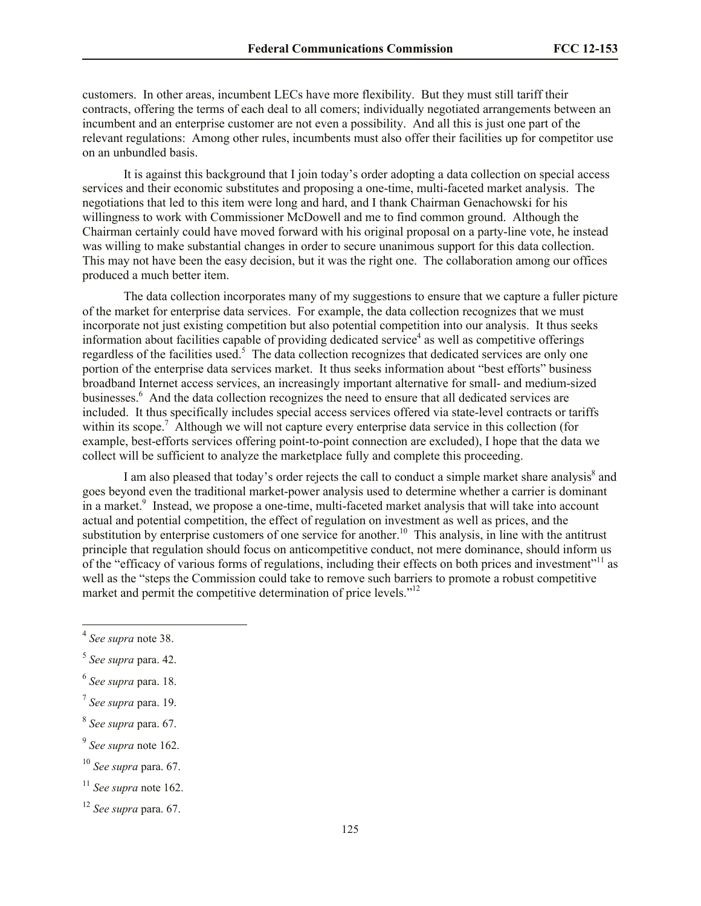customers. In other areas, incumbent LECs have more flexibility. But they must still tariff their contracts, offering the terms of each deal to all comers; individually negotiated arrangements between an incumbent and an enterprise customer are not even a possibility. And all this is just one part of the relevant regulations: Among other rules, incumbents must also offer their facilities up for competitor use on an unbundled basis.

It is against this background that I join today's order adopting a data collection on special access services and their economic substitutes and proposing a one-time, multi-faceted market analysis. The negotiations that led to this item were long and hard, and I thank Chairman Genachowski for his willingness to work with Commissioner McDowell and me to find common ground. Although the Chairman certainly could have moved forward with his original proposal on a party-line vote, he instead was willing to make substantial changes in order to secure unanimous support for this data collection. This may not have been the easy decision, but it was the right one. The collaboration among our offices produced a much better item.

The data collection incorporates many of my suggestions to ensure that we capture a fuller picture of the market for enterprise data services. For example, the data collection recognizes that we must incorporate not just existing competition but also potential competition into our analysis. It thus seeks information about facilities capable of providing dedicated service[4] as well as competitive offerings regardless of the facilities used.[5] The data collection recognizes that dedicated services are only one portion of the enterprise data services market. It thus seeks information about "best efforts" business broadband Internet access services, an increasingly important alternative for small- and medium-sized businesses.[6] And the data collection recognizes the need to ensure that all dedicated services are included. It thus specifically includes special access services offered via state-level contracts or tariffs within its scope.[7] Although we will not capture every enterprise data service in this collection (for example, best-efforts services offering point-to-point connection are excluded), I hope that the data we collect will be sufficient to analyze the marketplace fully and complete this proceeding.

I am also pleased that today's order rejects the call to conduct a simple market share analysis[8] and goes beyond even the traditional market-power analysis used to determine whether a carrier is dominant in a market.[9] Instead, we propose a one-time, multi-faceted market analysis that will take into account actual and potential competition, the effect of regulation on investment as well as prices, and the substitution by enterprise customers of one service for another.[10] This analysis, in line with the antitrust principle that regulation should focus on anticompetitive conduct, not mere dominance, should inform us of the "efficacy of various forms of regulations, including their effects on both prices and investment"[11] as well as the "steps the Commission could take to remove such barriers to promote a robust competitive market and permit the competitive determination of price levels."[12]

---

[4] *See supra* note 38.

[5] *See supra* para. 42.

[6] *See supra* para. 18.

[7] *See supra* para. 19.

[8] *See supra* para. 67.

[9] *See supra* note 162.

[10] *See supra* para. 67.

[11] *See supra* note 162.

[12] *See supra* para. 67.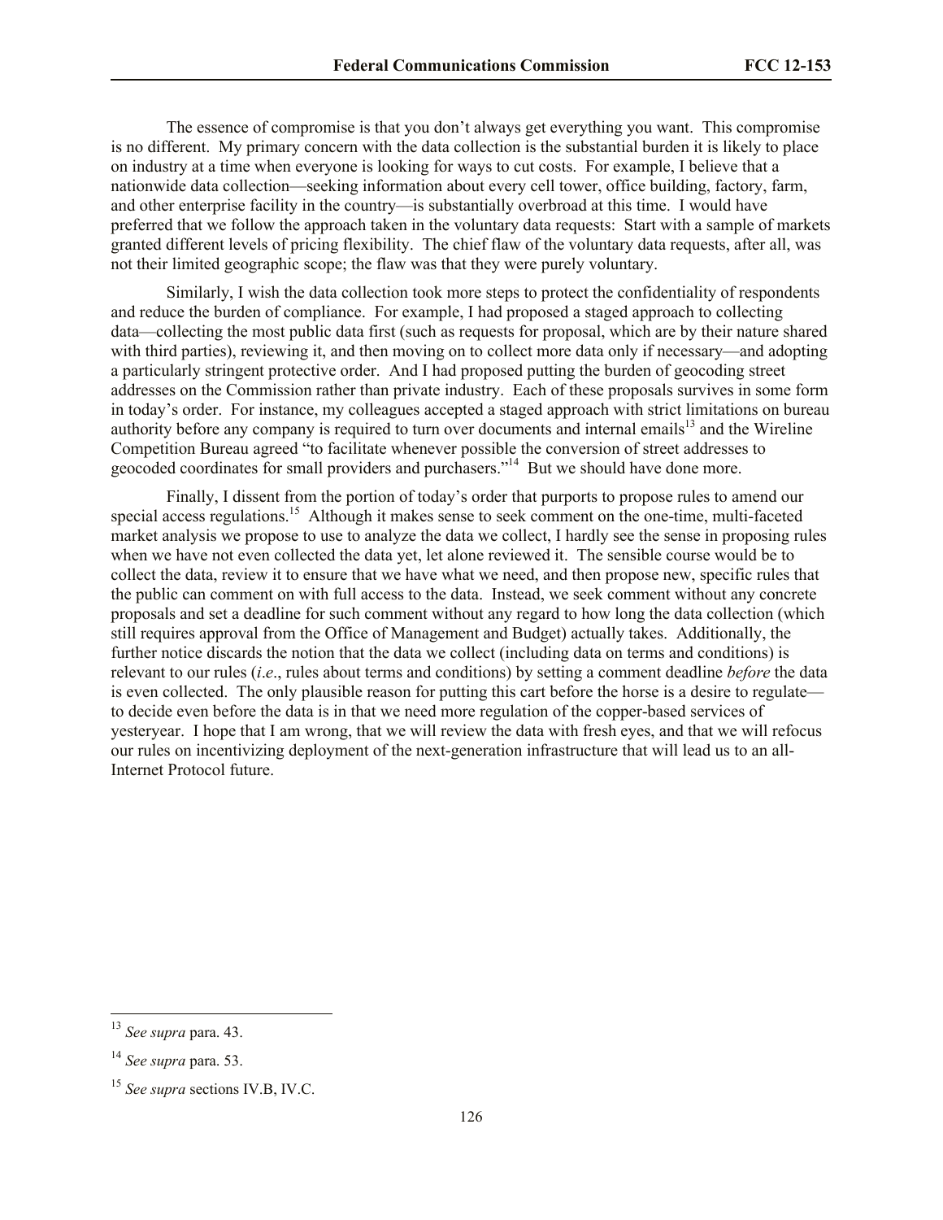The essence of compromise is that you don't always get everything you want. This compromise is no different. My primary concern with the data collection is the substantial burden it is likely to place on industry at a time when everyone is looking for ways to cut costs. For example, I believe that a nationwide data collection—seeking information about every cell tower, office building, factory, farm, and other enterprise facility in the country—is substantially overbroad at this time. I would have preferred that we follow the approach taken in the voluntary data requests: Start with a sample of markets granted different levels of pricing flexibility. The chief flaw of the voluntary data requests, after all, was not their limited geographic scope; the flaw was that they were purely voluntary.

Similarly, I wish the data collection took more steps to protect the confidentiality of respondents and reduce the burden of compliance. For example, I had proposed a staged approach to collecting data—collecting the most public data first (such as requests for proposal, which are by their nature shared with third parties), reviewing it, and then moving on to collect more data only if necessary—and adopting a particularly stringent protective order. And I had proposed putting the burden of geocoding street addresses on the Commission rather than private industry. Each of these proposals survives in some form in today's order. For instance, my colleagues accepted a staged approach with strict limitations on bureau authority before any company is required to turn over documents and internal emails[13] and the Wireline Competition Bureau agreed "to facilitate whenever possible the conversion of street addresses to geocoded coordinates for small providers and purchasers."[14] But we should have done more.

Finally, I dissent from the portion of today's order that purports to propose rules to amend our special access regulations.[15] Although it makes sense to seek comment on the one-time, multi-faceted market analysis we propose to use to analyze the data we collect, I hardly see the sense in proposing rules when we have not even collected the data yet, let alone reviewed it. The sensible course would be to collect the data, review it to ensure that we have what we need, and then propose new, specific rules that the public can comment on with full access to the data. Instead, we seek comment without any concrete proposals and set a deadline for such comment without any regard to how long the data collection (which still requires approval from the Office of Management and Budget) actually takes. Additionally, the further notice discards the notion that the data we collect (including data on terms and conditions) is relevant to our rules (*i.e*., rules about terms and conditions) by setting a comment deadline *before* the data is even collected. The only plausible reason for putting this cart before the horse is a desire to regulate—to decide even before the data is in that we need more regulation of the copper-based services of yesteryear. I hope that I am wrong, that we will review the data with fresh eyes, and that we will refocus our rules on incentivizing deployment of the next-generation infrastructure that will lead us to an all-Internet Protocol future.

---

[13] *See supra* para. 43.

[14] *See supra* para. 53.

[15] *See supra* sections IV.B, IV.C.